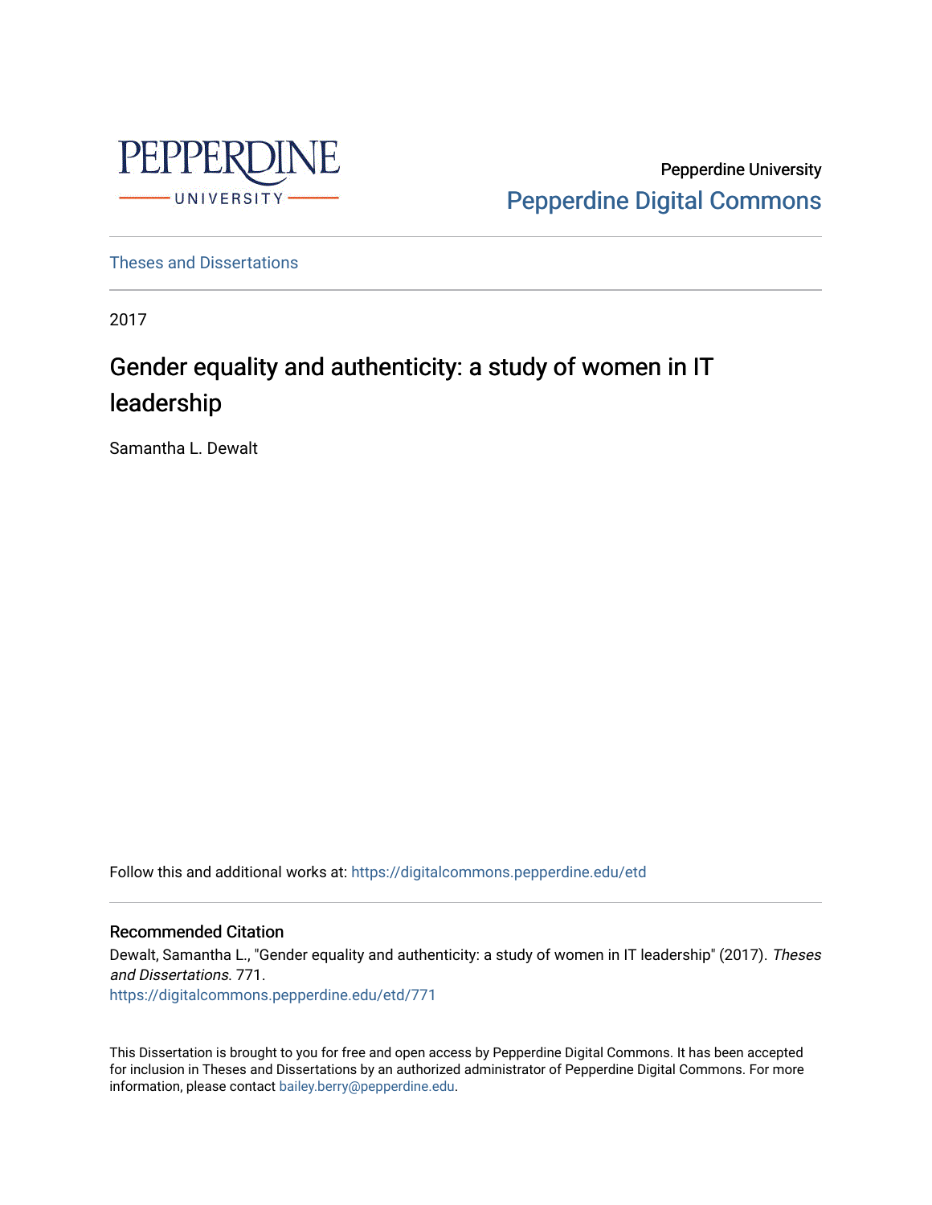Pepperdine University

Pepperdine Digital Commons

Theses and Dissertations

2017

# Gender equality and authenticity: a study of women in IT leadership

Samantha L. Dewalt

Follow this and additional works at: https://digitalcommons.pepperdine.edu/etd

## Recommended Citation

Dewalt, Samantha L., "Gender equality and authenticity: a study of women in IT leadership" (2017). *Theses and Dissertations*. 771.
https://digitalcommons.pepperdine.edu/etd/771

This Dissertation is brought to you for free and open access by Pepperdine Digital Commons. It has been accepted for inclusion in Theses and Dissertations by an authorized administrator of Pepperdine Digital Commons. For more information, please contact bailey.berry@pepperdine.edu.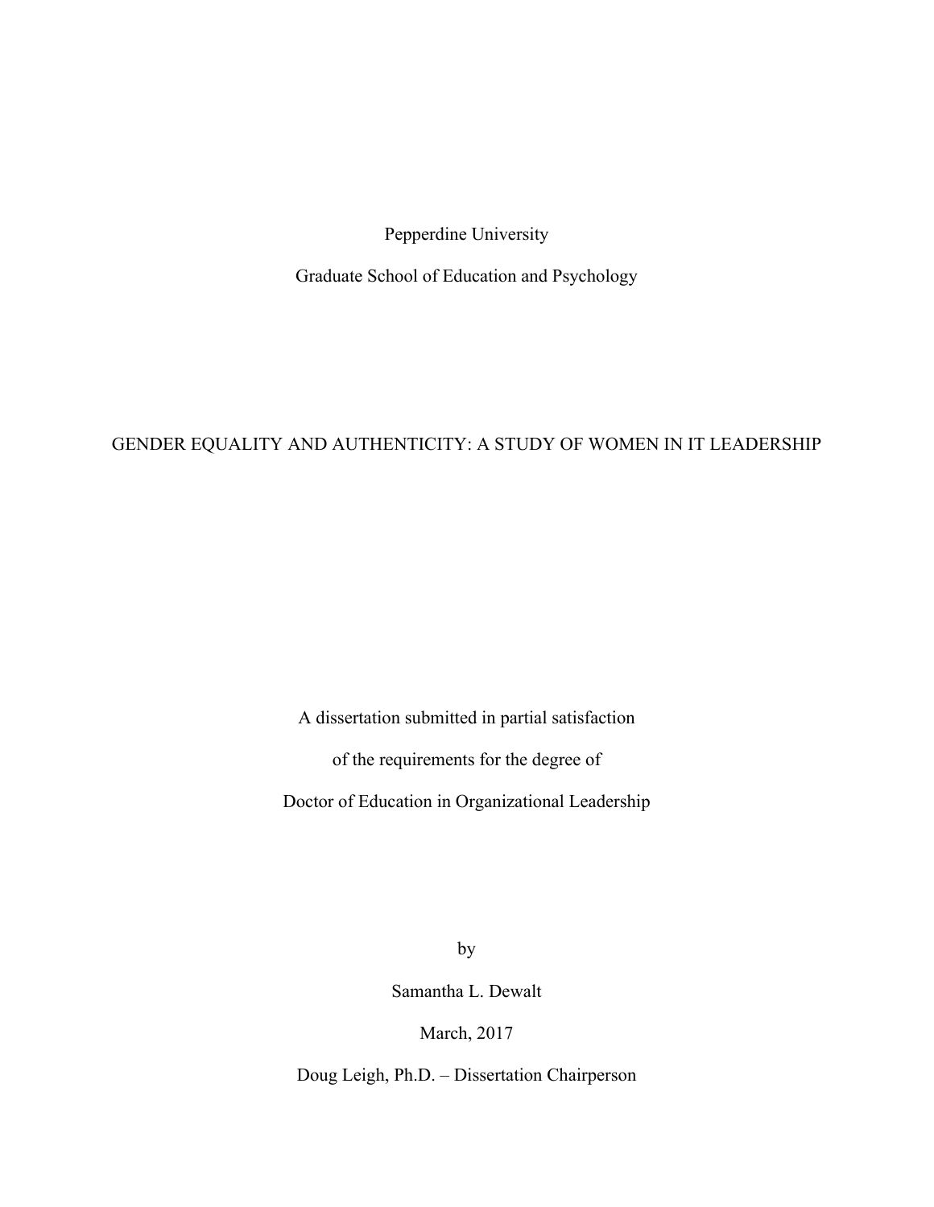Pepperdine University

Graduate School of Education and Psychology

# GENDER EQUALITY AND AUTHENTICITY: A STUDY OF WOMEN IN IT LEADERSHIP

A dissertation submitted in partial satisfaction

of the requirements for the degree of

Doctor of Education in Organizational Leadership

by

Samantha L. Dewalt

March, 2017

Doug Leigh, Ph.D. – Dissertation Chairperson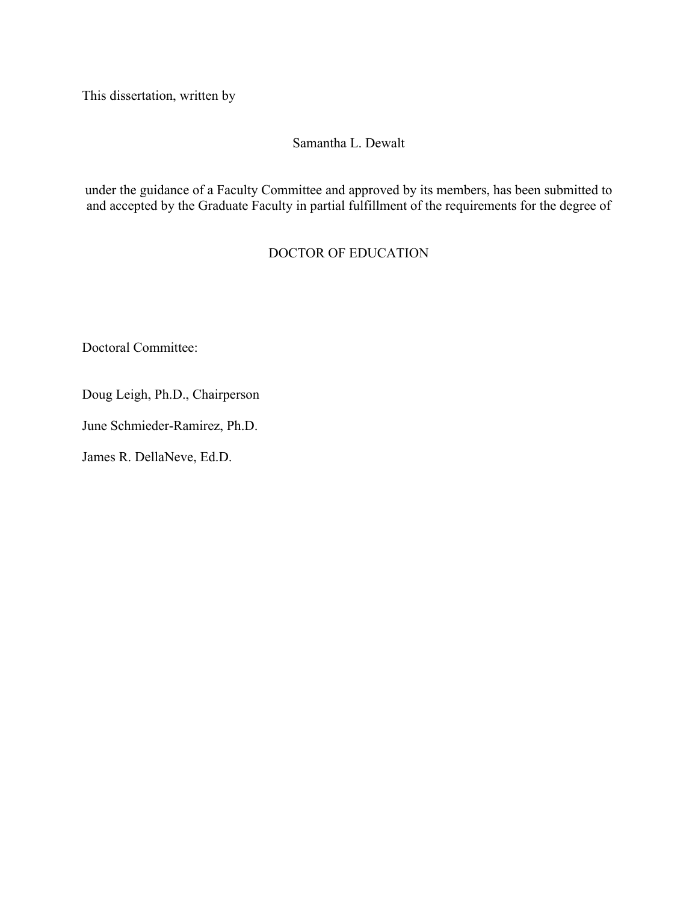This dissertation, written by

Samantha L. Dewalt

under the guidance of a Faculty Committee and approved by its members, has been submitted to and accepted by the Graduate Faculty in partial fulfillment of the requirements for the degree of

DOCTOR OF EDUCATION

Doctoral Committee:

Doug Leigh, Ph.D., Chairperson

June Schmieder-Ramirez, Ph.D.

James R. DellaNeve, Ed.D.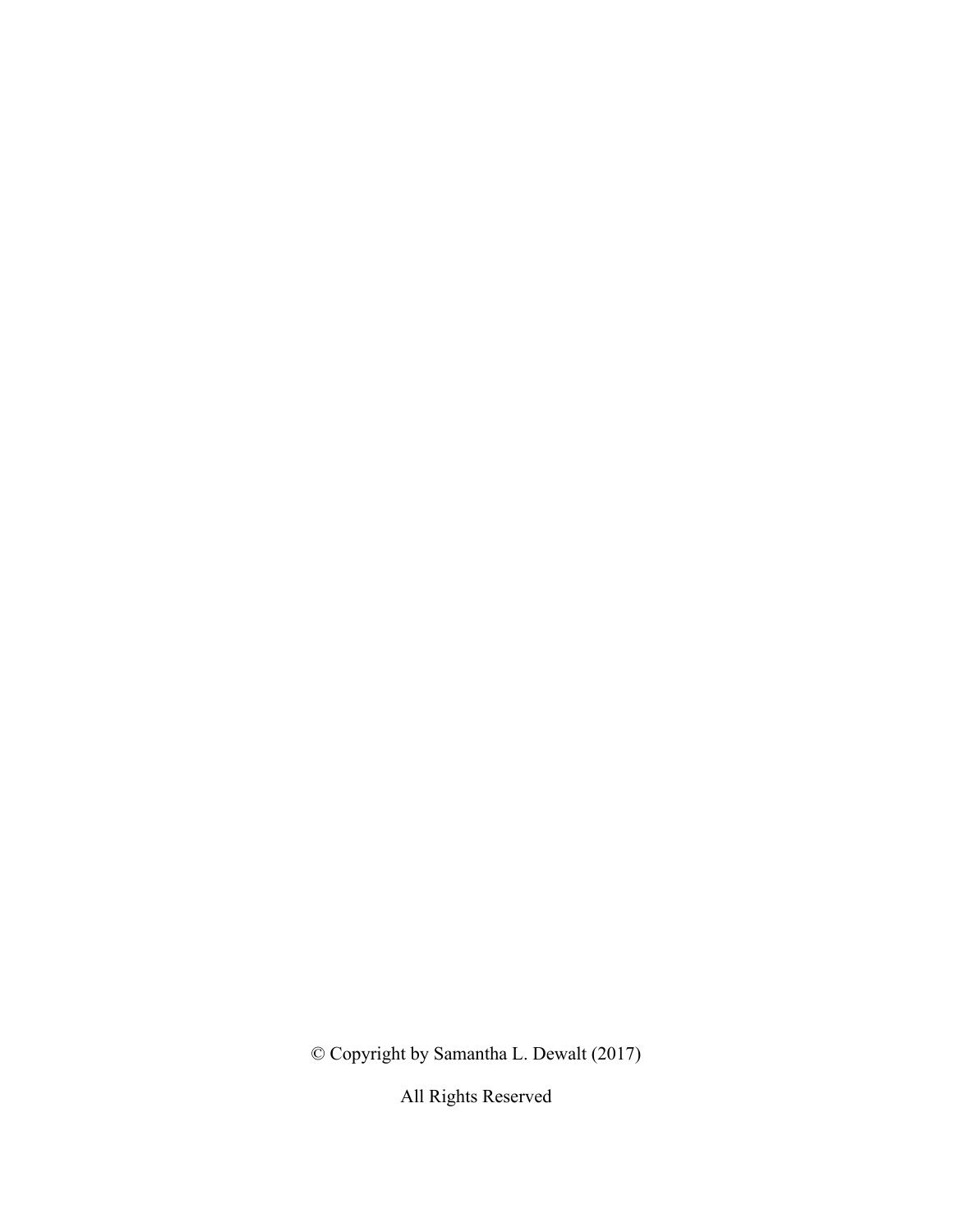© Copyright by Samantha L. Dewalt (2017)

All Rights Reserved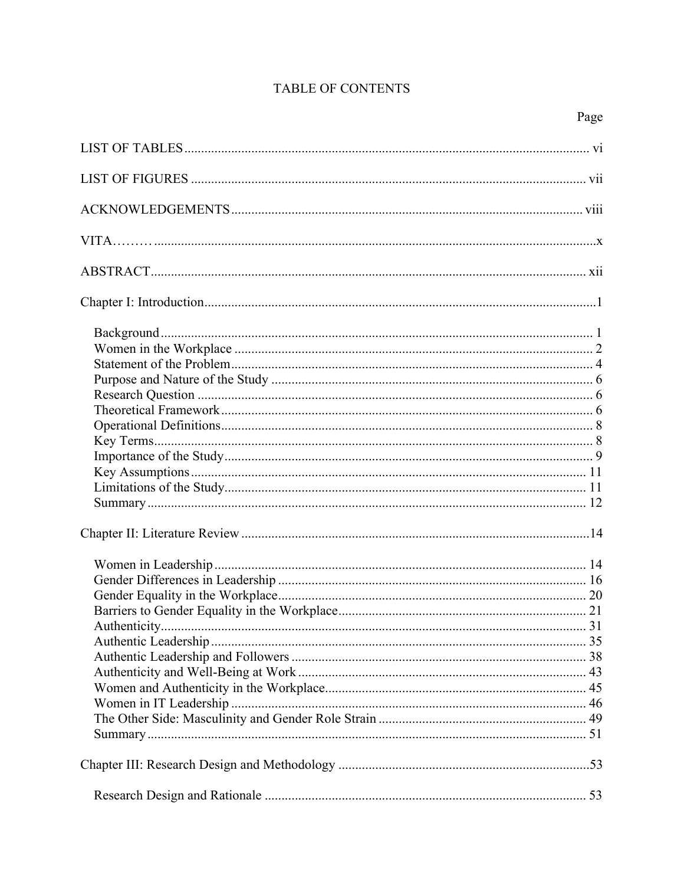# TABLE OF CONTENTS

| | Page |
|---|---|
| LIST OF TABLES | vi |
| LIST OF FIGURES | vii |
| ACKNOWLEDGEMENTS | viii |
| VITA……… | x |
| ABSTRACT | xii |
| Chapter I: Introduction | 1 |
| Background | 1 |
| Women in the Workplace | 2 |
| Statement of the Problem | 4 |
| Purpose and Nature of the Study | 6 |
| Research Question | 6 |
| Theoretical Framework | 6 |
| Operational Definitions | 8 |
| Key Terms | 8 |
| Importance of the Study | 9 |
| Key Assumptions | 11 |
| Limitations of the Study | 11 |
| Summary | 12 |
| Chapter II: Literature Review | 14 |
| Women in Leadership | 14 |
| Gender Differences in Leadership | 16 |
| Gender Equality in the Workplace | 20 |
| Barriers to Gender Equality in the Workplace | 21 |
| Authenticity | 31 |
| Authentic Leadership | 35 |
| Authentic Leadership and Followers | 38 |
| Authenticity and Well-Being at Work | 43 |
| Women and Authenticity in the Workplace | 45 |
| Women in IT Leadership | 46 |
| The Other Side: Masculinity and Gender Role Strain | 49 |
| Summary | 51 |
| Chapter III: Research Design and Methodology | 53 |
| Research Design and Rationale | 53 |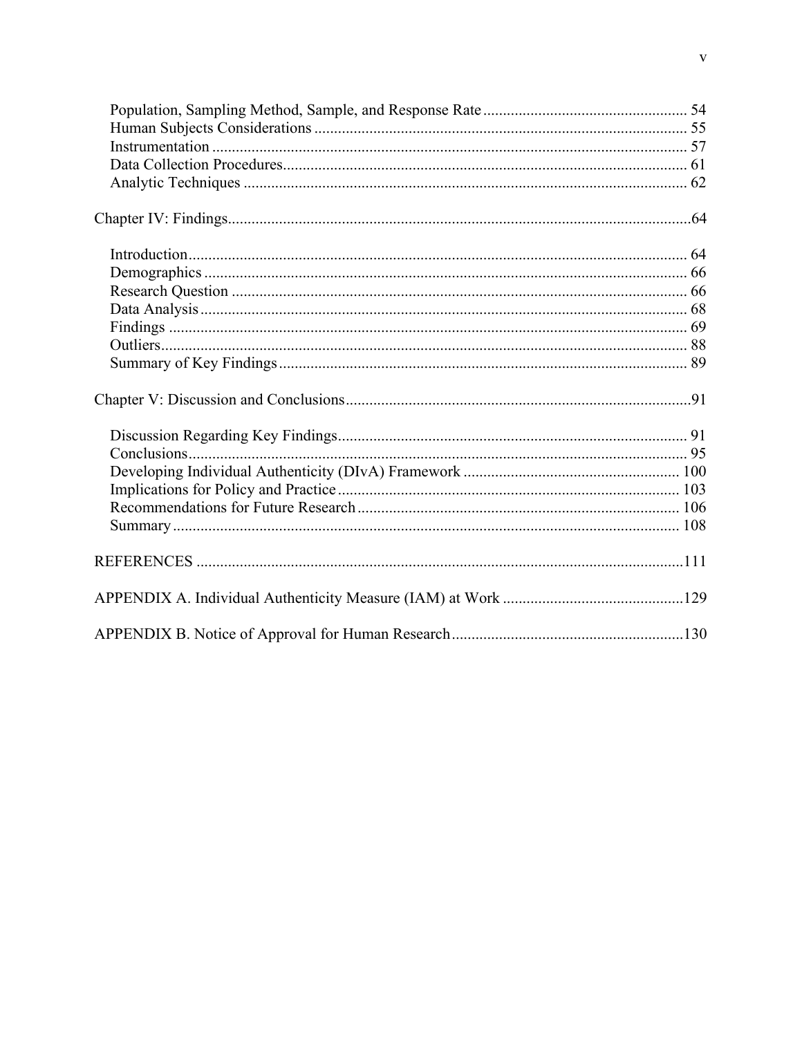Population, Sampling Method, Sample, and Response Rate .......... 54
Human Subjects Considerations .......... 55
Instrumentation .......... 57
Data Collection Procedures .......... 61
Analytic Techniques .......... 62

Chapter IV: Findings .......... 64

Introduction .......... 64
Demographics .......... 66
Research Question .......... 66
Data Analysis .......... 68
Findings .......... 69
Outliers .......... 88
Summary of Key Findings .......... 89

Chapter V: Discussion and Conclusions .......... 91

Discussion Regarding Key Findings .......... 91
Conclusions .......... 95
Developing Individual Authenticity (DIvA) Framework .......... 100
Implications for Policy and Practice .......... 103
Recommendations for Future Research .......... 106
Summary .......... 108

REFERENCES .......... 111

APPENDIX A. Individual Authenticity Measure (IAM) at Work .......... 129

APPENDIX B. Notice of Approval for Human Research .......... 130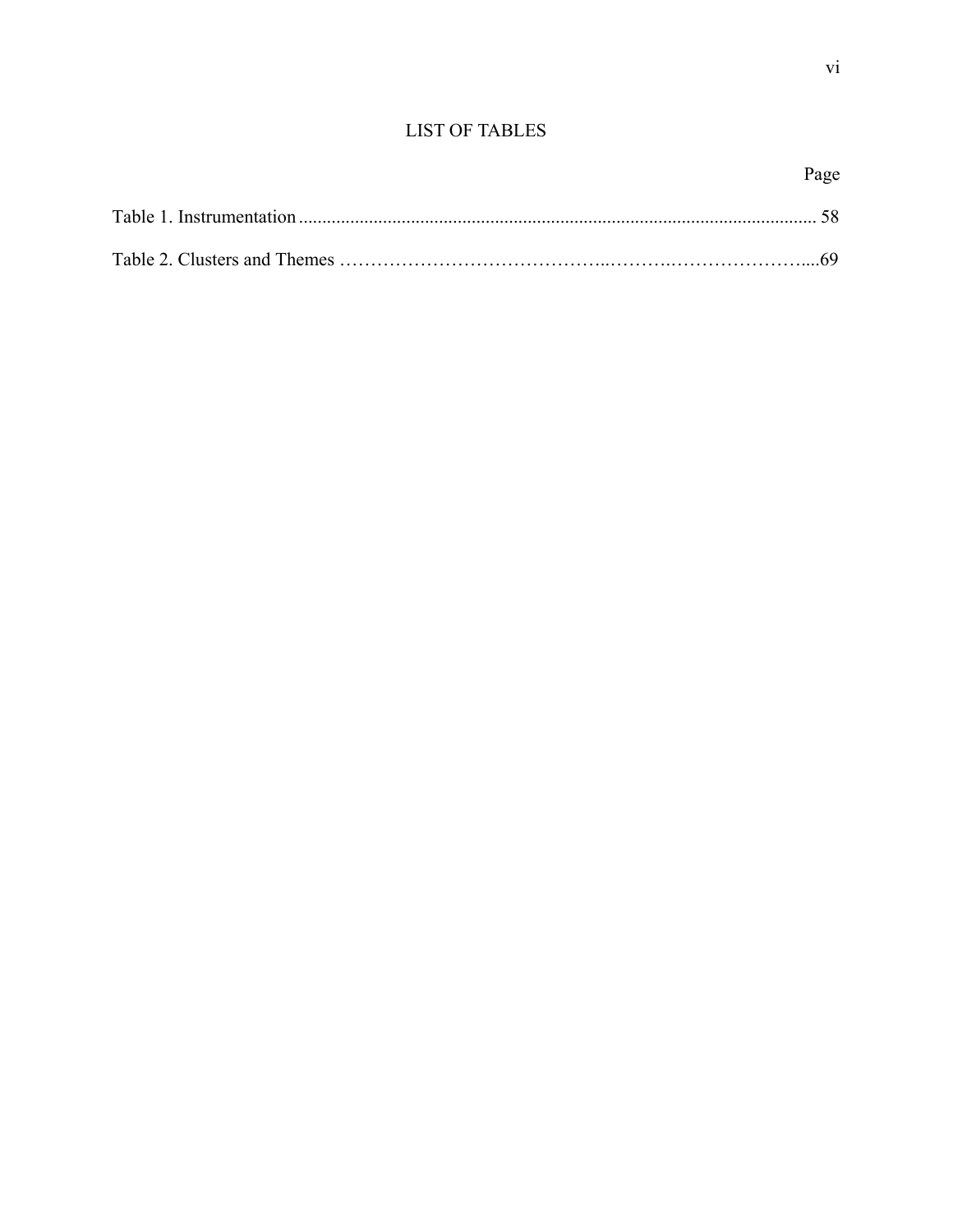# LIST OF TABLES

Page

Table 1. Instrumentation ........................................................................................................... 58

Table 2. Clusters and Themes ……………………………………..……….…………………....69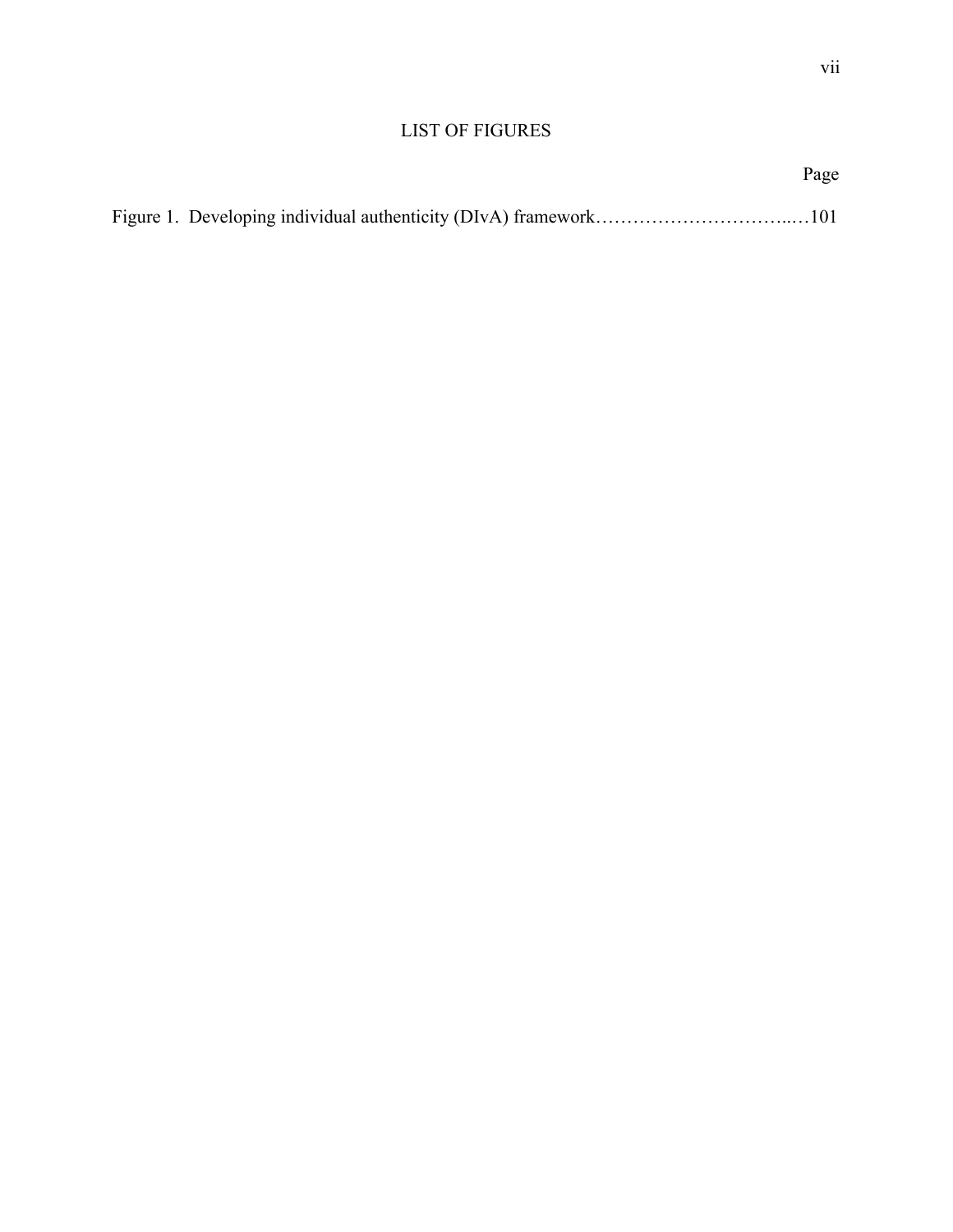# LIST OF FIGURES

Page

Figure 1. Developing individual authenticity (DIvA) framework…………………………..…101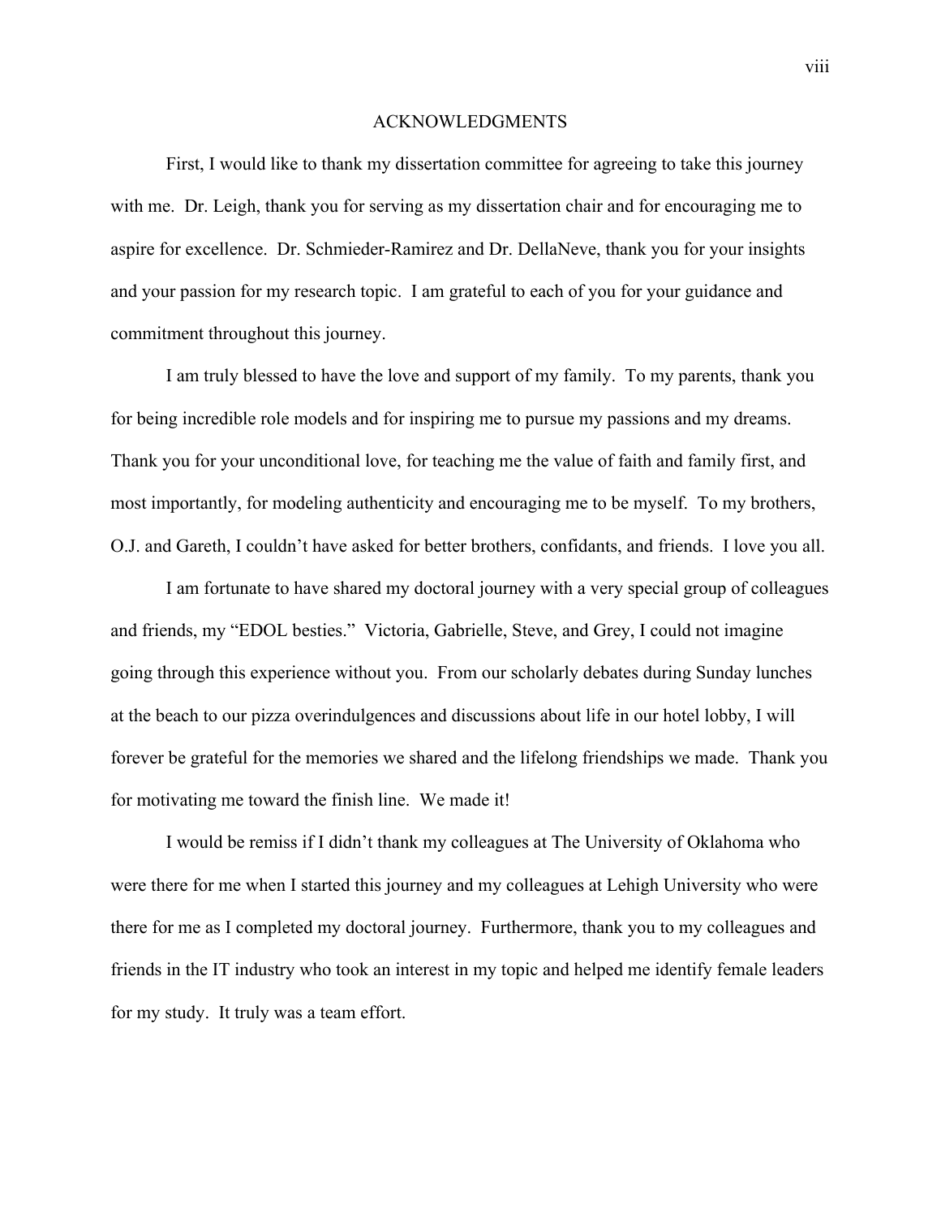# ACKNOWLEDGMENTS

First, I would like to thank my dissertation committee for agreeing to take this journey with me. Dr. Leigh, thank you for serving as my dissertation chair and for encouraging me to aspire for excellence. Dr. Schmieder-Ramirez and Dr. DellaNeve, thank you for your insights and your passion for my research topic. I am grateful to each of you for your guidance and commitment throughout this journey.

I am truly blessed to have the love and support of my family. To my parents, thank you for being incredible role models and for inspiring me to pursue my passions and my dreams. Thank you for your unconditional love, for teaching me the value of faith and family first, and most importantly, for modeling authenticity and encouraging me to be myself. To my brothers, O.J. and Gareth, I couldn't have asked for better brothers, confidants, and friends. I love you all.

I am fortunate to have shared my doctoral journey with a very special group of colleagues and friends, my "EDOL besties." Victoria, Gabrielle, Steve, and Grey, I could not imagine going through this experience without you. From our scholarly debates during Sunday lunches at the beach to our pizza overindulgences and discussions about life in our hotel lobby, I will forever be grateful for the memories we shared and the lifelong friendships we made. Thank you for motivating me toward the finish line. We made it!

I would be remiss if I didn't thank my colleagues at The University of Oklahoma who were there for me when I started this journey and my colleagues at Lehigh University who were there for me as I completed my doctoral journey. Furthermore, thank you to my colleagues and friends in the IT industry who took an interest in my topic and helped me identify female leaders for my study. It truly was a team effort.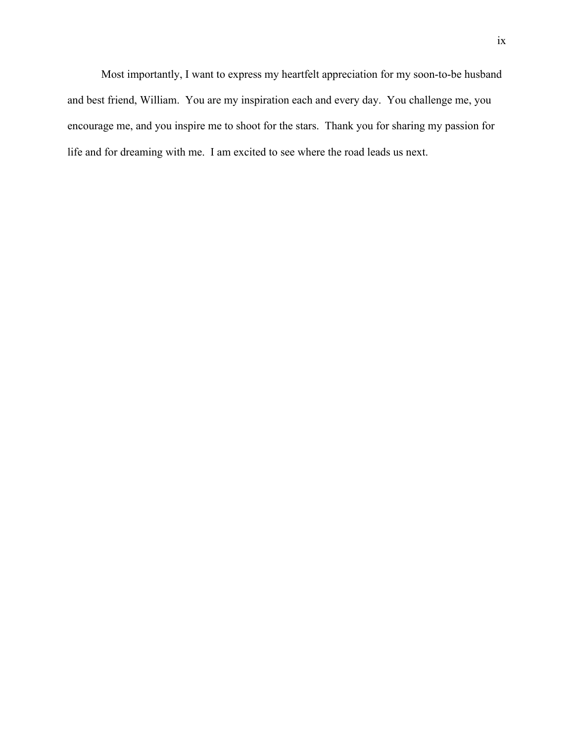Most importantly, I want to express my heartfelt appreciation for my soon-to-be husband and best friend, William. You are my inspiration each and every day. You challenge me, you encourage me, and you inspire me to shoot for the stars. Thank you for sharing my passion for life and for dreaming with me. I am excited to see where the road leads us next.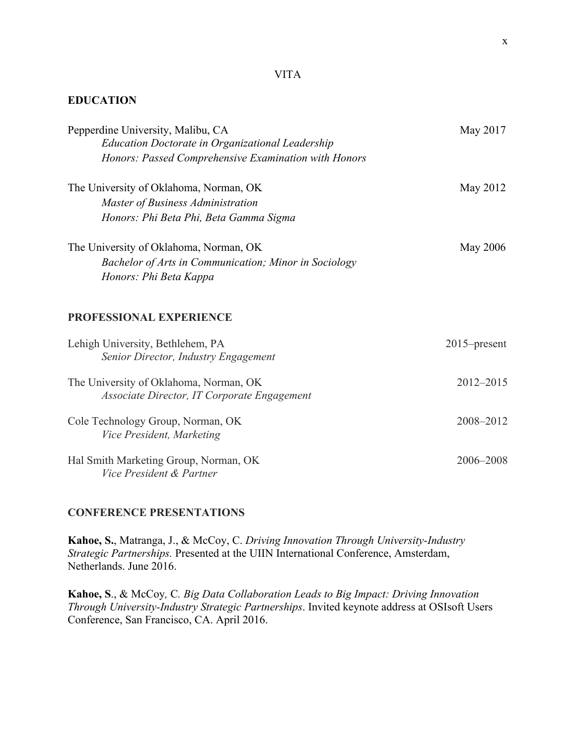# VITA

## EDUCATION

Pepperdine University, Malibu, CA — May 2017
*Education Doctorate in Organizational Leadership*
*Honors: Passed Comprehensive Examination with Honors*

The University of Oklahoma, Norman, OK — May 2012
*Master of Business Administration*
*Honors: Phi Beta Phi, Beta Gamma Sigma*

The University of Oklahoma, Norman, OK — May 2006
*Bachelor of Arts in Communication; Minor in Sociology*
*Honors: Phi Beta Kappa*

## PROFESSIONAL EXPERIENCE

Lehigh University, Bethlehem, PA — 2015–present
*Senior Director, Industry Engagement*

The University of Oklahoma, Norman, OK — 2012–2015
*Associate Director, IT Corporate Engagement*

Cole Technology Group, Norman, OK — 2008–2012
*Vice President, Marketing*

Hal Smith Marketing Group, Norman, OK — 2006–2008
*Vice President & Partner*

## CONFERENCE PRESENTATIONS

**Kahoe, S.**, Matranga, J., & McCoy, C. *Driving Innovation Through University-Industry Strategic Partnerships.* Presented at the UIIN International Conference, Amsterdam, Netherlands. June 2016.

**Kahoe, S**., & McCoy*,* C*. Big Data Collaboration Leads to Big Impact: Driving Innovation Through University-Industry Strategic Partnerships*. Invited keynote address at OSIsoft Users Conference, San Francisco, CA. April 2016.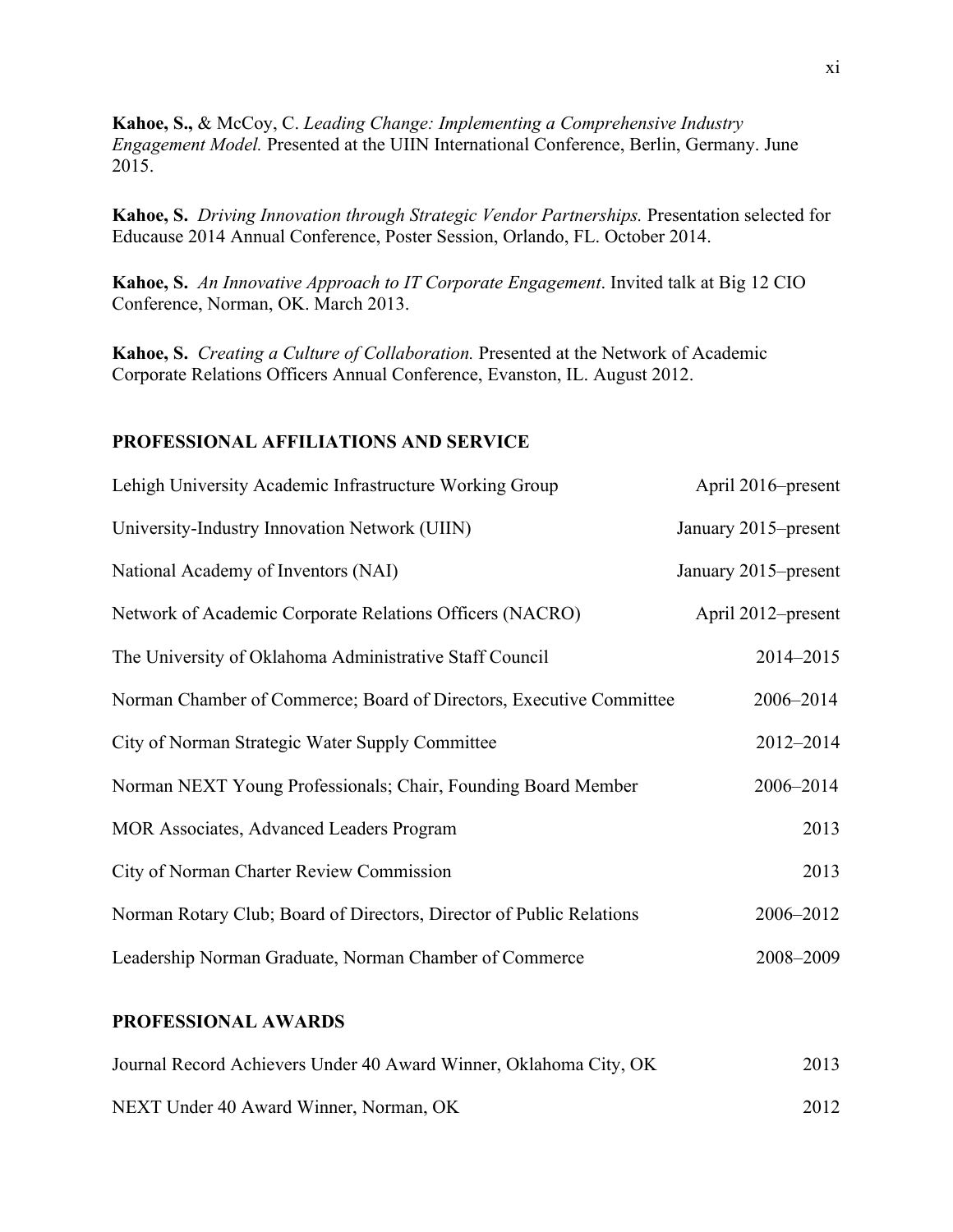**Kahoe, S.,** & McCoy, C. *Leading Change: Implementing a Comprehensive Industry Engagement Model.* Presented at the UIIN International Conference, Berlin, Germany. June 2015.

**Kahoe, S.** *Driving Innovation through Strategic Vendor Partnerships.* Presentation selected for Educause 2014 Annual Conference, Poster Session, Orlando, FL. October 2014.

**Kahoe, S.** *An Innovative Approach to IT Corporate Engagement*. Invited talk at Big 12 CIO Conference, Norman, OK. March 2013.

**Kahoe, S.** *Creating a Culture of Collaboration.* Presented at the Network of Academic Corporate Relations Officers Annual Conference, Evanston, IL. August 2012.

## PROFESSIONAL AFFILIATIONS AND SERVICE

| | |
|---|---|
| Lehigh University Academic Infrastructure Working Group | April 2016–present |
| University-Industry Innovation Network (UIIN) | January 2015–present |
| National Academy of Inventors (NAI) | January 2015–present |
| Network of Academic Corporate Relations Officers (NACRO) | April 2012–present |
| The University of Oklahoma Administrative Staff Council | 2014–2015 |
| Norman Chamber of Commerce; Board of Directors, Executive Committee | 2006–2014 |
| City of Norman Strategic Water Supply Committee | 2012–2014 |
| Norman NEXT Young Professionals; Chair, Founding Board Member | 2006–2014 |
| MOR Associates, Advanced Leaders Program | 2013 |
| City of Norman Charter Review Commission | 2013 |
| Norman Rotary Club; Board of Directors, Director of Public Relations | 2006–2012 |
| Leadership Norman Graduate, Norman Chamber of Commerce | 2008–2009 |

## PROFESSIONAL AWARDS

| | |
|---|---|
| Journal Record Achievers Under 40 Award Winner, Oklahoma City, OK | 2013 |
| NEXT Under 40 Award Winner, Norman, OK | 2012 |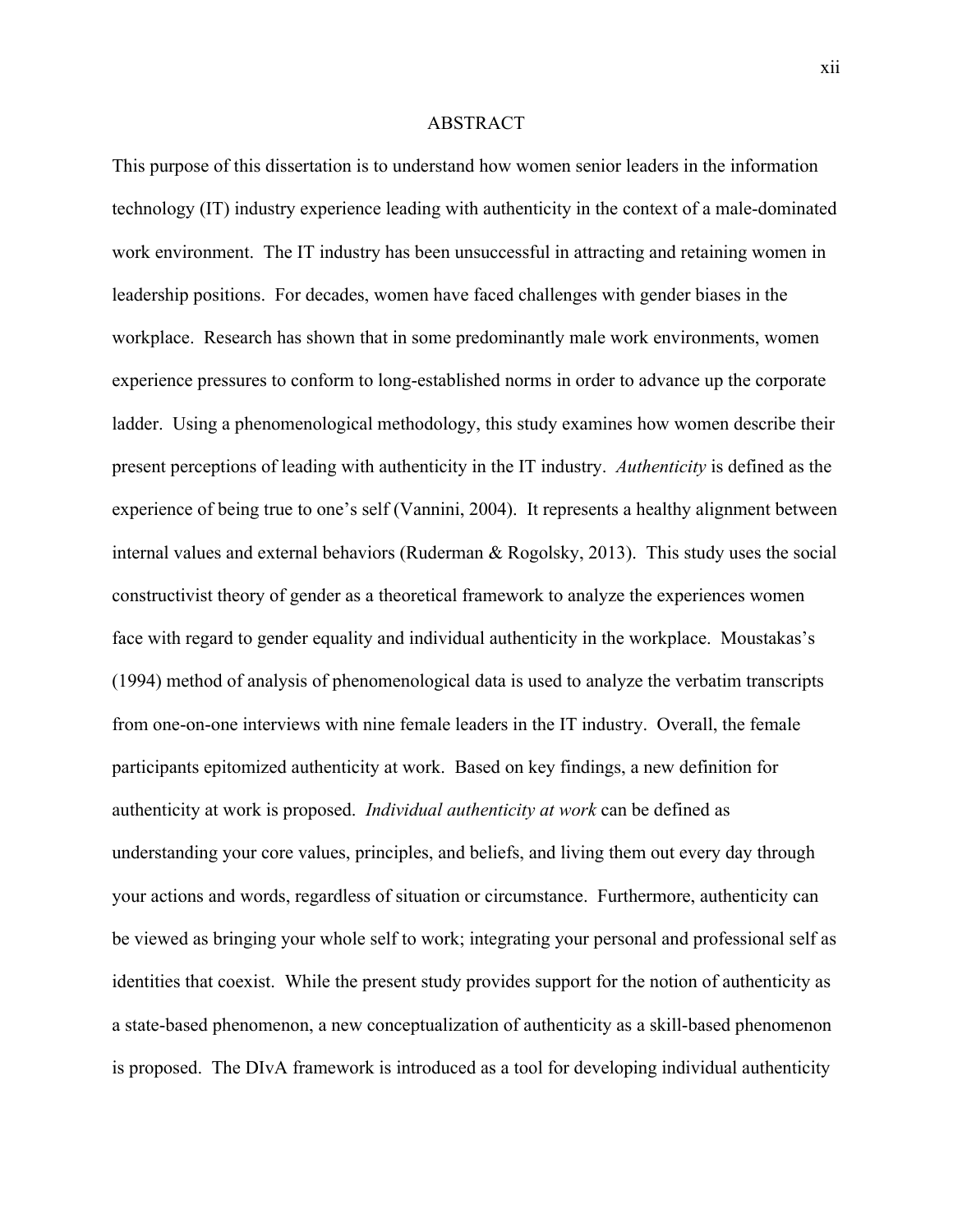# ABSTRACT

This purpose of this dissertation is to understand how women senior leaders in the information technology (IT) industry experience leading with authenticity in the context of a male-dominated work environment. The IT industry has been unsuccessful in attracting and retaining women in leadership positions. For decades, women have faced challenges with gender biases in the workplace. Research has shown that in some predominantly male work environments, women experience pressures to conform to long-established norms in order to advance up the corporate ladder. Using a phenomenological methodology, this study examines how women describe their present perceptions of leading with authenticity in the IT industry. *Authenticity* is defined as the experience of being true to one's self (Vannini, 2004). It represents a healthy alignment between internal values and external behaviors (Ruderman & Rogolsky, 2013). This study uses the social constructivist theory of gender as a theoretical framework to analyze the experiences women face with regard to gender equality and individual authenticity in the workplace. Moustakas's (1994) method of analysis of phenomenological data is used to analyze the verbatim transcripts from one-on-one interviews with nine female leaders in the IT industry. Overall, the female participants epitomized authenticity at work. Based on key findings, a new definition for authenticity at work is proposed. *Individual authenticity at work* can be defined as understanding your core values, principles, and beliefs, and living them out every day through your actions and words, regardless of situation or circumstance. Furthermore, authenticity can be viewed as bringing your whole self to work; integrating your personal and professional self as identities that coexist. While the present study provides support for the notion of authenticity as a state-based phenomenon, a new conceptualization of authenticity as a skill-based phenomenon is proposed. The DIvA framework is introduced as a tool for developing individual authenticity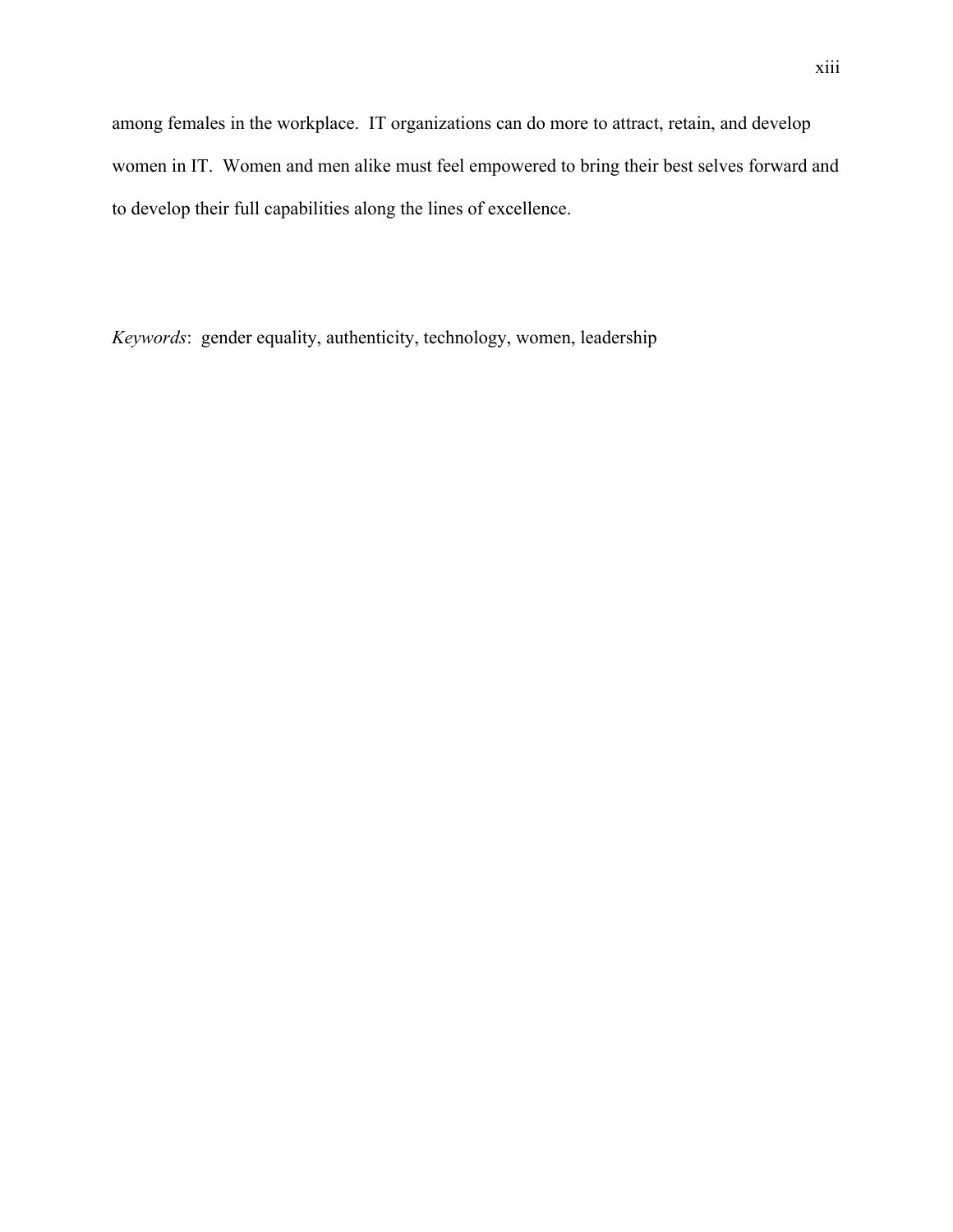among females in the workplace. IT organizations can do more to attract, retain, and develop women in IT. Women and men alike must feel empowered to bring their best selves forward and to develop their full capabilities along the lines of excellence.

*Keywords*: gender equality, authenticity, technology, women, leadership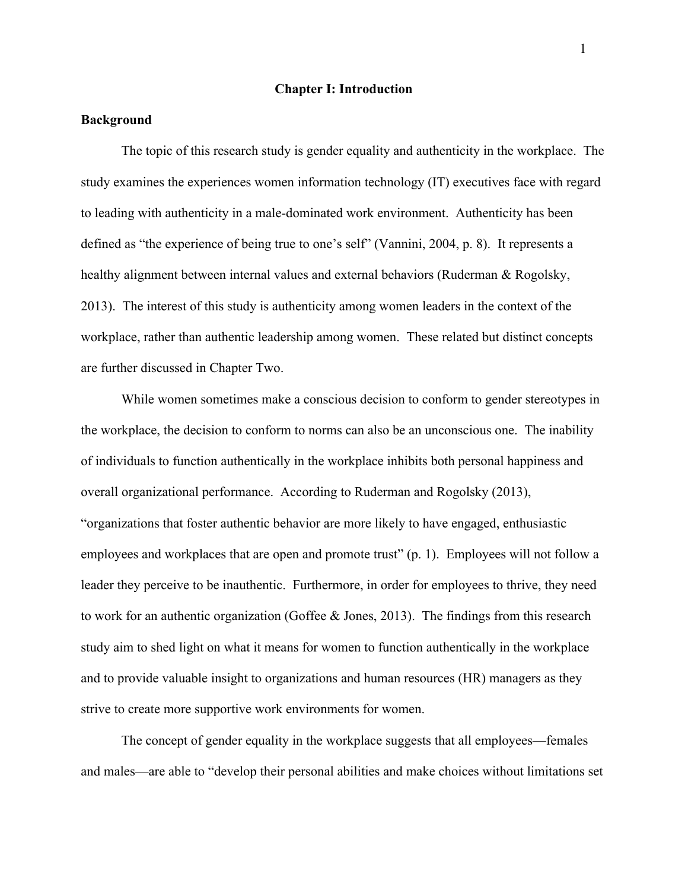# Chapter I: Introduction

## Background

The topic of this research study is gender equality and authenticity in the workplace. The study examines the experiences women information technology (IT) executives face with regard to leading with authenticity in a male-dominated work environment. Authenticity has been defined as "the experience of being true to one's self" (Vannini, 2004, p. 8). It represents a healthy alignment between internal values and external behaviors (Ruderman & Rogolsky, 2013). The interest of this study is authenticity among women leaders in the context of the workplace, rather than authentic leadership among women. These related but distinct concepts are further discussed in Chapter Two.

While women sometimes make a conscious decision to conform to gender stereotypes in the workplace, the decision to conform to norms can also be an unconscious one. The inability of individuals to function authentically in the workplace inhibits both personal happiness and overall organizational performance. According to Ruderman and Rogolsky (2013), "organizations that foster authentic behavior are more likely to have engaged, enthusiastic employees and workplaces that are open and promote trust" (p. 1). Employees will not follow a leader they perceive to be inauthentic. Furthermore, in order for employees to thrive, they need to work for an authentic organization (Goffee & Jones, 2013). The findings from this research study aim to shed light on what it means for women to function authentically in the workplace and to provide valuable insight to organizations and human resources (HR) managers as they strive to create more supportive work environments for women.

The concept of gender equality in the workplace suggests that all employees—females and males—are able to "develop their personal abilities and make choices without limitations set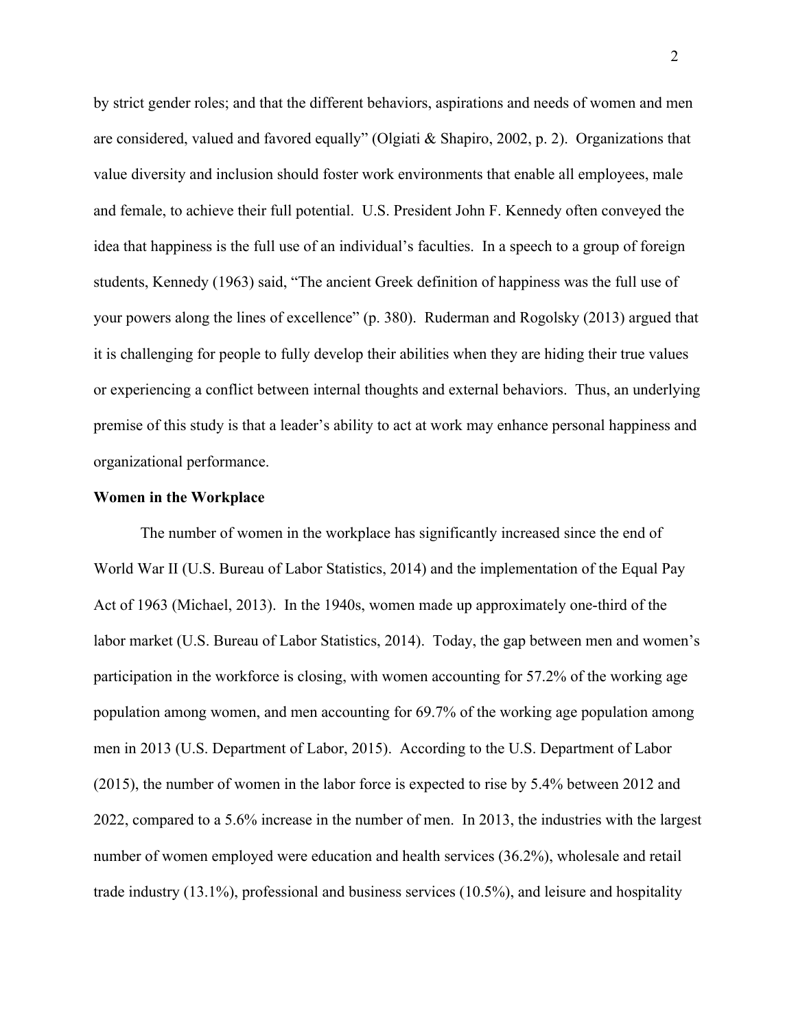by strict gender roles; and that the different behaviors, aspirations and needs of women and men are considered, valued and favored equally" (Olgiati & Shapiro, 2002, p. 2). Organizations that value diversity and inclusion should foster work environments that enable all employees, male and female, to achieve their full potential. U.S. President John F. Kennedy often conveyed the idea that happiness is the full use of an individual's faculties. In a speech to a group of foreign students, Kennedy (1963) said, "The ancient Greek definition of happiness was the full use of your powers along the lines of excellence" (p. 380). Ruderman and Rogolsky (2013) argued that it is challenging for people to fully develop their abilities when they are hiding their true values or experiencing a conflict between internal thoughts and external behaviors. Thus, an underlying premise of this study is that a leader's ability to act at work may enhance personal happiness and organizational performance.

**Women in the Workplace**

The number of women in the workplace has significantly increased since the end of World War II (U.S. Bureau of Labor Statistics, 2014) and the implementation of the Equal Pay Act of 1963 (Michael, 2013). In the 1940s, women made up approximately one-third of the labor market (U.S. Bureau of Labor Statistics, 2014). Today, the gap between men and women's participation in the workforce is closing, with women accounting for 57.2% of the working age population among women, and men accounting for 69.7% of the working age population among men in 2013 (U.S. Department of Labor, 2015). According to the U.S. Department of Labor (2015), the number of women in the labor force is expected to rise by 5.4% between 2012 and 2022, compared to a 5.6% increase in the number of men. In 2013, the industries with the largest number of women employed were education and health services (36.2%), wholesale and retail trade industry (13.1%), professional and business services (10.5%), and leisure and hospitality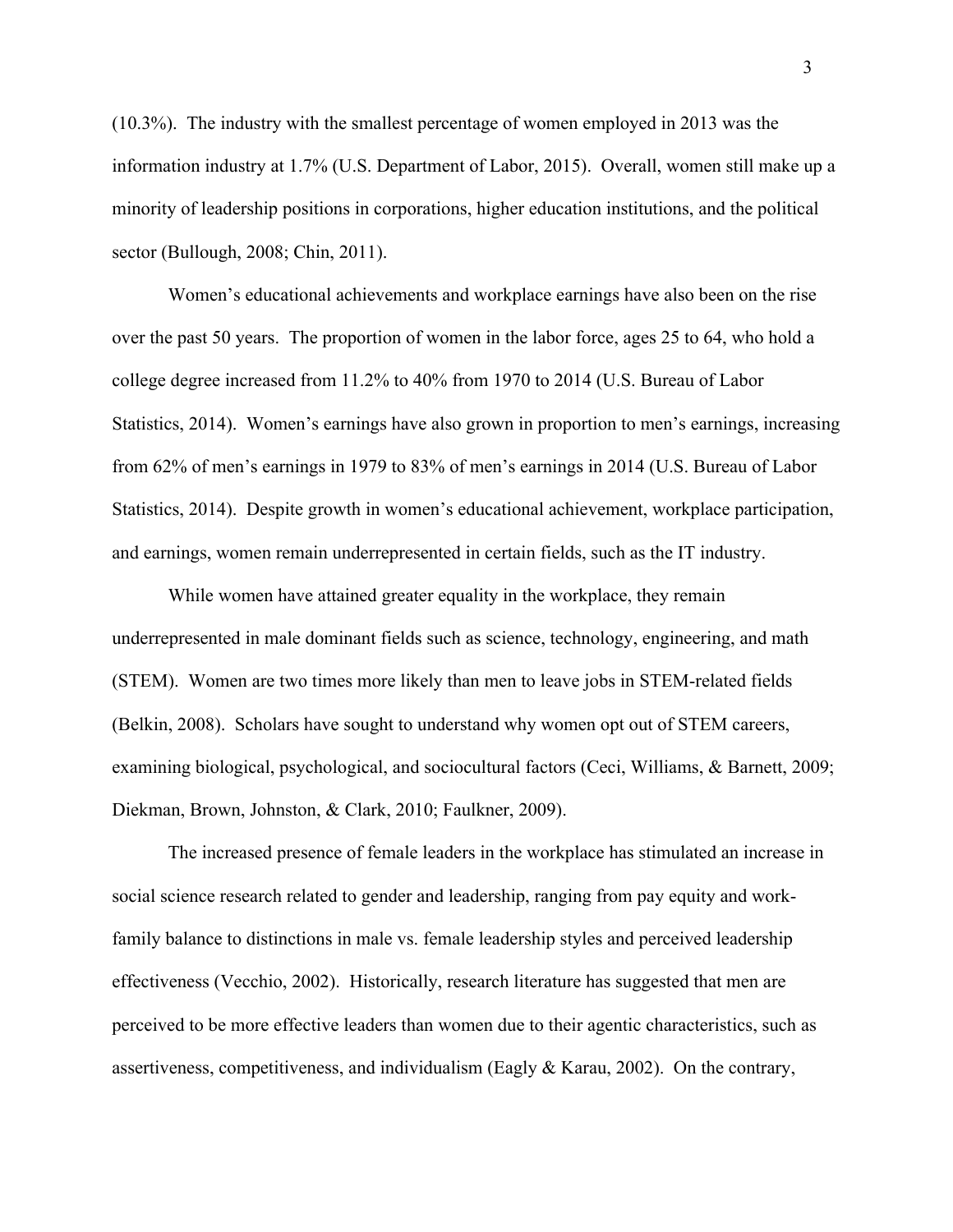(10.3%). The industry with the smallest percentage of women employed in 2013 was the information industry at 1.7% (U.S. Department of Labor, 2015). Overall, women still make up a minority of leadership positions in corporations, higher education institutions, and the political sector (Bullough, 2008; Chin, 2011).

Women's educational achievements and workplace earnings have also been on the rise over the past 50 years. The proportion of women in the labor force, ages 25 to 64, who hold a college degree increased from 11.2% to 40% from 1970 to 2014 (U.S. Bureau of Labor Statistics, 2014). Women's earnings have also grown in proportion to men's earnings, increasing from 62% of men's earnings in 1979 to 83% of men's earnings in 2014 (U.S. Bureau of Labor Statistics, 2014). Despite growth in women's educational achievement, workplace participation, and earnings, women remain underrepresented in certain fields, such as the IT industry.

While women have attained greater equality in the workplace, they remain underrepresented in male dominant fields such as science, technology, engineering, and math (STEM). Women are two times more likely than men to leave jobs in STEM-related fields (Belkin, 2008). Scholars have sought to understand why women opt out of STEM careers, examining biological, psychological, and sociocultural factors (Ceci, Williams, & Barnett, 2009; Diekman, Brown, Johnston, & Clark, 2010; Faulkner, 2009).

The increased presence of female leaders in the workplace has stimulated an increase in social science research related to gender and leadership, ranging from pay equity and work-family balance to distinctions in male vs. female leadership styles and perceived leadership effectiveness (Vecchio, 2002). Historically, research literature has suggested that men are perceived to be more effective leaders than women due to their agentic characteristics, such as assertiveness, competitiveness, and individualism (Eagly & Karau, 2002). On the contrary,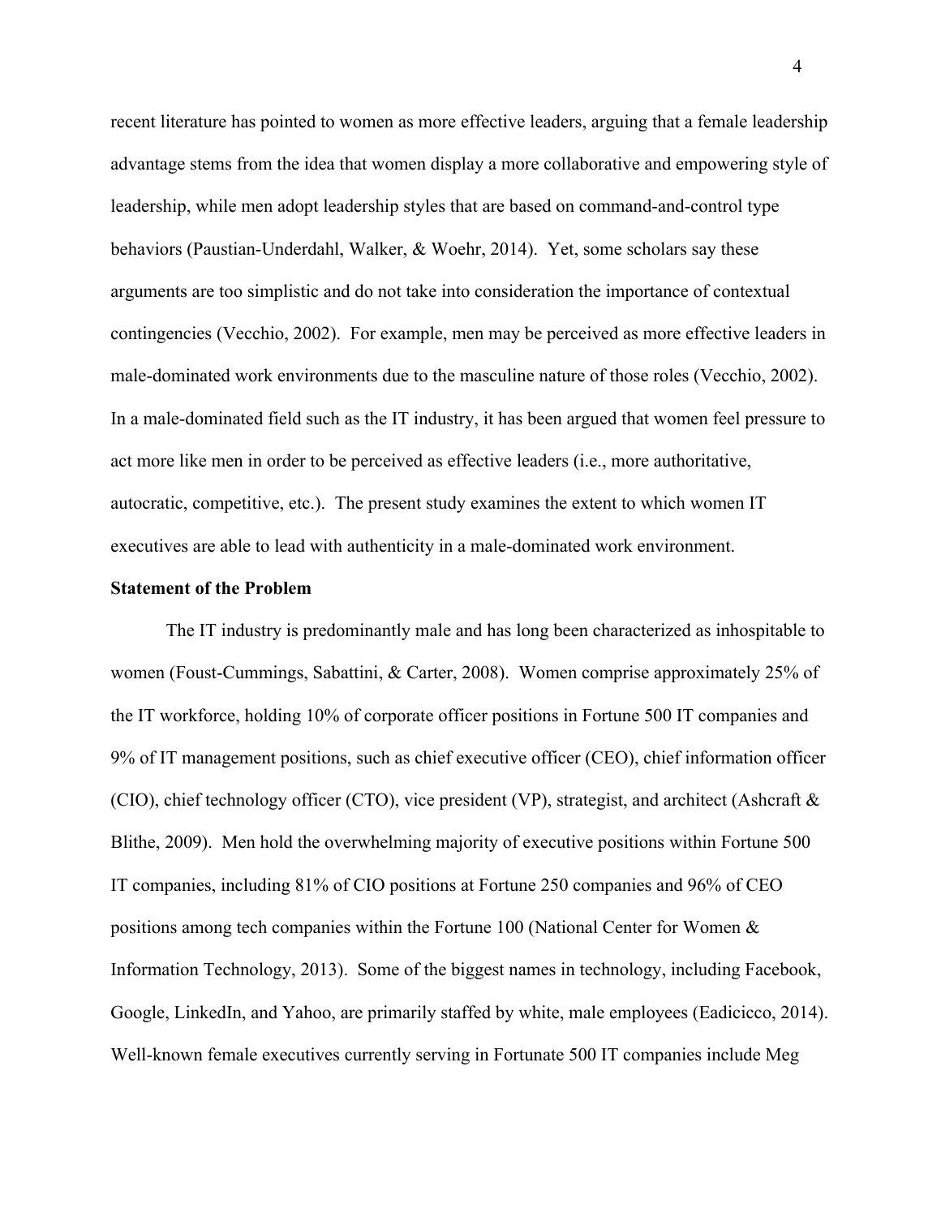recent literature has pointed to women as more effective leaders, arguing that a female leadership advantage stems from the idea that women display a more collaborative and empowering style of leadership, while men adopt leadership styles that are based on command-and-control type behaviors (Paustian-Underdahl, Walker, & Woehr, 2014). Yet, some scholars say these arguments are too simplistic and do not take into consideration the importance of contextual contingencies (Vecchio, 2002). For example, men may be perceived as more effective leaders in male-dominated work environments due to the masculine nature of those roles (Vecchio, 2002). In a male-dominated field such as the IT industry, it has been argued that women feel pressure to act more like men in order to be perceived as effective leaders (i.e., more authoritative, autocratic, competitive, etc.). The present study examines the extent to which women IT executives are able to lead with authenticity in a male-dominated work environment.

**Statement of the Problem**

The IT industry is predominantly male and has long been characterized as inhospitable to women (Foust-Cummings, Sabattini, & Carter, 2008). Women comprise approximately 25% of the IT workforce, holding 10% of corporate officer positions in Fortune 500 IT companies and 9% of IT management positions, such as chief executive officer (CEO), chief information officer (CIO), chief technology officer (CTO), vice president (VP), strategist, and architect (Ashcraft & Blithe, 2009). Men hold the overwhelming majority of executive positions within Fortune 500 IT companies, including 81% of CIO positions at Fortune 250 companies and 96% of CEO positions among tech companies within the Fortune 100 (National Center for Women & Information Technology, 2013). Some of the biggest names in technology, including Facebook, Google, LinkedIn, and Yahoo, are primarily staffed by white, male employees (Eadicicco, 2014). Well-known female executives currently serving in Fortunate 500 IT companies include Meg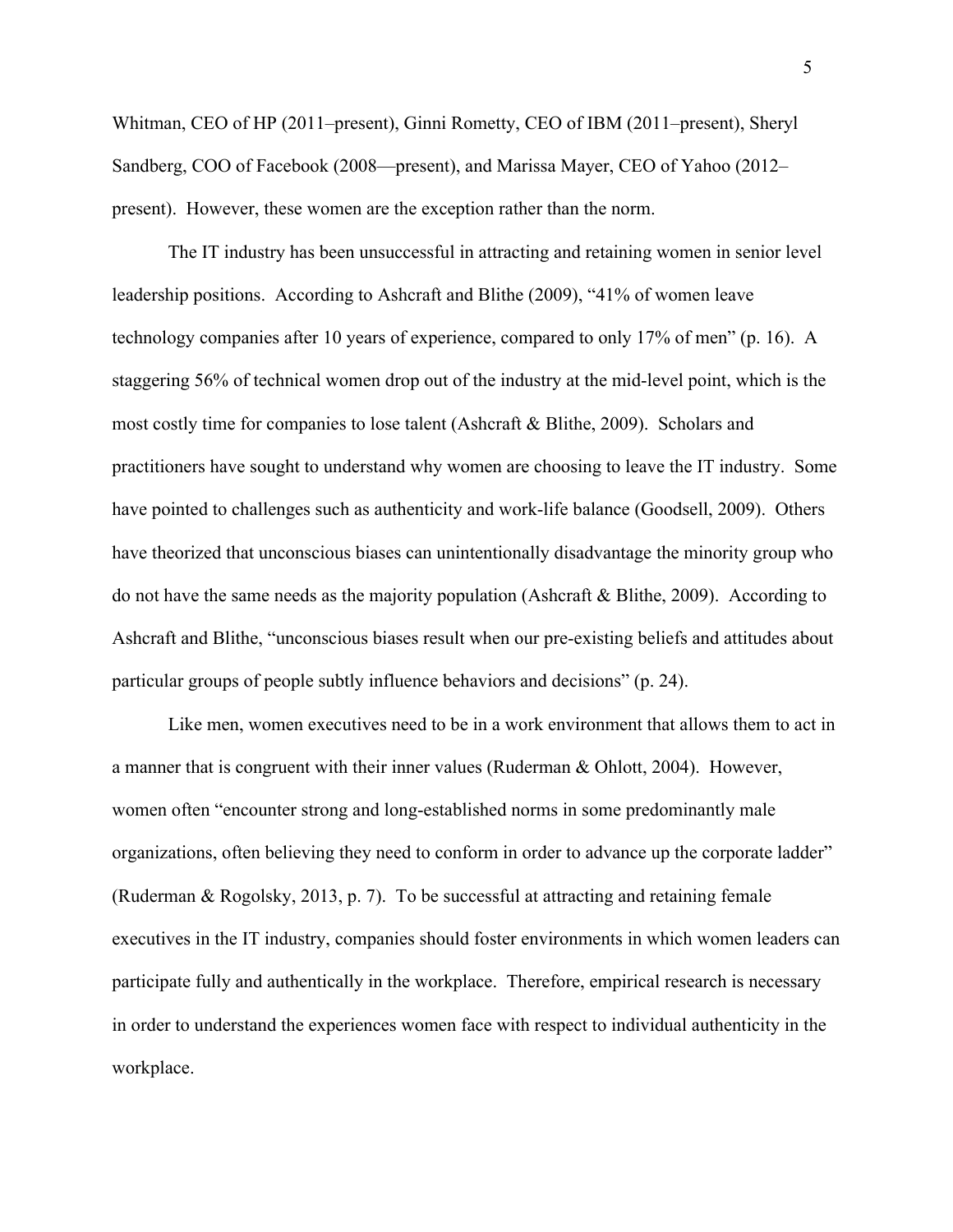Whitman, CEO of HP (2011–present), Ginni Rometty, CEO of IBM (2011–present), Sheryl Sandberg, COO of Facebook (2008—present), and Marissa Mayer, CEO of Yahoo (2012–present). However, these women are the exception rather than the norm.

The IT industry has been unsuccessful in attracting and retaining women in senior level leadership positions. According to Ashcraft and Blithe (2009), "41% of women leave technology companies after 10 years of experience, compared to only 17% of men" (p. 16). A staggering 56% of technical women drop out of the industry at the mid-level point, which is the most costly time for companies to lose talent (Ashcraft & Blithe, 2009). Scholars and practitioners have sought to understand why women are choosing to leave the IT industry. Some have pointed to challenges such as authenticity and work-life balance (Goodsell, 2009). Others have theorized that unconscious biases can unintentionally disadvantage the minority group who do not have the same needs as the majority population (Ashcraft & Blithe, 2009). According to Ashcraft and Blithe, "unconscious biases result when our pre-existing beliefs and attitudes about particular groups of people subtly influence behaviors and decisions" (p. 24).

Like men, women executives need to be in a work environment that allows them to act in a manner that is congruent with their inner values (Ruderman & Ohlott, 2004). However, women often "encounter strong and long-established norms in some predominantly male organizations, often believing they need to conform in order to advance up the corporate ladder" (Ruderman & Rogolsky, 2013, p. 7). To be successful at attracting and retaining female executives in the IT industry, companies should foster environments in which women leaders can participate fully and authentically in the workplace. Therefore, empirical research is necessary in order to understand the experiences women face with respect to individual authenticity in the workplace.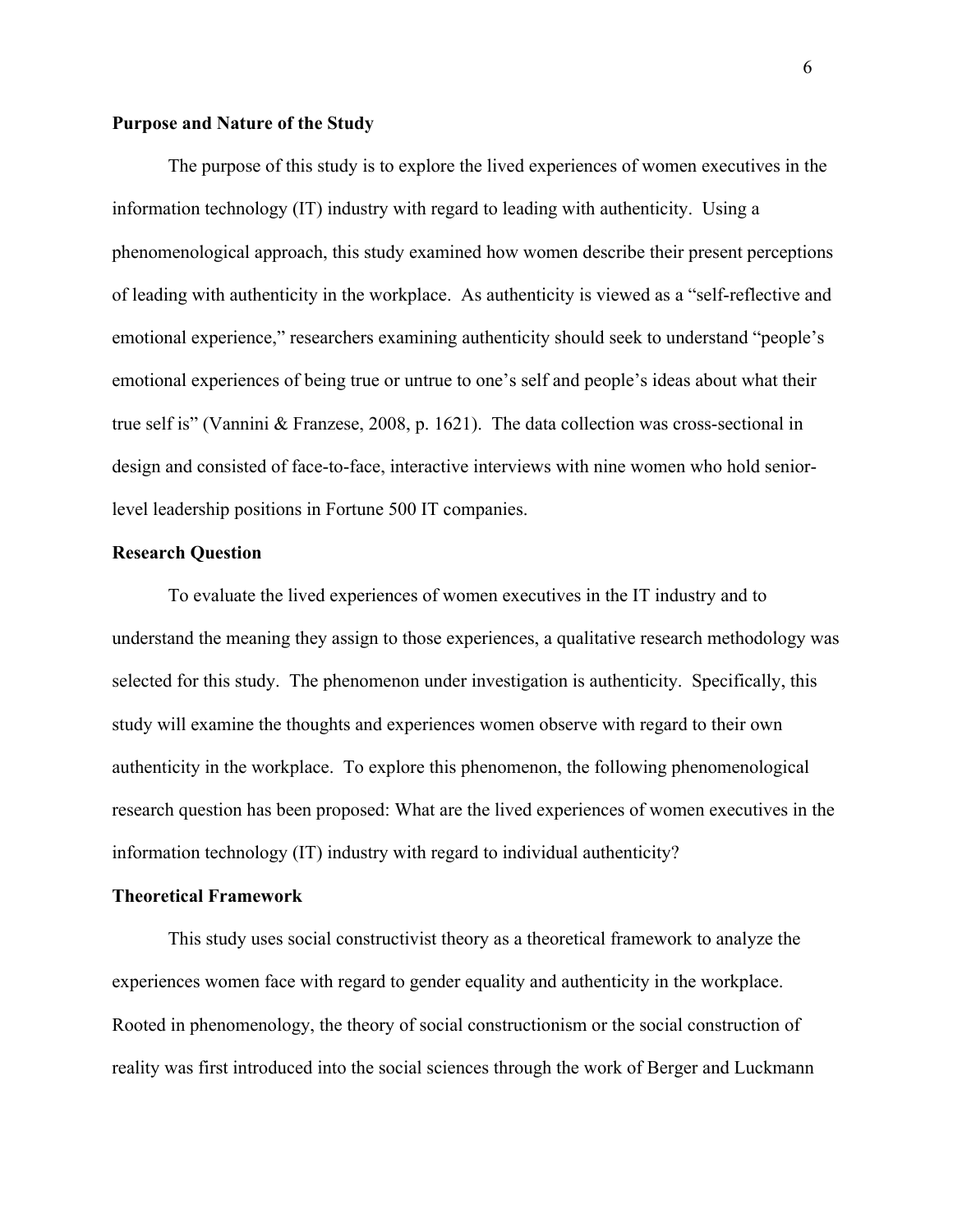**Purpose and Nature of the Study**

The purpose of this study is to explore the lived experiences of women executives in the information technology (IT) industry with regard to leading with authenticity. Using a phenomenological approach, this study examined how women describe their present perceptions of leading with authenticity in the workplace. As authenticity is viewed as a "self-reflective and emotional experience," researchers examining authenticity should seek to understand "people's emotional experiences of being true or untrue to one's self and people's ideas about what their true self is" (Vannini & Franzese, 2008, p. 1621). The data collection was cross-sectional in design and consisted of face-to-face, interactive interviews with nine women who hold senior-level leadership positions in Fortune 500 IT companies.

**Research Question**

To evaluate the lived experiences of women executives in the IT industry and to understand the meaning they assign to those experiences, a qualitative research methodology was selected for this study. The phenomenon under investigation is authenticity. Specifically, this study will examine the thoughts and experiences women observe with regard to their own authenticity in the workplace. To explore this phenomenon, the following phenomenological research question has been proposed: What are the lived experiences of women executives in the information technology (IT) industry with regard to individual authenticity?

**Theoretical Framework**

This study uses social constructivist theory as a theoretical framework to analyze the experiences women face with regard to gender equality and authenticity in the workplace. Rooted in phenomenology, the theory of social constructionism or the social construction of reality was first introduced into the social sciences through the work of Berger and Luckmann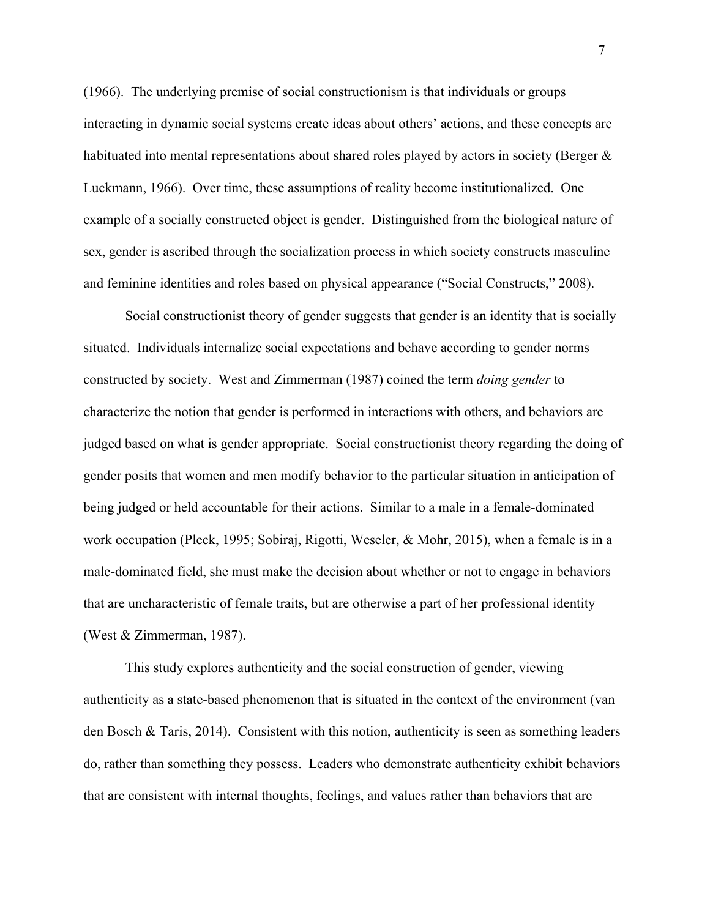(1966). The underlying premise of social constructionism is that individuals or groups interacting in dynamic social systems create ideas about others' actions, and these concepts are habituated into mental representations about shared roles played by actors in society (Berger & Luckmann, 1966). Over time, these assumptions of reality become institutionalized. One example of a socially constructed object is gender. Distinguished from the biological nature of sex, gender is ascribed through the socialization process in which society constructs masculine and feminine identities and roles based on physical appearance ("Social Constructs," 2008).

Social constructionist theory of gender suggests that gender is an identity that is socially situated. Individuals internalize social expectations and behave according to gender norms constructed by society. West and Zimmerman (1987) coined the term *doing gender* to characterize the notion that gender is performed in interactions with others, and behaviors are judged based on what is gender appropriate. Social constructionist theory regarding the doing of gender posits that women and men modify behavior to the particular situation in anticipation of being judged or held accountable for their actions. Similar to a male in a female-dominated work occupation (Pleck, 1995; Sobiraj, Rigotti, Weseler, & Mohr, 2015), when a female is in a male-dominated field, she must make the decision about whether or not to engage in behaviors that are uncharacteristic of female traits, but are otherwise a part of her professional identity (West & Zimmerman, 1987).

This study explores authenticity and the social construction of gender, viewing authenticity as a state-based phenomenon that is situated in the context of the environment (van den Bosch & Taris, 2014). Consistent with this notion, authenticity is seen as something leaders do, rather than something they possess. Leaders who demonstrate authenticity exhibit behaviors that are consistent with internal thoughts, feelings, and values rather than behaviors that are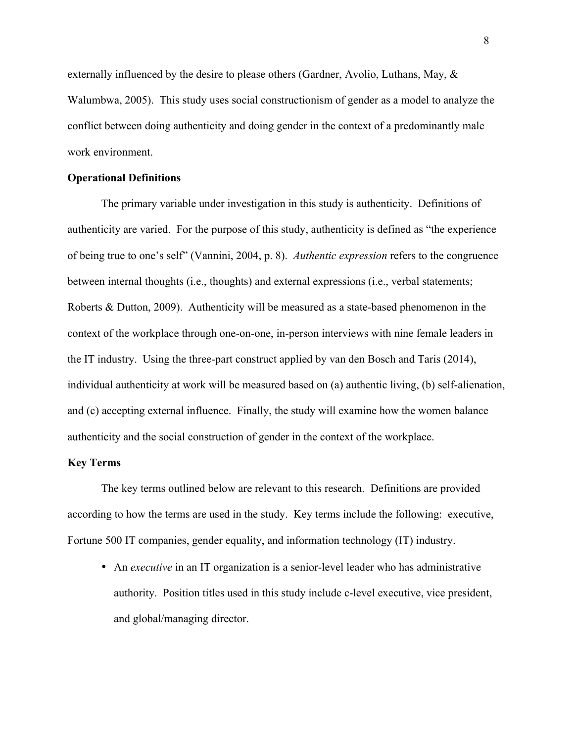externally influenced by the desire to please others (Gardner, Avolio, Luthans, May, & Walumbwa, 2005). This study uses social constructionism of gender as a model to analyze the conflict between doing authenticity and doing gender in the context of a predominantly male work environment.

**Operational Definitions**

The primary variable under investigation in this study is authenticity. Definitions of authenticity are varied. For the purpose of this study, authenticity is defined as "the experience of being true to one's self" (Vannini, 2004, p. 8). *Authentic expression* refers to the congruence between internal thoughts (i.e., thoughts) and external expressions (i.e., verbal statements; Roberts & Dutton, 2009). Authenticity will be measured as a state-based phenomenon in the context of the workplace through one-on-one, in-person interviews with nine female leaders in the IT industry. Using the three-part construct applied by van den Bosch and Taris (2014), individual authenticity at work will be measured based on (a) authentic living, (b) self-alienation, and (c) accepting external influence. Finally, the study will examine how the women balance authenticity and the social construction of gender in the context of the workplace.

**Key Terms**

The key terms outlined below are relevant to this research. Definitions are provided according to how the terms are used in the study. Key terms include the following: executive, Fortune 500 IT companies, gender equality, and information technology (IT) industry.

- An *executive* in an IT organization is a senior-level leader who has administrative authority. Position titles used in this study include c-level executive, vice president, and global/managing director.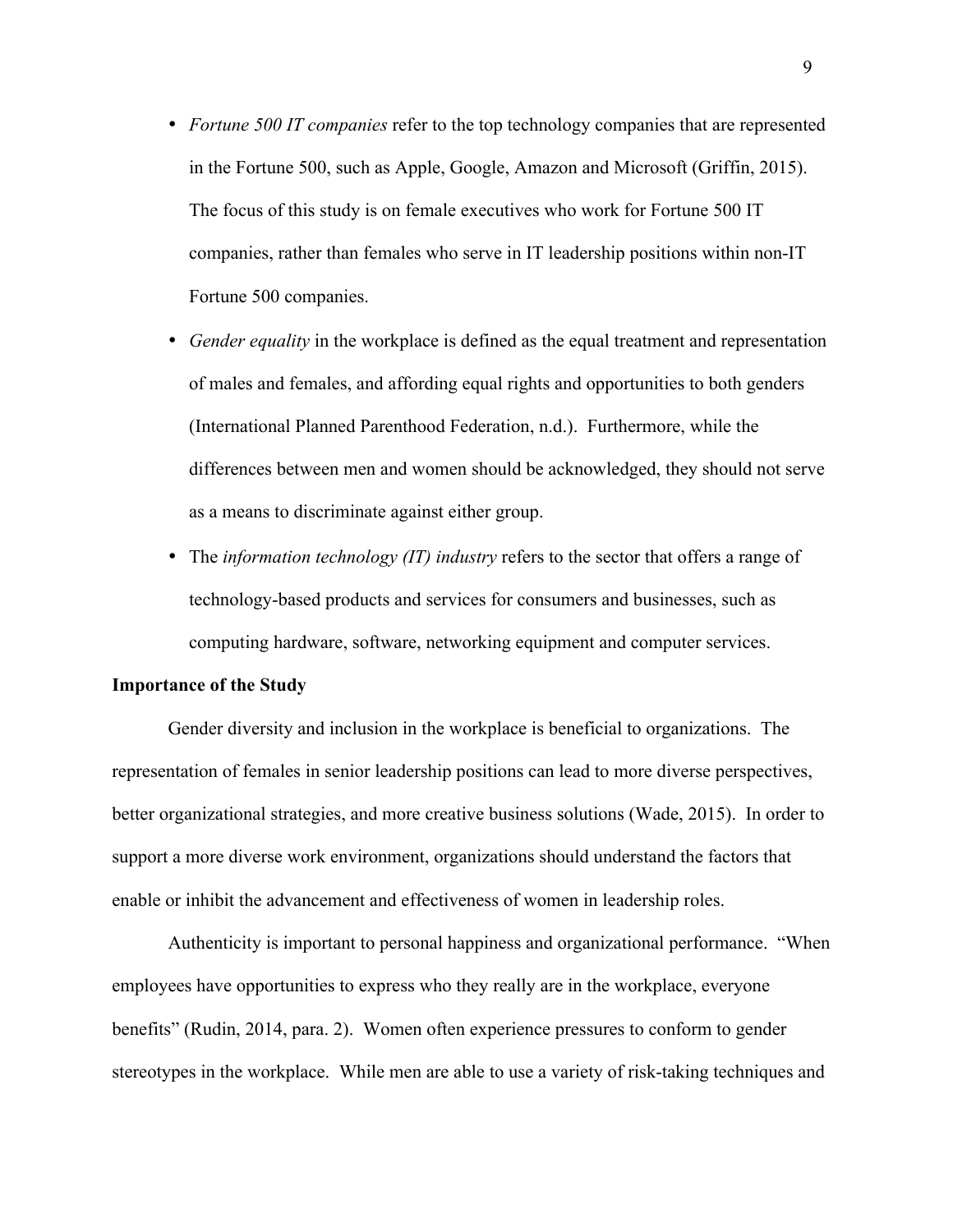- *Fortune 500 IT companies* refer to the top technology companies that are represented in the Fortune 500, such as Apple, Google, Amazon and Microsoft (Griffin, 2015). The focus of this study is on female executives who work for Fortune 500 IT companies, rather than females who serve in IT leadership positions within non-IT Fortune 500 companies.
- *Gender equality* in the workplace is defined as the equal treatment and representation of males and females, and affording equal rights and opportunities to both genders (International Planned Parenthood Federation, n.d.). Furthermore, while the differences between men and women should be acknowledged, they should not serve as a means to discriminate against either group.
- The *information technology (IT) industry* refers to the sector that offers a range of technology-based products and services for consumers and businesses, such as computing hardware, software, networking equipment and computer services.

**Importance of the Study**

Gender diversity and inclusion in the workplace is beneficial to organizations. The representation of females in senior leadership positions can lead to more diverse perspectives, better organizational strategies, and more creative business solutions (Wade, 2015). In order to support a more diverse work environment, organizations should understand the factors that enable or inhibit the advancement and effectiveness of women in leadership roles.

Authenticity is important to personal happiness and organizational performance. "When employees have opportunities to express who they really are in the workplace, everyone benefits" (Rudin, 2014, para. 2). Women often experience pressures to conform to gender stereotypes in the workplace. While men are able to use a variety of risk-taking techniques and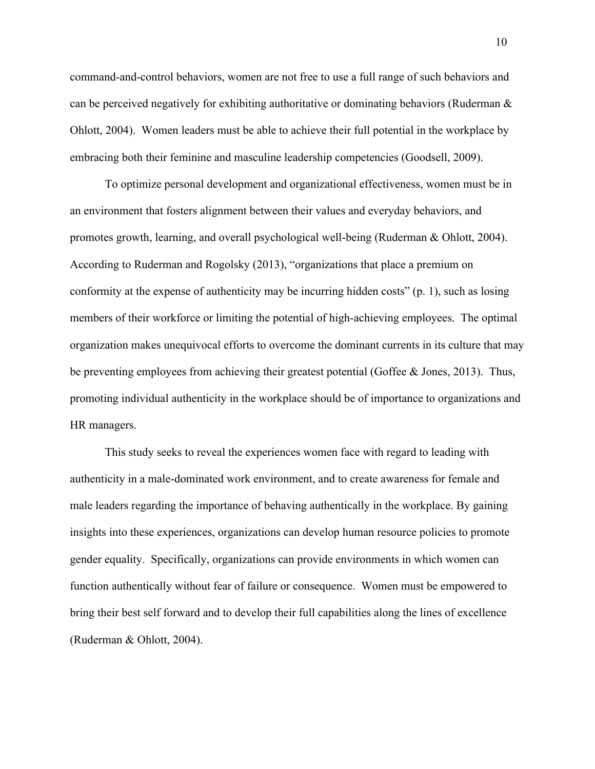command-and-control behaviors, women are not free to use a full range of such behaviors and can be perceived negatively for exhibiting authoritative or dominating behaviors (Ruderman & Ohlott, 2004). Women leaders must be able to achieve their full potential in the workplace by embracing both their feminine and masculine leadership competencies (Goodsell, 2009).

To optimize personal development and organizational effectiveness, women must be in an environment that fosters alignment between their values and everyday behaviors, and promotes growth, learning, and overall psychological well-being (Ruderman & Ohlott, 2004). According to Ruderman and Rogolsky (2013), "organizations that place a premium on conformity at the expense of authenticity may be incurring hidden costs" (p. 1), such as losing members of their workforce or limiting the potential of high-achieving employees. The optimal organization makes unequivocal efforts to overcome the dominant currents in its culture that may be preventing employees from achieving their greatest potential (Goffee & Jones, 2013). Thus, promoting individual authenticity in the workplace should be of importance to organizations and HR managers.

This study seeks to reveal the experiences women face with regard to leading with authenticity in a male-dominated work environment, and to create awareness for female and male leaders regarding the importance of behaving authentically in the workplace. By gaining insights into these experiences, organizations can develop human resource policies to promote gender equality. Specifically, organizations can provide environments in which women can function authentically without fear of failure or consequence. Women must be empowered to bring their best self forward and to develop their full capabilities along the lines of excellence (Ruderman & Ohlott, 2004).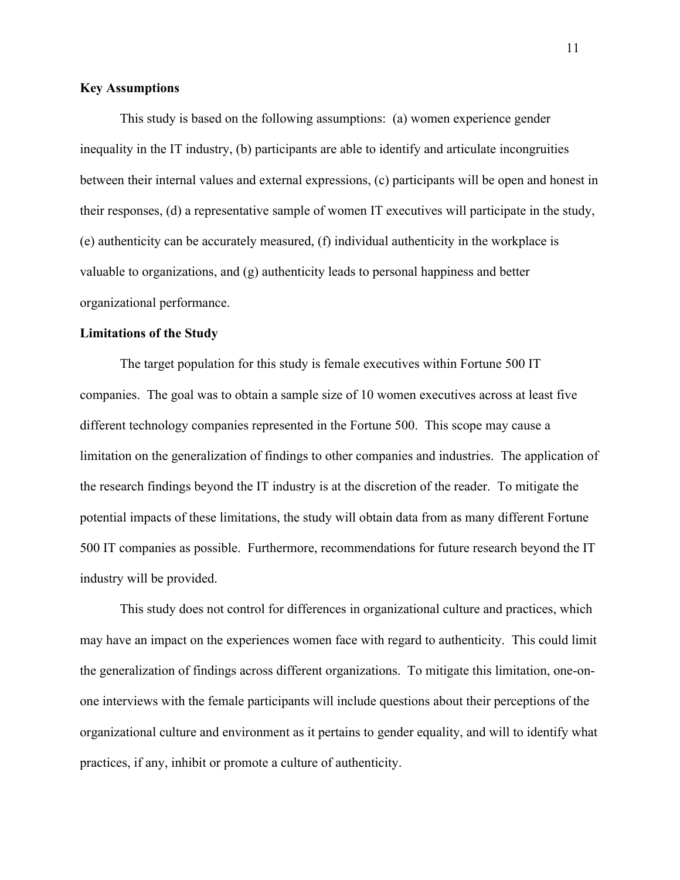**Key Assumptions**

This study is based on the following assumptions: (a) women experience gender inequality in the IT industry, (b) participants are able to identify and articulate incongruities between their internal values and external expressions, (c) participants will be open and honest in their responses, (d) a representative sample of women IT executives will participate in the study, (e) authenticity can be accurately measured, (f) individual authenticity in the workplace is valuable to organizations, and (g) authenticity leads to personal happiness and better organizational performance.

**Limitations of the Study**

The target population for this study is female executives within Fortune 500 IT companies. The goal was to obtain a sample size of 10 women executives across at least five different technology companies represented in the Fortune 500. This scope may cause a limitation on the generalization of findings to other companies and industries. The application of the research findings beyond the IT industry is at the discretion of the reader. To mitigate the potential impacts of these limitations, the study will obtain data from as many different Fortune 500 IT companies as possible. Furthermore, recommendations for future research beyond the IT industry will be provided.

This study does not control for differences in organizational culture and practices, which may have an impact on the experiences women face with regard to authenticity. This could limit the generalization of findings across different organizations. To mitigate this limitation, one-on-one interviews with the female participants will include questions about their perceptions of the organizational culture and environment as it pertains to gender equality, and will to identify what practices, if any, inhibit or promote a culture of authenticity.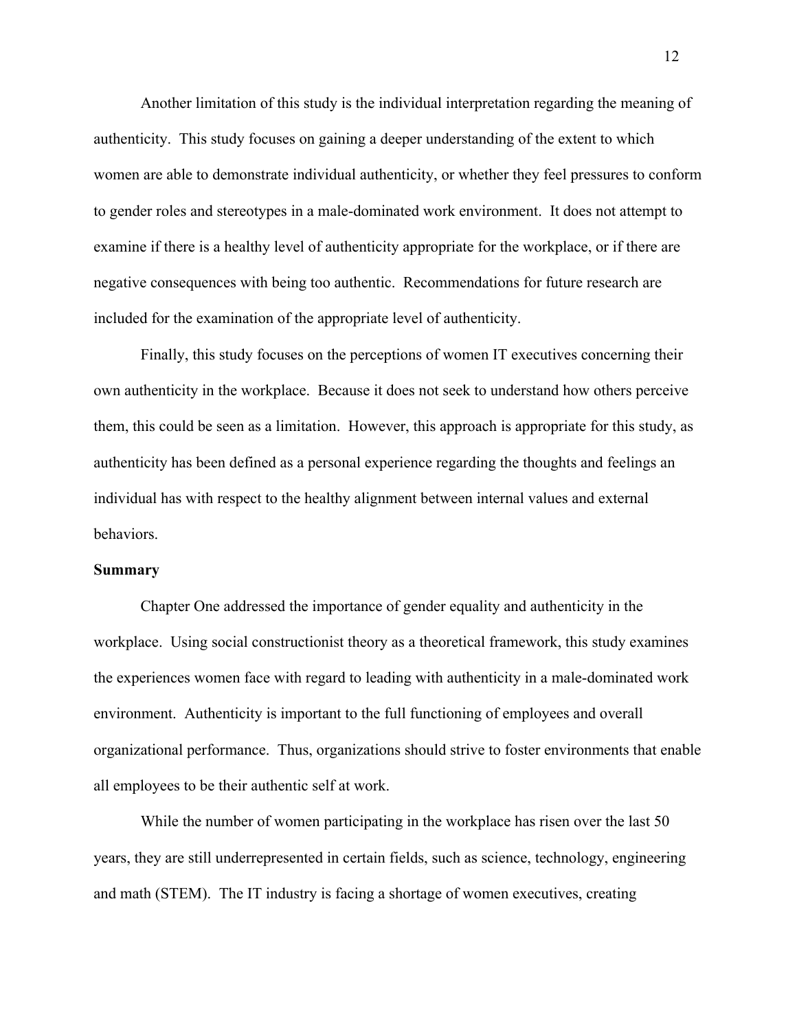Another limitation of this study is the individual interpretation regarding the meaning of authenticity. This study focuses on gaining a deeper understanding of the extent to which women are able to demonstrate individual authenticity, or whether they feel pressures to conform to gender roles and stereotypes in a male-dominated work environment. It does not attempt to examine if there is a healthy level of authenticity appropriate for the workplace, or if there are negative consequences with being too authentic. Recommendations for future research are included for the examination of the appropriate level of authenticity.

Finally, this study focuses on the perceptions of women IT executives concerning their own authenticity in the workplace. Because it does not seek to understand how others perceive them, this could be seen as a limitation. However, this approach is appropriate for this study, as authenticity has been defined as a personal experience regarding the thoughts and feelings an individual has with respect to the healthy alignment between internal values and external behaviors.

**Summary**

Chapter One addressed the importance of gender equality and authenticity in the workplace. Using social constructionist theory as a theoretical framework, this study examines the experiences women face with regard to leading with authenticity in a male-dominated work environment. Authenticity is important to the full functioning of employees and overall organizational performance. Thus, organizations should strive to foster environments that enable all employees to be their authentic self at work.

While the number of women participating in the workplace has risen over the last 50 years, they are still underrepresented in certain fields, such as science, technology, engineering and math (STEM). The IT industry is facing a shortage of women executives, creating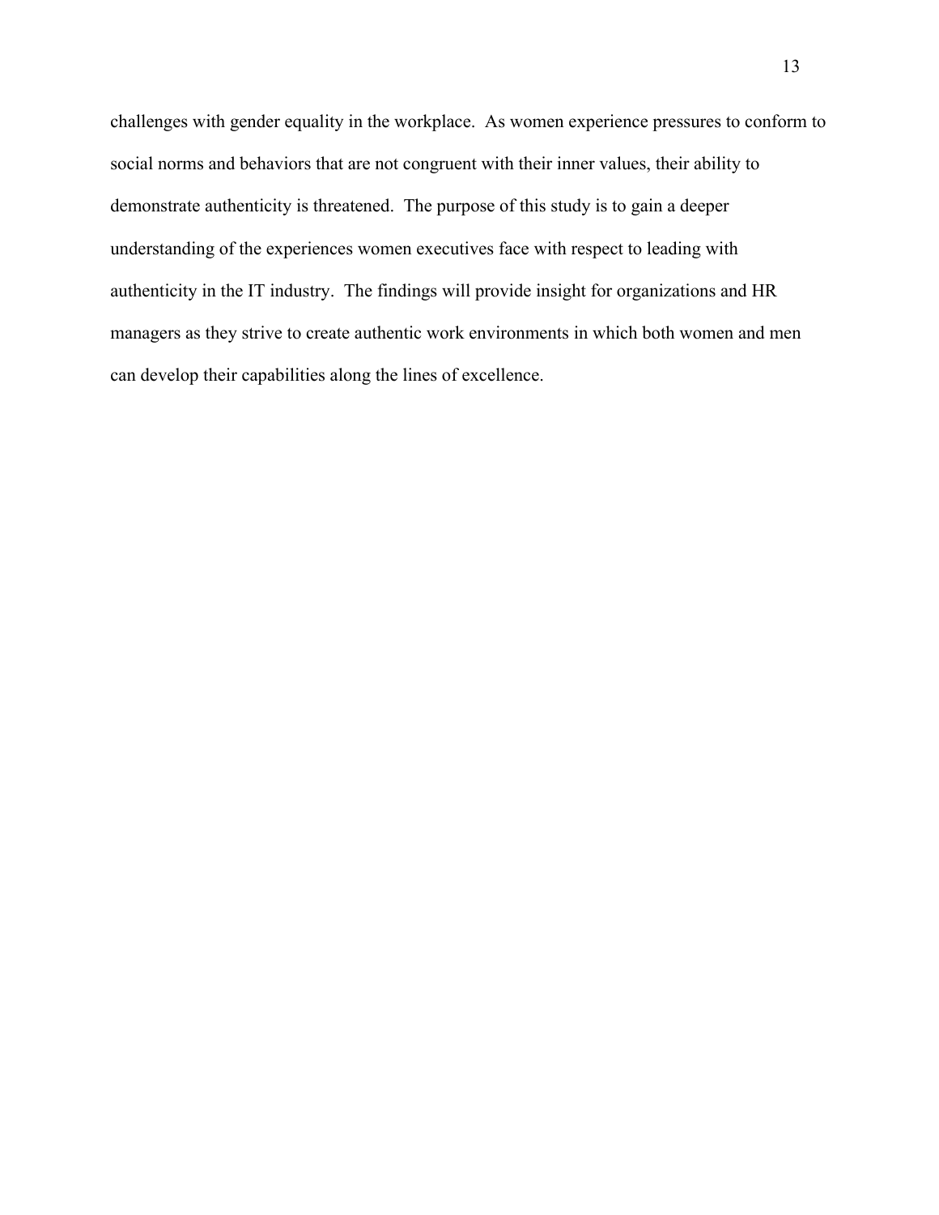challenges with gender equality in the workplace. As women experience pressures to conform to social norms and behaviors that are not congruent with their inner values, their ability to demonstrate authenticity is threatened. The purpose of this study is to gain a deeper understanding of the experiences women executives face with respect to leading with authenticity in the IT industry. The findings will provide insight for organizations and HR managers as they strive to create authentic work environments in which both women and men can develop their capabilities along the lines of excellence.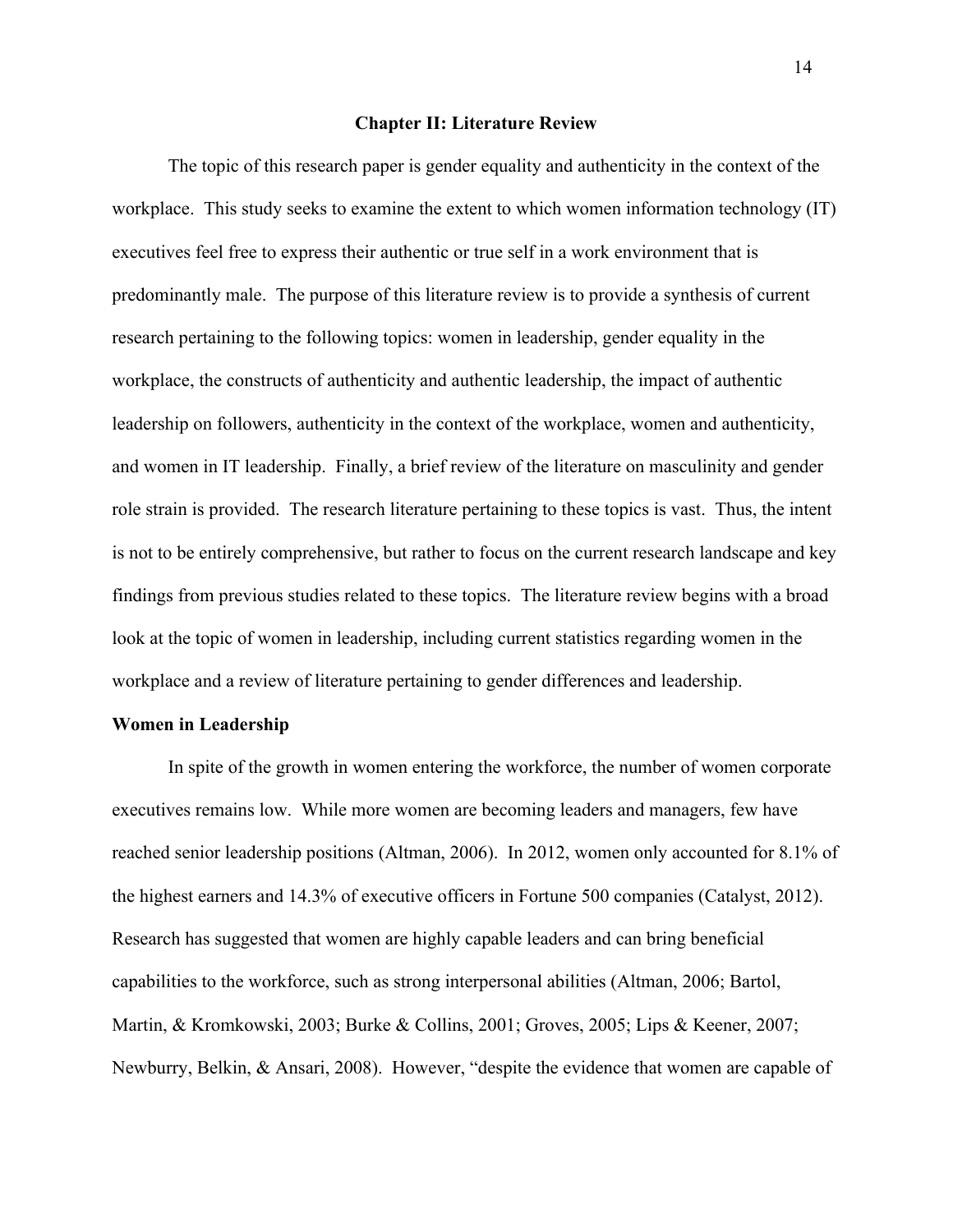## Chapter II: Literature Review

The topic of this research paper is gender equality and authenticity in the context of the workplace. This study seeks to examine the extent to which women information technology (IT) executives feel free to express their authentic or true self in a work environment that is predominantly male. The purpose of this literature review is to provide a synthesis of current research pertaining to the following topics: women in leadership, gender equality in the workplace, the constructs of authenticity and authentic leadership, the impact of authentic leadership on followers, authenticity in the context of the workplace, women and authenticity, and women in IT leadership. Finally, a brief review of the literature on masculinity and gender role strain is provided. The research literature pertaining to these topics is vast. Thus, the intent is not to be entirely comprehensive, but rather to focus on the current research landscape and key findings from previous studies related to these topics. The literature review begins with a broad look at the topic of women in leadership, including current statistics regarding women in the workplace and a review of literature pertaining to gender differences and leadership.

### Women in Leadership

In spite of the growth in women entering the workforce, the number of women corporate executives remains low. While more women are becoming leaders and managers, few have reached senior leadership positions (Altman, 2006). In 2012, women only accounted for 8.1% of the highest earners and 14.3% of executive officers in Fortune 500 companies (Catalyst, 2012). Research has suggested that women are highly capable leaders and can bring beneficial capabilities to the workforce, such as strong interpersonal abilities (Altman, 2006; Bartol, Martin, & Kromkowski, 2003; Burke & Collins, 2001; Groves, 2005; Lips & Keener, 2007; Newburry, Belkin, & Ansari, 2008). However, "despite the evidence that women are capable of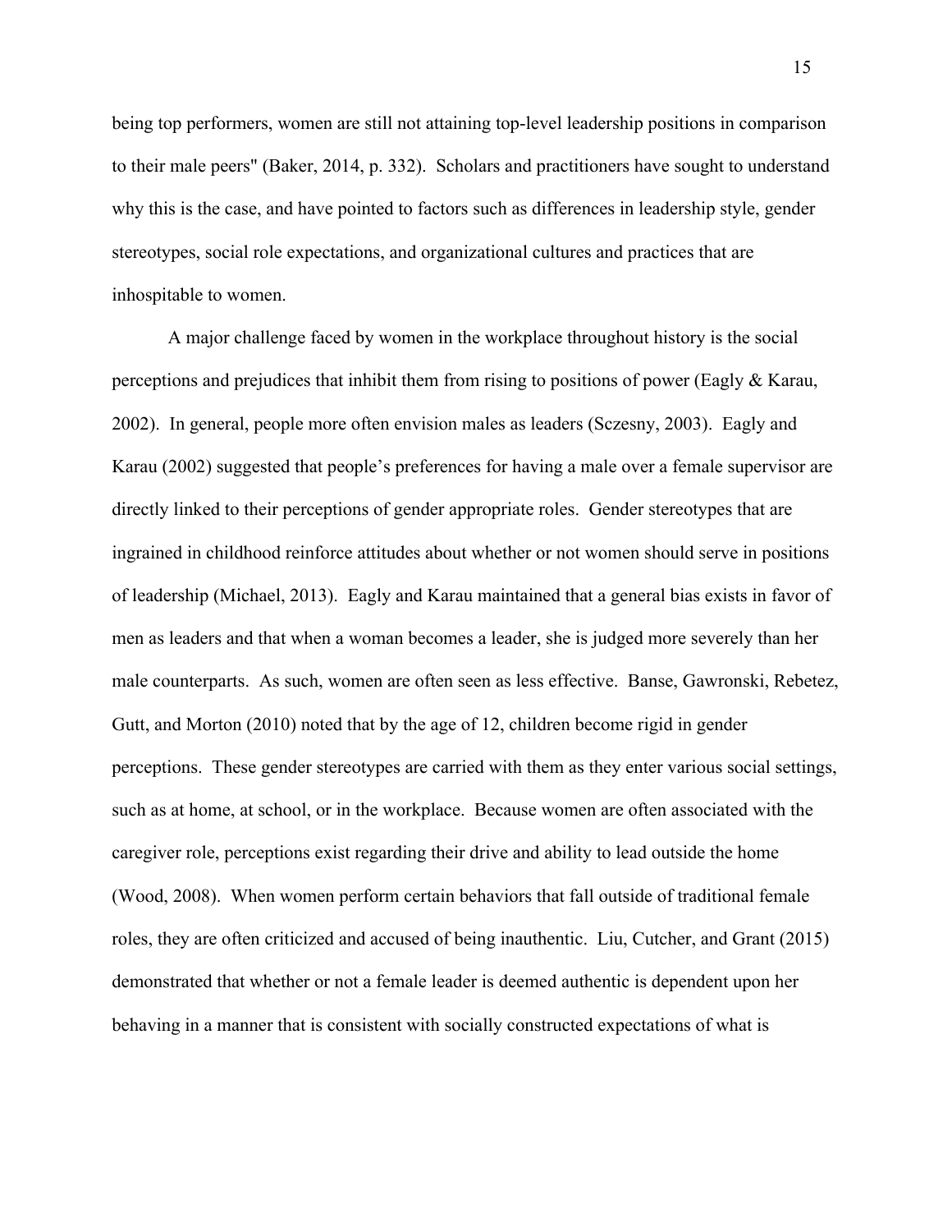being top performers, women are still not attaining top-level leadership positions in comparison to their male peers" (Baker, 2014, p. 332). Scholars and practitioners have sought to understand why this is the case, and have pointed to factors such as differences in leadership style, gender stereotypes, social role expectations, and organizational cultures and practices that are inhospitable to women.

A major challenge faced by women in the workplace throughout history is the social perceptions and prejudices that inhibit them from rising to positions of power (Eagly & Karau, 2002). In general, people more often envision males as leaders (Sczesny, 2003). Eagly and Karau (2002) suggested that people's preferences for having a male over a female supervisor are directly linked to their perceptions of gender appropriate roles. Gender stereotypes that are ingrained in childhood reinforce attitudes about whether or not women should serve in positions of leadership (Michael, 2013). Eagly and Karau maintained that a general bias exists in favor of men as leaders and that when a woman becomes a leader, she is judged more severely than her male counterparts. As such, women are often seen as less effective. Banse, Gawronski, Rebetez, Gutt, and Morton (2010) noted that by the age of 12, children become rigid in gender perceptions. These gender stereotypes are carried with them as they enter various social settings, such as at home, at school, or in the workplace. Because women are often associated with the caregiver role, perceptions exist regarding their drive and ability to lead outside the home (Wood, 2008). When women perform certain behaviors that fall outside of traditional female roles, they are often criticized and accused of being inauthentic. Liu, Cutcher, and Grant (2015) demonstrated that whether or not a female leader is deemed authentic is dependent upon her behaving in a manner that is consistent with socially constructed expectations of what is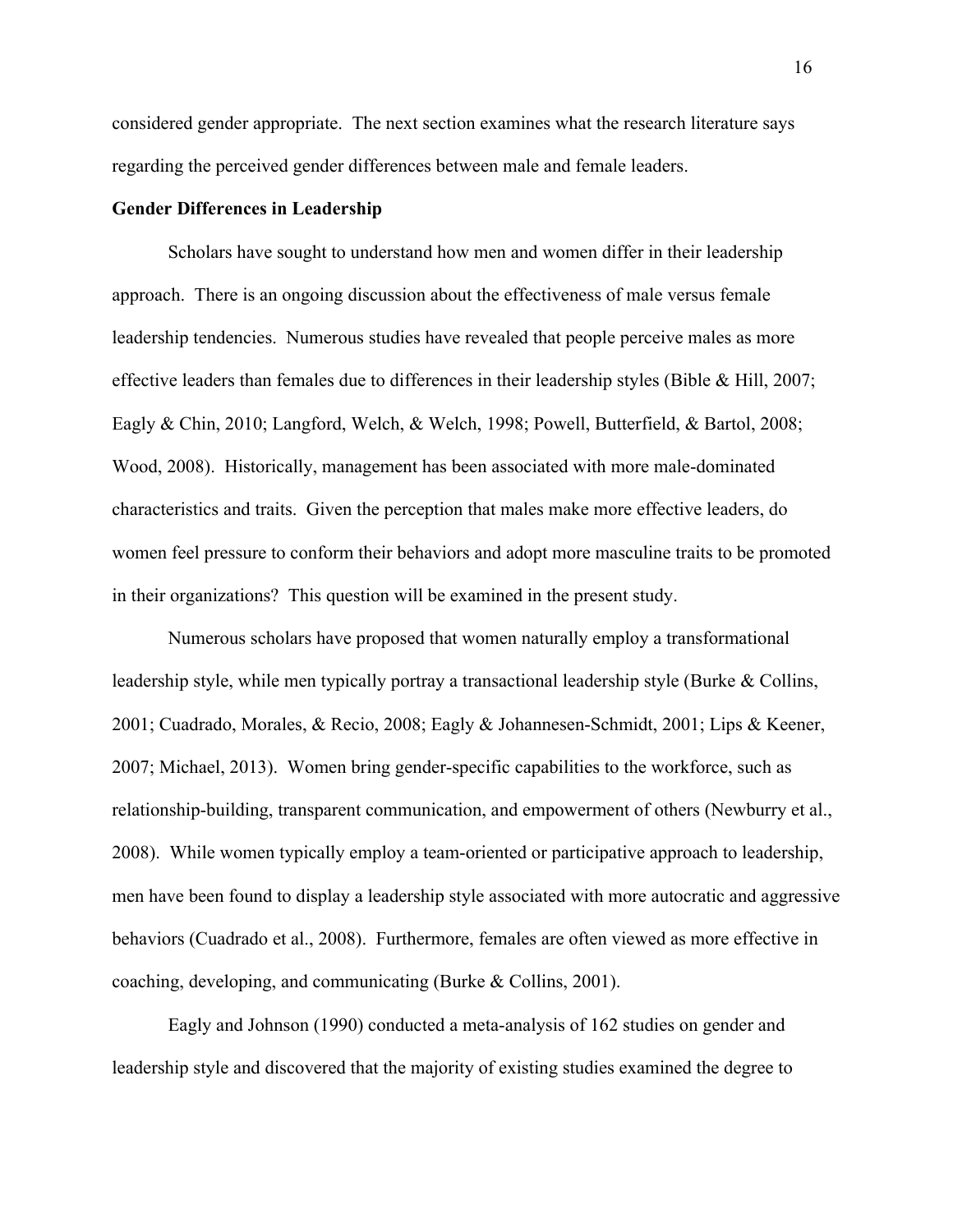considered gender appropriate. The next section examines what the research literature says regarding the perceived gender differences between male and female leaders.

**Gender Differences in Leadership**

Scholars have sought to understand how men and women differ in their leadership approach. There is an ongoing discussion about the effectiveness of male versus female leadership tendencies. Numerous studies have revealed that people perceive males as more effective leaders than females due to differences in their leadership styles (Bible & Hill, 2007; Eagly & Chin, 2010; Langford, Welch, & Welch, 1998; Powell, Butterfield, & Bartol, 2008; Wood, 2008). Historically, management has been associated with more male-dominated characteristics and traits. Given the perception that males make more effective leaders, do women feel pressure to conform their behaviors and adopt more masculine traits to be promoted in their organizations? This question will be examined in the present study.

Numerous scholars have proposed that women naturally employ a transformational leadership style, while men typically portray a transactional leadership style (Burke & Collins, 2001; Cuadrado, Morales, & Recio, 2008; Eagly & Johannesen-Schmidt, 2001; Lips & Keener, 2007; Michael, 2013). Women bring gender-specific capabilities to the workforce, such as relationship-building, transparent communication, and empowerment of others (Newburry et al., 2008). While women typically employ a team-oriented or participative approach to leadership, men have been found to display a leadership style associated with more autocratic and aggressive behaviors (Cuadrado et al., 2008). Furthermore, females are often viewed as more effective in coaching, developing, and communicating (Burke & Collins, 2001).

Eagly and Johnson (1990) conducted a meta-analysis of 162 studies on gender and leadership style and discovered that the majority of existing studies examined the degree to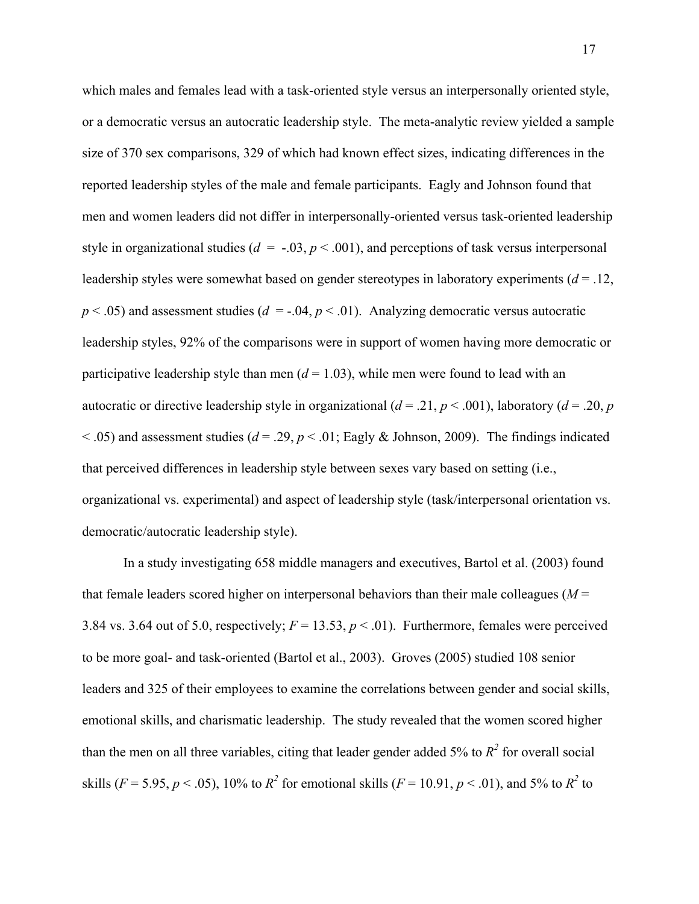which males and females lead with a task-oriented style versus an interpersonally oriented style, or a democratic versus an autocratic leadership style. The meta-analytic review yielded a sample size of 370 sex comparisons, 329 of which had known effect sizes, indicating differences in the reported leadership styles of the male and female participants. Eagly and Johnson found that men and women leaders did not differ in interpersonally-oriented versus task-oriented leadership style in organizational studies ($d = -.03$, $p < .001$), and perceptions of task versus interpersonal leadership styles were somewhat based on gender stereotypes in laboratory experiments ($d = .12$, $p < .05$) and assessment studies ($d = -.04$, $p < .01$). Analyzing democratic versus autocratic leadership styles, 92% of the comparisons were in support of women having more democratic or participative leadership style than men ($d = 1.03$), while men were found to lead with an autocratic or directive leadership style in organizational ($d = .21$, $p < .001$), laboratory ($d = .20$, $p < .05$) and assessment studies ($d = .29$, $p < .01$; Eagly & Johnson, 2009). The findings indicated that perceived differences in leadership style between sexes vary based on setting (i.e., organizational vs. experimental) and aspect of leadership style (task/interpersonal orientation vs. democratic/autocratic leadership style).

In a study investigating 658 middle managers and executives, Bartol et al. (2003) found that female leaders scored higher on interpersonal behaviors than their male colleagues ($M$ = 3.84 vs. 3.64 out of 5.0, respectively; $F = 13.53$, $p < .01$). Furthermore, females were perceived to be more goal- and task-oriented (Bartol et al., 2003). Groves (2005) studied 108 senior leaders and 325 of their employees to examine the correlations between gender and social skills, emotional skills, and charismatic leadership. The study revealed that the women scored higher than the men on all three variables, citing that leader gender added 5% to $R^2$ for overall social skills ($F = 5.95$, $p < .05$), 10% to $R^2$ for emotional skills ($F = 10.91$, $p < .01$), and 5% to $R^2$ to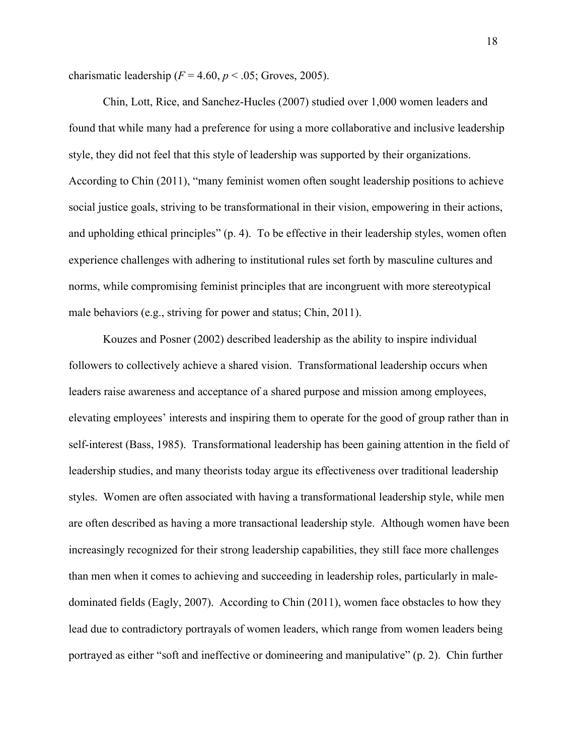charismatic leadership ($F = 4.60$, $p < .05$; Groves, 2005).

Chin, Lott, Rice, and Sanchez-Hucles (2007) studied over 1,000 women leaders and found that while many had a preference for using a more collaborative and inclusive leadership style, they did not feel that this style of leadership was supported by their organizations. According to Chin (2011), "many feminist women often sought leadership positions to achieve social justice goals, striving to be transformational in their vision, empowering in their actions, and upholding ethical principles" (p. 4). To be effective in their leadership styles, women often experience challenges with adhering to institutional rules set forth by masculine cultures and norms, while compromising feminist principles that are incongruent with more stereotypical male behaviors (e.g., striving for power and status; Chin, 2011).

Kouzes and Posner (2002) described leadership as the ability to inspire individual followers to collectively achieve a shared vision. Transformational leadership occurs when leaders raise awareness and acceptance of a shared purpose and mission among employees, elevating employees' interests and inspiring them to operate for the good of group rather than in self-interest (Bass, 1985). Transformational leadership has been gaining attention in the field of leadership studies, and many theorists today argue its effectiveness over traditional leadership styles. Women are often associated with having a transformational leadership style, while men are often described as having a more transactional leadership style. Although women have been increasingly recognized for their strong leadership capabilities, they still face more challenges than men when it comes to achieving and succeeding in leadership roles, particularly in male-dominated fields (Eagly, 2007). According to Chin (2011), women face obstacles to how they lead due to contradictory portrayals of women leaders, which range from women leaders being portrayed as either "soft and ineffective or domineering and manipulative" (p. 2). Chin further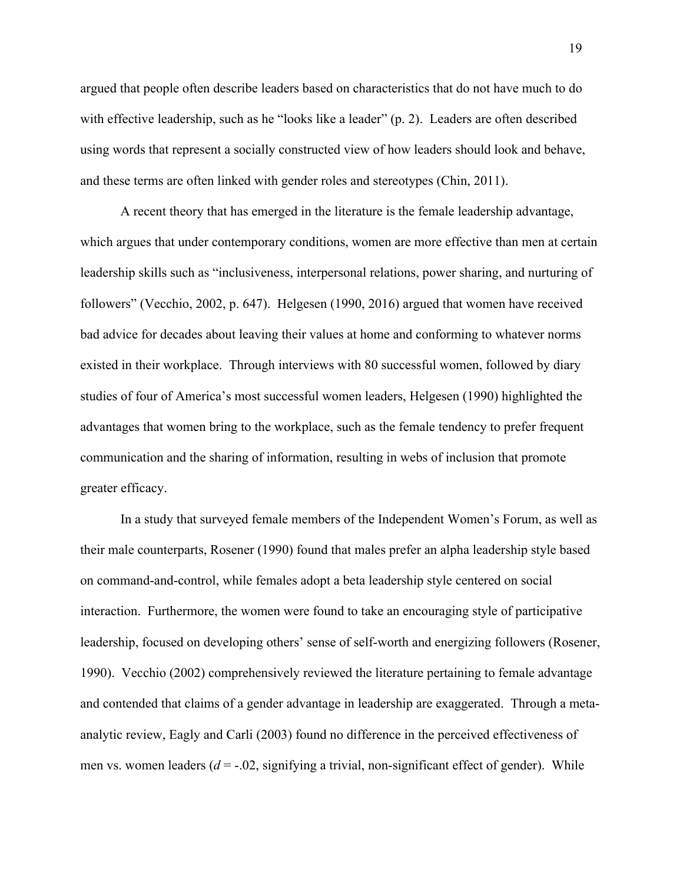argued that people often describe leaders based on characteristics that do not have much to do with effective leadership, such as he "looks like a leader" (p. 2). Leaders are often described using words that represent a socially constructed view of how leaders should look and behave, and these terms are often linked with gender roles and stereotypes (Chin, 2011).

A recent theory that has emerged in the literature is the female leadership advantage, which argues that under contemporary conditions, women are more effective than men at certain leadership skills such as "inclusiveness, interpersonal relations, power sharing, and nurturing of followers" (Vecchio, 2002, p. 647). Helgesen (1990, 2016) argued that women have received bad advice for decades about leaving their values at home and conforming to whatever norms existed in their workplace. Through interviews with 80 successful women, followed by diary studies of four of America's most successful women leaders, Helgesen (1990) highlighted the advantages that women bring to the workplace, such as the female tendency to prefer frequent communication and the sharing of information, resulting in webs of inclusion that promote greater efficacy.

In a study that surveyed female members of the Independent Women's Forum, as well as their male counterparts, Rosener (1990) found that males prefer an alpha leadership style based on command-and-control, while females adopt a beta leadership style centered on social interaction. Furthermore, the women were found to take an encouraging style of participative leadership, focused on developing others' sense of self-worth and energizing followers (Rosener, 1990). Vecchio (2002) comprehensively reviewed the literature pertaining to female advantage and contended that claims of a gender advantage in leadership are exaggerated. Through a meta-analytic review, Eagly and Carli (2003) found no difference in the perceived effectiveness of men vs. women leaders ($d$ = -.02, signifying a trivial, non-significant effect of gender). While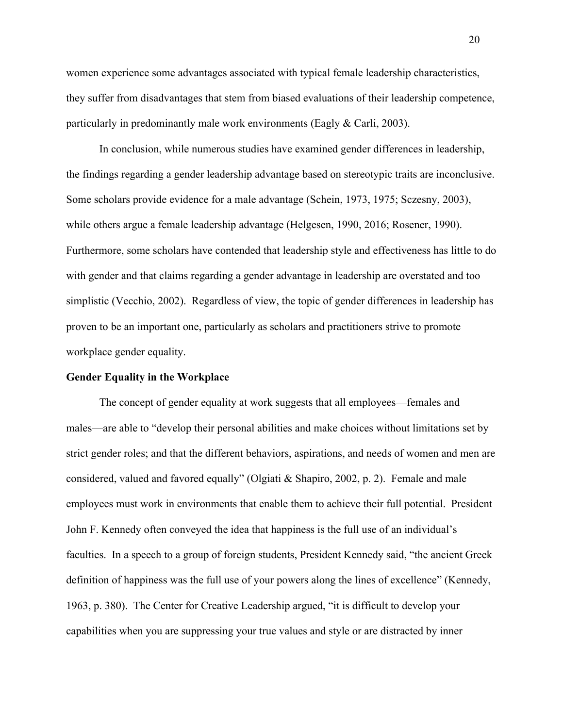women experience some advantages associated with typical female leadership characteristics, they suffer from disadvantages that stem from biased evaluations of their leadership competence, particularly in predominantly male work environments (Eagly & Carli, 2003).

In conclusion, while numerous studies have examined gender differences in leadership, the findings regarding a gender leadership advantage based on stereotypic traits are inconclusive. Some scholars provide evidence for a male advantage (Schein, 1973, 1975; Sczesny, 2003), while others argue a female leadership advantage (Helgesen, 1990, 2016; Rosener, 1990). Furthermore, some scholars have contended that leadership style and effectiveness has little to do with gender and that claims regarding a gender advantage in leadership are overstated and too simplistic (Vecchio, 2002). Regardless of view, the topic of gender differences in leadership has proven to be an important one, particularly as scholars and practitioners strive to promote workplace gender equality.

**Gender Equality in the Workplace**

The concept of gender equality at work suggests that all employees—females and males—are able to "develop their personal abilities and make choices without limitations set by strict gender roles; and that the different behaviors, aspirations, and needs of women and men are considered, valued and favored equally" (Olgiati & Shapiro, 2002, p. 2). Female and male employees must work in environments that enable them to achieve their full potential. President John F. Kennedy often conveyed the idea that happiness is the full use of an individual's faculties. In a speech to a group of foreign students, President Kennedy said, "the ancient Greek definition of happiness was the full use of your powers along the lines of excellence" (Kennedy, 1963, p. 380). The Center for Creative Leadership argued, "it is difficult to develop your capabilities when you are suppressing your true values and style or are distracted by inner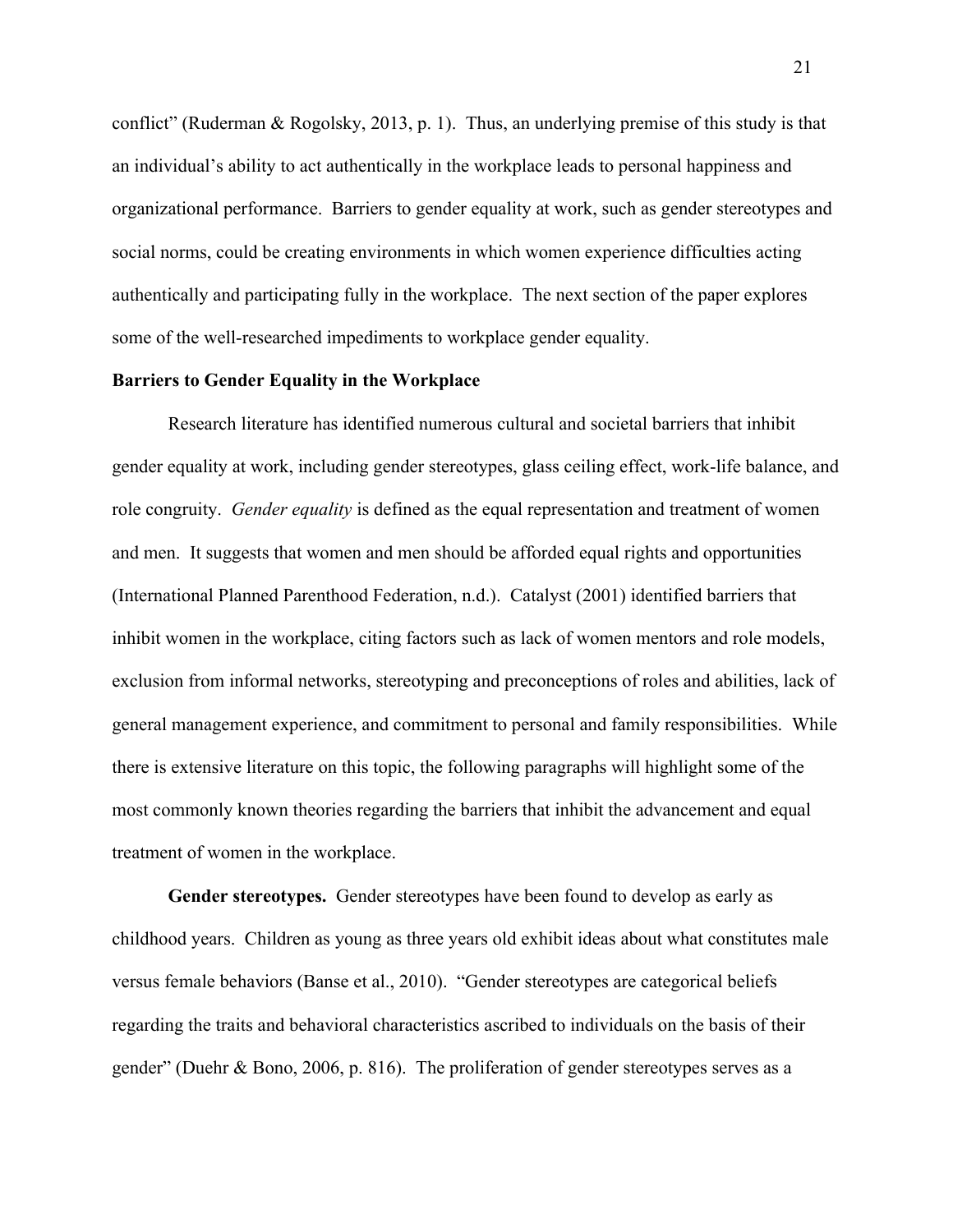conflict" (Ruderman & Rogolsky, 2013, p. 1). Thus, an underlying premise of this study is that an individual's ability to act authentically in the workplace leads to personal happiness and organizational performance. Barriers to gender equality at work, such as gender stereotypes and social norms, could be creating environments in which women experience difficulties acting authentically and participating fully in the workplace. The next section of the paper explores some of the well-researched impediments to workplace gender equality.

**Barriers to Gender Equality in the Workplace**

Research literature has identified numerous cultural and societal barriers that inhibit gender equality at work, including gender stereotypes, glass ceiling effect, work-life balance, and role congruity. *Gender equality* is defined as the equal representation and treatment of women and men. It suggests that women and men should be afforded equal rights and opportunities (International Planned Parenthood Federation, n.d.). Catalyst (2001) identified barriers that inhibit women in the workplace, citing factors such as lack of women mentors and role models, exclusion from informal networks, stereotyping and preconceptions of roles and abilities, lack of general management experience, and commitment to personal and family responsibilities. While there is extensive literature on this topic, the following paragraphs will highlight some of the most commonly known theories regarding the barriers that inhibit the advancement and equal treatment of women in the workplace.

**Gender stereotypes.** Gender stereotypes have been found to develop as early as childhood years. Children as young as three years old exhibit ideas about what constitutes male versus female behaviors (Banse et al., 2010). "Gender stereotypes are categorical beliefs regarding the traits and behavioral characteristics ascribed to individuals on the basis of their gender" (Duehr & Bono, 2006, p. 816). The proliferation of gender stereotypes serves as a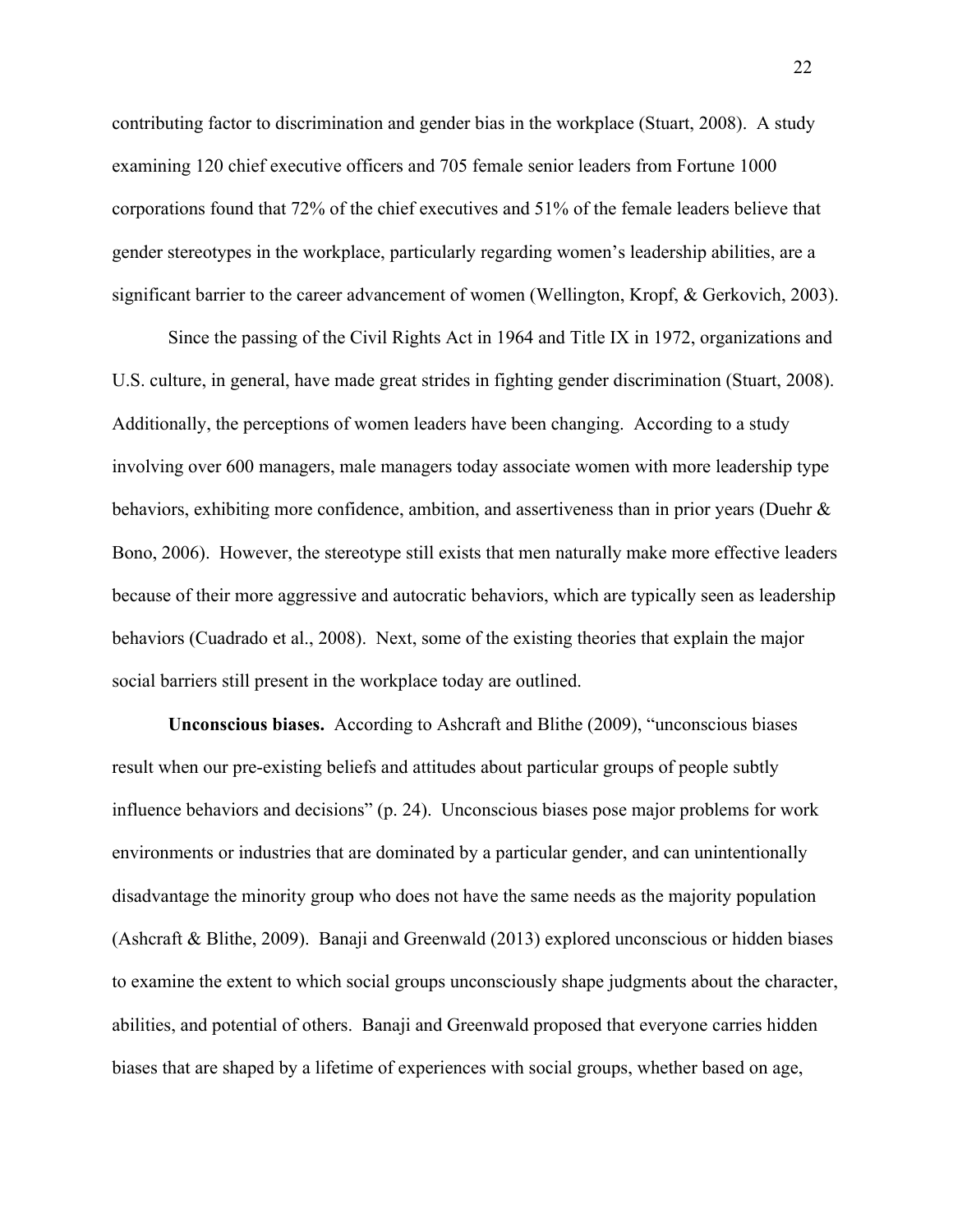contributing factor to discrimination and gender bias in the workplace (Stuart, 2008). A study examining 120 chief executive officers and 705 female senior leaders from Fortune 1000 corporations found that 72% of the chief executives and 51% of the female leaders believe that gender stereotypes in the workplace, particularly regarding women's leadership abilities, are a significant barrier to the career advancement of women (Wellington, Kropf, & Gerkovich, 2003).

Since the passing of the Civil Rights Act in 1964 and Title IX in 1972, organizations and U.S. culture, in general, have made great strides in fighting gender discrimination (Stuart, 2008). Additionally, the perceptions of women leaders have been changing. According to a study involving over 600 managers, male managers today associate women with more leadership type behaviors, exhibiting more confidence, ambition, and assertiveness than in prior years (Duehr & Bono, 2006). However, the stereotype still exists that men naturally make more effective leaders because of their more aggressive and autocratic behaviors, which are typically seen as leadership behaviors (Cuadrado et al., 2008). Next, some of the existing theories that explain the major social barriers still present in the workplace today are outlined.

**Unconscious biases.** According to Ashcraft and Blithe (2009), "unconscious biases result when our pre-existing beliefs and attitudes about particular groups of people subtly influence behaviors and decisions" (p. 24). Unconscious biases pose major problems for work environments or industries that are dominated by a particular gender, and can unintentionally disadvantage the minority group who does not have the same needs as the majority population (Ashcraft & Blithe, 2009). Banaji and Greenwald (2013) explored unconscious or hidden biases to examine the extent to which social groups unconsciously shape judgments about the character, abilities, and potential of others. Banaji and Greenwald proposed that everyone carries hidden biases that are shaped by a lifetime of experiences with social groups, whether based on age,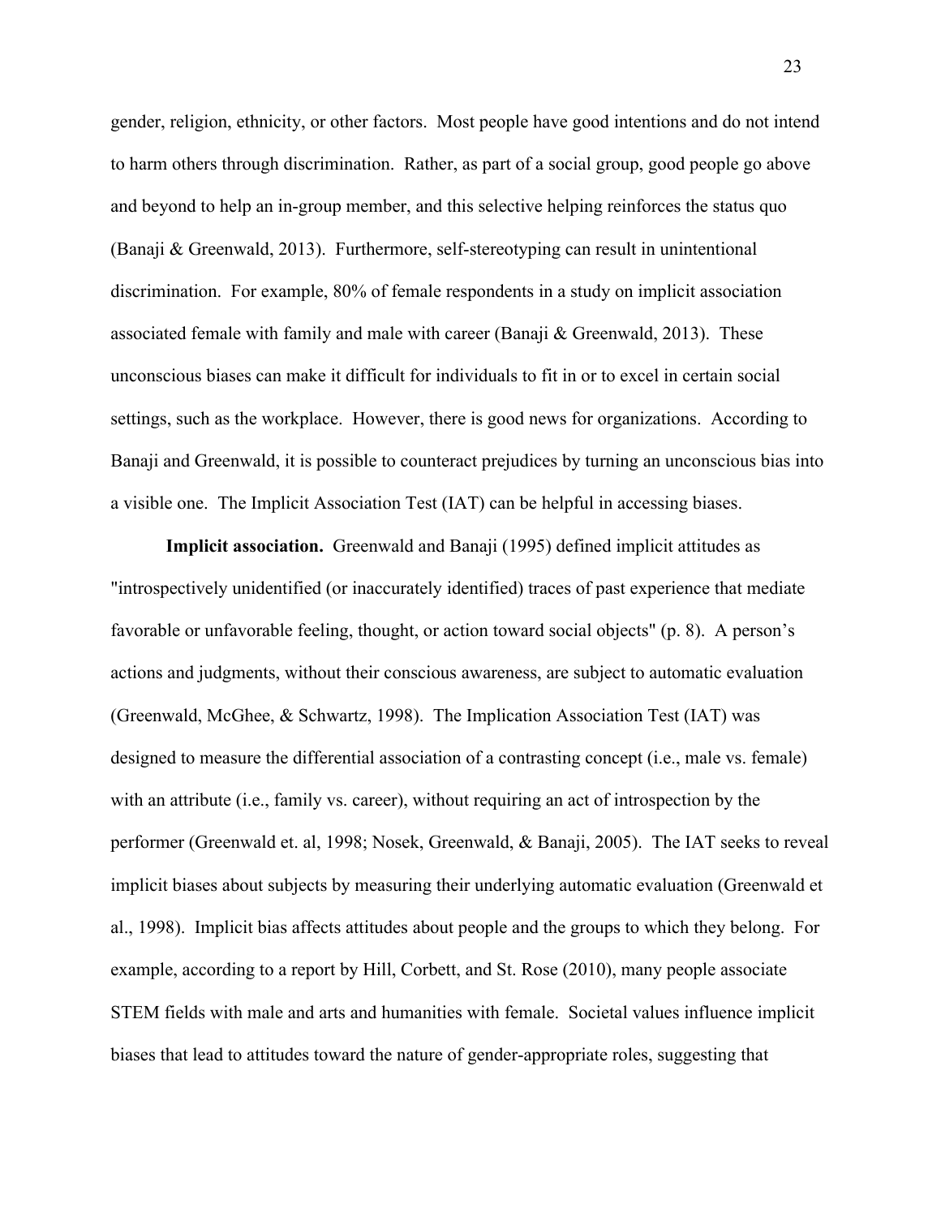gender, religion, ethnicity, or other factors. Most people have good intentions and do not intend to harm others through discrimination. Rather, as part of a social group, good people go above and beyond to help an in-group member, and this selective helping reinforces the status quo (Banaji & Greenwald, 2013). Furthermore, self-stereotyping can result in unintentional discrimination. For example, 80% of female respondents in a study on implicit association associated female with family and male with career (Banaji & Greenwald, 2013). These unconscious biases can make it difficult for individuals to fit in or to excel in certain social settings, such as the workplace. However, there is good news for organizations. According to Banaji and Greenwald, it is possible to counteract prejudices by turning an unconscious bias into a visible one. The Implicit Association Test (IAT) can be helpful in accessing biases.

**Implicit association.** Greenwald and Banaji (1995) defined implicit attitudes as "introspectively unidentified (or inaccurately identified) traces of past experience that mediate favorable or unfavorable feeling, thought, or action toward social objects" (p. 8). A person's actions and judgments, without their conscious awareness, are subject to automatic evaluation (Greenwald, McGhee, & Schwartz, 1998). The Implication Association Test (IAT) was designed to measure the differential association of a contrasting concept (i.e., male vs. female) with an attribute (i.e., family vs. career), without requiring an act of introspection by the performer (Greenwald et. al, 1998; Nosek, Greenwald, & Banaji, 2005). The IAT seeks to reveal implicit biases about subjects by measuring their underlying automatic evaluation (Greenwald et al., 1998). Implicit bias affects attitudes about people and the groups to which they belong. For example, according to a report by Hill, Corbett, and St. Rose (2010), many people associate STEM fields with male and arts and humanities with female. Societal values influence implicit biases that lead to attitudes toward the nature of gender-appropriate roles, suggesting that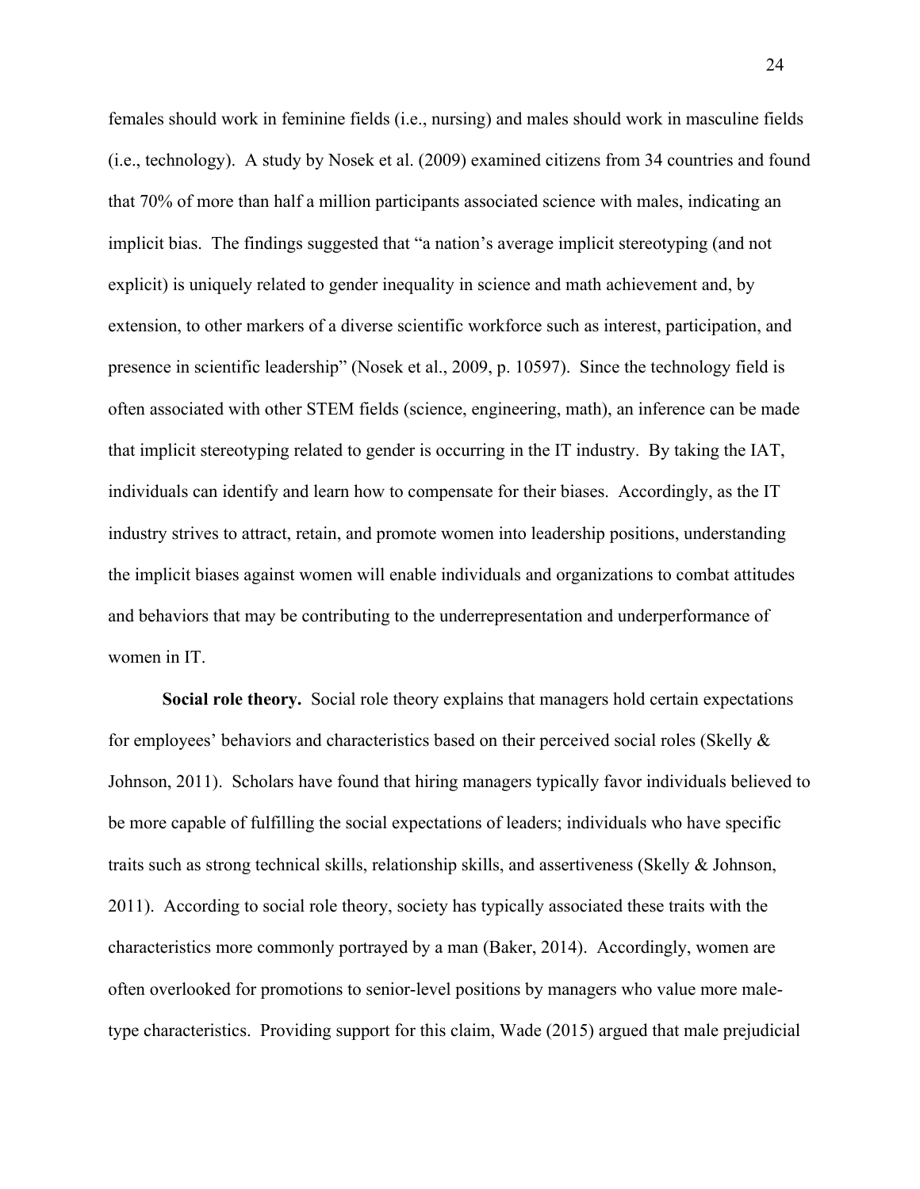females should work in feminine fields (i.e., nursing) and males should work in masculine fields (i.e., technology). A study by Nosek et al. (2009) examined citizens from 34 countries and found that 70% of more than half a million participants associated science with males, indicating an implicit bias. The findings suggested that "a nation's average implicit stereotyping (and not explicit) is uniquely related to gender inequality in science and math achievement and, by extension, to other markers of a diverse scientific workforce such as interest, participation, and presence in scientific leadership" (Nosek et al., 2009, p. 10597). Since the technology field is often associated with other STEM fields (science, engineering, math), an inference can be made that implicit stereotyping related to gender is occurring in the IT industry. By taking the IAT, individuals can identify and learn how to compensate for their biases. Accordingly, as the IT industry strives to attract, retain, and promote women into leadership positions, understanding the implicit biases against women will enable individuals and organizations to combat attitudes and behaviors that may be contributing to the underrepresentation and underperformance of women in IT.

**Social role theory.** Social role theory explains that managers hold certain expectations for employees' behaviors and characteristics based on their perceived social roles (Skelly & Johnson, 2011). Scholars have found that hiring managers typically favor individuals believed to be more capable of fulfilling the social expectations of leaders; individuals who have specific traits such as strong technical skills, relationship skills, and assertiveness (Skelly & Johnson, 2011). According to social role theory, society has typically associated these traits with the characteristics more commonly portrayed by a man (Baker, 2014). Accordingly, women are often overlooked for promotions to senior-level positions by managers who value more male-type characteristics. Providing support for this claim, Wade (2015) argued that male prejudicial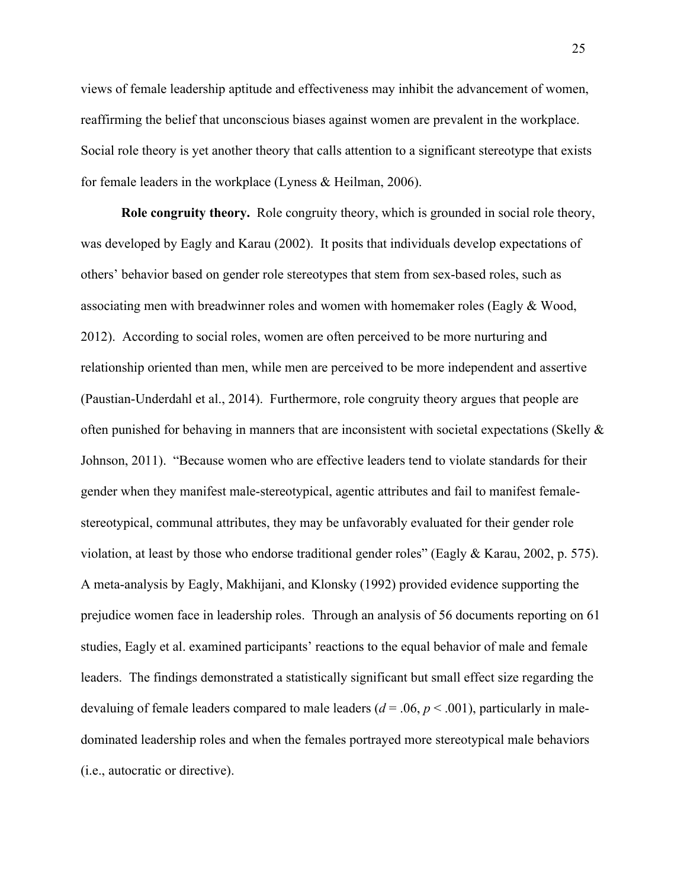views of female leadership aptitude and effectiveness may inhibit the advancement of women, reaffirming the belief that unconscious biases against women are prevalent in the workplace. Social role theory is yet another theory that calls attention to a significant stereotype that exists for female leaders in the workplace (Lyness & Heilman, 2006).

**Role congruity theory.** Role congruity theory, which is grounded in social role theory, was developed by Eagly and Karau (2002). It posits that individuals develop expectations of others' behavior based on gender role stereotypes that stem from sex-based roles, such as associating men with breadwinner roles and women with homemaker roles (Eagly & Wood, 2012). According to social roles, women are often perceived to be more nurturing and relationship oriented than men, while men are perceived to be more independent and assertive (Paustian-Underdahl et al., 2014). Furthermore, role congruity theory argues that people are often punished for behaving in manners that are inconsistent with societal expectations (Skelly & Johnson, 2011). "Because women who are effective leaders tend to violate standards for their gender when they manifest male-stereotypical, agentic attributes and fail to manifest female-stereotypical, communal attributes, they may be unfavorably evaluated for their gender role violation, at least by those who endorse traditional gender roles" (Eagly & Karau, 2002, p. 575). A meta-analysis by Eagly, Makhijani, and Klonsky (1992) provided evidence supporting the prejudice women face in leadership roles. Through an analysis of 56 documents reporting on 61 studies, Eagly et al. examined participants' reactions to the equal behavior of male and female leaders. The findings demonstrated a statistically significant but small effect size regarding the devaluing of female leaders compared to male leaders ($d = .06$, $p < .001$), particularly in male-dominated leadership roles and when the females portrayed more stereotypical male behaviors (i.e., autocratic or directive).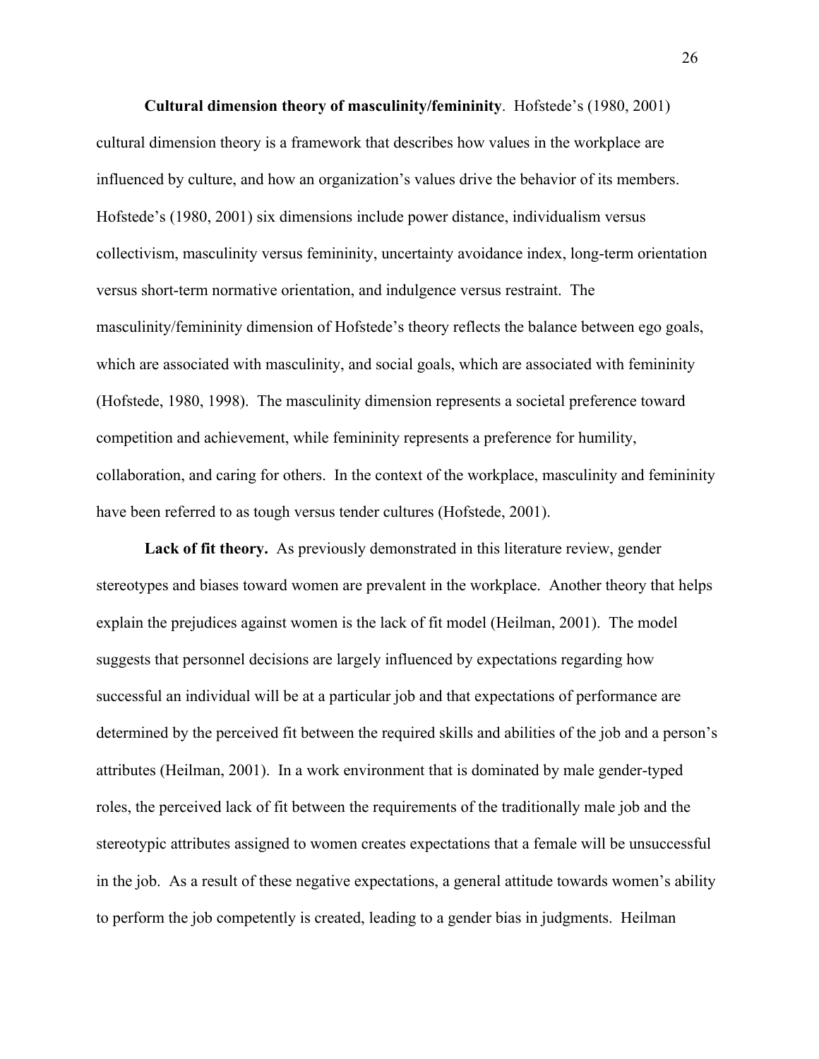**Cultural dimension theory of masculinity/femininity**. Hofstede's (1980, 2001) cultural dimension theory is a framework that describes how values in the workplace are influenced by culture, and how an organization's values drive the behavior of its members. Hofstede's (1980, 2001) six dimensions include power distance, individualism versus collectivism, masculinity versus femininity, uncertainty avoidance index, long-term orientation versus short-term normative orientation, and indulgence versus restraint. The masculinity/femininity dimension of Hofstede's theory reflects the balance between ego goals, which are associated with masculinity, and social goals, which are associated with femininity (Hofstede, 1980, 1998). The masculinity dimension represents a societal preference toward competition and achievement, while femininity represents a preference for humility, collaboration, and caring for others. In the context of the workplace, masculinity and femininity have been referred to as tough versus tender cultures (Hofstede, 2001).

**Lack of fit theory.** As previously demonstrated in this literature review, gender stereotypes and biases toward women are prevalent in the workplace. Another theory that helps explain the prejudices against women is the lack of fit model (Heilman, 2001). The model suggests that personnel decisions are largely influenced by expectations regarding how successful an individual will be at a particular job and that expectations of performance are determined by the perceived fit between the required skills and abilities of the job and a person's attributes (Heilman, 2001). In a work environment that is dominated by male gender-typed roles, the perceived lack of fit between the requirements of the traditionally male job and the stereotypic attributes assigned to women creates expectations that a female will be unsuccessful in the job. As a result of these negative expectations, a general attitude towards women's ability to perform the job competently is created, leading to a gender bias in judgments. Heilman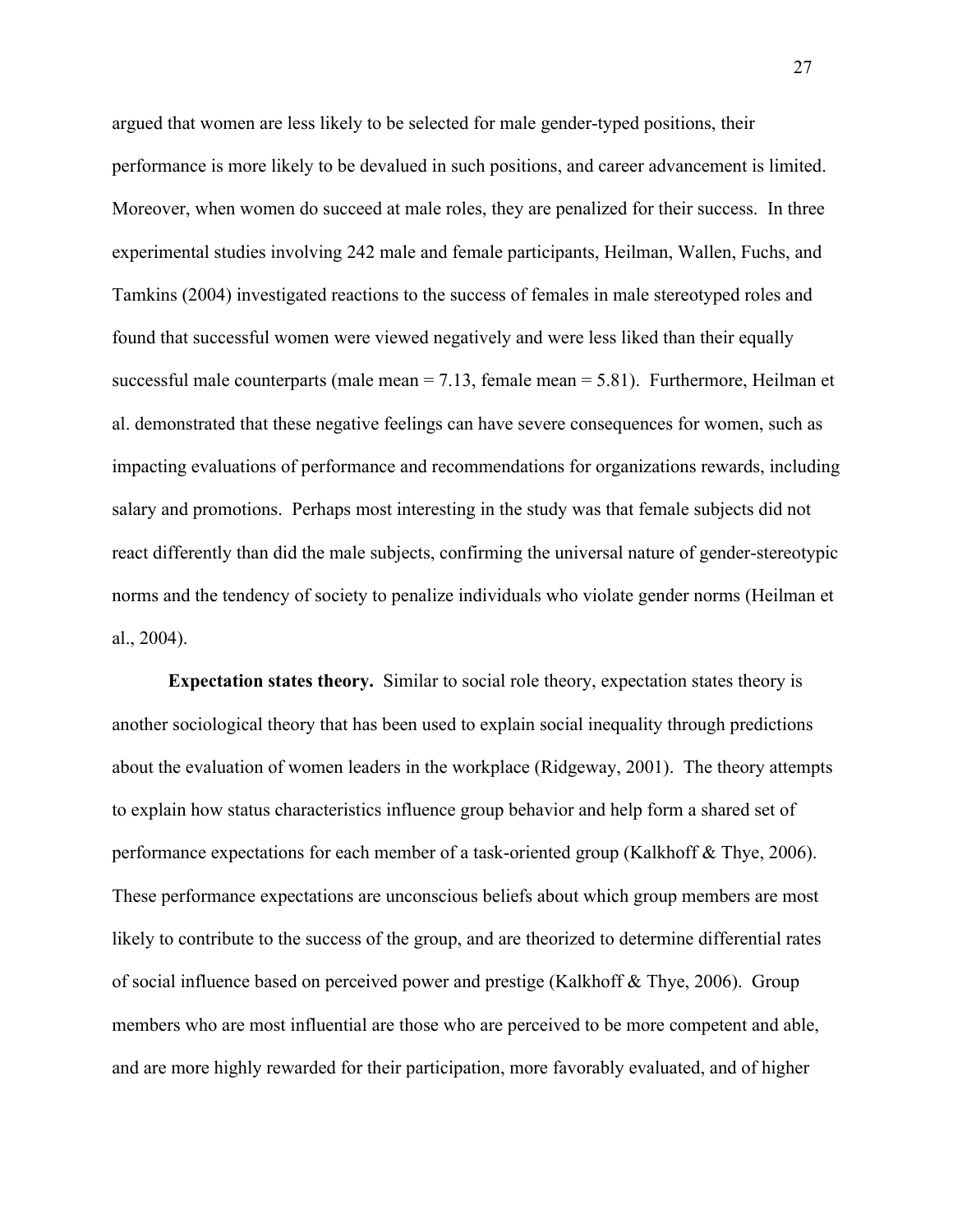argued that women are less likely to be selected for male gender-typed positions, their performance is more likely to be devalued in such positions, and career advancement is limited. Moreover, when women do succeed at male roles, they are penalized for their success. In three experimental studies involving 242 male and female participants, Heilman, Wallen, Fuchs, and Tamkins (2004) investigated reactions to the success of females in male stereotyped roles and found that successful women were viewed negatively and were less liked than their equally successful male counterparts (male mean = 7.13, female mean = 5.81). Furthermore, Heilman et al. demonstrated that these negative feelings can have severe consequences for women, such as impacting evaluations of performance and recommendations for organizations rewards, including salary and promotions. Perhaps most interesting in the study was that female subjects did not react differently than did the male subjects, confirming the universal nature of gender-stereotypic norms and the tendency of society to penalize individuals who violate gender norms (Heilman et al., 2004).

**Expectation states theory.** Similar to social role theory, expectation states theory is another sociological theory that has been used to explain social inequality through predictions about the evaluation of women leaders in the workplace (Ridgeway, 2001). The theory attempts to explain how status characteristics influence group behavior and help form a shared set of performance expectations for each member of a task-oriented group (Kalkhoff & Thye, 2006). These performance expectations are unconscious beliefs about which group members are most likely to contribute to the success of the group, and are theorized to determine differential rates of social influence based on perceived power and prestige (Kalkhoff & Thye, 2006). Group members who are most influential are those who are perceived to be more competent and able, and are more highly rewarded for their participation, more favorably evaluated, and of higher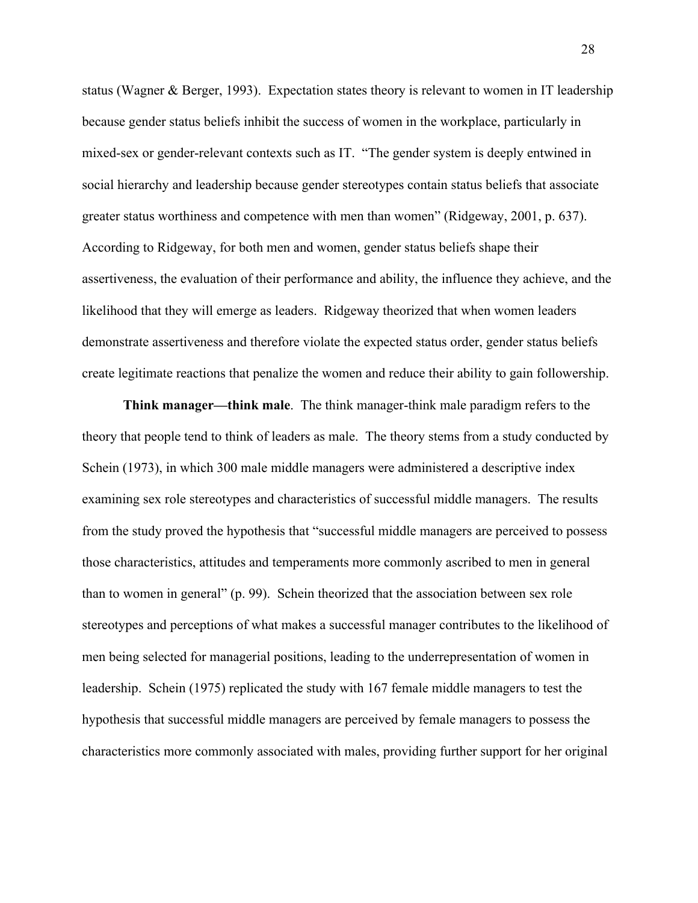status (Wagner & Berger, 1993). Expectation states theory is relevant to women in IT leadership because gender status beliefs inhibit the success of women in the workplace, particularly in mixed-sex or gender-relevant contexts such as IT. "The gender system is deeply entwined in social hierarchy and leadership because gender stereotypes contain status beliefs that associate greater status worthiness and competence with men than women" (Ridgeway, 2001, p. 637). According to Ridgeway, for both men and women, gender status beliefs shape their assertiveness, the evaluation of their performance and ability, the influence they achieve, and the likelihood that they will emerge as leaders. Ridgeway theorized that when women leaders demonstrate assertiveness and therefore violate the expected status order, gender status beliefs create legitimate reactions that penalize the women and reduce their ability to gain followership.

**Think manager—think male**. The think manager-think male paradigm refers to the theory that people tend to think of leaders as male. The theory stems from a study conducted by Schein (1973), in which 300 male middle managers were administered a descriptive index examining sex role stereotypes and characteristics of successful middle managers. The results from the study proved the hypothesis that "successful middle managers are perceived to possess those characteristics, attitudes and temperaments more commonly ascribed to men in general than to women in general" (p. 99). Schein theorized that the association between sex role stereotypes and perceptions of what makes a successful manager contributes to the likelihood of men being selected for managerial positions, leading to the underrepresentation of women in leadership. Schein (1975) replicated the study with 167 female middle managers to test the hypothesis that successful middle managers are perceived by female managers to possess the characteristics more commonly associated with males, providing further support for her original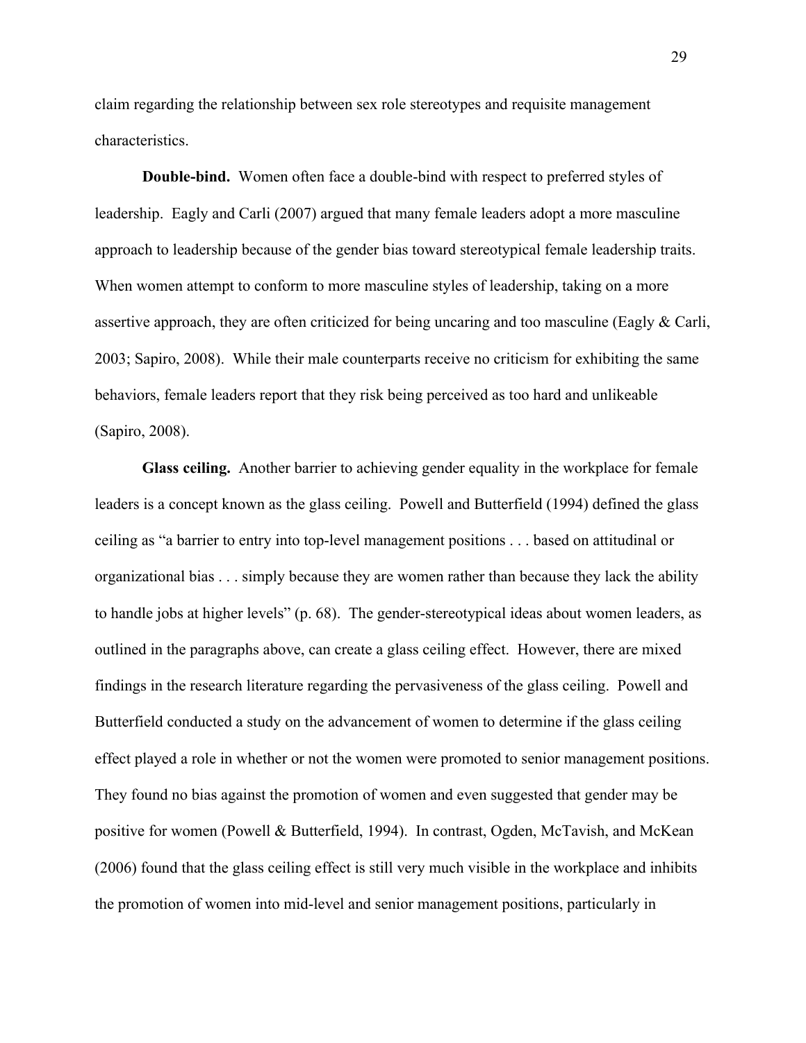claim regarding the relationship between sex role stereotypes and requisite management characteristics.

**Double-bind.** Women often face a double-bind with respect to preferred styles of leadership. Eagly and Carli (2007) argued that many female leaders adopt a more masculine approach to leadership because of the gender bias toward stereotypical female leadership traits. When women attempt to conform to more masculine styles of leadership, taking on a more assertive approach, they are often criticized for being uncaring and too masculine (Eagly & Carli, 2003; Sapiro, 2008). While their male counterparts receive no criticism for exhibiting the same behaviors, female leaders report that they risk being perceived as too hard and unlikeable (Sapiro, 2008).

**Glass ceiling.** Another barrier to achieving gender equality in the workplace for female leaders is a concept known as the glass ceiling. Powell and Butterfield (1994) defined the glass ceiling as "a barrier to entry into top-level management positions . . . based on attitudinal or organizational bias . . . simply because they are women rather than because they lack the ability to handle jobs at higher levels" (p. 68). The gender-stereotypical ideas about women leaders, as outlined in the paragraphs above, can create a glass ceiling effect. However, there are mixed findings in the research literature regarding the pervasiveness of the glass ceiling. Powell and Butterfield conducted a study on the advancement of women to determine if the glass ceiling effect played a role in whether or not the women were promoted to senior management positions. They found no bias against the promotion of women and even suggested that gender may be positive for women (Powell & Butterfield, 1994). In contrast, Ogden, McTavish, and McKean (2006) found that the glass ceiling effect is still very much visible in the workplace and inhibits the promotion of women into mid-level and senior management positions, particularly in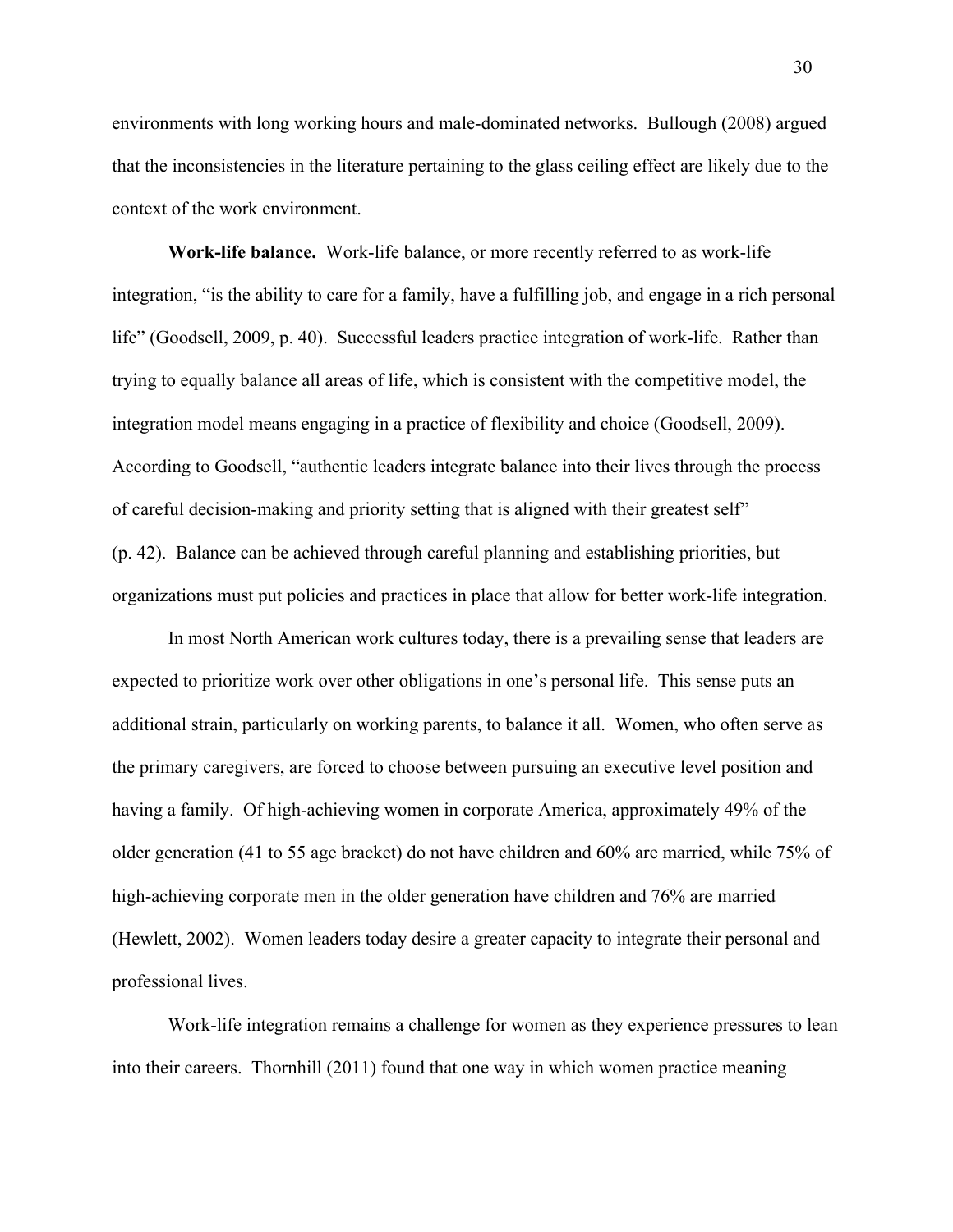environments with long working hours and male-dominated networks. Bullough (2008) argued that the inconsistencies in the literature pertaining to the glass ceiling effect are likely due to the context of the work environment.

**Work-life balance.** Work-life balance, or more recently referred to as work-life integration, "is the ability to care for a family, have a fulfilling job, and engage in a rich personal life" (Goodsell, 2009, p. 40). Successful leaders practice integration of work-life. Rather than trying to equally balance all areas of life, which is consistent with the competitive model, the integration model means engaging in a practice of flexibility and choice (Goodsell, 2009). According to Goodsell, "authentic leaders integrate balance into their lives through the process of careful decision-making and priority setting that is aligned with their greatest self" (p. 42). Balance can be achieved through careful planning and establishing priorities, but organizations must put policies and practices in place that allow for better work-life integration.

In most North American work cultures today, there is a prevailing sense that leaders are expected to prioritize work over other obligations in one's personal life. This sense puts an additional strain, particularly on working parents, to balance it all. Women, who often serve as the primary caregivers, are forced to choose between pursuing an executive level position and having a family. Of high-achieving women in corporate America, approximately 49% of the older generation (41 to 55 age bracket) do not have children and 60% are married, while 75% of high-achieving corporate men in the older generation have children and 76% are married (Hewlett, 2002). Women leaders today desire a greater capacity to integrate their personal and professional lives.

Work-life integration remains a challenge for women as they experience pressures to lean into their careers. Thornhill (2011) found that one way in which women practice meaning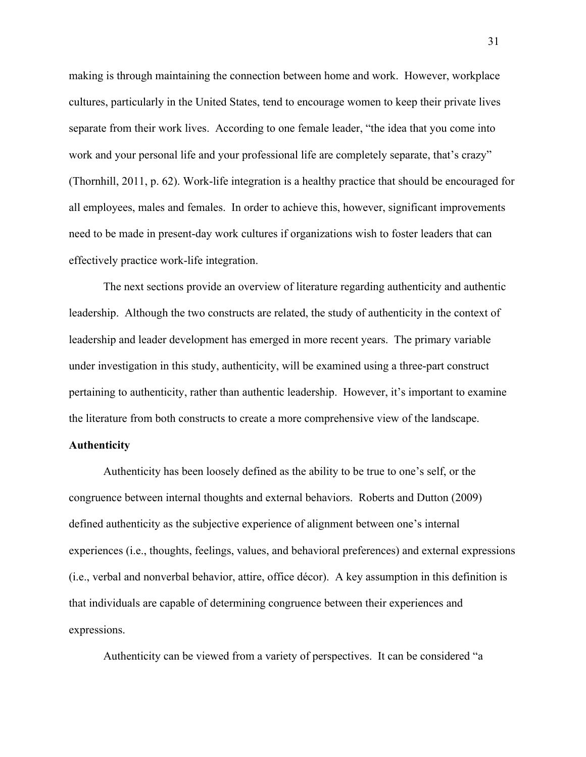making is through maintaining the connection between home and work. However, workplace cultures, particularly in the United States, tend to encourage women to keep their private lives separate from their work lives. According to one female leader, "the idea that you come into work and your personal life and your professional life are completely separate, that's crazy" (Thornhill, 2011, p. 62). Work-life integration is a healthy practice that should be encouraged for all employees, males and females. In order to achieve this, however, significant improvements need to be made in present-day work cultures if organizations wish to foster leaders that can effectively practice work-life integration.

The next sections provide an overview of literature regarding authenticity and authentic leadership. Although the two constructs are related, the study of authenticity in the context of leadership and leader development has emerged in more recent years. The primary variable under investigation in this study, authenticity, will be examined using a three-part construct pertaining to authenticity, rather than authentic leadership. However, it's important to examine the literature from both constructs to create a more comprehensive view of the landscape.

**Authenticity**

Authenticity has been loosely defined as the ability to be true to one's self, or the congruence between internal thoughts and external behaviors. Roberts and Dutton (2009) defined authenticity as the subjective experience of alignment between one's internal experiences (i.e., thoughts, feelings, values, and behavioral preferences) and external expressions (i.e., verbal and nonverbal behavior, attire, office décor). A key assumption in this definition is that individuals are capable of determining congruence between their experiences and expressions.

Authenticity can be viewed from a variety of perspectives. It can be considered "a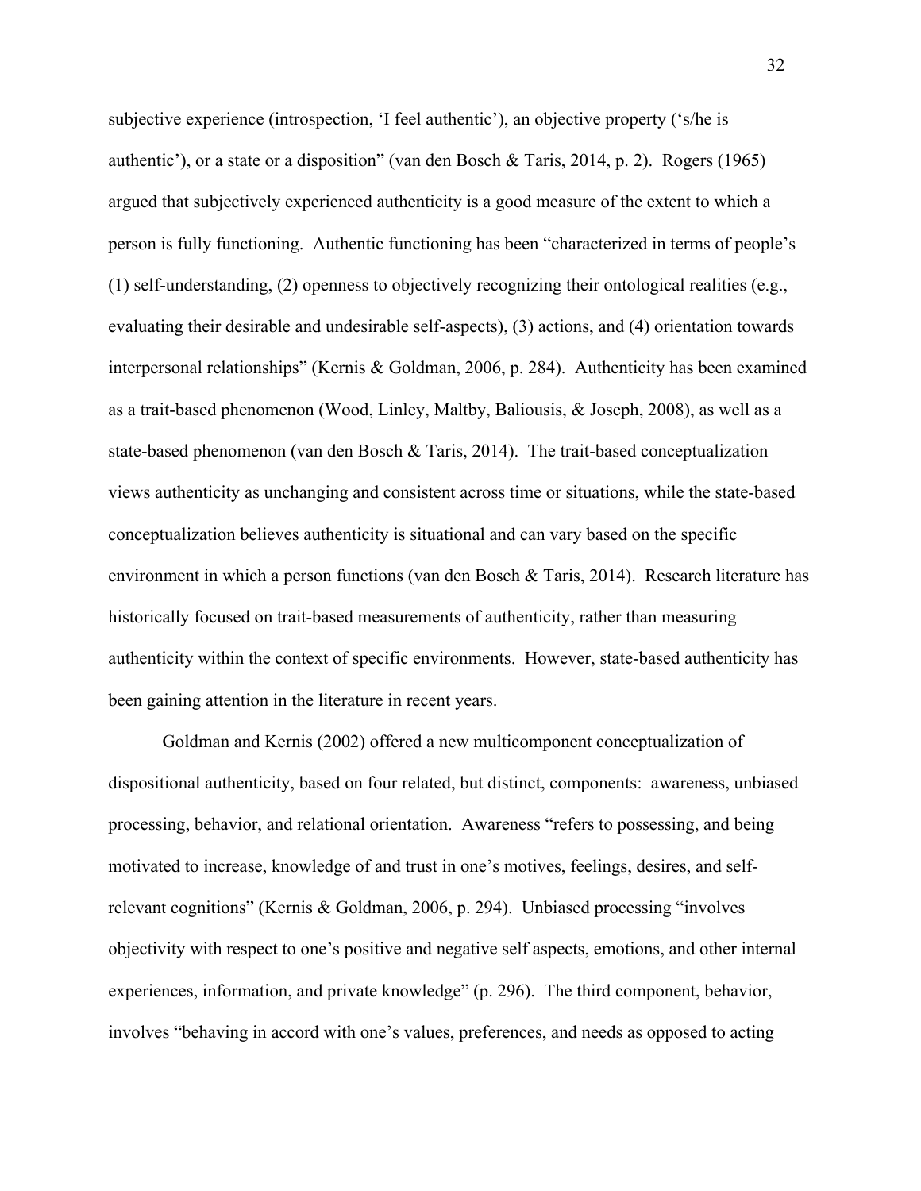subjective experience (introspection, 'I feel authentic'), an objective property ('s/he is authentic'), or a state or a disposition" (van den Bosch & Taris, 2014, p. 2). Rogers (1965) argued that subjectively experienced authenticity is a good measure of the extent to which a person is fully functioning. Authentic functioning has been "characterized in terms of people's (1) self-understanding, (2) openness to objectively recognizing their ontological realities (e.g., evaluating their desirable and undesirable self-aspects), (3) actions, and (4) orientation towards interpersonal relationships" (Kernis & Goldman, 2006, p. 284). Authenticity has been examined as a trait-based phenomenon (Wood, Linley, Maltby, Baliousis, & Joseph, 2008), as well as a state-based phenomenon (van den Bosch & Taris, 2014). The trait-based conceptualization views authenticity as unchanging and consistent across time or situations, while the state-based conceptualization believes authenticity is situational and can vary based on the specific environment in which a person functions (van den Bosch & Taris, 2014). Research literature has historically focused on trait-based measurements of authenticity, rather than measuring authenticity within the context of specific environments. However, state-based authenticity has been gaining attention in the literature in recent years.

Goldman and Kernis (2002) offered a new multicomponent conceptualization of dispositional authenticity, based on four related, but distinct, components: awareness, unbiased processing, behavior, and relational orientation. Awareness "refers to possessing, and being motivated to increase, knowledge of and trust in one's motives, feelings, desires, and self-relevant cognitions" (Kernis & Goldman, 2006, p. 294). Unbiased processing "involves objectivity with respect to one's positive and negative self aspects, emotions, and other internal experiences, information, and private knowledge" (p. 296). The third component, behavior, involves "behaving in accord with one's values, preferences, and needs as opposed to acting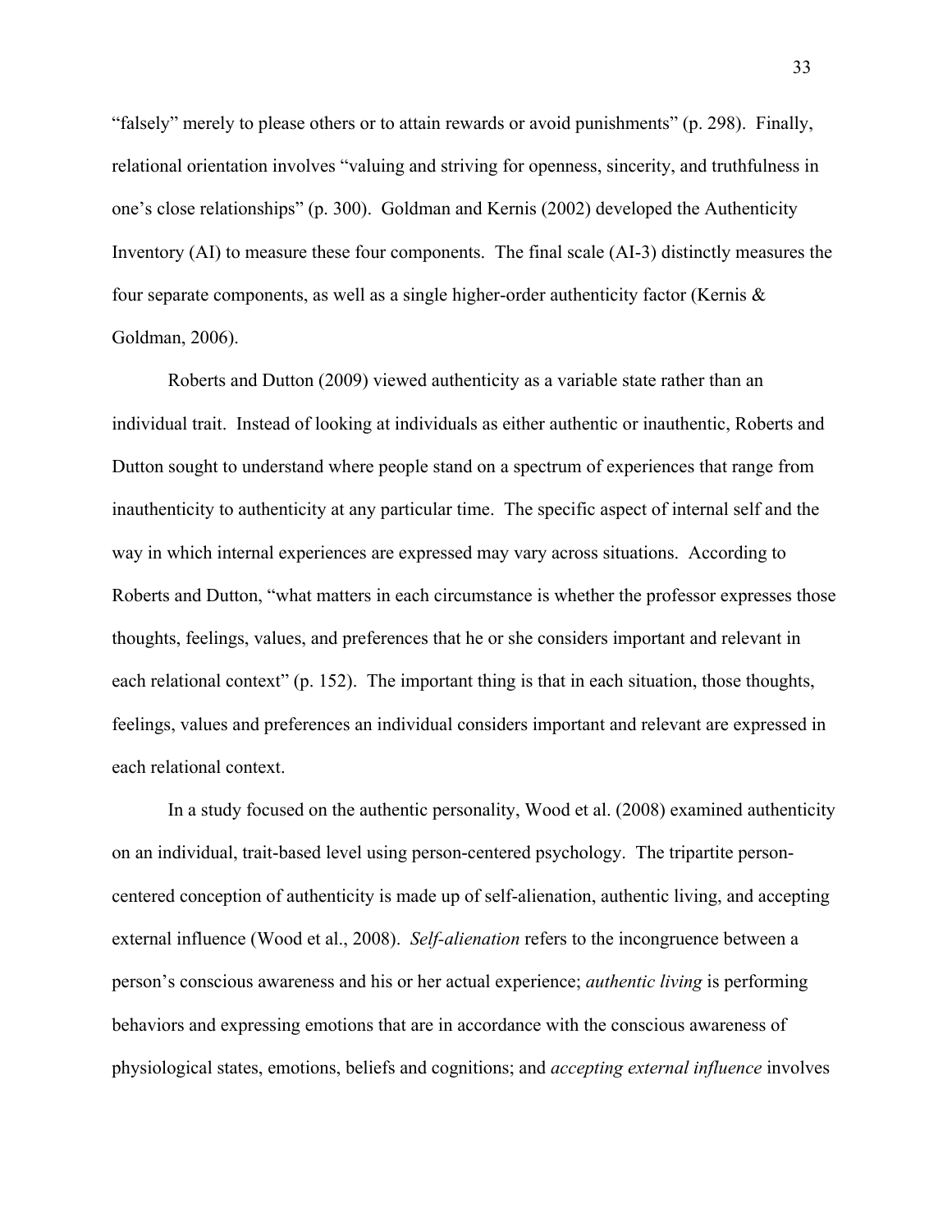"falsely" merely to please others or to attain rewards or avoid punishments" (p. 298). Finally, relational orientation involves "valuing and striving for openness, sincerity, and truthfulness in one's close relationships" (p. 300). Goldman and Kernis (2002) developed the Authenticity Inventory (AI) to measure these four components. The final scale (AI-3) distinctly measures the four separate components, as well as a single higher-order authenticity factor (Kernis & Goldman, 2006).

Roberts and Dutton (2009) viewed authenticity as a variable state rather than an individual trait. Instead of looking at individuals as either authentic or inauthentic, Roberts and Dutton sought to understand where people stand on a spectrum of experiences that range from inauthenticity to authenticity at any particular time. The specific aspect of internal self and the way in which internal experiences are expressed may vary across situations. According to Roberts and Dutton, "what matters in each circumstance is whether the professor expresses those thoughts, feelings, values, and preferences that he or she considers important and relevant in each relational context" (p. 152). The important thing is that in each situation, those thoughts, feelings, values and preferences an individual considers important and relevant are expressed in each relational context.

In a study focused on the authentic personality, Wood et al. (2008) examined authenticity on an individual, trait-based level using person-centered psychology. The tripartite person-centered conception of authenticity is made up of self-alienation, authentic living, and accepting external influence (Wood et al., 2008). *Self-alienation* refers to the incongruence between a person's conscious awareness and his or her actual experience; *authentic living* is performing behaviors and expressing emotions that are in accordance with the conscious awareness of physiological states, emotions, beliefs and cognitions; and *accepting external influence* involves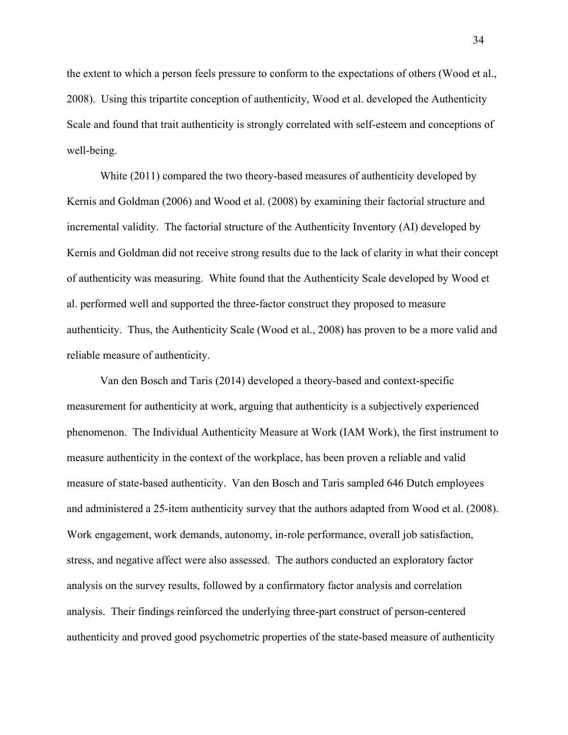the extent to which a person feels pressure to conform to the expectations of others (Wood et al., 2008). Using this tripartite conception of authenticity, Wood et al. developed the Authenticity Scale and found that trait authenticity is strongly correlated with self-esteem and conceptions of well-being.

White (2011) compared the two theory-based measures of authenticity developed by Kernis and Goldman (2006) and Wood et al. (2008) by examining their factorial structure and incremental validity. The factorial structure of the Authenticity Inventory (AI) developed by Kernis and Goldman did not receive strong results due to the lack of clarity in what their concept of authenticity was measuring. White found that the Authenticity Scale developed by Wood et al. performed well and supported the three-factor construct they proposed to measure authenticity. Thus, the Authenticity Scale (Wood et al., 2008) has proven to be a more valid and reliable measure of authenticity.

Van den Bosch and Taris (2014) developed a theory-based and context-specific measurement for authenticity at work, arguing that authenticity is a subjectively experienced phenomenon. The Individual Authenticity Measure at Work (IAM Work), the first instrument to measure authenticity in the context of the workplace, has been proven a reliable and valid measure of state-based authenticity. Van den Bosch and Taris sampled 646 Dutch employees and administered a 25-item authenticity survey that the authors adapted from Wood et al. (2008). Work engagement, work demands, autonomy, in-role performance, overall job satisfaction, stress, and negative affect were also assessed. The authors conducted an exploratory factor analysis on the survey results, followed by a confirmatory factor analysis and correlation analysis. Their findings reinforced the underlying three-part construct of person-centered authenticity and proved good psychometric properties of the state-based measure of authenticity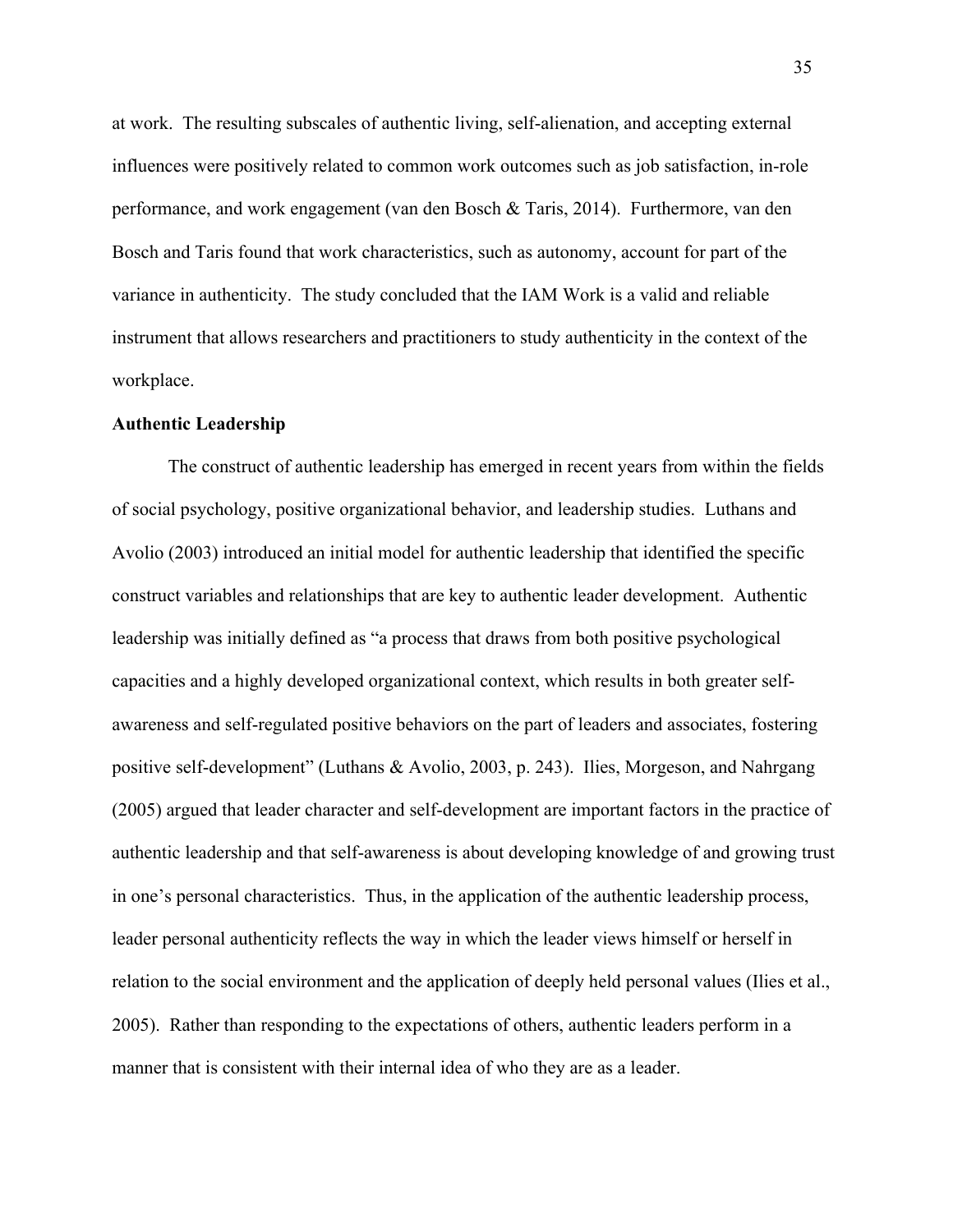at work. The resulting subscales of authentic living, self-alienation, and accepting external influences were positively related to common work outcomes such as job satisfaction, in-role performance, and work engagement (van den Bosch & Taris, 2014). Furthermore, van den Bosch and Taris found that work characteristics, such as autonomy, account for part of the variance in authenticity. The study concluded that the IAM Work is a valid and reliable instrument that allows researchers and practitioners to study authenticity in the context of the workplace.

**Authentic Leadership**

The construct of authentic leadership has emerged in recent years from within the fields of social psychology, positive organizational behavior, and leadership studies. Luthans and Avolio (2003) introduced an initial model for authentic leadership that identified the specific construct variables and relationships that are key to authentic leader development. Authentic leadership was initially defined as "a process that draws from both positive psychological capacities and a highly developed organizational context, which results in both greater self-awareness and self-regulated positive behaviors on the part of leaders and associates, fostering positive self-development" (Luthans & Avolio, 2003, p. 243). Ilies, Morgeson, and Nahrgang (2005) argued that leader character and self-development are important factors in the practice of authentic leadership and that self-awareness is about developing knowledge of and growing trust in one's personal characteristics. Thus, in the application of the authentic leadership process, leader personal authenticity reflects the way in which the leader views himself or herself in relation to the social environment and the application of deeply held personal values (Ilies et al., 2005). Rather than responding to the expectations of others, authentic leaders perform in a manner that is consistent with their internal idea of who they are as a leader.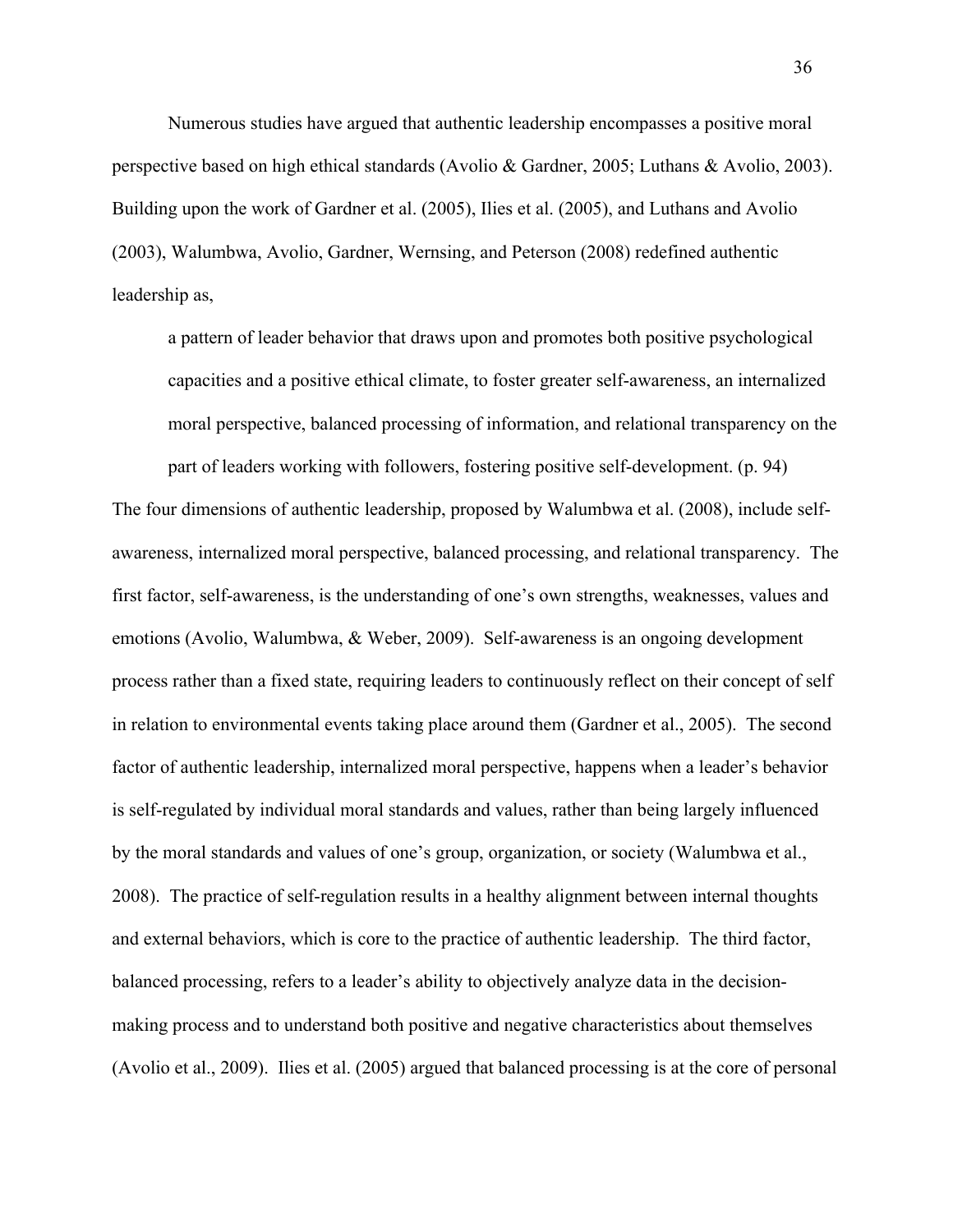Numerous studies have argued that authentic leadership encompasses a positive moral perspective based on high ethical standards (Avolio & Gardner, 2005; Luthans & Avolio, 2003). Building upon the work of Gardner et al. (2005), Ilies et al. (2005), and Luthans and Avolio (2003), Walumbwa, Avolio, Gardner, Wernsing, and Peterson (2008) redefined authentic leadership as,

> a pattern of leader behavior that draws upon and promotes both positive psychological capacities and a positive ethical climate, to foster greater self-awareness, an internalized moral perspective, balanced processing of information, and relational transparency on the part of leaders working with followers, fostering positive self-development. (p. 94)

The four dimensions of authentic leadership, proposed by Walumbwa et al. (2008), include self-awareness, internalized moral perspective, balanced processing, and relational transparency. The first factor, self-awareness, is the understanding of one's own strengths, weaknesses, values and emotions (Avolio, Walumbwa, & Weber, 2009). Self-awareness is an ongoing development process rather than a fixed state, requiring leaders to continuously reflect on their concept of self in relation to environmental events taking place around them (Gardner et al., 2005). The second factor of authentic leadership, internalized moral perspective, happens when a leader's behavior is self-regulated by individual moral standards and values, rather than being largely influenced by the moral standards and values of one's group, organization, or society (Walumbwa et al., 2008). The practice of self-regulation results in a healthy alignment between internal thoughts and external behaviors, which is core to the practice of authentic leadership. The third factor, balanced processing, refers to a leader's ability to objectively analyze data in the decision-making process and to understand both positive and negative characteristics about themselves (Avolio et al., 2009). Ilies et al. (2005) argued that balanced processing is at the core of personal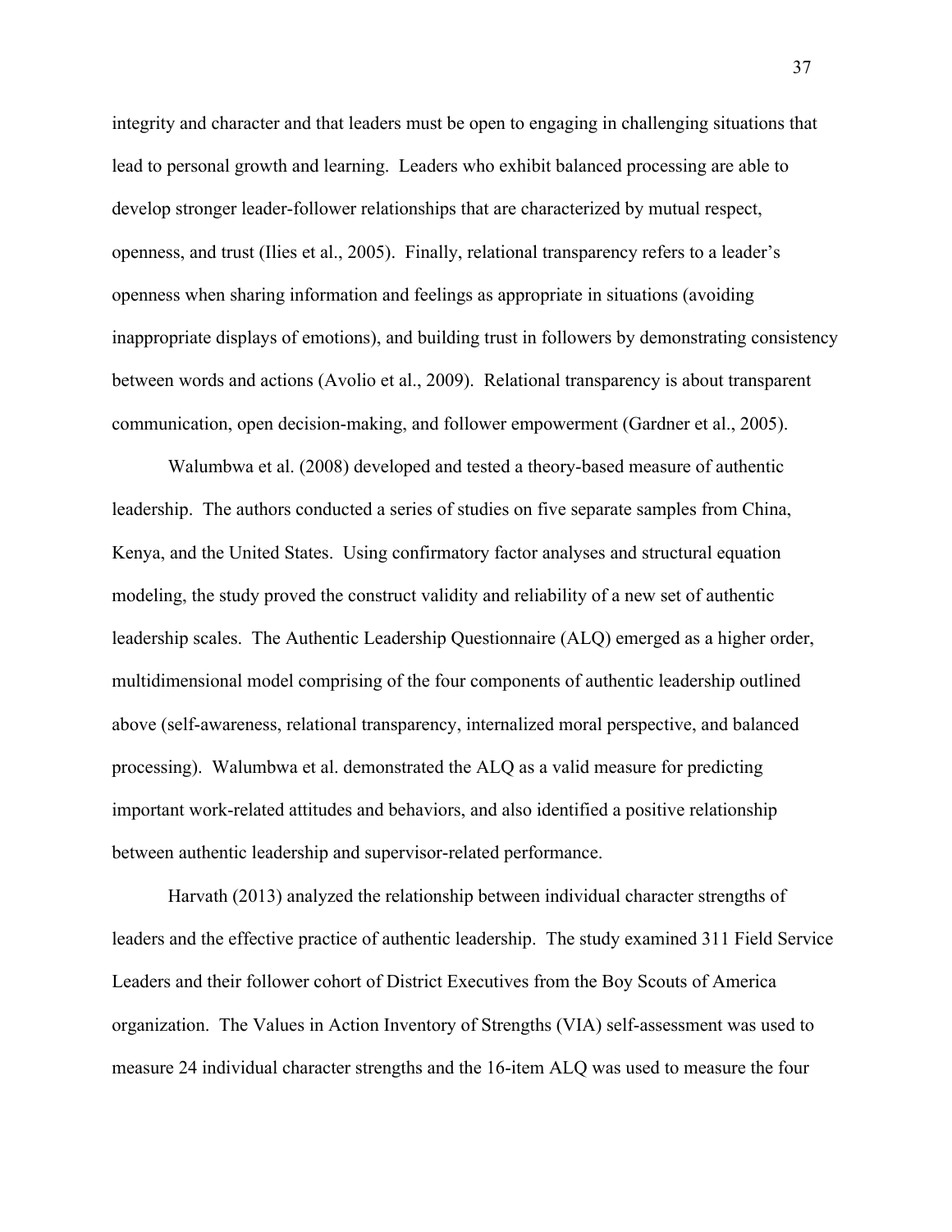integrity and character and that leaders must be open to engaging in challenging situations that lead to personal growth and learning. Leaders who exhibit balanced processing are able to develop stronger leader-follower relationships that are characterized by mutual respect, openness, and trust (Ilies et al., 2005). Finally, relational transparency refers to a leader's openness when sharing information and feelings as appropriate in situations (avoiding inappropriate displays of emotions), and building trust in followers by demonstrating consistency between words and actions (Avolio et al., 2009). Relational transparency is about transparent communication, open decision-making, and follower empowerment (Gardner et al., 2005).

Walumbwa et al. (2008) developed and tested a theory-based measure of authentic leadership. The authors conducted a series of studies on five separate samples from China, Kenya, and the United States. Using confirmatory factor analyses and structural equation modeling, the study proved the construct validity and reliability of a new set of authentic leadership scales. The Authentic Leadership Questionnaire (ALQ) emerged as a higher order, multidimensional model comprising of the four components of authentic leadership outlined above (self-awareness, relational transparency, internalized moral perspective, and balanced processing). Walumbwa et al. demonstrated the ALQ as a valid measure for predicting important work-related attitudes and behaviors, and also identified a positive relationship between authentic leadership and supervisor-related performance.

Harvath (2013) analyzed the relationship between individual character strengths of leaders and the effective practice of authentic leadership. The study examined 311 Field Service Leaders and their follower cohort of District Executives from the Boy Scouts of America organization. The Values in Action Inventory of Strengths (VIA) self-assessment was used to measure 24 individual character strengths and the 16-item ALQ was used to measure the four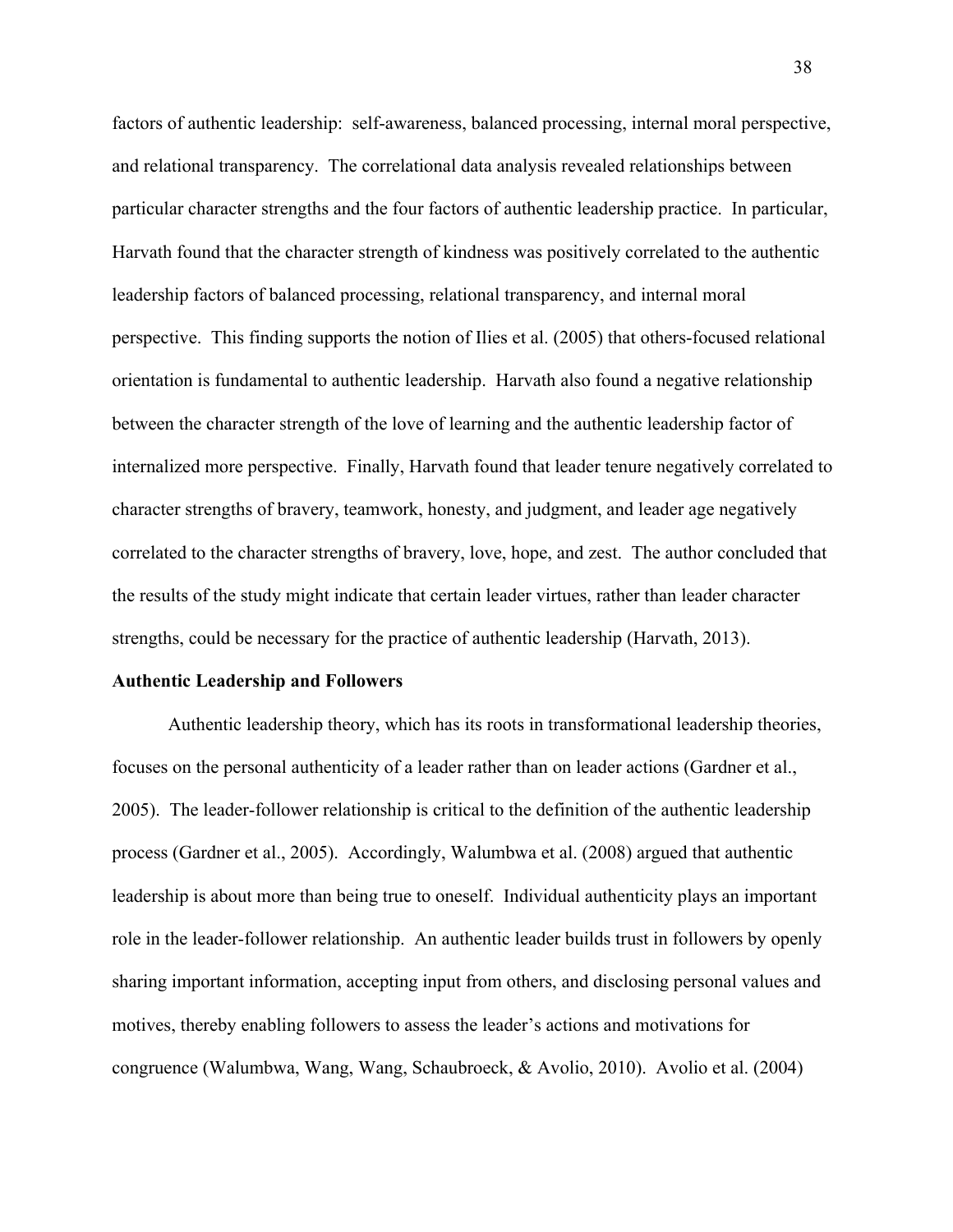factors of authentic leadership: self-awareness, balanced processing, internal moral perspective, and relational transparency. The correlational data analysis revealed relationships between particular character strengths and the four factors of authentic leadership practice. In particular, Harvath found that the character strength of kindness was positively correlated to the authentic leadership factors of balanced processing, relational transparency, and internal moral perspective. This finding supports the notion of Ilies et al. (2005) that others-focused relational orientation is fundamental to authentic leadership. Harvath also found a negative relationship between the character strength of the love of learning and the authentic leadership factor of internalized more perspective. Finally, Harvath found that leader tenure negatively correlated to character strengths of bravery, teamwork, honesty, and judgment, and leader age negatively correlated to the character strengths of bravery, love, hope, and zest. The author concluded that the results of the study might indicate that certain leader virtues, rather than leader character strengths, could be necessary for the practice of authentic leadership (Harvath, 2013).

**Authentic Leadership and Followers**

Authentic leadership theory, which has its roots in transformational leadership theories, focuses on the personal authenticity of a leader rather than on leader actions (Gardner et al., 2005). The leader-follower relationship is critical to the definition of the authentic leadership process (Gardner et al., 2005). Accordingly, Walumbwa et al. (2008) argued that authentic leadership is about more than being true to oneself. Individual authenticity plays an important role in the leader-follower relationship. An authentic leader builds trust in followers by openly sharing important information, accepting input from others, and disclosing personal values and motives, thereby enabling followers to assess the leader's actions and motivations for congruence (Walumbwa, Wang, Wang, Schaubroeck, & Avolio, 2010). Avolio et al. (2004)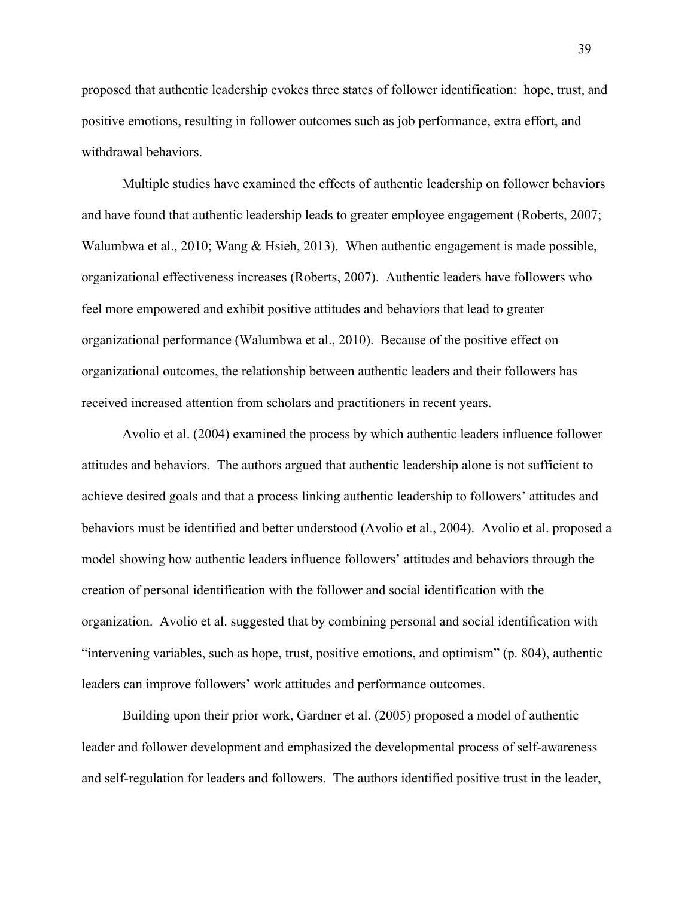proposed that authentic leadership evokes three states of follower identification: hope, trust, and positive emotions, resulting in follower outcomes such as job performance, extra effort, and withdrawal behaviors.

Multiple studies have examined the effects of authentic leadership on follower behaviors and have found that authentic leadership leads to greater employee engagement (Roberts, 2007; Walumbwa et al., 2010; Wang & Hsieh, 2013). When authentic engagement is made possible, organizational effectiveness increases (Roberts, 2007). Authentic leaders have followers who feel more empowered and exhibit positive attitudes and behaviors that lead to greater organizational performance (Walumbwa et al., 2010). Because of the positive effect on organizational outcomes, the relationship between authentic leaders and their followers has received increased attention from scholars and practitioners in recent years.

Avolio et al. (2004) examined the process by which authentic leaders influence follower attitudes and behaviors. The authors argued that authentic leadership alone is not sufficient to achieve desired goals and that a process linking authentic leadership to followers' attitudes and behaviors must be identified and better understood (Avolio et al., 2004). Avolio et al. proposed a model showing how authentic leaders influence followers' attitudes and behaviors through the creation of personal identification with the follower and social identification with the organization. Avolio et al. suggested that by combining personal and social identification with "intervening variables, such as hope, trust, positive emotions, and optimism" (p. 804), authentic leaders can improve followers' work attitudes and performance outcomes.

Building upon their prior work, Gardner et al. (2005) proposed a model of authentic leader and follower development and emphasized the developmental process of self-awareness and self-regulation for leaders and followers. The authors identified positive trust in the leader,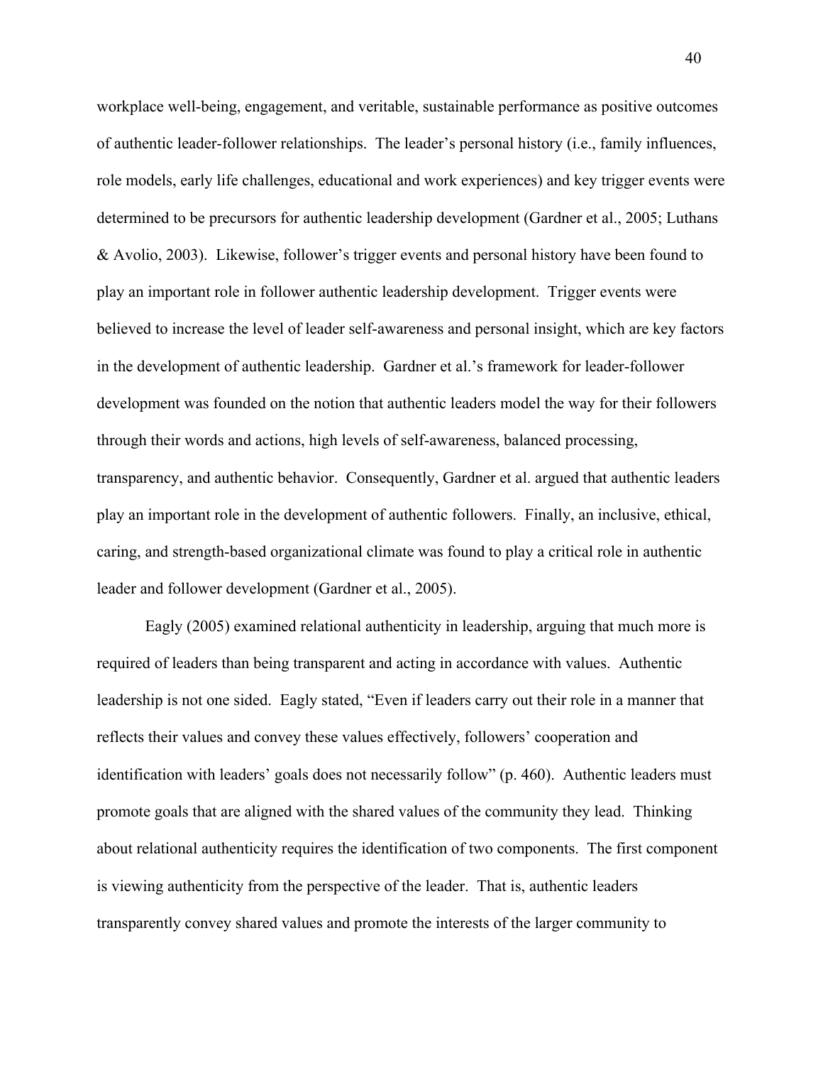workplace well-being, engagement, and veritable, sustainable performance as positive outcomes of authentic leader-follower relationships. The leader's personal history (i.e., family influences, role models, early life challenges, educational and work experiences) and key trigger events were determined to be precursors for authentic leadership development (Gardner et al., 2005; Luthans & Avolio, 2003). Likewise, follower's trigger events and personal history have been found to play an important role in follower authentic leadership development. Trigger events were believed to increase the level of leader self-awareness and personal insight, which are key factors in the development of authentic leadership. Gardner et al.'s framework for leader-follower development was founded on the notion that authentic leaders model the way for their followers through their words and actions, high levels of self-awareness, balanced processing, transparency, and authentic behavior. Consequently, Gardner et al. argued that authentic leaders play an important role in the development of authentic followers. Finally, an inclusive, ethical, caring, and strength-based organizational climate was found to play a critical role in authentic leader and follower development (Gardner et al., 2005).

Eagly (2005) examined relational authenticity in leadership, arguing that much more is required of leaders than being transparent and acting in accordance with values. Authentic leadership is not one sided. Eagly stated, "Even if leaders carry out their role in a manner that reflects their values and convey these values effectively, followers' cooperation and identification with leaders' goals does not necessarily follow" (p. 460). Authentic leaders must promote goals that are aligned with the shared values of the community they lead. Thinking about relational authenticity requires the identification of two components. The first component is viewing authenticity from the perspective of the leader. That is, authentic leaders transparently convey shared values and promote the interests of the larger community to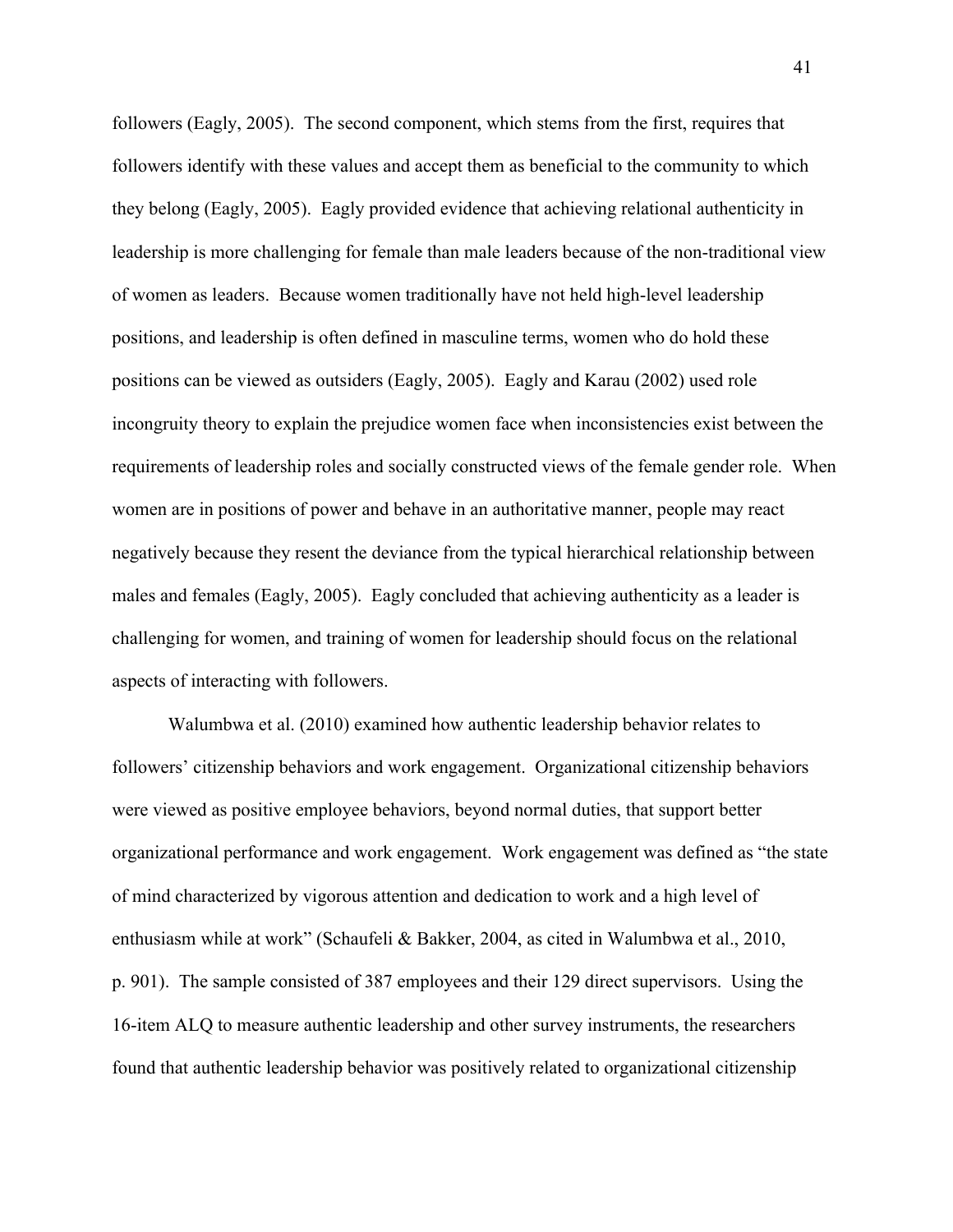followers (Eagly, 2005). The second component, which stems from the first, requires that followers identify with these values and accept them as beneficial to the community to which they belong (Eagly, 2005). Eagly provided evidence that achieving relational authenticity in leadership is more challenging for female than male leaders because of the non-traditional view of women as leaders. Because women traditionally have not held high-level leadership positions, and leadership is often defined in masculine terms, women who do hold these positions can be viewed as outsiders (Eagly, 2005). Eagly and Karau (2002) used role incongruity theory to explain the prejudice women face when inconsistencies exist between the requirements of leadership roles and socially constructed views of the female gender role. When women are in positions of power and behave in an authoritative manner, people may react negatively because they resent the deviance from the typical hierarchical relationship between males and females (Eagly, 2005). Eagly concluded that achieving authenticity as a leader is challenging for women, and training of women for leadership should focus on the relational aspects of interacting with followers.

Walumbwa et al. (2010) examined how authentic leadership behavior relates to followers' citizenship behaviors and work engagement. Organizational citizenship behaviors were viewed as positive employee behaviors, beyond normal duties, that support better organizational performance and work engagement. Work engagement was defined as "the state of mind characterized by vigorous attention and dedication to work and a high level of enthusiasm while at work" (Schaufeli & Bakker, 2004, as cited in Walumbwa et al., 2010, p. 901). The sample consisted of 387 employees and their 129 direct supervisors. Using the 16-item ALQ to measure authentic leadership and other survey instruments, the researchers found that authentic leadership behavior was positively related to organizational citizenship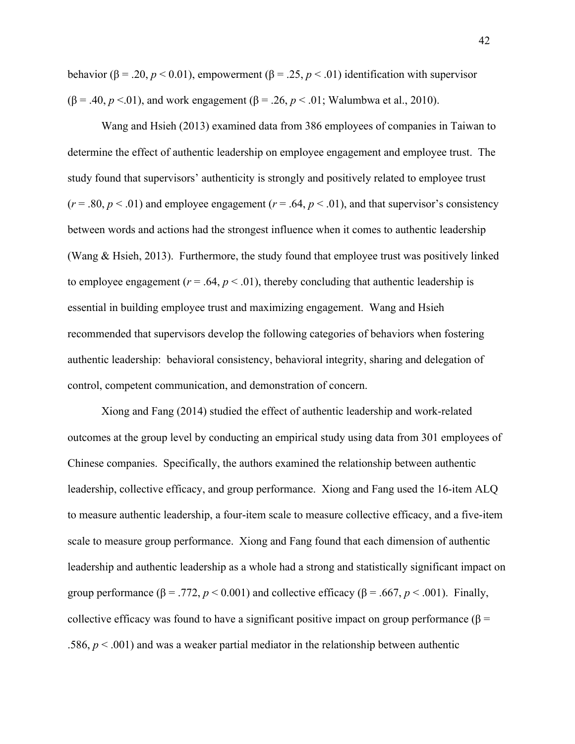behavior ($\beta = .20$, $p < 0.01$), empowerment ($\beta = .25$, $p < .01$) identification with supervisor ($\beta = .40$, $p < .01$), and work engagement ($\beta = .26$, $p < .01$; Walumbwa et al., 2010).

Wang and Hsieh (2013) examined data from 386 employees of companies in Taiwan to determine the effect of authentic leadership on employee engagement and employee trust. The study found that supervisors' authenticity is strongly and positively related to employee trust ($r = .80$, $p < .01$) and employee engagement ($r = .64$, $p < .01$), and that supervisor's consistency between words and actions had the strongest influence when it comes to authentic leadership (Wang & Hsieh, 2013). Furthermore, the study found that employee trust was positively linked to employee engagement ($r = .64$, $p < .01$), thereby concluding that authentic leadership is essential in building employee trust and maximizing engagement. Wang and Hsieh recommended that supervisors develop the following categories of behaviors when fostering authentic leadership: behavioral consistency, behavioral integrity, sharing and delegation of control, competent communication, and demonstration of concern.

Xiong and Fang (2014) studied the effect of authentic leadership and work-related outcomes at the group level by conducting an empirical study using data from 301 employees of Chinese companies. Specifically, the authors examined the relationship between authentic leadership, collective efficacy, and group performance. Xiong and Fang used the 16-item ALQ to measure authentic leadership, a four-item scale to measure collective efficacy, and a five-item scale to measure group performance. Xiong and Fang found that each dimension of authentic leadership and authentic leadership as a whole had a strong and statistically significant impact on group performance ($\beta = .772$, $p < 0.001$) and collective efficacy ($\beta = .667$, $p < .001$). Finally, collective efficacy was found to have a significant positive impact on group performance ($\beta = .586$, $p < .001$) and was a weaker partial mediator in the relationship between authentic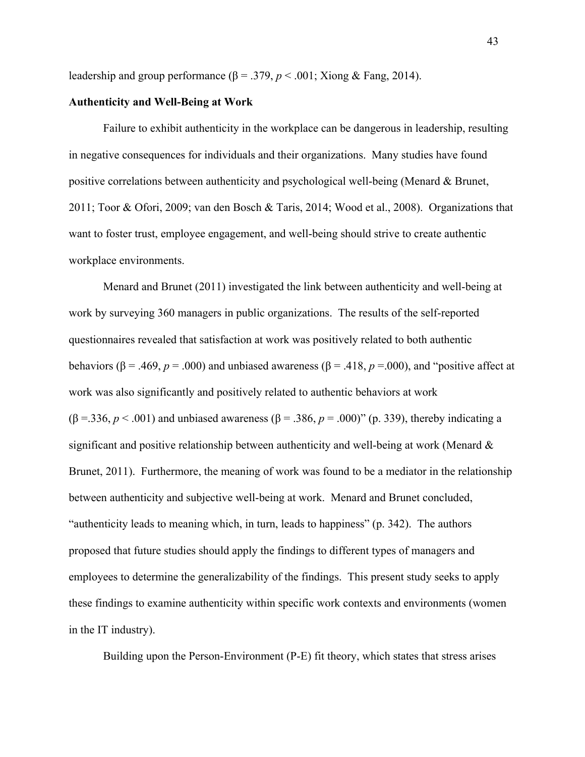leadership and group performance ($\beta = .379$, $p < .001$; Xiong & Fang, 2014).

**Authenticity and Well-Being at Work**

Failure to exhibit authenticity in the workplace can be dangerous in leadership, resulting in negative consequences for individuals and their organizations. Many studies have found positive correlations between authenticity and psychological well-being (Menard & Brunet, 2011; Toor & Ofori, 2009; van den Bosch & Taris, 2014; Wood et al., 2008). Organizations that want to foster trust, employee engagement, and well-being should strive to create authentic workplace environments.

Menard and Brunet (2011) investigated the link between authenticity and well-being at work by surveying 360 managers in public organizations. The results of the self-reported questionnaires revealed that satisfaction at work was positively related to both authentic behaviors ($\beta = .469$, $p = .000$) and unbiased awareness ($\beta = .418$, $p = .000$), and "positive affect at work was also significantly and positively related to authentic behaviors at work ($\beta = .336$, $p < .001$) and unbiased awareness ($\beta = .386$, $p = .000$)" (p. 339), thereby indicating a significant and positive relationship between authenticity and well-being at work (Menard & Brunet, 2011). Furthermore, the meaning of work was found to be a mediator in the relationship between authenticity and subjective well-being at work. Menard and Brunet concluded, "authenticity leads to meaning which, in turn, leads to happiness" (p. 342). The authors proposed that future studies should apply the findings to different types of managers and employees to determine the generalizability of the findings. This present study seeks to apply these findings to examine authenticity within specific work contexts and environments (women in the IT industry).

Building upon the Person-Environment (P-E) fit theory, which states that stress arises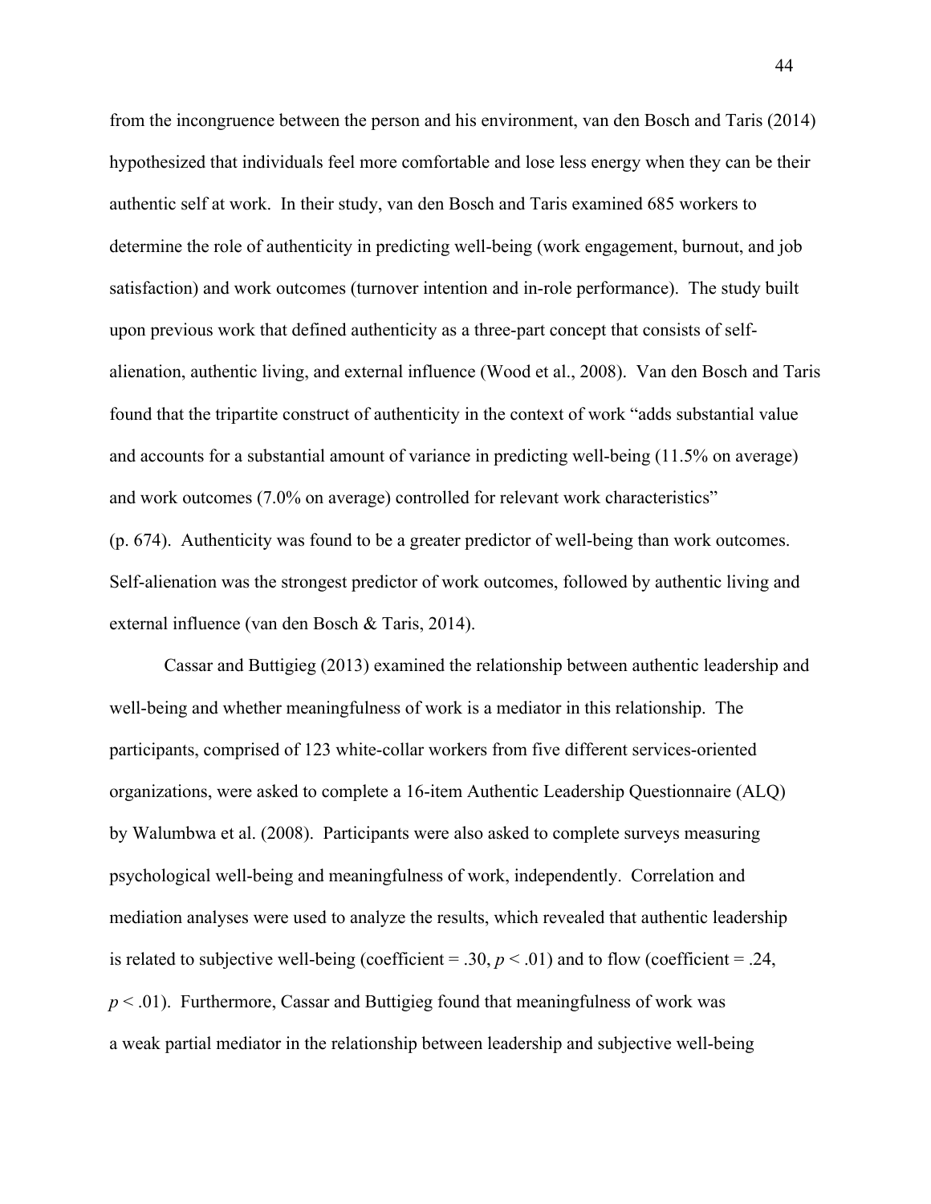from the incongruence between the person and his environment, van den Bosch and Taris (2014) hypothesized that individuals feel more comfortable and lose less energy when they can be their authentic self at work. In their study, van den Bosch and Taris examined 685 workers to determine the role of authenticity in predicting well-being (work engagement, burnout, and job satisfaction) and work outcomes (turnover intention and in-role performance). The study built upon previous work that defined authenticity as a three-part concept that consists of self-alienation, authentic living, and external influence (Wood et al., 2008). Van den Bosch and Taris found that the tripartite construct of authenticity in the context of work "adds substantial value and accounts for a substantial amount of variance in predicting well-being (11.5% on average) and work outcomes (7.0% on average) controlled for relevant work characteristics" (p. 674). Authenticity was found to be a greater predictor of well-being than work outcomes. Self-alienation was the strongest predictor of work outcomes, followed by authentic living and external influence (van den Bosch & Taris, 2014).

Cassar and Buttigieg (2013) examined the relationship between authentic leadership and well-being and whether meaningfulness of work is a mediator in this relationship. The participants, comprised of 123 white-collar workers from five different services-oriented organizations, were asked to complete a 16-item Authentic Leadership Questionnaire (ALQ) by Walumbwa et al. (2008). Participants were also asked to complete surveys measuring psychological well-being and meaningfulness of work, independently. Correlation and mediation analyses were used to analyze the results, which revealed that authentic leadership is related to subjective well-being (coefficient = .30, $p < .01$) and to flow (coefficient = .24, $p < .01$). Furthermore, Cassar and Buttigieg found that meaningfulness of work was a weak partial mediator in the relationship between leadership and subjective well-being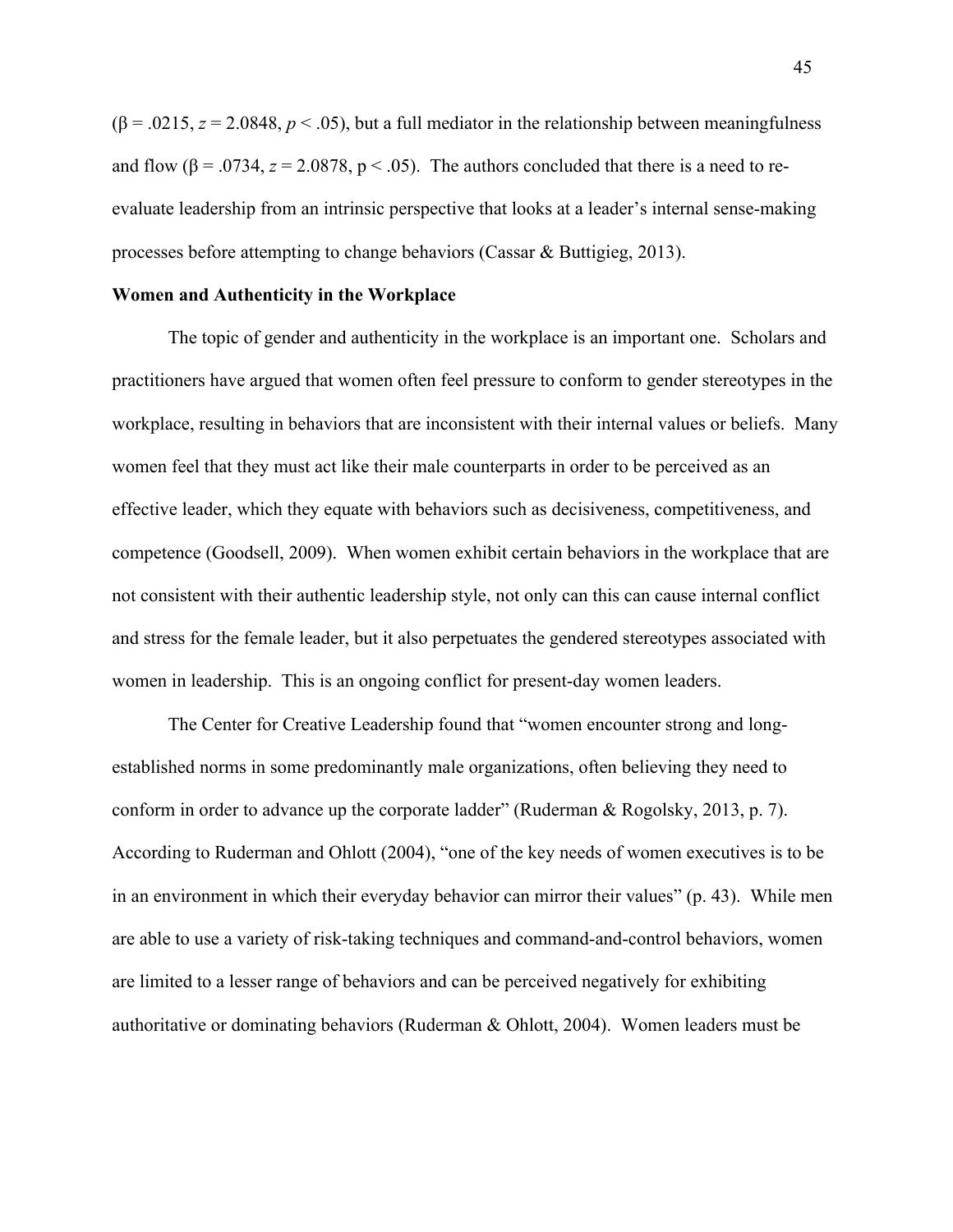($\beta = .0215$, $z = 2.0848$, $p < .05$), but a full mediator in the relationship between meaningfulness and flow ($\beta = .0734$, $z = 2.0878$, $p < .05$). The authors concluded that there is a need to re-evaluate leadership from an intrinsic perspective that looks at a leader's internal sense-making processes before attempting to change behaviors (Cassar & Buttigieg, 2013).

**Women and Authenticity in the Workplace**

The topic of gender and authenticity in the workplace is an important one. Scholars and practitioners have argued that women often feel pressure to conform to gender stereotypes in the workplace, resulting in behaviors that are inconsistent with their internal values or beliefs. Many women feel that they must act like their male counterparts in order to be perceived as an effective leader, which they equate with behaviors such as decisiveness, competitiveness, and competence (Goodsell, 2009). When women exhibit certain behaviors in the workplace that are not consistent with their authentic leadership style, not only can this can cause internal conflict and stress for the female leader, but it also perpetuates the gendered stereotypes associated with women in leadership. This is an ongoing conflict for present-day women leaders.

The Center for Creative Leadership found that "women encounter strong and long-established norms in some predominantly male organizations, often believing they need to conform in order to advance up the corporate ladder" (Ruderman & Rogolsky, 2013, p. 7). According to Ruderman and Ohlott (2004), "one of the key needs of women executives is to be in an environment in which their everyday behavior can mirror their values" (p. 43). While men are able to use a variety of risk-taking techniques and command-and-control behaviors, women are limited to a lesser range of behaviors and can be perceived negatively for exhibiting authoritative or dominating behaviors (Ruderman & Ohlott, 2004). Women leaders must be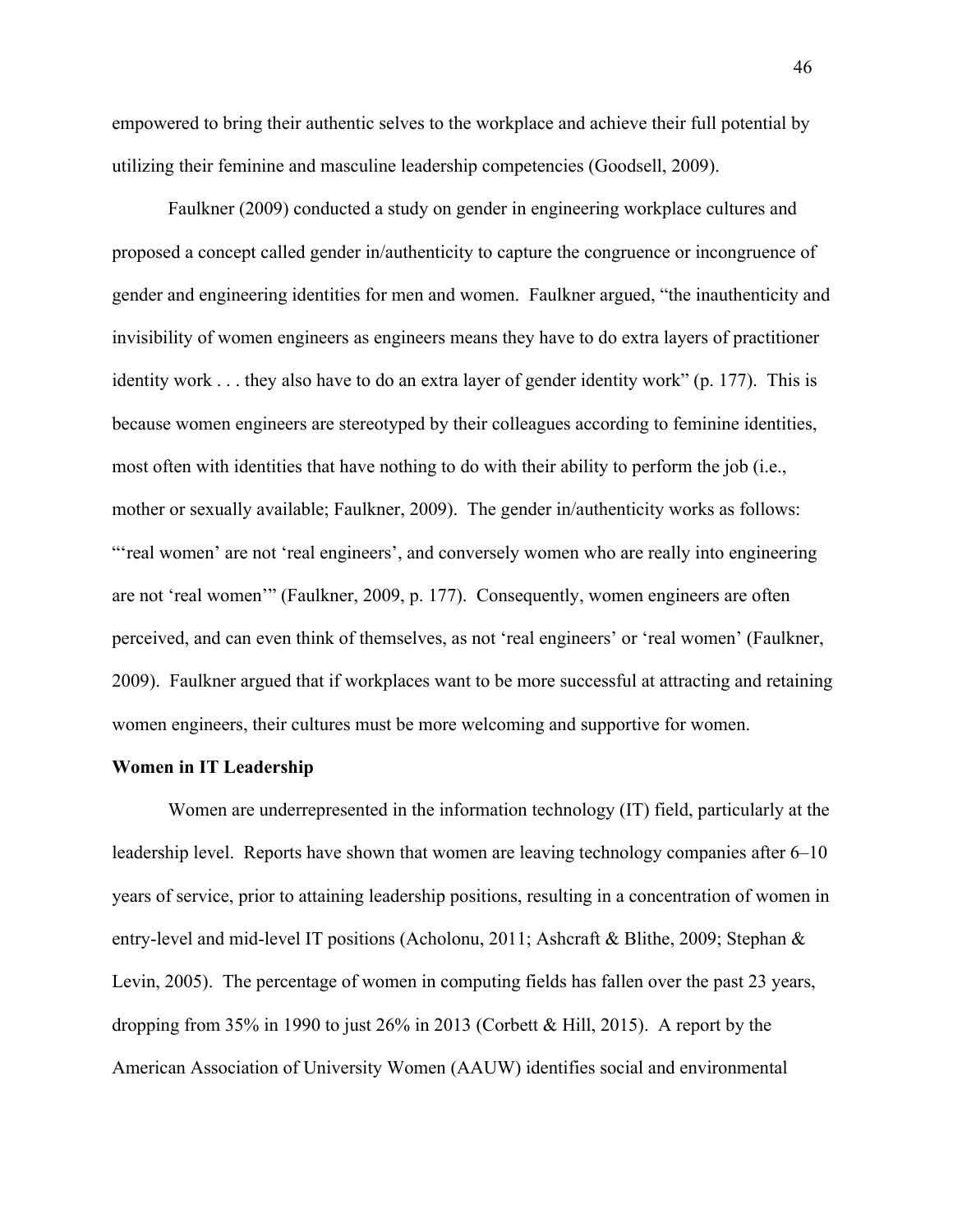empowered to bring their authentic selves to the workplace and achieve their full potential by utilizing their feminine and masculine leadership competencies (Goodsell, 2009).

Faulkner (2009) conducted a study on gender in engineering workplace cultures and proposed a concept called gender in/authenticity to capture the congruence or incongruence of gender and engineering identities for men and women. Faulkner argued, "the inauthenticity and invisibility of women engineers as engineers means they have to do extra layers of practitioner identity work . . . they also have to do an extra layer of gender identity work" (p. 177). This is because women engineers are stereotyped by their colleagues according to feminine identities, most often with identities that have nothing to do with their ability to perform the job (i.e., mother or sexually available; Faulkner, 2009). The gender in/authenticity works as follows: "'real women' are not 'real engineers', and conversely women who are really into engineering are not 'real women'" (Faulkner, 2009, p. 177). Consequently, women engineers are often perceived, and can even think of themselves, as not 'real engineers' or 'real women' (Faulkner, 2009). Faulkner argued that if workplaces want to be more successful at attracting and retaining women engineers, their cultures must be more welcoming and supportive for women.

**Women in IT Leadership**

Women are underrepresented in the information technology (IT) field, particularly at the leadership level. Reports have shown that women are leaving technology companies after 6–10 years of service, prior to attaining leadership positions, resulting in a concentration of women in entry-level and mid-level IT positions (Acholonu, 2011; Ashcraft & Blithe, 2009; Stephan & Levin, 2005). The percentage of women in computing fields has fallen over the past 23 years, dropping from 35% in 1990 to just 26% in 2013 (Corbett & Hill, 2015). A report by the American Association of University Women (AAUW) identifies social and environmental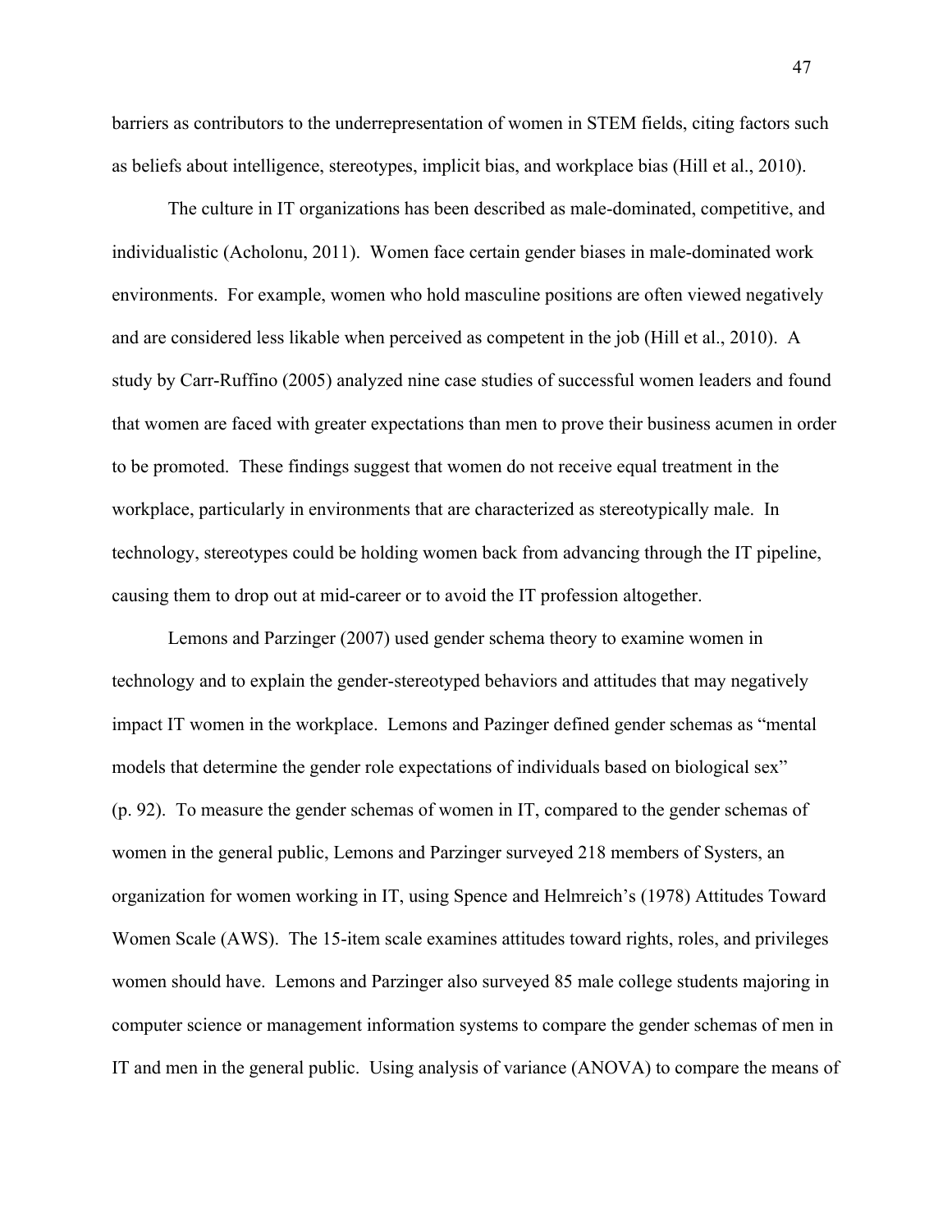barriers as contributors to the underrepresentation of women in STEM fields, citing factors such as beliefs about intelligence, stereotypes, implicit bias, and workplace bias (Hill et al., 2010).

The culture in IT organizations has been described as male-dominated, competitive, and individualistic (Acholonu, 2011). Women face certain gender biases in male-dominated work environments. For example, women who hold masculine positions are often viewed negatively and are considered less likable when perceived as competent in the job (Hill et al., 2010). A study by Carr-Ruffino (2005) analyzed nine case studies of successful women leaders and found that women are faced with greater expectations than men to prove their business acumen in order to be promoted. These findings suggest that women do not receive equal treatment in the workplace, particularly in environments that are characterized as stereotypically male. In technology, stereotypes could be holding women back from advancing through the IT pipeline, causing them to drop out at mid-career or to avoid the IT profession altogether.

Lemons and Parzinger (2007) used gender schema theory to examine women in technology and to explain the gender-stereotyped behaviors and attitudes that may negatively impact IT women in the workplace. Lemons and Pazinger defined gender schemas as "mental models that determine the gender role expectations of individuals based on biological sex" (p. 92). To measure the gender schemas of women in IT, compared to the gender schemas of women in the general public, Lemons and Parzinger surveyed 218 members of Systers, an organization for women working in IT, using Spence and Helmreich's (1978) Attitudes Toward Women Scale (AWS). The 15-item scale examines attitudes toward rights, roles, and privileges women should have. Lemons and Parzinger also surveyed 85 male college students majoring in computer science or management information systems to compare the gender schemas of men in IT and men in the general public. Using analysis of variance (ANOVA) to compare the means of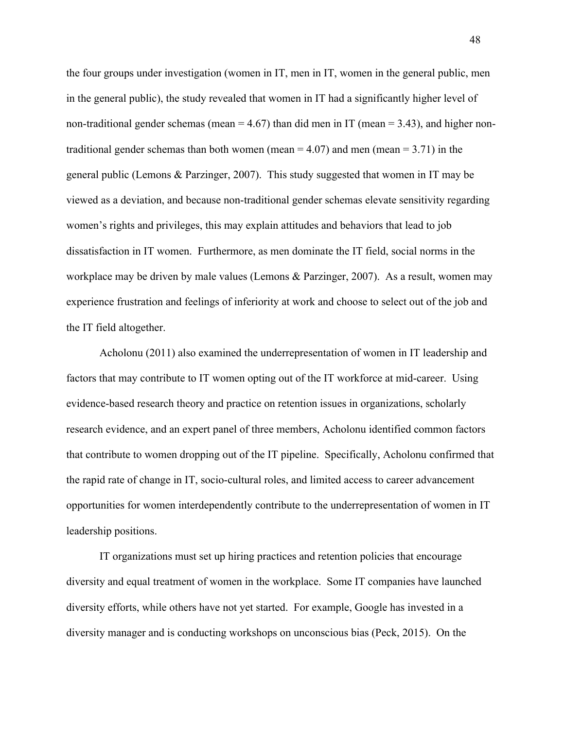the four groups under investigation (women in IT, men in IT, women in the general public, men in the general public), the study revealed that women in IT had a significantly higher level of non-traditional gender schemas (mean = 4.67) than did men in IT (mean = 3.43), and higher non-traditional gender schemas than both women (mean = 4.07) and men (mean = 3.71) in the general public (Lemons & Parzinger, 2007). This study suggested that women in IT may be viewed as a deviation, and because non-traditional gender schemas elevate sensitivity regarding women's rights and privileges, this may explain attitudes and behaviors that lead to job dissatisfaction in IT women. Furthermore, as men dominate the IT field, social norms in the workplace may be driven by male values (Lemons & Parzinger, 2007). As a result, women may experience frustration and feelings of inferiority at work and choose to select out of the job and the IT field altogether.

Acholonu (2011) also examined the underrepresentation of women in IT leadership and factors that may contribute to IT women opting out of the IT workforce at mid-career. Using evidence-based research theory and practice on retention issues in organizations, scholarly research evidence, and an expert panel of three members, Acholonu identified common factors that contribute to women dropping out of the IT pipeline. Specifically, Acholonu confirmed that the rapid rate of change in IT, socio-cultural roles, and limited access to career advancement opportunities for women interdependently contribute to the underrepresentation of women in IT leadership positions.

IT organizations must set up hiring practices and retention policies that encourage diversity and equal treatment of women in the workplace. Some IT companies have launched diversity efforts, while others have not yet started. For example, Google has invested in a diversity manager and is conducting workshops on unconscious bias (Peck, 2015). On the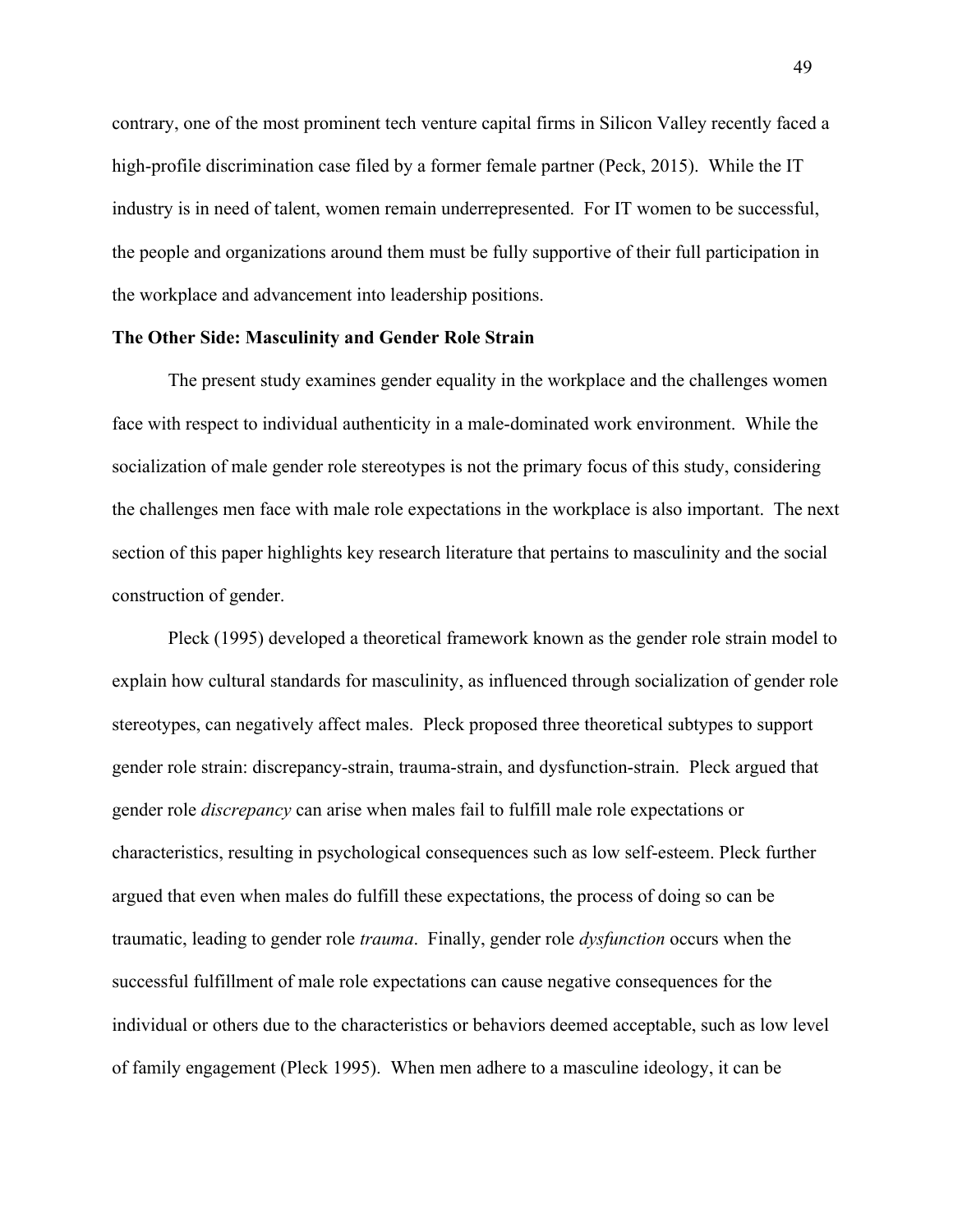contrary, one of the most prominent tech venture capital firms in Silicon Valley recently faced a high-profile discrimination case filed by a former female partner (Peck, 2015). While the IT industry is in need of talent, women remain underrepresented. For IT women to be successful, the people and organizations around them must be fully supportive of their full participation in the workplace and advancement into leadership positions.

**The Other Side: Masculinity and Gender Role Strain**

The present study examines gender equality in the workplace and the challenges women face with respect to individual authenticity in a male-dominated work environment. While the socialization of male gender role stereotypes is not the primary focus of this study, considering the challenges men face with male role expectations in the workplace is also important. The next section of this paper highlights key research literature that pertains to masculinity and the social construction of gender.

Pleck (1995) developed a theoretical framework known as the gender role strain model to explain how cultural standards for masculinity, as influenced through socialization of gender role stereotypes, can negatively affect males. Pleck proposed three theoretical subtypes to support gender role strain: discrepancy-strain, trauma-strain, and dysfunction-strain. Pleck argued that gender role *discrepancy* can arise when males fail to fulfill male role expectations or characteristics, resulting in psychological consequences such as low self-esteem. Pleck further argued that even when males do fulfill these expectations, the process of doing so can be traumatic, leading to gender role *trauma*. Finally, gender role *dysfunction* occurs when the successful fulfillment of male role expectations can cause negative consequences for the individual or others due to the characteristics or behaviors deemed acceptable, such as low level of family engagement (Pleck 1995). When men adhere to a masculine ideology, it can be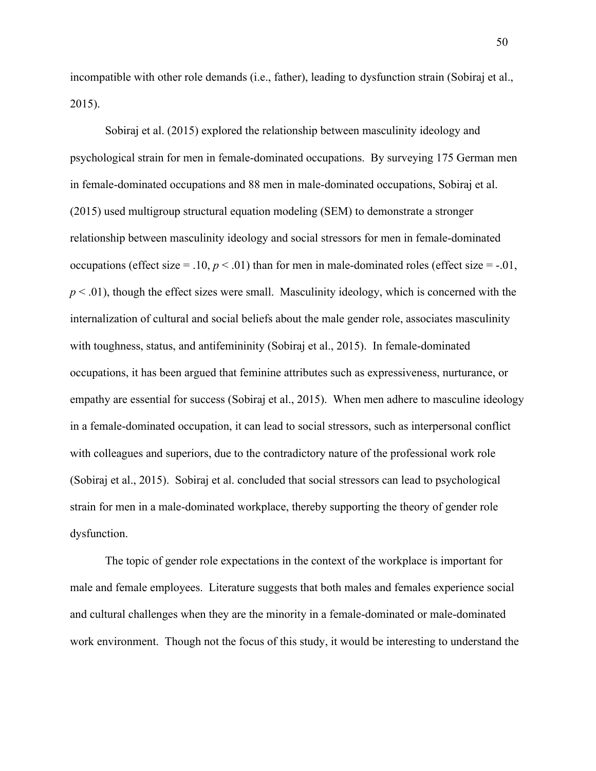incompatible with other role demands (i.e., father), leading to dysfunction strain (Sobiraj et al., 2015).

Sobiraj et al. (2015) explored the relationship between masculinity ideology and psychological strain for men in female-dominated occupations. By surveying 175 German men in female-dominated occupations and 88 men in male-dominated occupations, Sobiraj et al. (2015) used multigroup structural equation modeling (SEM) to demonstrate a stronger relationship between masculinity ideology and social stressors for men in female-dominated occupations (effect size = .10, $p < .01$) than for men in male-dominated roles (effect size = -.01, $p < .01$), though the effect sizes were small. Masculinity ideology, which is concerned with the internalization of cultural and social beliefs about the male gender role, associates masculinity with toughness, status, and antifemininity (Sobiraj et al., 2015). In female-dominated occupations, it has been argued that feminine attributes such as expressiveness, nurturance, or empathy are essential for success (Sobiraj et al., 2015). When men adhere to masculine ideology in a female-dominated occupation, it can lead to social stressors, such as interpersonal conflict with colleagues and superiors, due to the contradictory nature of the professional work role (Sobiraj et al., 2015). Sobiraj et al. concluded that social stressors can lead to psychological strain for men in a male-dominated workplace, thereby supporting the theory of gender role dysfunction.

The topic of gender role expectations in the context of the workplace is important for male and female employees. Literature suggests that both males and females experience social and cultural challenges when they are the minority in a female-dominated or male-dominated work environment. Though not the focus of this study, it would be interesting to understand the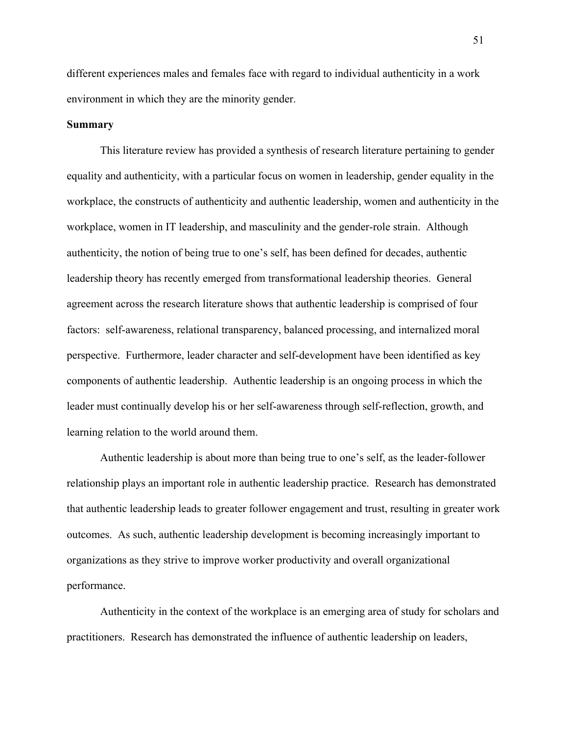different experiences males and females face with regard to individual authenticity in a work environment in which they are the minority gender.

**Summary**

This literature review has provided a synthesis of research literature pertaining to gender equality and authenticity, with a particular focus on women in leadership, gender equality in the workplace, the constructs of authenticity and authentic leadership, women and authenticity in the workplace, women in IT leadership, and masculinity and the gender-role strain. Although authenticity, the notion of being true to one's self, has been defined for decades, authentic leadership theory has recently emerged from transformational leadership theories. General agreement across the research literature shows that authentic leadership is comprised of four factors: self-awareness, relational transparency, balanced processing, and internalized moral perspective. Furthermore, leader character and self-development have been identified as key components of authentic leadership. Authentic leadership is an ongoing process in which the leader must continually develop his or her self-awareness through self-reflection, growth, and learning relation to the world around them.

Authentic leadership is about more than being true to one's self, as the leader-follower relationship plays an important role in authentic leadership practice. Research has demonstrated that authentic leadership leads to greater follower engagement and trust, resulting in greater work outcomes. As such, authentic leadership development is becoming increasingly important to organizations as they strive to improve worker productivity and overall organizational performance.

Authenticity in the context of the workplace is an emerging area of study for scholars and practitioners. Research has demonstrated the influence of authentic leadership on leaders,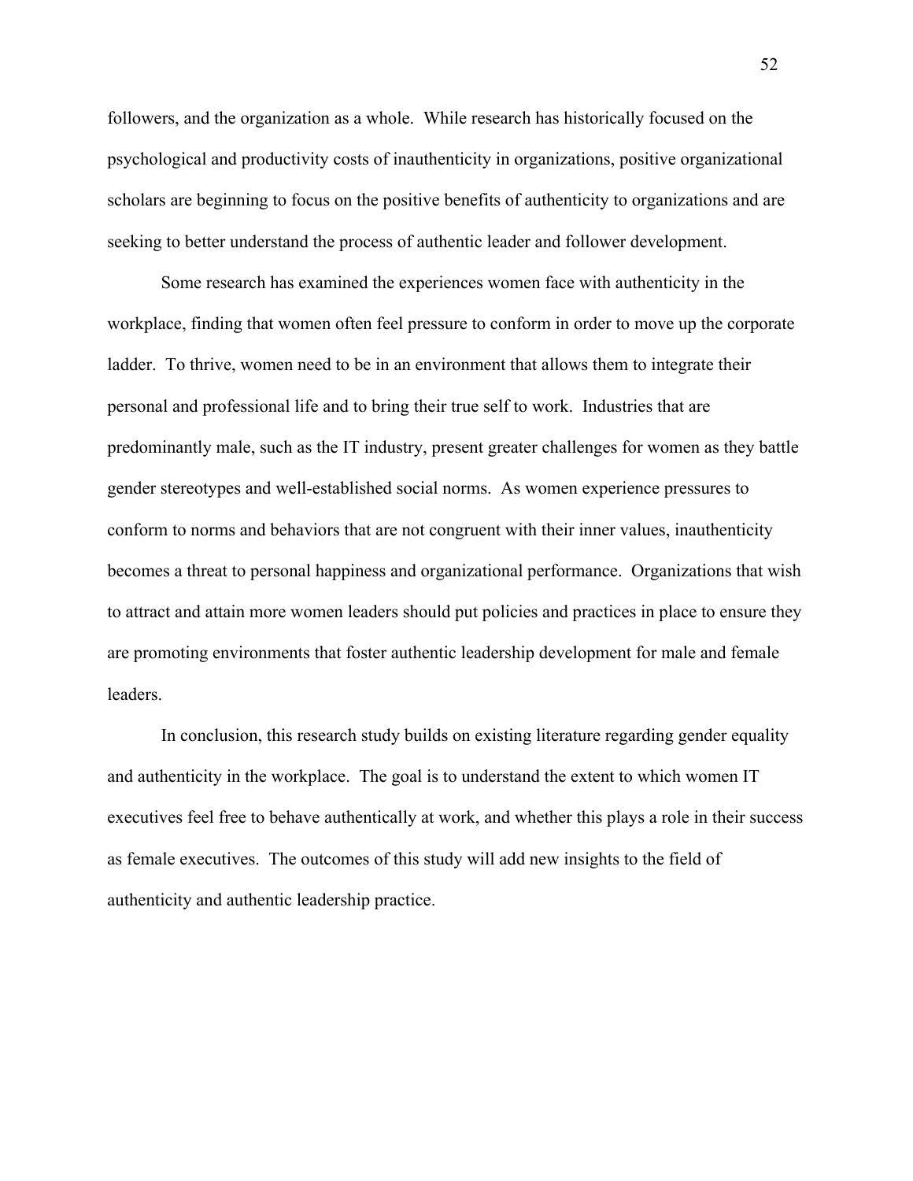followers, and the organization as a whole. While research has historically focused on the psychological and productivity costs of inauthenticity in organizations, positive organizational scholars are beginning to focus on the positive benefits of authenticity to organizations and are seeking to better understand the process of authentic leader and follower development.

Some research has examined the experiences women face with authenticity in the workplace, finding that women often feel pressure to conform in order to move up the corporate ladder. To thrive, women need to be in an environment that allows them to integrate their personal and professional life and to bring their true self to work. Industries that are predominantly male, such as the IT industry, present greater challenges for women as they battle gender stereotypes and well-established social norms. As women experience pressures to conform to norms and behaviors that are not congruent with their inner values, inauthenticity becomes a threat to personal happiness and organizational performance. Organizations that wish to attract and attain more women leaders should put policies and practices in place to ensure they are promoting environments that foster authentic leadership development for male and female leaders.

In conclusion, this research study builds on existing literature regarding gender equality and authenticity in the workplace. The goal is to understand the extent to which women IT executives feel free to behave authentically at work, and whether this plays a role in their success as female executives. The outcomes of this study will add new insights to the field of authenticity and authentic leadership practice.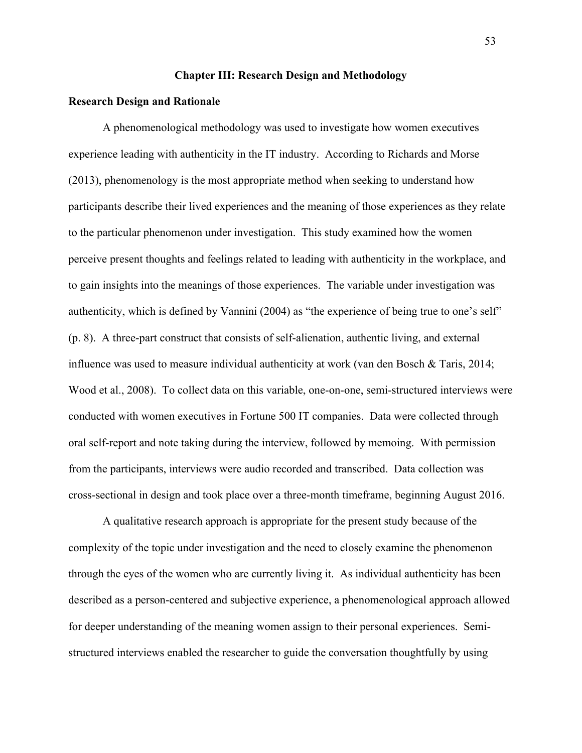# Chapter III: Research Design and Methodology

## Research Design and Rationale

A phenomenological methodology was used to investigate how women executives experience leading with authenticity in the IT industry. According to Richards and Morse (2013), phenomenology is the most appropriate method when seeking to understand how participants describe their lived experiences and the meaning of those experiences as they relate to the particular phenomenon under investigation. This study examined how the women perceive present thoughts and feelings related to leading with authenticity in the workplace, and to gain insights into the meanings of those experiences. The variable under investigation was authenticity, which is defined by Vannini (2004) as "the experience of being true to one's self" (p. 8). A three-part construct that consists of self-alienation, authentic living, and external influence was used to measure individual authenticity at work (van den Bosch & Taris, 2014; Wood et al., 2008). To collect data on this variable, one-on-one, semi-structured interviews were conducted with women executives in Fortune 500 IT companies. Data were collected through oral self-report and note taking during the interview, followed by memoing. With permission from the participants, interviews were audio recorded and transcribed. Data collection was cross-sectional in design and took place over a three-month timeframe, beginning August 2016.

A qualitative research approach is appropriate for the present study because of the complexity of the topic under investigation and the need to closely examine the phenomenon through the eyes of the women who are currently living it. As individual authenticity has been described as a person-centered and subjective experience, a phenomenological approach allowed for deeper understanding of the meaning women assign to their personal experiences. Semi-structured interviews enabled the researcher to guide the conversation thoughtfully by using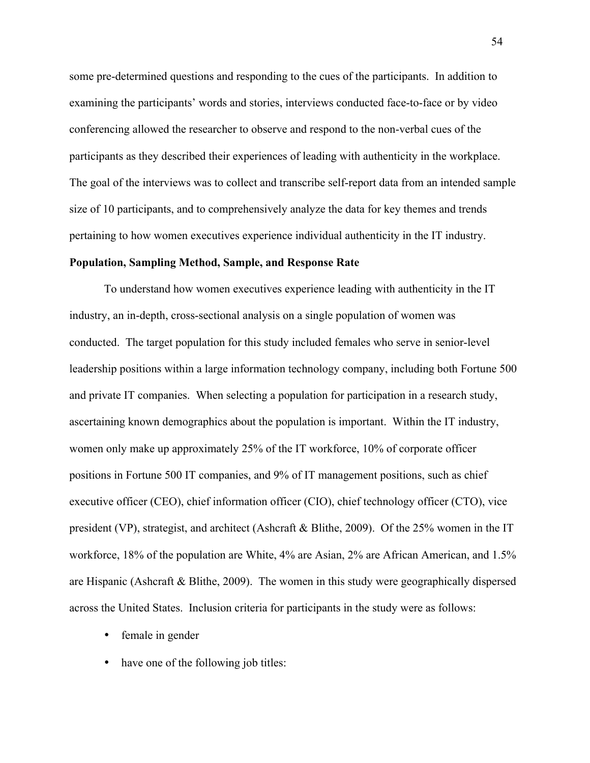some pre-determined questions and responding to the cues of the participants. In addition to examining the participants' words and stories, interviews conducted face-to-face or by video conferencing allowed the researcher to observe and respond to the non-verbal cues of the participants as they described their experiences of leading with authenticity in the workplace. The goal of the interviews was to collect and transcribe self-report data from an intended sample size of 10 participants, and to comprehensively analyze the data for key themes and trends pertaining to how women executives experience individual authenticity in the IT industry.

**Population, Sampling Method, Sample, and Response Rate**

To understand how women executives experience leading with authenticity in the IT industry, an in-depth, cross-sectional analysis on a single population of women was conducted. The target population for this study included females who serve in senior-level leadership positions within a large information technology company, including both Fortune 500 and private IT companies. When selecting a population for participation in a research study, ascertaining known demographics about the population is important. Within the IT industry, women only make up approximately 25% of the IT workforce, 10% of corporate officer positions in Fortune 500 IT companies, and 9% of IT management positions, such as chief executive officer (CEO), chief information officer (CIO), chief technology officer (CTO), vice president (VP), strategist, and architect (Ashcraft & Blithe, 2009). Of the 25% women in the IT workforce, 18% of the population are White, 4% are Asian, 2% are African American, and 1.5% are Hispanic (Ashcraft & Blithe, 2009). The women in this study were geographically dispersed across the United States. Inclusion criteria for participants in the study were as follows:

- female in gender
- have one of the following job titles: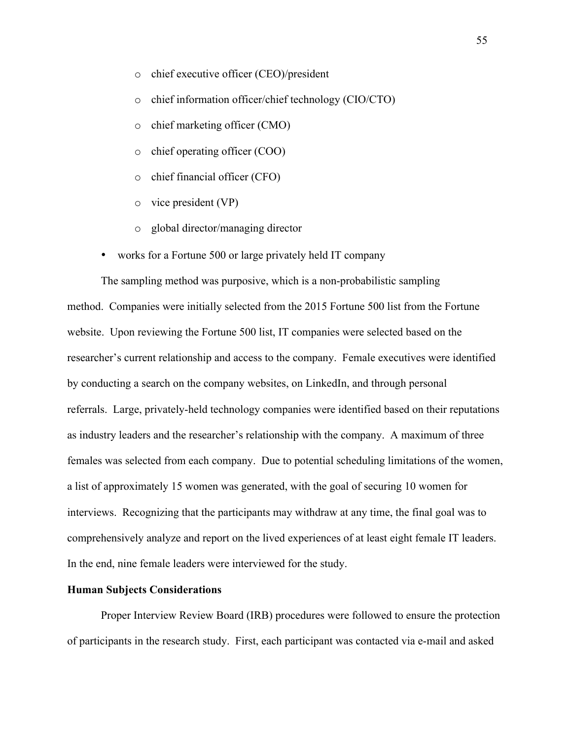- chief executive officer (CEO)/president
  - chief information officer/chief technology (CIO/CTO)
  - chief marketing officer (CMO)
  - chief operating officer (COO)
  - chief financial officer (CFO)
  - vice president (VP)
  - global director/managing director
- works for a Fortune 500 or large privately held IT company

The sampling method was purposive, which is a non-probabilistic sampling method. Companies were initially selected from the 2015 Fortune 500 list from the Fortune website. Upon reviewing the Fortune 500 list, IT companies were selected based on the researcher's current relationship and access to the company. Female executives were identified by conducting a search on the company websites, on LinkedIn, and through personal referrals. Large, privately-held technology companies were identified based on their reputations as industry leaders and the researcher's relationship with the company. A maximum of three females was selected from each company. Due to potential scheduling limitations of the women, a list of approximately 15 women was generated, with the goal of securing 10 women for interviews. Recognizing that the participants may withdraw at any time, the final goal was to comprehensively analyze and report on the lived experiences of at least eight female IT leaders. In the end, nine female leaders were interviewed for the study.

**Human Subjects Considerations**

Proper Interview Review Board (IRB) procedures were followed to ensure the protection of participants in the research study. First, each participant was contacted via e-mail and asked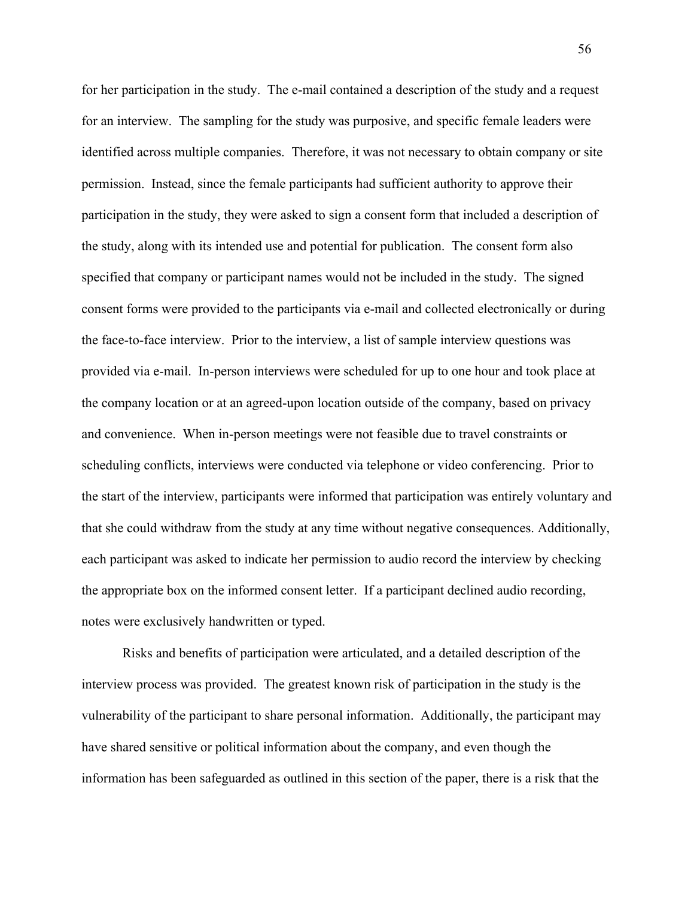for her participation in the study. The e-mail contained a description of the study and a request for an interview. The sampling for the study was purposive, and specific female leaders were identified across multiple companies. Therefore, it was not necessary to obtain company or site permission. Instead, since the female participants had sufficient authority to approve their participation in the study, they were asked to sign a consent form that included a description of the study, along with its intended use and potential for publication. The consent form also specified that company or participant names would not be included in the study. The signed consent forms were provided to the participants via e-mail and collected electronically or during the face-to-face interview. Prior to the interview, a list of sample interview questions was provided via e-mail. In-person interviews were scheduled for up to one hour and took place at the company location or at an agreed-upon location outside of the company, based on privacy and convenience. When in-person meetings were not feasible due to travel constraints or scheduling conflicts, interviews were conducted via telephone or video conferencing. Prior to the start of the interview, participants were informed that participation was entirely voluntary and that she could withdraw from the study at any time without negative consequences. Additionally, each participant was asked to indicate her permission to audio record the interview by checking the appropriate box on the informed consent letter. If a participant declined audio recording, notes were exclusively handwritten or typed.

Risks and benefits of participation were articulated, and a detailed description of the interview process was provided. The greatest known risk of participation in the study is the vulnerability of the participant to share personal information. Additionally, the participant may have shared sensitive or political information about the company, and even though the information has been safeguarded as outlined in this section of the paper, there is a risk that the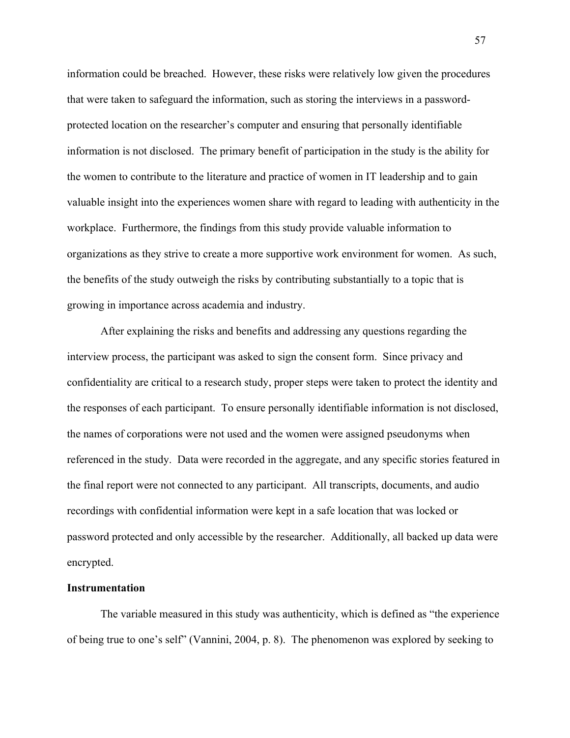information could be breached. However, these risks were relatively low given the procedures that were taken to safeguard the information, such as storing the interviews in a password-protected location on the researcher's computer and ensuring that personally identifiable information is not disclosed. The primary benefit of participation in the study is the ability for the women to contribute to the literature and practice of women in IT leadership and to gain valuable insight into the experiences women share with regard to leading with authenticity in the workplace. Furthermore, the findings from this study provide valuable information to organizations as they strive to create a more supportive work environment for women. As such, the benefits of the study outweigh the risks by contributing substantially to a topic that is growing in importance across academia and industry.

After explaining the risks and benefits and addressing any questions regarding the interview process, the participant was asked to sign the consent form. Since privacy and confidentiality are critical to a research study, proper steps were taken to protect the identity and the responses of each participant. To ensure personally identifiable information is not disclosed, the names of corporations were not used and the women were assigned pseudonyms when referenced in the study. Data were recorded in the aggregate, and any specific stories featured in the final report were not connected to any participant. All transcripts, documents, and audio recordings with confidential information were kept in a safe location that was locked or password protected and only accessible by the researcher. Additionally, all backed up data were encrypted.

**Instrumentation**

The variable measured in this study was authenticity, which is defined as "the experience of being true to one's self" (Vannini, 2004, p. 8). The phenomenon was explored by seeking to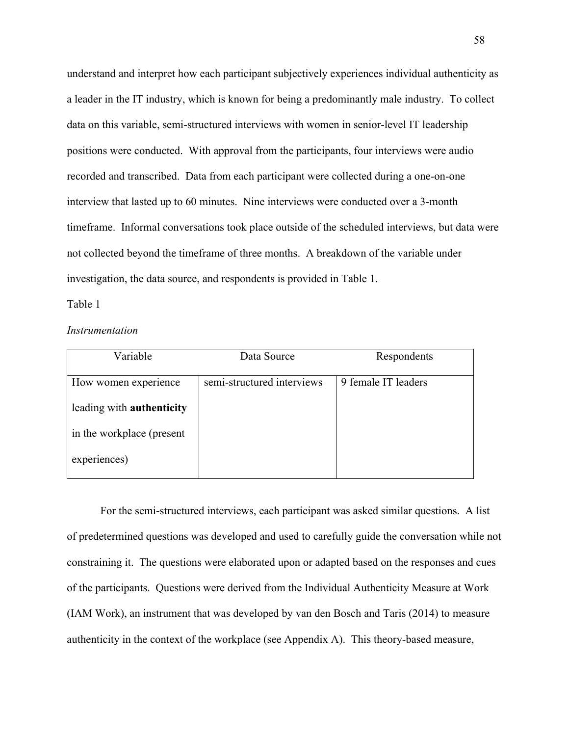understand and interpret how each participant subjectively experiences individual authenticity as a leader in the IT industry, which is known for being a predominantly male industry. To collect data on this variable, semi-structured interviews with women in senior-level IT leadership positions were conducted. With approval from the participants, four interviews were audio recorded and transcribed. Data from each participant were collected during a one-on-one interview that lasted up to 60 minutes. Nine interviews were conducted over a 3-month timeframe. Informal conversations took place outside of the scheduled interviews, but data were not collected beyond the timeframe of three months. A breakdown of the variable under investigation, the data source, and respondents is provided in Table 1.

Table 1

*Instrumentation*

| Variable | Data Source | Respondents |
| --- | --- | --- |
| How women experience leading with **authenticity** in the workplace (present experiences) | semi-structured interviews | 9 female IT leaders |

For the semi-structured interviews, each participant was asked similar questions. A list of predetermined questions was developed and used to carefully guide the conversation while not constraining it. The questions were elaborated upon or adapted based on the responses and cues of the participants. Questions were derived from the Individual Authenticity Measure at Work (IAM Work), an instrument that was developed by van den Bosch and Taris (2014) to measure authenticity in the context of the workplace (see Appendix A). This theory-based measure,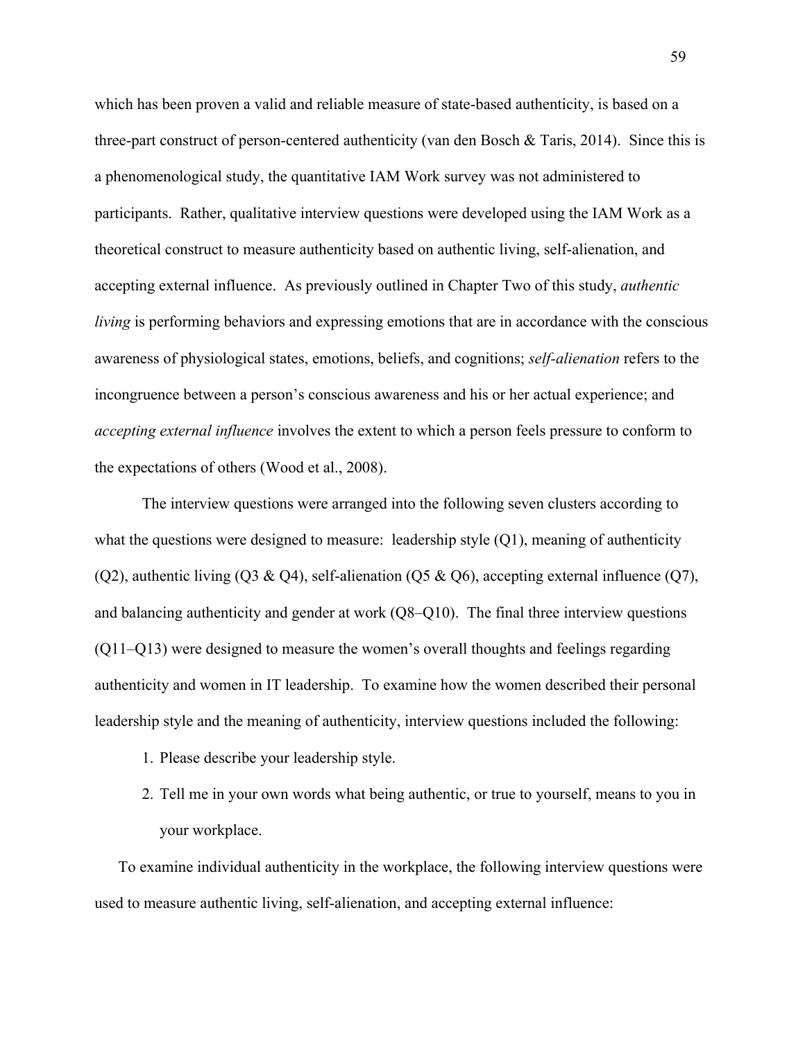which has been proven a valid and reliable measure of state-based authenticity, is based on a three-part construct of person-centered authenticity (van den Bosch & Taris, 2014). Since this is a phenomenological study, the quantitative IAM Work survey was not administered to participants. Rather, qualitative interview questions were developed using the IAM Work as a theoretical construct to measure authenticity based on authentic living, self-alienation, and accepting external influence. As previously outlined in Chapter Two of this study, *authentic living* is performing behaviors and expressing emotions that are in accordance with the conscious awareness of physiological states, emotions, beliefs, and cognitions; *self-alienation* refers to the incongruence between a person's conscious awareness and his or her actual experience; and *accepting external influence* involves the extent to which a person feels pressure to conform to the expectations of others (Wood et al., 2008).

The interview questions were arranged into the following seven clusters according to what the questions were designed to measure: leadership style (Q1), meaning of authenticity (Q2), authentic living (Q3 & Q4), self-alienation (Q5 & Q6), accepting external influence (Q7), and balancing authenticity and gender at work (Q8–Q10). The final three interview questions (Q11–Q13) were designed to measure the women's overall thoughts and feelings regarding authenticity and women in IT leadership. To examine how the women described their personal leadership style and the meaning of authenticity, interview questions included the following:

1. Please describe your leadership style.
2. Tell me in your own words what being authentic, or true to yourself, means to you in your workplace.

To examine individual authenticity in the workplace, the following interview questions were used to measure authentic living, self-alienation, and accepting external influence: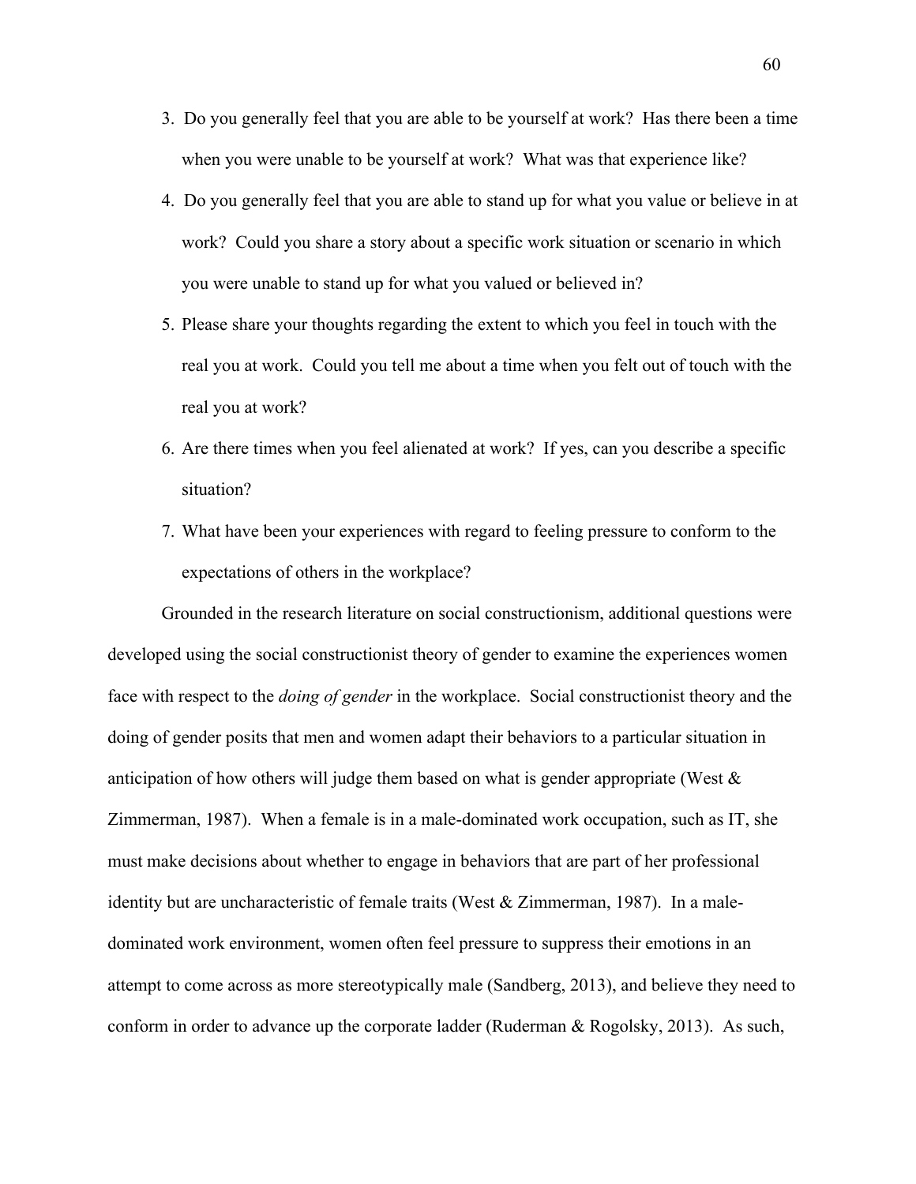3. Do you generally feel that you are able to be yourself at work? Has there been a time when you were unable to be yourself at work? What was that experience like?
4. Do you generally feel that you are able to stand up for what you value or believe in at work? Could you share a story about a specific work situation or scenario in which you were unable to stand up for what you valued or believed in?
5. Please share your thoughts regarding the extent to which you feel in touch with the real you at work. Could you tell me about a time when you felt out of touch with the real you at work?
6. Are there times when you feel alienated at work? If yes, can you describe a specific situation?
7. What have been your experiences with regard to feeling pressure to conform to the expectations of others in the workplace?

Grounded in the research literature on social constructionism, additional questions were developed using the social constructionist theory of gender to examine the experiences women face with respect to the *doing of gender* in the workplace. Social constructionist theory and the doing of gender posits that men and women adapt their behaviors to a particular situation in anticipation of how others will judge them based on what is gender appropriate (West & Zimmerman, 1987). When a female is in a male-dominated work occupation, such as IT, she must make decisions about whether to engage in behaviors that are part of her professional identity but are uncharacteristic of female traits (West & Zimmerman, 1987). In a male-dominated work environment, women often feel pressure to suppress their emotions in an attempt to come across as more stereotypically male (Sandberg, 2013), and believe they need to conform in order to advance up the corporate ladder (Ruderman & Rogolsky, 2013). As such,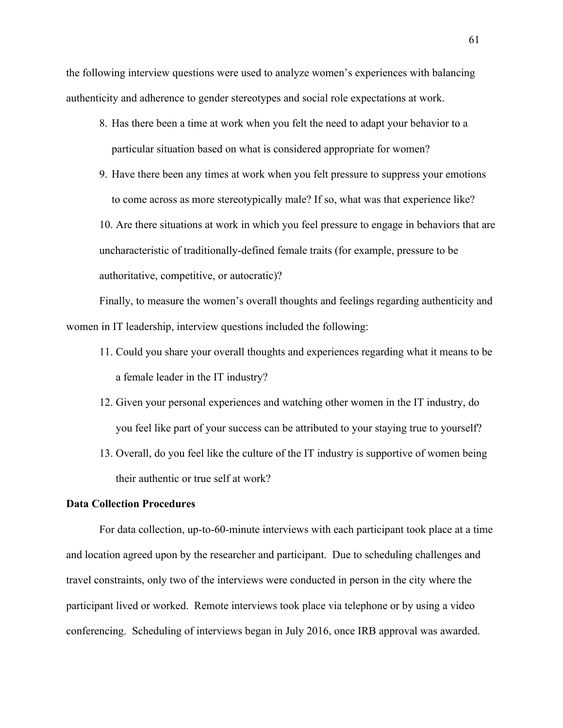the following interview questions were used to analyze women's experiences with balancing authenticity and adherence to gender stereotypes and social role expectations at work.

8. Has there been a time at work when you felt the need to adapt your behavior to a particular situation based on what is considered appropriate for women?
9. Have there been any times at work when you felt pressure to suppress your emotions to come across as more stereotypically male? If so, what was that experience like?
10. Are there situations at work in which you feel pressure to engage in behaviors that are uncharacteristic of traditionally-defined female traits (for example, pressure to be authoritative, competitive, or autocratic)?

Finally, to measure the women's overall thoughts and feelings regarding authenticity and women in IT leadership, interview questions included the following:

11. Could you share your overall thoughts and experiences regarding what it means to be a female leader in the IT industry?
12. Given your personal experiences and watching other women in the IT industry, do you feel like part of your success can be attributed to your staying true to yourself?
13. Overall, do you feel like the culture of the IT industry is supportive of women being their authentic or true self at work?

**Data Collection Procedures**

For data collection, up-to-60-minute interviews with each participant took place at a time and location agreed upon by the researcher and participant. Due to scheduling challenges and travel constraints, only two of the interviews were conducted in person in the city where the participant lived or worked. Remote interviews took place via telephone or by using a video conferencing. Scheduling of interviews began in July 2016, once IRB approval was awarded.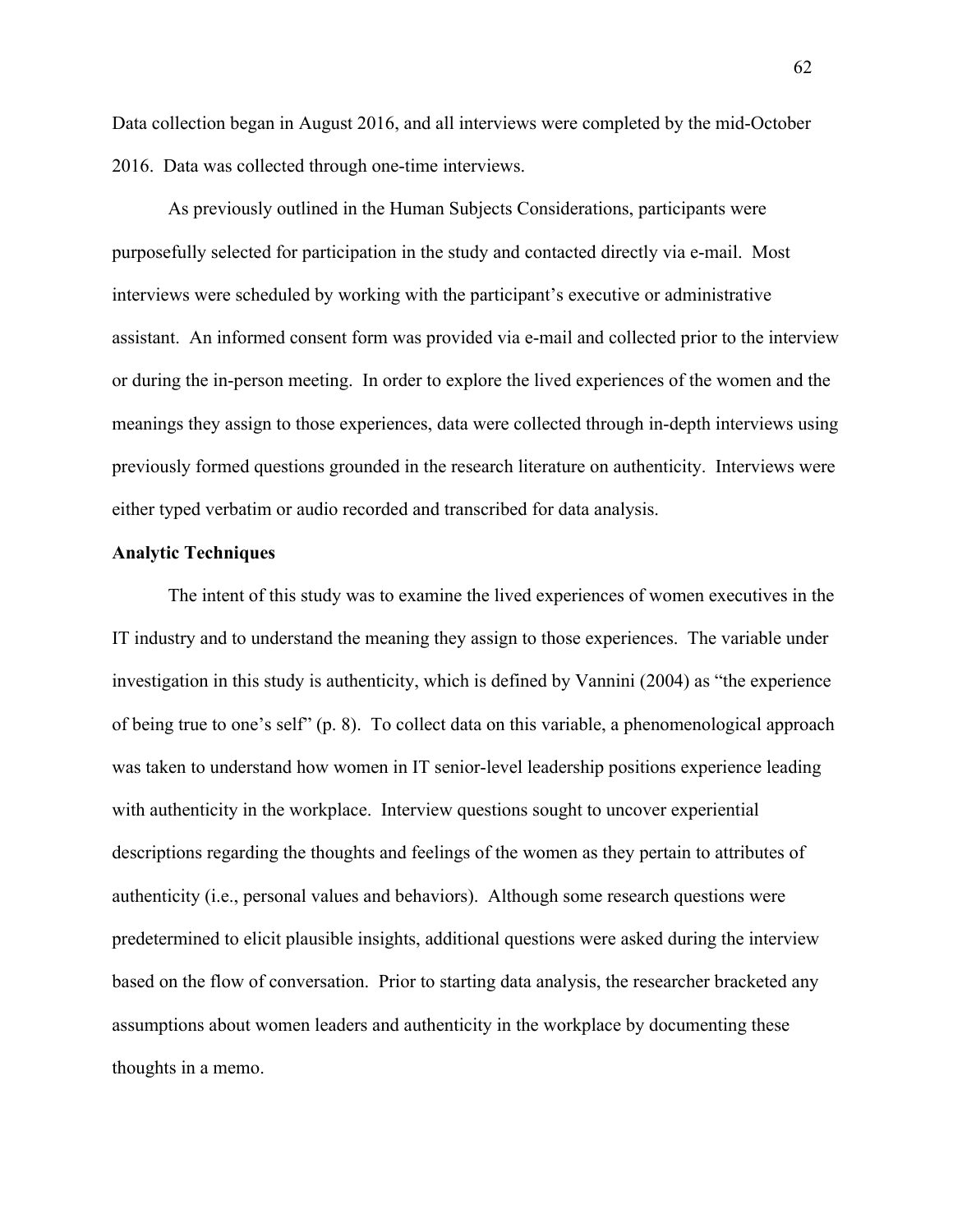Data collection began in August 2016, and all interviews were completed by the mid-October 2016. Data was collected through one-time interviews.

As previously outlined in the Human Subjects Considerations, participants were purposefully selected for participation in the study and contacted directly via e-mail. Most interviews were scheduled by working with the participant's executive or administrative assistant. An informed consent form was provided via e-mail and collected prior to the interview or during the in-person meeting. In order to explore the lived experiences of the women and the meanings they assign to those experiences, data were collected through in-depth interviews using previously formed questions grounded in the research literature on authenticity. Interviews were either typed verbatim or audio recorded and transcribed for data analysis.

**Analytic Techniques**

The intent of this study was to examine the lived experiences of women executives in the IT industry and to understand the meaning they assign to those experiences. The variable under investigation in this study is authenticity, which is defined by Vannini (2004) as "the experience of being true to one's self" (p. 8). To collect data on this variable, a phenomenological approach was taken to understand how women in IT senior-level leadership positions experience leading with authenticity in the workplace. Interview questions sought to uncover experiential descriptions regarding the thoughts and feelings of the women as they pertain to attributes of authenticity (i.e., personal values and behaviors). Although some research questions were predetermined to elicit plausible insights, additional questions were asked during the interview based on the flow of conversation. Prior to starting data analysis, the researcher bracketed any assumptions about women leaders and authenticity in the workplace by documenting these thoughts in a memo.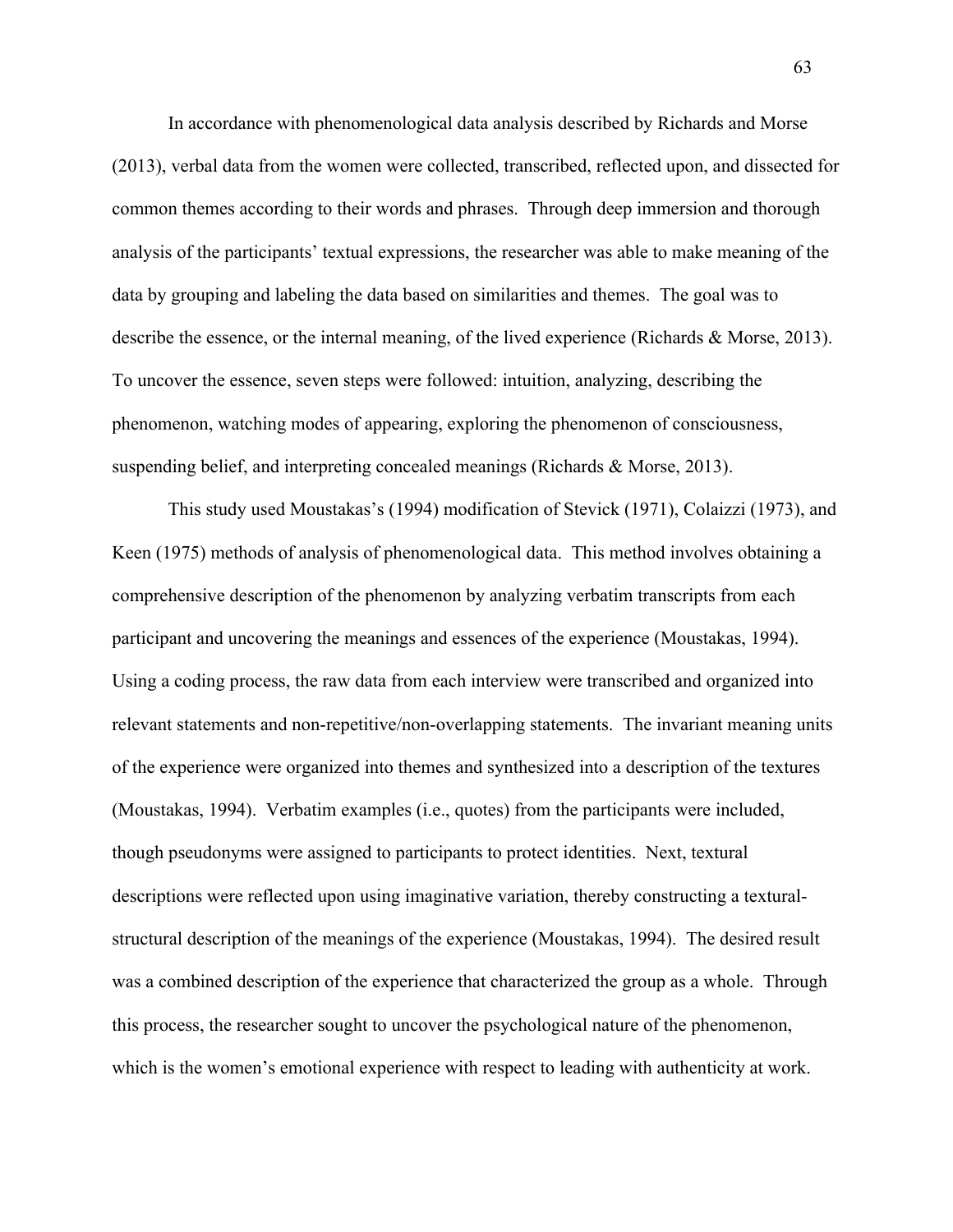In accordance with phenomenological data analysis described by Richards and Morse (2013), verbal data from the women were collected, transcribed, reflected upon, and dissected for common themes according to their words and phrases. Through deep immersion and thorough analysis of the participants' textual expressions, the researcher was able to make meaning of the data by grouping and labeling the data based on similarities and themes. The goal was to describe the essence, or the internal meaning, of the lived experience (Richards & Morse, 2013). To uncover the essence, seven steps were followed: intuition, analyzing, describing the phenomenon, watching modes of appearing, exploring the phenomenon of consciousness, suspending belief, and interpreting concealed meanings (Richards & Morse, 2013).

This study used Moustakas's (1994) modification of Stevick (1971), Colaizzi (1973), and Keen (1975) methods of analysis of phenomenological data. This method involves obtaining a comprehensive description of the phenomenon by analyzing verbatim transcripts from each participant and uncovering the meanings and essences of the experience (Moustakas, 1994). Using a coding process, the raw data from each interview were transcribed and organized into relevant statements and non-repetitive/non-overlapping statements. The invariant meaning units of the experience were organized into themes and synthesized into a description of the textures (Moustakas, 1994). Verbatim examples (i.e., quotes) from the participants were included, though pseudonyms were assigned to participants to protect identities. Next, textural descriptions were reflected upon using imaginative variation, thereby constructing a textural-structural description of the meanings of the experience (Moustakas, 1994). The desired result was a combined description of the experience that characterized the group as a whole. Through this process, the researcher sought to uncover the psychological nature of the phenomenon, which is the women's emotional experience with respect to leading with authenticity at work.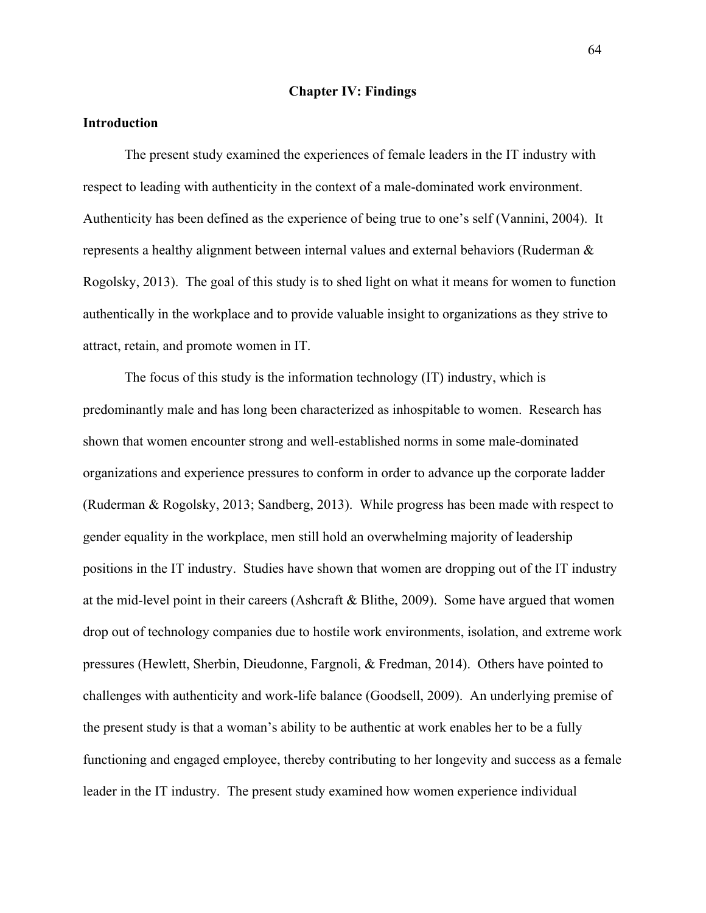# Chapter IV: Findings

## Introduction

The present study examined the experiences of female leaders in the IT industry with respect to leading with authenticity in the context of a male-dominated work environment. Authenticity has been defined as the experience of being true to one's self (Vannini, 2004). It represents a healthy alignment between internal values and external behaviors (Ruderman & Rogolsky, 2013). The goal of this study is to shed light on what it means for women to function authentically in the workplace and to provide valuable insight to organizations as they strive to attract, retain, and promote women in IT.

The focus of this study is the information technology (IT) industry, which is predominantly male and has long been characterized as inhospitable to women. Research has shown that women encounter strong and well-established norms in some male-dominated organizations and experience pressures to conform in order to advance up the corporate ladder (Ruderman & Rogolsky, 2013; Sandberg, 2013). While progress has been made with respect to gender equality in the workplace, men still hold an overwhelming majority of leadership positions in the IT industry. Studies have shown that women are dropping out of the IT industry at the mid-level point in their careers (Ashcraft & Blithe, 2009). Some have argued that women drop out of technology companies due to hostile work environments, isolation, and extreme work pressures (Hewlett, Sherbin, Dieudonne, Fargnoli, & Fredman, 2014). Others have pointed to challenges with authenticity and work-life balance (Goodsell, 2009). An underlying premise of the present study is that a woman's ability to be authentic at work enables her to be a fully functioning and engaged employee, thereby contributing to her longevity and success as a female leader in the IT industry. The present study examined how women experience individual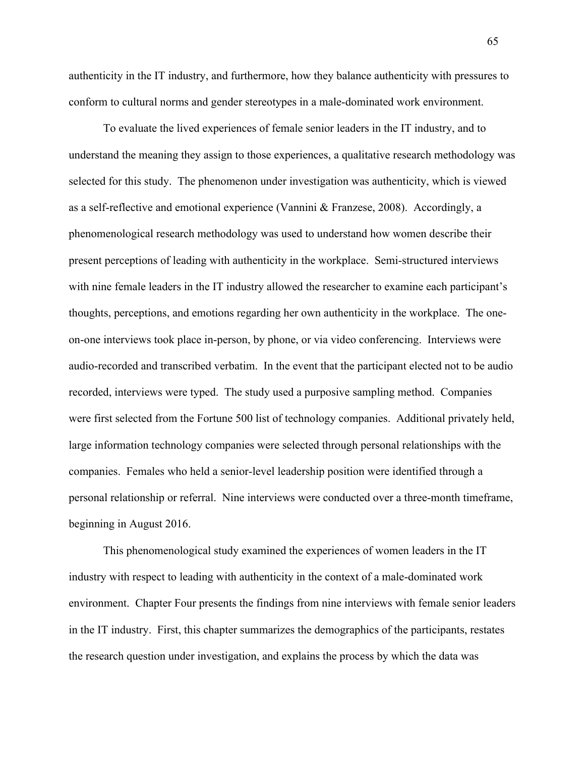authenticity in the IT industry, and furthermore, how they balance authenticity with pressures to conform to cultural norms and gender stereotypes in a male-dominated work environment.

To evaluate the lived experiences of female senior leaders in the IT industry, and to understand the meaning they assign to those experiences, a qualitative research methodology was selected for this study. The phenomenon under investigation was authenticity, which is viewed as a self-reflective and emotional experience (Vannini & Franzese, 2008). Accordingly, a phenomenological research methodology was used to understand how women describe their present perceptions of leading with authenticity in the workplace. Semi-structured interviews with nine female leaders in the IT industry allowed the researcher to examine each participant's thoughts, perceptions, and emotions regarding her own authenticity in the workplace. The one-on-one interviews took place in-person, by phone, or via video conferencing. Interviews were audio-recorded and transcribed verbatim. In the event that the participant elected not to be audio recorded, interviews were typed. The study used a purposive sampling method. Companies were first selected from the Fortune 500 list of technology companies. Additional privately held, large information technology companies were selected through personal relationships with the companies. Females who held a senior-level leadership position were identified through a personal relationship or referral. Nine interviews were conducted over a three-month timeframe, beginning in August 2016.

This phenomenological study examined the experiences of women leaders in the IT industry with respect to leading with authenticity in the context of a male-dominated work environment. Chapter Four presents the findings from nine interviews with female senior leaders in the IT industry. First, this chapter summarizes the demographics of the participants, restates the research question under investigation, and explains the process by which the data was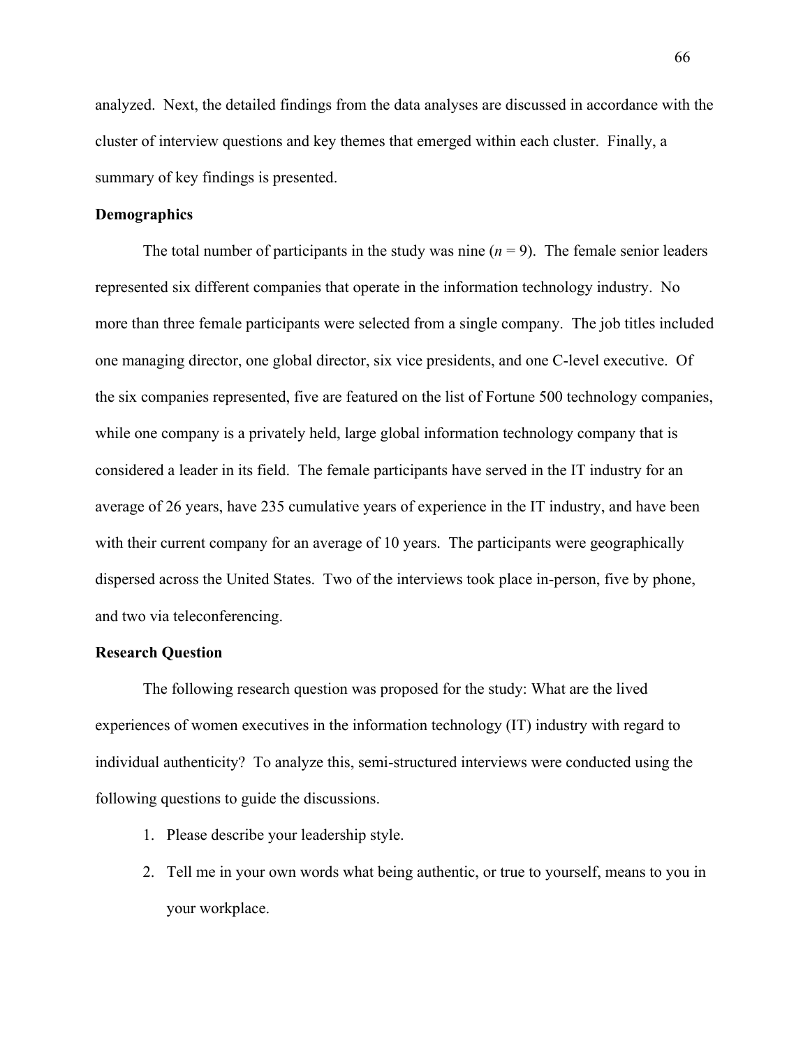analyzed. Next, the detailed findings from the data analyses are discussed in accordance with the cluster of interview questions and key themes that emerged within each cluster. Finally, a summary of key findings is presented.

## Demographics

The total number of participants in the study was nine ($n$ = 9). The female senior leaders represented six different companies that operate in the information technology industry. No more than three female participants were selected from a single company. The job titles included one managing director, one global director, six vice presidents, and one C-level executive. Of the six companies represented, five are featured on the list of Fortune 500 technology companies, while one company is a privately held, large global information technology company that is considered a leader in its field. The female participants have served in the IT industry for an average of 26 years, have 235 cumulative years of experience in the IT industry, and have been with their current company for an average of 10 years. The participants were geographically dispersed across the United States. Two of the interviews took place in-person, five by phone, and two via teleconferencing.

## Research Question

The following research question was proposed for the study: What are the lived experiences of women executives in the information technology (IT) industry with regard to individual authenticity? To analyze this, semi-structured interviews were conducted using the following questions to guide the discussions.

1. Please describe your leadership style.
2. Tell me in your own words what being authentic, or true to yourself, means to you in your workplace.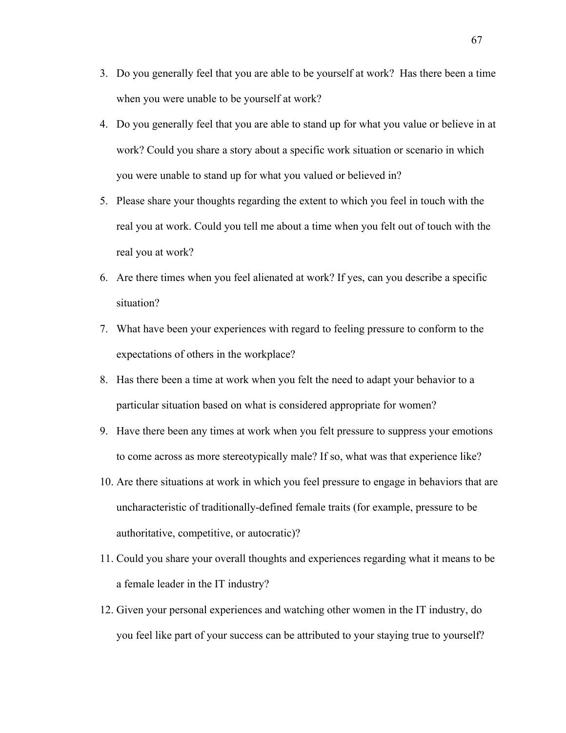3. Do you generally feel that you are able to be yourself at work? Has there been a time when you were unable to be yourself at work?
4. Do you generally feel that you are able to stand up for what you value or believe in at work? Could you share a story about a specific work situation or scenario in which you were unable to stand up for what you valued or believed in?
5. Please share your thoughts regarding the extent to which you feel in touch with the real you at work. Could you tell me about a time when you felt out of touch with the real you at work?
6. Are there times when you feel alienated at work? If yes, can you describe a specific situation?
7. What have been your experiences with regard to feeling pressure to conform to the expectations of others in the workplace?
8. Has there been a time at work when you felt the need to adapt your behavior to a particular situation based on what is considered appropriate for women?
9. Have there been any times at work when you felt pressure to suppress your emotions to come across as more stereotypically male? If so, what was that experience like?
10. Are there situations at work in which you feel pressure to engage in behaviors that are uncharacteristic of traditionally-defined female traits (for example, pressure to be authoritative, competitive, or autocratic)?
11. Could you share your overall thoughts and experiences regarding what it means to be a female leader in the IT industry?
12. Given your personal experiences and watching other women in the IT industry, do you feel like part of your success can be attributed to your staying true to yourself?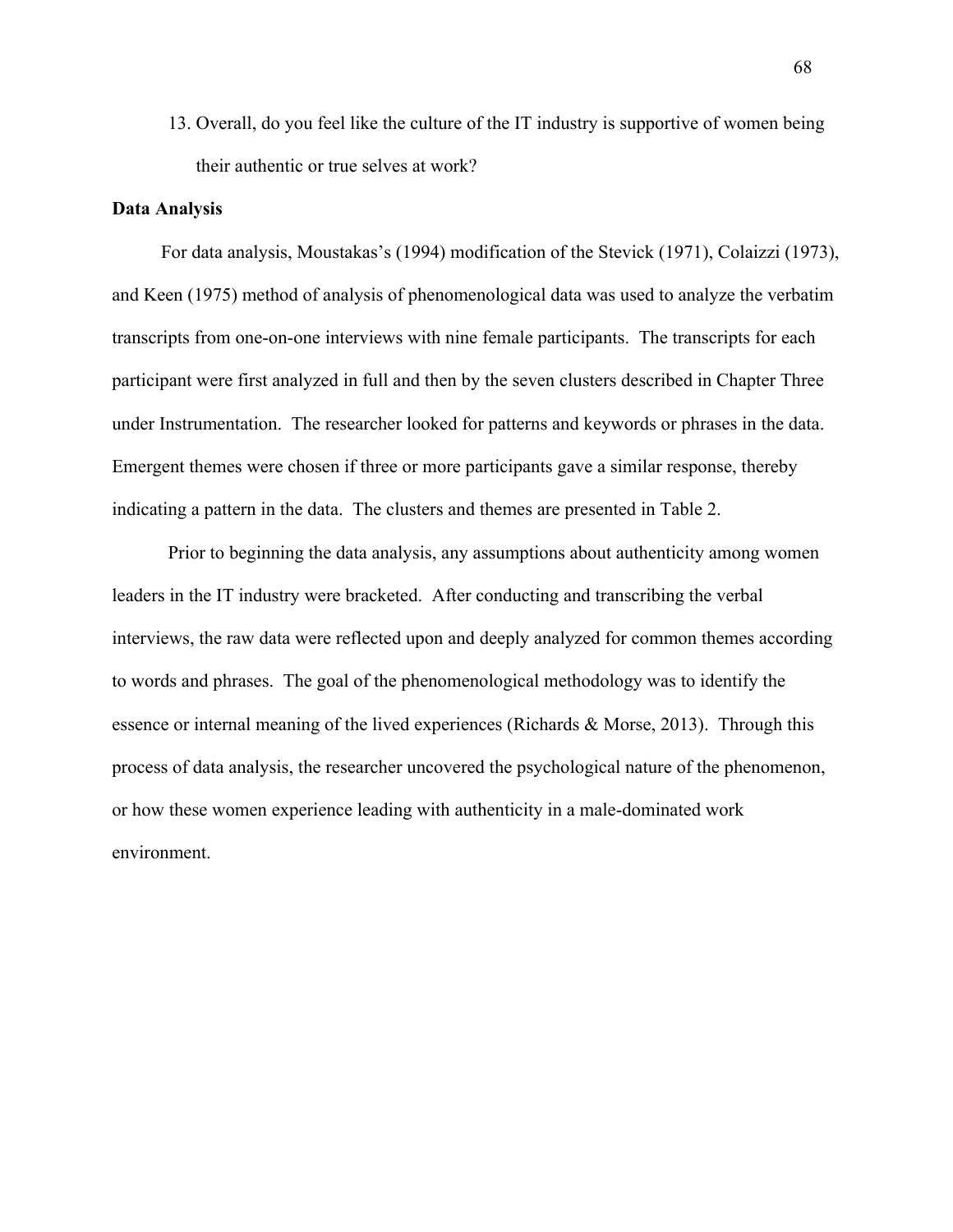13. Overall, do you feel like the culture of the IT industry is supportive of women being their authentic or true selves at work?

**Data Analysis**

For data analysis, Moustakas's (1994) modification of the Stevick (1971), Colaizzi (1973), and Keen (1975) method of analysis of phenomenological data was used to analyze the verbatim transcripts from one-on-one interviews with nine female participants. The transcripts for each participant were first analyzed in full and then by the seven clusters described in Chapter Three under Instrumentation. The researcher looked for patterns and keywords or phrases in the data. Emergent themes were chosen if three or more participants gave a similar response, thereby indicating a pattern in the data. The clusters and themes are presented in Table 2.

Prior to beginning the data analysis, any assumptions about authenticity among women leaders in the IT industry were bracketed. After conducting and transcribing the verbal interviews, the raw data were reflected upon and deeply analyzed for common themes according to words and phrases. The goal of the phenomenological methodology was to identify the essence or internal meaning of the lived experiences (Richards & Morse, 2013). Through this process of data analysis, the researcher uncovered the psychological nature of the phenomenon, or how these women experience leading with authenticity in a male-dominated work environment.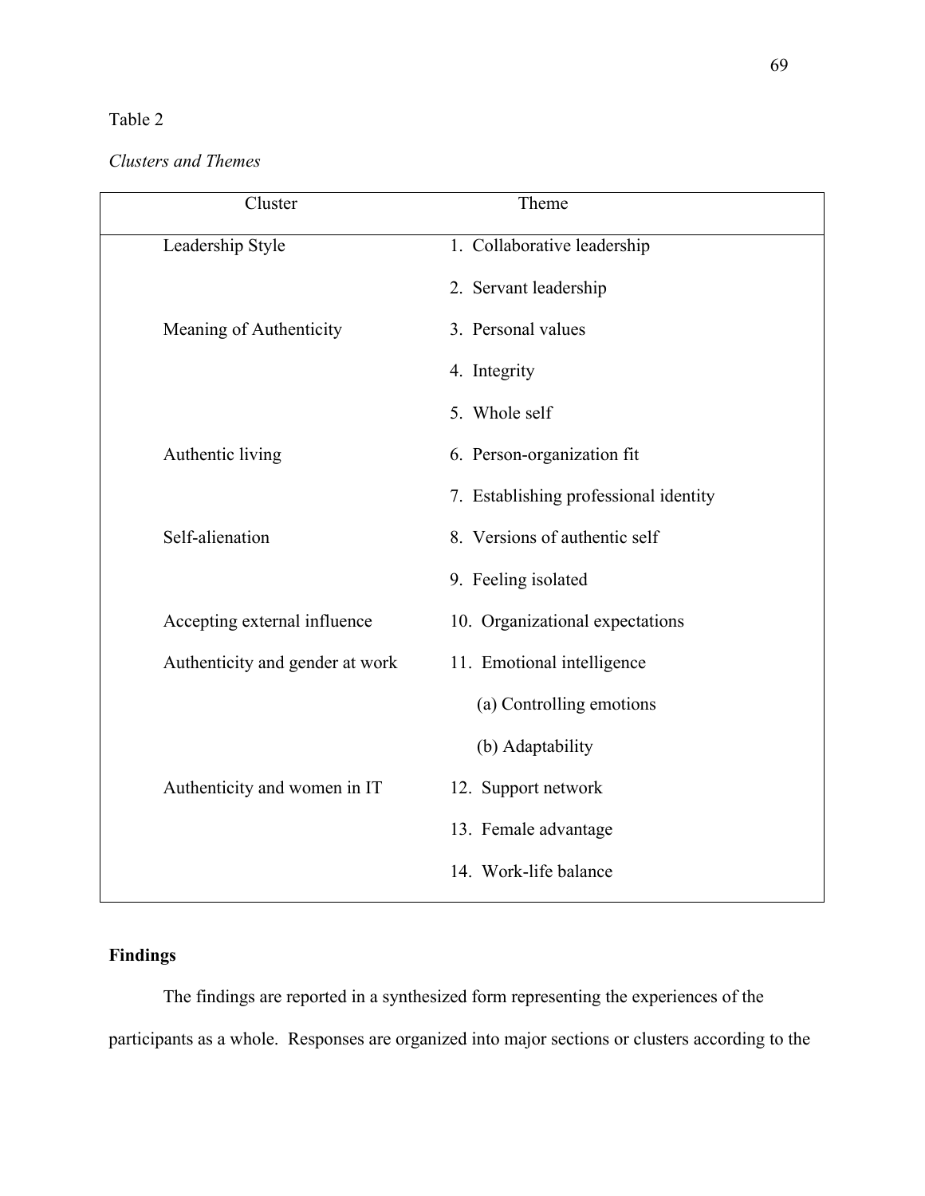Table 2

*Clusters and Themes*

| Cluster | Theme |
|---|---|
| Leadership Style | 1. Collaborative leadership |
| | 2. Servant leadership |
| Meaning of Authenticity | 3. Personal values |
| | 4. Integrity |
| | 5. Whole self |
| Authentic living | 6. Person-organization fit |
| | 7. Establishing professional identity |
| Self-alienation | 8. Versions of authentic self |
| | 9. Feeling isolated |
| Accepting external influence | 10. Organizational expectations |
| Authenticity and gender at work | 11. Emotional intelligence |
| | (a) Controlling emotions |
| | (b) Adaptability |
| Authenticity and women in IT | 12. Support network |
| | 13. Female advantage |
| | 14. Work-life balance |

**Findings**

The findings are reported in a synthesized form representing the experiences of the participants as a whole. Responses are organized into major sections or clusters according to the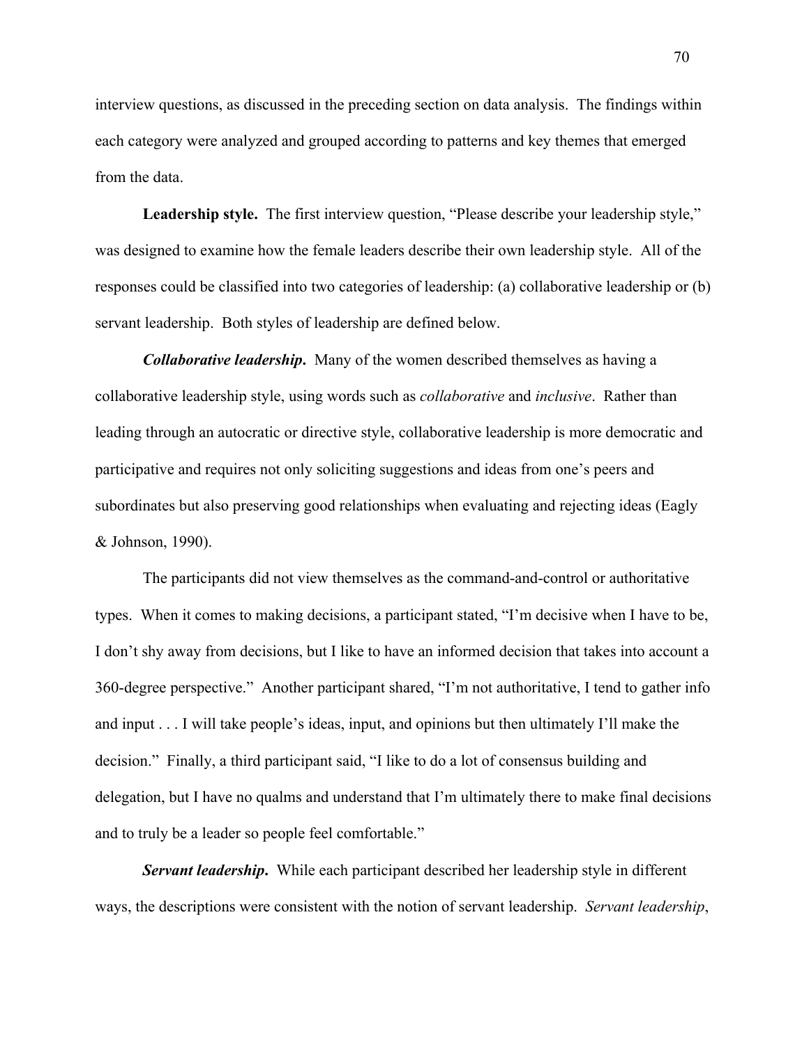interview questions, as discussed in the preceding section on data analysis. The findings within each category were analyzed and grouped according to patterns and key themes that emerged from the data.

**Leadership style.** The first interview question, "Please describe your leadership style," was designed to examine how the female leaders describe their own leadership style. All of the responses could be classified into two categories of leadership: (a) collaborative leadership or (b) servant leadership. Both styles of leadership are defined below.

***Collaborative leadership.*** Many of the women described themselves as having a collaborative leadership style, using words such as *collaborative* and *inclusive*. Rather than leading through an autocratic or directive style, collaborative leadership is more democratic and participative and requires not only soliciting suggestions and ideas from one's peers and subordinates but also preserving good relationships when evaluating and rejecting ideas (Eagly & Johnson, 1990).

The participants did not view themselves as the command-and-control or authoritative types. When it comes to making decisions, a participant stated, "I'm decisive when I have to be, I don't shy away from decisions, but I like to have an informed decision that takes into account a 360-degree perspective." Another participant shared, "I'm not authoritative, I tend to gather info and input . . . I will take people's ideas, input, and opinions but then ultimately I'll make the decision." Finally, a third participant said, "I like to do a lot of consensus building and delegation, but I have no qualms and understand that I'm ultimately there to make final decisions and to truly be a leader so people feel comfortable."

***Servant leadership.*** While each participant described her leadership style in different ways, the descriptions were consistent with the notion of servant leadership. *Servant leadership*,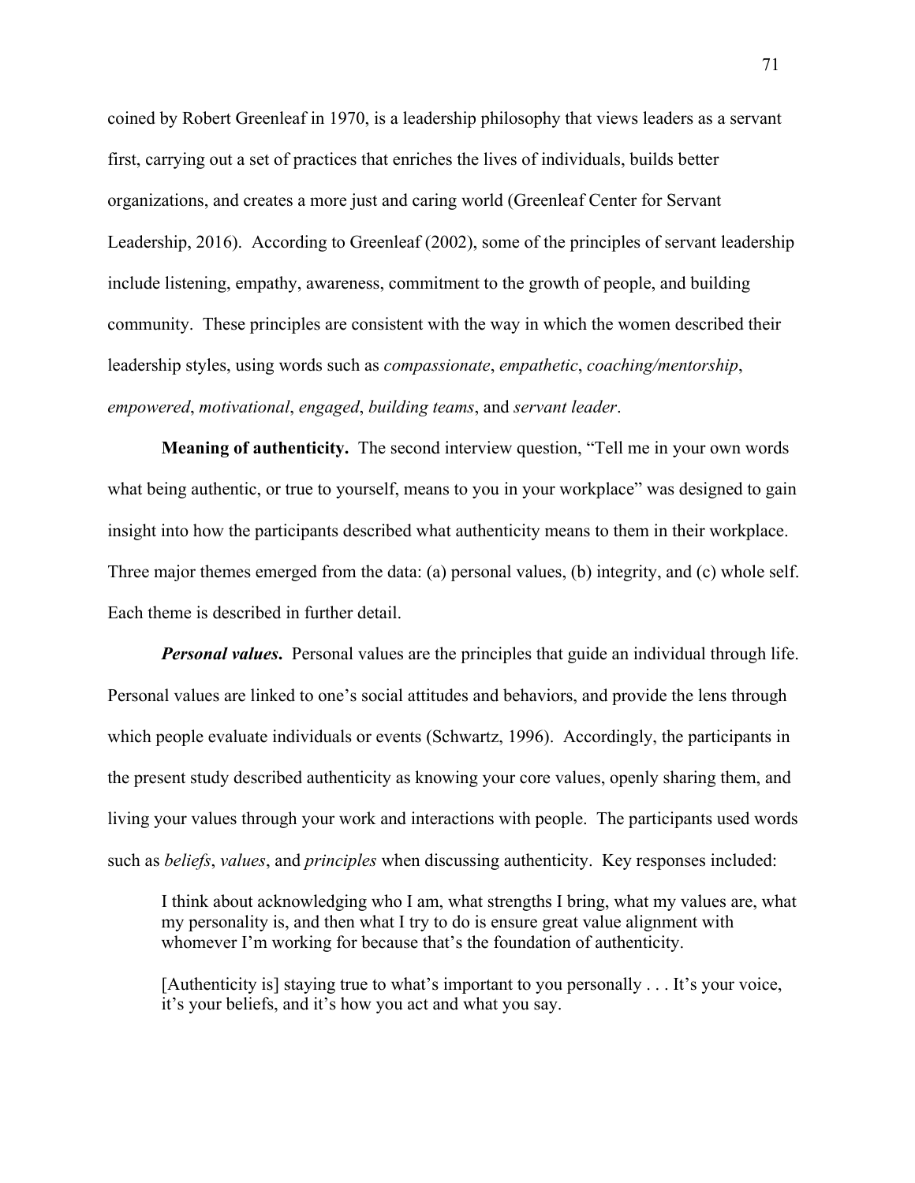coined by Robert Greenleaf in 1970, is a leadership philosophy that views leaders as a servant first, carrying out a set of practices that enriches the lives of individuals, builds better organizations, and creates a more just and caring world (Greenleaf Center for Servant Leadership, 2016). According to Greenleaf (2002), some of the principles of servant leadership include listening, empathy, awareness, commitment to the growth of people, and building community. These principles are consistent with the way in which the women described their leadership styles, using words such as *compassionate*, *empathetic*, *coaching/mentorship*, *empowered*, *motivational*, *engaged*, *building teams*, and *servant leader*.

**Meaning of authenticity.** The second interview question, "Tell me in your own words what being authentic, or true to yourself, means to you in your workplace" was designed to gain insight into how the participants described what authenticity means to them in their workplace. Three major themes emerged from the data: (a) personal values, (b) integrity, and (c) whole self. Each theme is described in further detail.

***Personal values.*** Personal values are the principles that guide an individual through life. Personal values are linked to one's social attitudes and behaviors, and provide the lens through which people evaluate individuals or events (Schwartz, 1996). Accordingly, the participants in the present study described authenticity as knowing your core values, openly sharing them, and living your values through your work and interactions with people. The participants used words such as *beliefs*, *values*, and *principles* when discussing authenticity. Key responses included:

> I think about acknowledging who I am, what strengths I bring, what my values are, what my personality is, and then what I try to do is ensure great value alignment with whomever I'm working for because that's the foundation of authenticity.

> [Authenticity is] staying true to what's important to you personally . . . It's your voice, it's your beliefs, and it's how you act and what you say.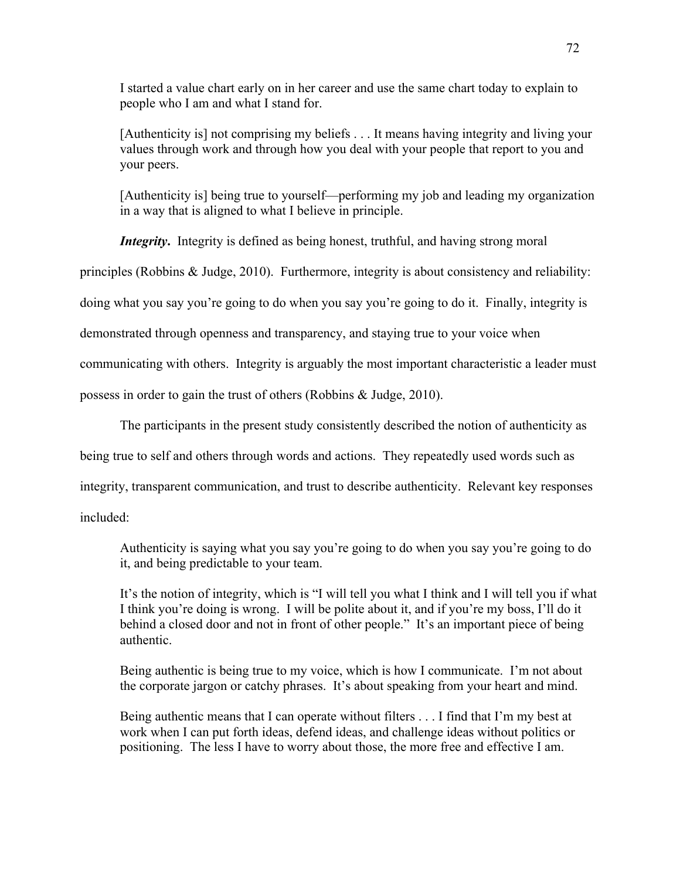> I started a value chart early on in her career and use the same chart today to explain to people who I am and what I stand for.
>
> [Authenticity is] not comprising my beliefs . . . It means having integrity and living your values through work and through how you deal with your people that report to you and your peers.
>
> [Authenticity is] being true to yourself—performing my job and leading my organization in a way that is aligned to what I believe in principle.

***Integrity*.** Integrity is defined as being honest, truthful, and having strong moral principles (Robbins & Judge, 2010). Furthermore, integrity is about consistency and reliability: doing what you say you're going to do when you say you're going to do it. Finally, integrity is demonstrated through openness and transparency, and staying true to your voice when communicating with others. Integrity is arguably the most important characteristic a leader must possess in order to gain the trust of others (Robbins & Judge, 2010).

The participants in the present study consistently described the notion of authenticity as being true to self and others through words and actions. They repeatedly used words such as integrity, transparent communication, and trust to describe authenticity. Relevant key responses included:

> Authenticity is saying what you say you're going to do when you say you're going to do it, and being predictable to your team.
>
> It's the notion of integrity, which is "I will tell you what I think and I will tell you if what I think you're doing is wrong. I will be polite about it, and if you're my boss, I'll do it behind a closed door and not in front of other people." It's an important piece of being authentic.
>
> Being authentic is being true to my voice, which is how I communicate. I'm not about the corporate jargon or catchy phrases. It's about speaking from your heart and mind.
>
> Being authentic means that I can operate without filters . . . I find that I'm my best at work when I can put forth ideas, defend ideas, and challenge ideas without politics or positioning. The less I have to worry about those, the more free and effective I am.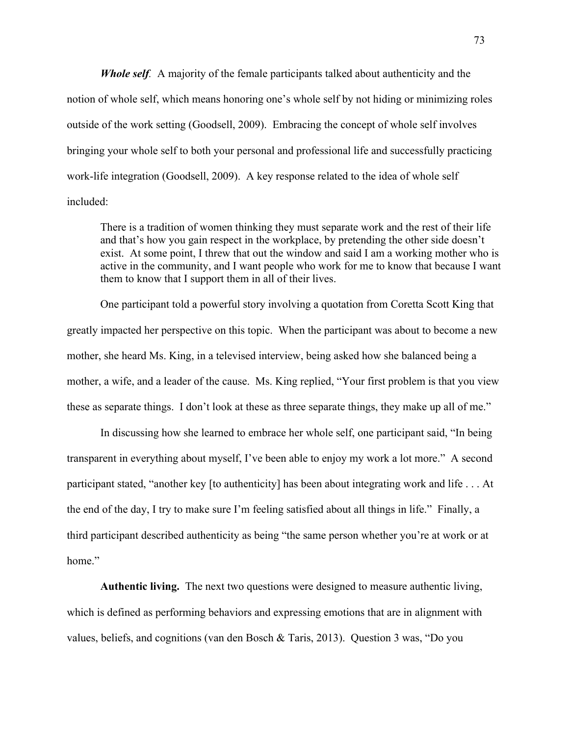***Whole self*.** A majority of the female participants talked about authenticity and the notion of whole self, which means honoring one's whole self by not hiding or minimizing roles outside of the work setting (Goodsell, 2009). Embracing the concept of whole self involves bringing your whole self to both your personal and professional life and successfully practicing work-life integration (Goodsell, 2009). A key response related to the idea of whole self included:

> There is a tradition of women thinking they must separate work and the rest of their life and that's how you gain respect in the workplace, by pretending the other side doesn't exist. At some point, I threw that out the window and said I am a working mother who is active in the community, and I want people who work for me to know that because I want them to know that I support them in all of their lives.

One participant told a powerful story involving a quotation from Coretta Scott King that greatly impacted her perspective on this topic. When the participant was about to become a new mother, she heard Ms. King, in a televised interview, being asked how she balanced being a mother, a wife, and a leader of the cause. Ms. King replied, "Your first problem is that you view these as separate things. I don't look at these as three separate things, they make up all of me."

In discussing how she learned to embrace her whole self, one participant said, "In being transparent in everything about myself, I've been able to enjoy my work a lot more." A second participant stated, "another key [to authenticity] has been about integrating work and life . . . At the end of the day, I try to make sure I'm feeling satisfied about all things in life." Finally, a third participant described authenticity as being "the same person whether you're at work or at home."

**Authentic living.** The next two questions were designed to measure authentic living, which is defined as performing behaviors and expressing emotions that are in alignment with values, beliefs, and cognitions (van den Bosch & Taris, 2013). Question 3 was, "Do you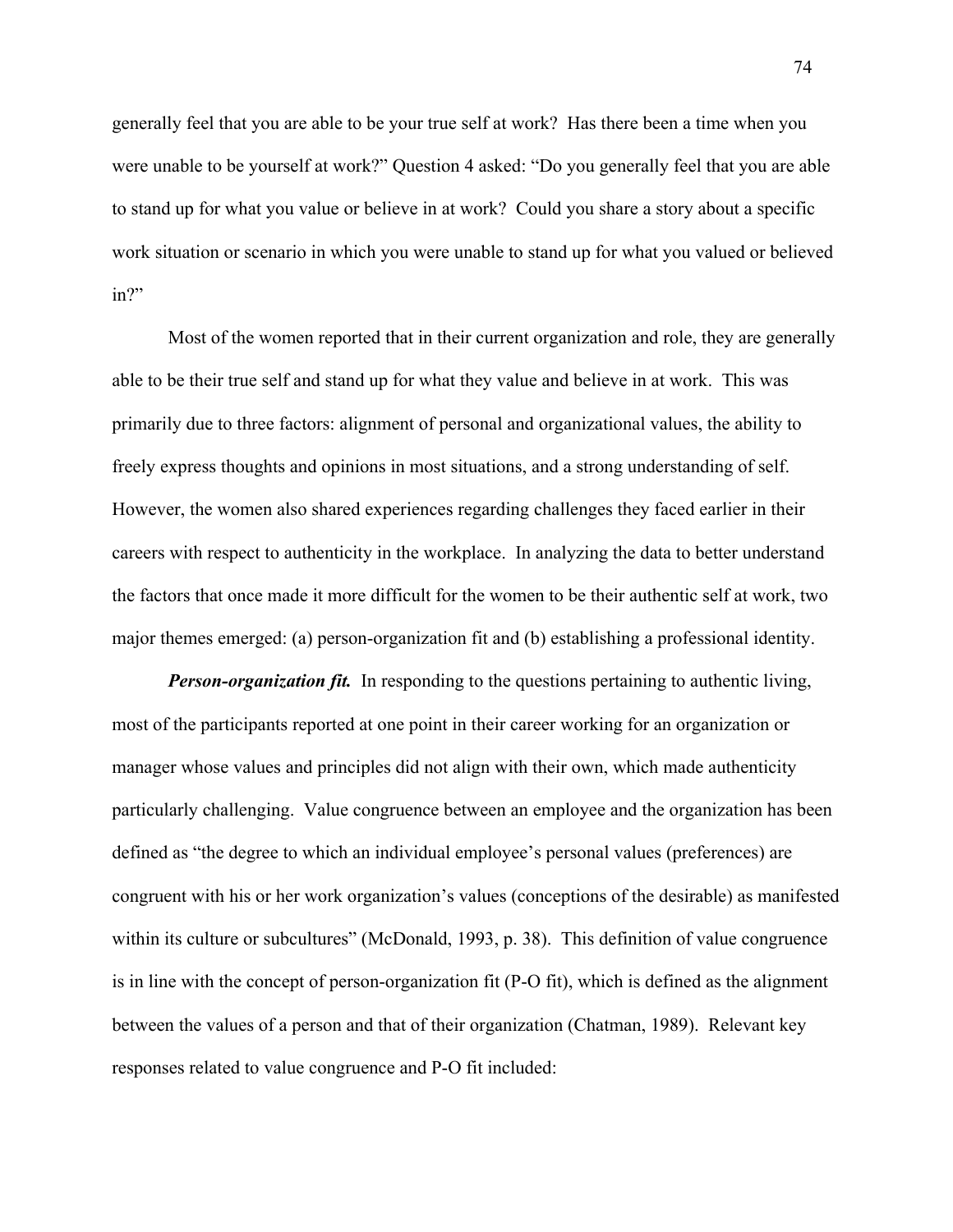generally feel that you are able to be your true self at work? Has there been a time when you were unable to be yourself at work?" Question 4 asked: "Do you generally feel that you are able to stand up for what you value or believe in at work? Could you share a story about a specific work situation or scenario in which you were unable to stand up for what you valued or believed in?"

Most of the women reported that in their current organization and role, they are generally able to be their true self and stand up for what they value and believe in at work. This was primarily due to three factors: alignment of personal and organizational values, the ability to freely express thoughts and opinions in most situations, and a strong understanding of self. However, the women also shared experiences regarding challenges they faced earlier in their careers with respect to authenticity in the workplace. In analyzing the data to better understand the factors that once made it more difficult for the women to be their authentic self at work, two major themes emerged: (a) person-organization fit and (b) establishing a professional identity.

***Person-organization fit.*** In responding to the questions pertaining to authentic living, most of the participants reported at one point in their career working for an organization or manager whose values and principles did not align with their own, which made authenticity particularly challenging. Value congruence between an employee and the organization has been defined as "the degree to which an individual employee's personal values (preferences) are congruent with his or her work organization's values (conceptions of the desirable) as manifested within its culture or subcultures" (McDonald, 1993, p. 38). This definition of value congruence is in line with the concept of person-organization fit (P-O fit), which is defined as the alignment between the values of a person and that of their organization (Chatman, 1989). Relevant key responses related to value congruence and P-O fit included: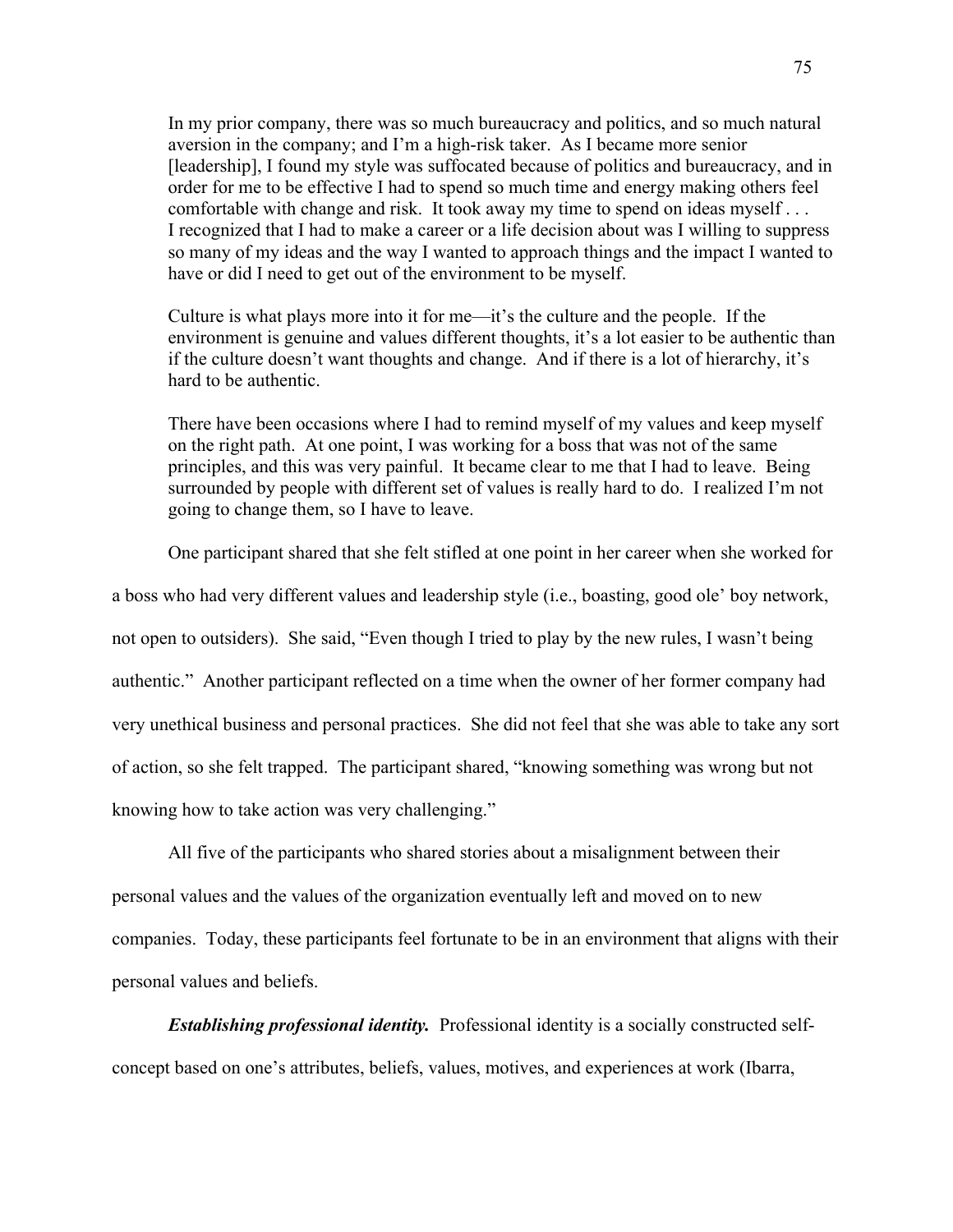> In my prior company, there was so much bureaucracy and politics, and so much natural aversion in the company; and I'm a high-risk taker. As I became more senior [leadership], I found my style was suffocated because of politics and bureaucracy, and in order for me to be effective I had to spend so much time and energy making others feel comfortable with change and risk. It took away my time to spend on ideas myself . . . I recognized that I had to make a career or a life decision about was I willing to suppress so many of my ideas and the way I wanted to approach things and the impact I wanted to have or did I need to get out of the environment to be myself.

> Culture is what plays more into it for me—it's the culture and the people. If the environment is genuine and values different thoughts, it's a lot easier to be authentic than if the culture doesn't want thoughts and change. And if there is a lot of hierarchy, it's hard to be authentic.

> There have been occasions where I had to remind myself of my values and keep myself on the right path. At one point, I was working for a boss that was not of the same principles, and this was very painful. It became clear to me that I had to leave. Being surrounded by people with different set of values is really hard to do. I realized I'm not going to change them, so I have to leave.

One participant shared that she felt stifled at one point in her career when she worked for a boss who had very different values and leadership style (i.e., boasting, good ole' boy network, not open to outsiders). She said, "Even though I tried to play by the new rules, I wasn't being authentic." Another participant reflected on a time when the owner of her former company had very unethical business and personal practices. She did not feel that she was able to take any sort of action, so she felt trapped. The participant shared, "knowing something was wrong but not knowing how to take action was very challenging."

All five of the participants who shared stories about a misalignment between their personal values and the values of the organization eventually left and moved on to new companies. Today, these participants feel fortunate to be in an environment that aligns with their personal values and beliefs.

***Establishing professional identity.*** Professional identity is a socially constructed self-concept based on one's attributes, beliefs, values, motives, and experiences at work (Ibarra,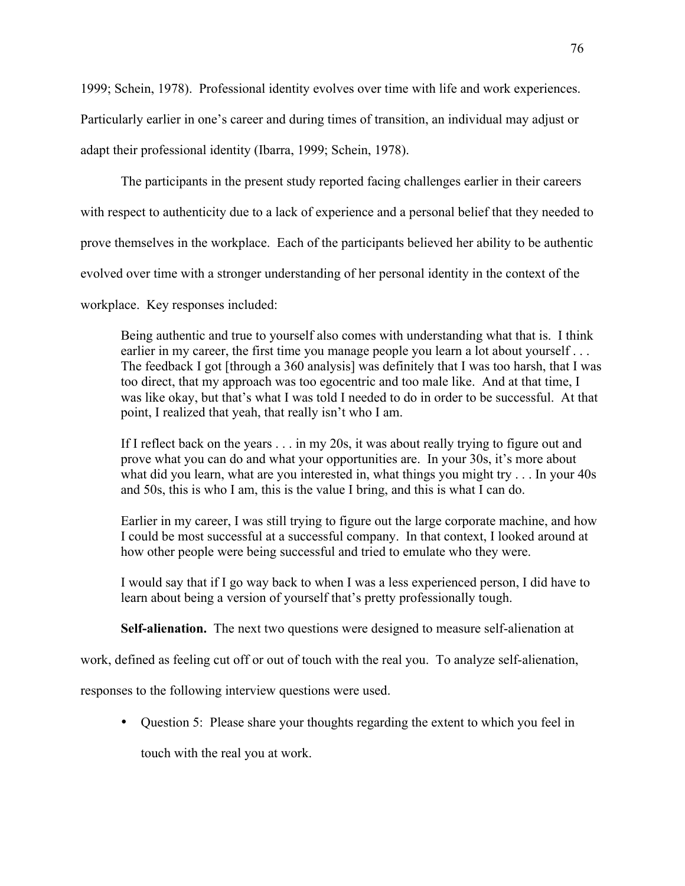1999; Schein, 1978). Professional identity evolves over time with life and work experiences. Particularly earlier in one's career and during times of transition, an individual may adjust or adapt their professional identity (Ibarra, 1999; Schein, 1978).

The participants in the present study reported facing challenges earlier in their careers with respect to authenticity due to a lack of experience and a personal belief that they needed to prove themselves in the workplace. Each of the participants believed her ability to be authentic evolved over time with a stronger understanding of her personal identity in the context of the workplace. Key responses included:

> Being authentic and true to yourself also comes with understanding what that is. I think earlier in my career, the first time you manage people you learn a lot about yourself . . . The feedback I got [through a 360 analysis] was definitely that I was too harsh, that I was too direct, that my approach was too egocentric and too male like. And at that time, I was like okay, but that's what I was told I needed to do in order to be successful. At that point, I realized that yeah, that really isn't who I am.
>
> If I reflect back on the years . . . in my 20s, it was about really trying to figure out and prove what you can do and what your opportunities are. In your 30s, it's more about what did you learn, what are you interested in, what things you might try . . . In your 40s and 50s, this is who I am, this is the value I bring, and this is what I can do.
>
> Earlier in my career, I was still trying to figure out the large corporate machine, and how I could be most successful at a successful company. In that context, I looked around at how other people were being successful and tried to emulate who they were.
>
> I would say that if I go way back to when I was a less experienced person, I did have to learn about being a version of yourself that's pretty professionally tough.

**Self-alienation.** The next two questions were designed to measure self-alienation at work, defined as feeling cut off or out of touch with the real you. To analyze self-alienation, responses to the following interview questions were used.

- Question 5: Please share your thoughts regarding the extent to which you feel in touch with the real you at work.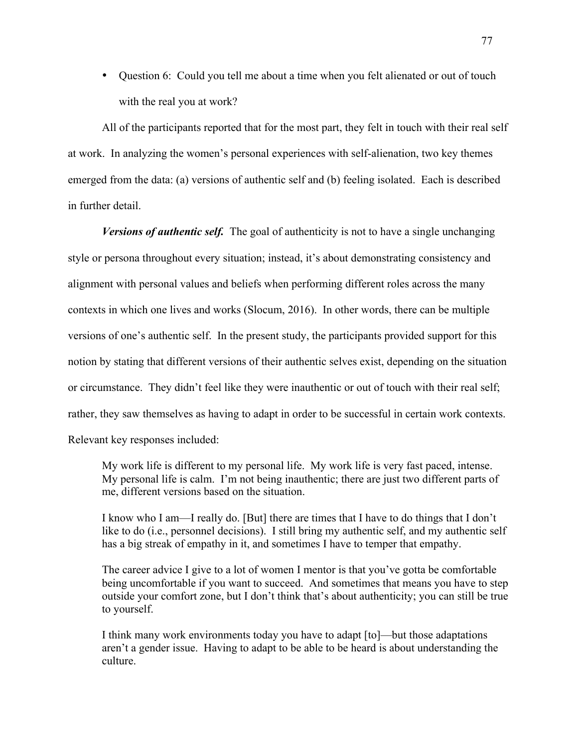- Question 6: Could you tell me about a time when you felt alienated or out of touch with the real you at work?

All of the participants reported that for the most part, they felt in touch with their real self at work. In analyzing the women's personal experiences with self-alienation, two key themes emerged from the data: (a) versions of authentic self and (b) feeling isolated. Each is described in further detail.

***Versions of authentic self.*** The goal of authenticity is not to have a single unchanging style or persona throughout every situation; instead, it's about demonstrating consistency and alignment with personal values and beliefs when performing different roles across the many contexts in which one lives and works (Slocum, 2016). In other words, there can be multiple versions of one's authentic self. In the present study, the participants provided support for this notion by stating that different versions of their authentic selves exist, depending on the situation or circumstance. They didn't feel like they were inauthentic or out of touch with their real self; rather, they saw themselves as having to adapt in order to be successful in certain work contexts. Relevant key responses included:

> My work life is different to my personal life. My work life is very fast paced, intense. My personal life is calm. I'm not being inauthentic; there are just two different parts of me, different versions based on the situation.
>
> I know who I am—I really do. [But] there are times that I have to do things that I don't like to do (i.e., personnel decisions). I still bring my authentic self, and my authentic self has a big streak of empathy in it, and sometimes I have to temper that empathy.
>
> The career advice I give to a lot of women I mentor is that you've gotta be comfortable being uncomfortable if you want to succeed. And sometimes that means you have to step outside your comfort zone, but I don't think that's about authenticity; you can still be true to yourself.
>
> I think many work environments today you have to adapt [to]—but those adaptations aren't a gender issue. Having to adapt to be able to be heard is about understanding the culture.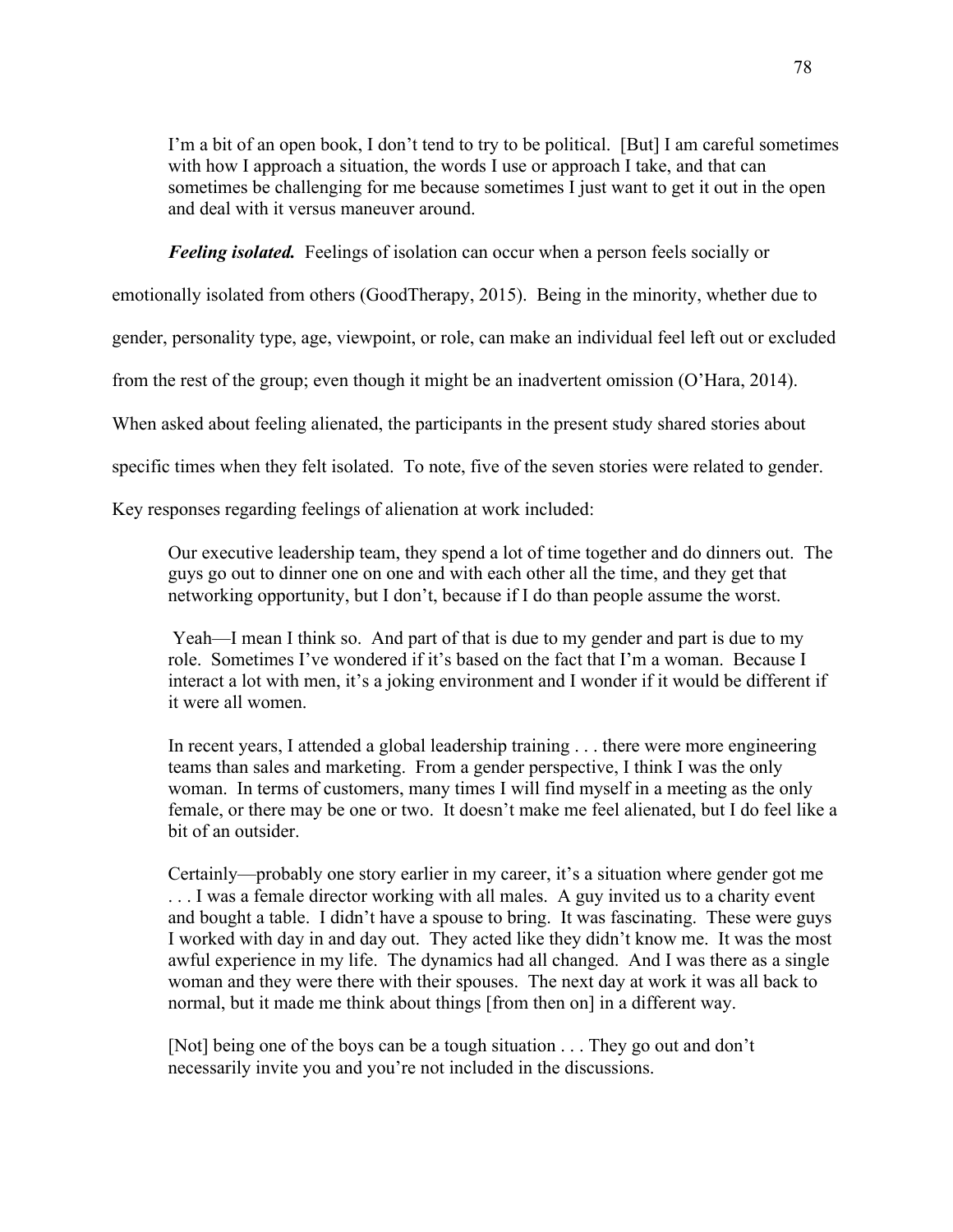> I'm a bit of an open book, I don't tend to try to be political. [But] I am careful sometimes with how I approach a situation, the words I use or approach I take, and that can sometimes be challenging for me because sometimes I just want to get it out in the open and deal with it versus maneuver around.

***Feeling isolated.*** Feelings of isolation can occur when a person feels socially or emotionally isolated from others (GoodTherapy, 2015). Being in the minority, whether due to gender, personality type, age, viewpoint, or role, can make an individual feel left out or excluded from the rest of the group; even though it might be an inadvertent omission (O'Hara, 2014). When asked about feeling alienated, the participants in the present study shared stories about specific times when they felt isolated. To note, five of the seven stories were related to gender. Key responses regarding feelings of alienation at work included:

> Our executive leadership team, they spend a lot of time together and do dinners out. The guys go out to dinner one on one and with each other all the time, and they get that networking opportunity, but I don't, because if I do than people assume the worst.

> Yeah—I mean I think so. And part of that is due to my gender and part is due to my role. Sometimes I've wondered if it's based on the fact that I'm a woman. Because I interact a lot with men, it's a joking environment and I wonder if it would be different if it were all women.

> In recent years, I attended a global leadership training . . . there were more engineering teams than sales and marketing. From a gender perspective, I think I was the only woman. In terms of customers, many times I will find myself in a meeting as the only female, or there may be one or two. It doesn't make me feel alienated, but I do feel like a bit of an outsider.

> Certainly—probably one story earlier in my career, it's a situation where gender got me . . . I was a female director working with all males. A guy invited us to a charity event and bought a table. I didn't have a spouse to bring. It was fascinating. These were guys I worked with day in and day out. They acted like they didn't know me. It was the most awful experience in my life. The dynamics had all changed. And I was there as a single woman and they were there with their spouses. The next day at work it was all back to normal, but it made me think about things [from then on] in a different way.

> [Not] being one of the boys can be a tough situation . . . They go out and don't necessarily invite you and you're not included in the discussions.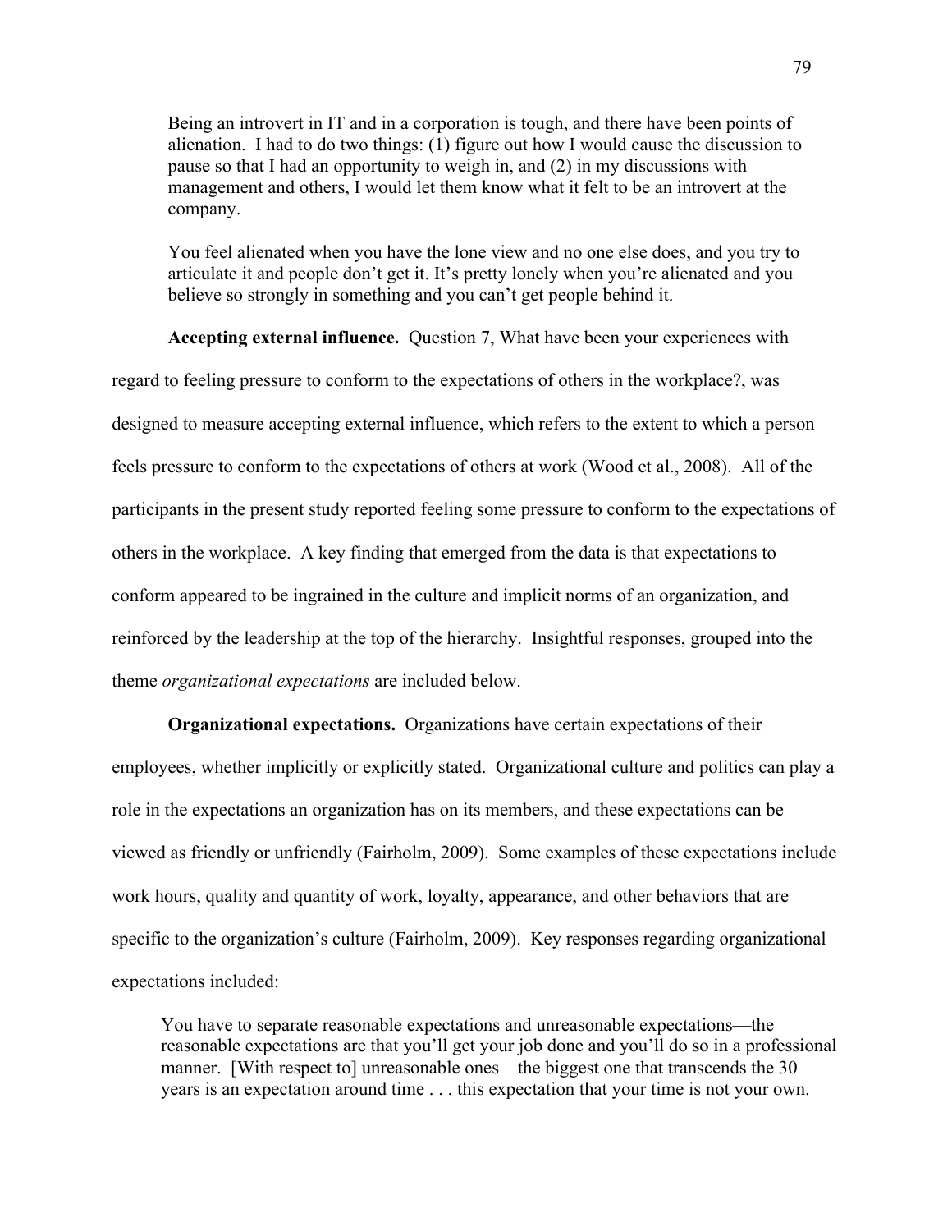> Being an introvert in IT and in a corporation is tough, and there have been points of alienation. I had to do two things: (1) figure out how I would cause the discussion to pause so that I had an opportunity to weigh in, and (2) in my discussions with management and others, I would let them know what it felt to be an introvert at the company.
>
> You feel alienated when you have the lone view and no one else does, and you try to articulate it and people don't get it. It's pretty lonely when you're alienated and you believe so strongly in something and you can't get people behind it.

**Accepting external influence.** Question 7, What have been your experiences with regard to feeling pressure to conform to the expectations of others in the workplace?, was designed to measure accepting external influence, which refers to the extent to which a person feels pressure to conform to the expectations of others at work (Wood et al., 2008). All of the participants in the present study reported feeling some pressure to conform to the expectations of others in the workplace. A key finding that emerged from the data is that expectations to conform appeared to be ingrained in the culture and implicit norms of an organization, and reinforced by the leadership at the top of the hierarchy. Insightful responses, grouped into the theme *organizational expectations* are included below.

**Organizational expectations.** Organizations have certain expectations of their employees, whether implicitly or explicitly stated. Organizational culture and politics can play a role in the expectations an organization has on its members, and these expectations can be viewed as friendly or unfriendly (Fairholm, 2009). Some examples of these expectations include work hours, quality and quantity of work, loyalty, appearance, and other behaviors that are specific to the organization's culture (Fairholm, 2009). Key responses regarding organizational expectations included:

> You have to separate reasonable expectations and unreasonable expectations—the reasonable expectations are that you'll get your job done and you'll do so in a professional manner. [With respect to] unreasonable ones—the biggest one that transcends the 30 years is an expectation around time . . . this expectation that your time is not your own.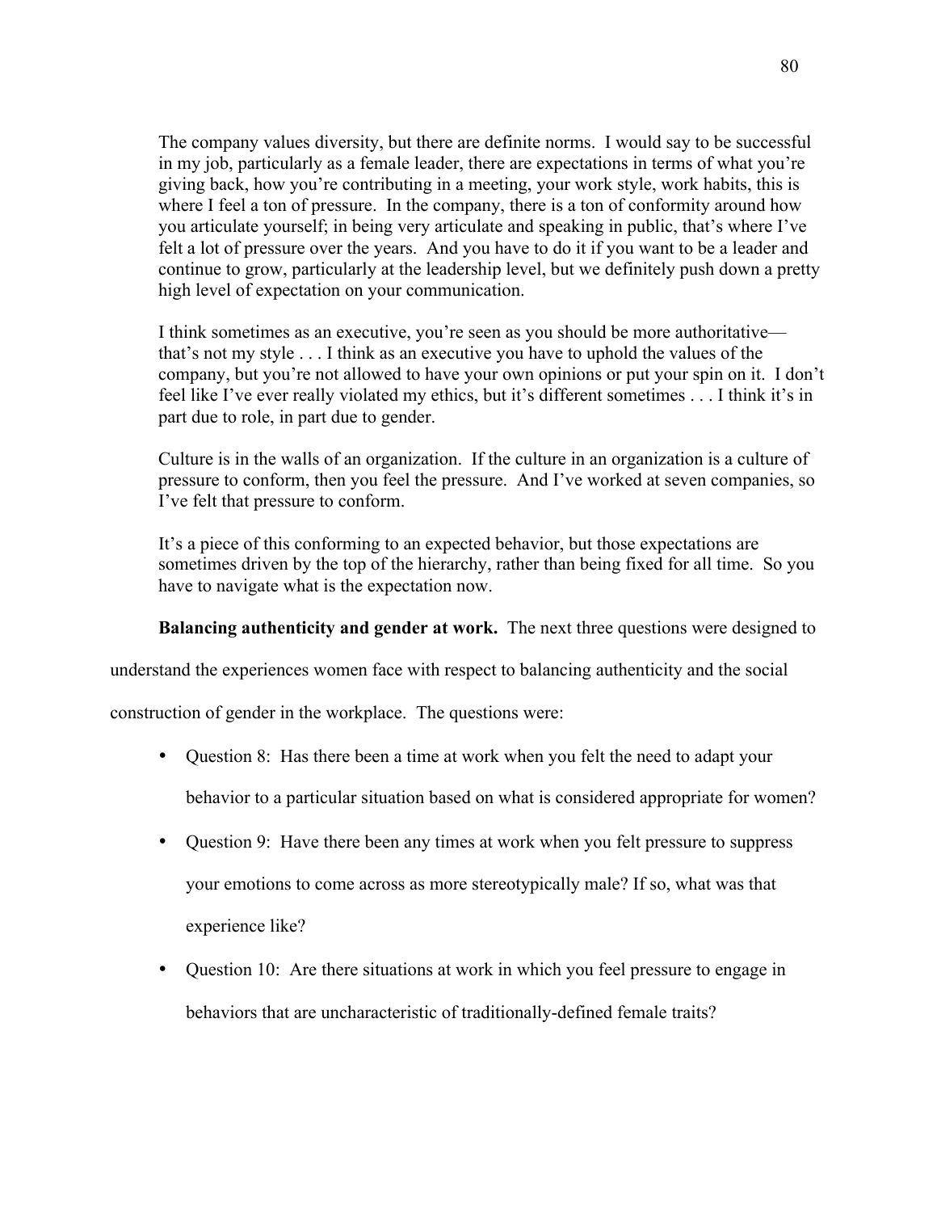> The company values diversity, but there are definite norms. I would say to be successful in my job, particularly as a female leader, there are expectations in terms of what you're giving back, how you're contributing in a meeting, your work style, work habits, this is where I feel a ton of pressure. In the company, there is a ton of conformity around how you articulate yourself; in being very articulate and speaking in public, that's where I've felt a lot of pressure over the years. And you have to do it if you want to be a leader and continue to grow, particularly at the leadership level, but we definitely push down a pretty high level of expectation on your communication.
>
> I think sometimes as an executive, you're seen as you should be more authoritative—that's not my style . . . I think as an executive you have to uphold the values of the company, but you're not allowed to have your own opinions or put your spin on it. I don't feel like I've ever really violated my ethics, but it's different sometimes . . . I think it's in part due to role, in part due to gender.
>
> Culture is in the walls of an organization. If the culture in an organization is a culture of pressure to conform, then you feel the pressure. And I've worked at seven companies, so I've felt that pressure to conform.
>
> It's a piece of this conforming to an expected behavior, but those expectations are sometimes driven by the top of the hierarchy, rather than being fixed for all time. So you have to navigate what is the expectation now.

**Balancing authenticity and gender at work.** The next three questions were designed to understand the experiences women face with respect to balancing authenticity and the social construction of gender in the workplace. The questions were:

- Question 8: Has there been a time at work when you felt the need to adapt your behavior to a particular situation based on what is considered appropriate for women?
- Question 9: Have there been any times at work when you felt pressure to suppress your emotions to come across as more stereotypically male? If so, what was that experience like?
- Question 10: Are there situations at work in which you feel pressure to engage in behaviors that are uncharacteristic of traditionally-defined female traits?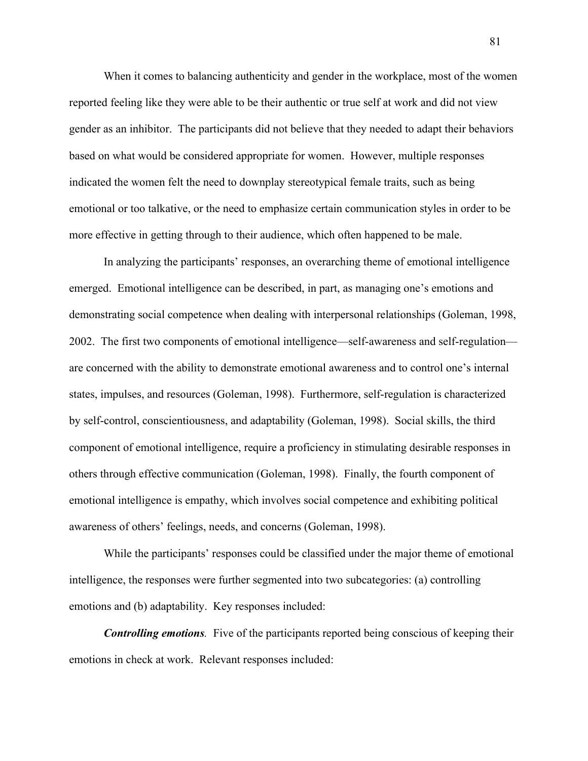When it comes to balancing authenticity and gender in the workplace, most of the women reported feeling like they were able to be their authentic or true self at work and did not view gender as an inhibitor. The participants did not believe that they needed to adapt their behaviors based on what would be considered appropriate for women. However, multiple responses indicated the women felt the need to downplay stereotypical female traits, such as being emotional or too talkative, or the need to emphasize certain communication styles in order to be more effective in getting through to their audience, which often happened to be male.

In analyzing the participants' responses, an overarching theme of emotional intelligence emerged. Emotional intelligence can be described, in part, as managing one's emotions and demonstrating social competence when dealing with interpersonal relationships (Goleman, 1998, 2002. The first two components of emotional intelligence—self-awareness and self-regulation—are concerned with the ability to demonstrate emotional awareness and to control one's internal states, impulses, and resources (Goleman, 1998). Furthermore, self-regulation is characterized by self-control, conscientiousness, and adaptability (Goleman, 1998). Social skills, the third component of emotional intelligence, require a proficiency in stimulating desirable responses in others through effective communication (Goleman, 1998). Finally, the fourth component of emotional intelligence is empathy, which involves social competence and exhibiting political awareness of others' feelings, needs, and concerns (Goleman, 1998).

While the participants' responses could be classified under the major theme of emotional intelligence, the responses were further segmented into two subcategories: (a) controlling emotions and (b) adaptability. Key responses included:

***Controlling emotions.*** Five of the participants reported being conscious of keeping their emotions in check at work. Relevant responses included: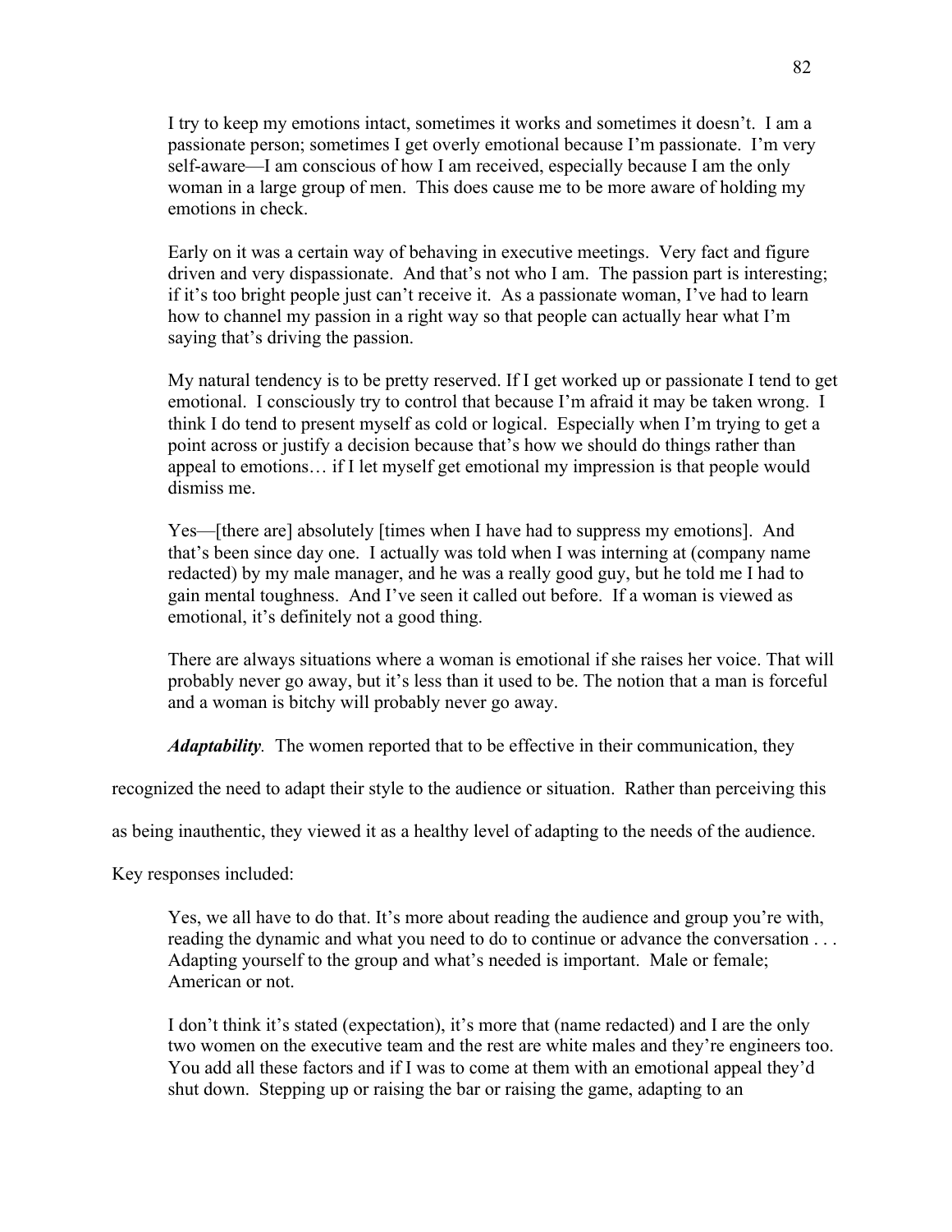> I try to keep my emotions intact, sometimes it works and sometimes it doesn't. I am a passionate person; sometimes I get overly emotional because I'm passionate. I'm very self-aware—I am conscious of how I am received, especially because I am the only woman in a large group of men. This does cause me to be more aware of holding my emotions in check.
>
> Early on it was a certain way of behaving in executive meetings. Very fact and figure driven and very dispassionate. And that's not who I am. The passion part is interesting; if it's too bright people just can't receive it. As a passionate woman, I've had to learn how to channel my passion in a right way so that people can actually hear what I'm saying that's driving the passion.
>
> My natural tendency is to be pretty reserved. If I get worked up or passionate I tend to get emotional. I consciously try to control that because I'm afraid it may be taken wrong. I think I do tend to present myself as cold or logical. Especially when I'm trying to get a point across or justify a decision because that's how we should do things rather than appeal to emotions… if I let myself get emotional my impression is that people would dismiss me.
>
> Yes—[there are] absolutely [times when I have had to suppress my emotions]. And that's been since day one. I actually was told when I was interning at (company name redacted) by my male manager, and he was a really good guy, but he told me I had to gain mental toughness. And I've seen it called out before. If a woman is viewed as emotional, it's definitely not a good thing.
>
> There are always situations where a woman is emotional if she raises her voice. That will probably never go away, but it's less than it used to be. The notion that a man is forceful and a woman is bitchy will probably never go away.

***Adaptability.*** The women reported that to be effective in their communication, they recognized the need to adapt their style to the audience or situation. Rather than perceiving this as being inauthentic, they viewed it as a healthy level of adapting to the needs of the audience. Key responses included:

> Yes, we all have to do that. It's more about reading the audience and group you're with, reading the dynamic and what you need to do to continue or advance the conversation . . . Adapting yourself to the group and what's needed is important. Male or female; American or not.
>
> I don't think it's stated (expectation), it's more that (name redacted) and I are the only two women on the executive team and the rest are white males and they're engineers too. You add all these factors and if I was to come at them with an emotional appeal they'd shut down. Stepping up or raising the bar or raising the game, adapting to an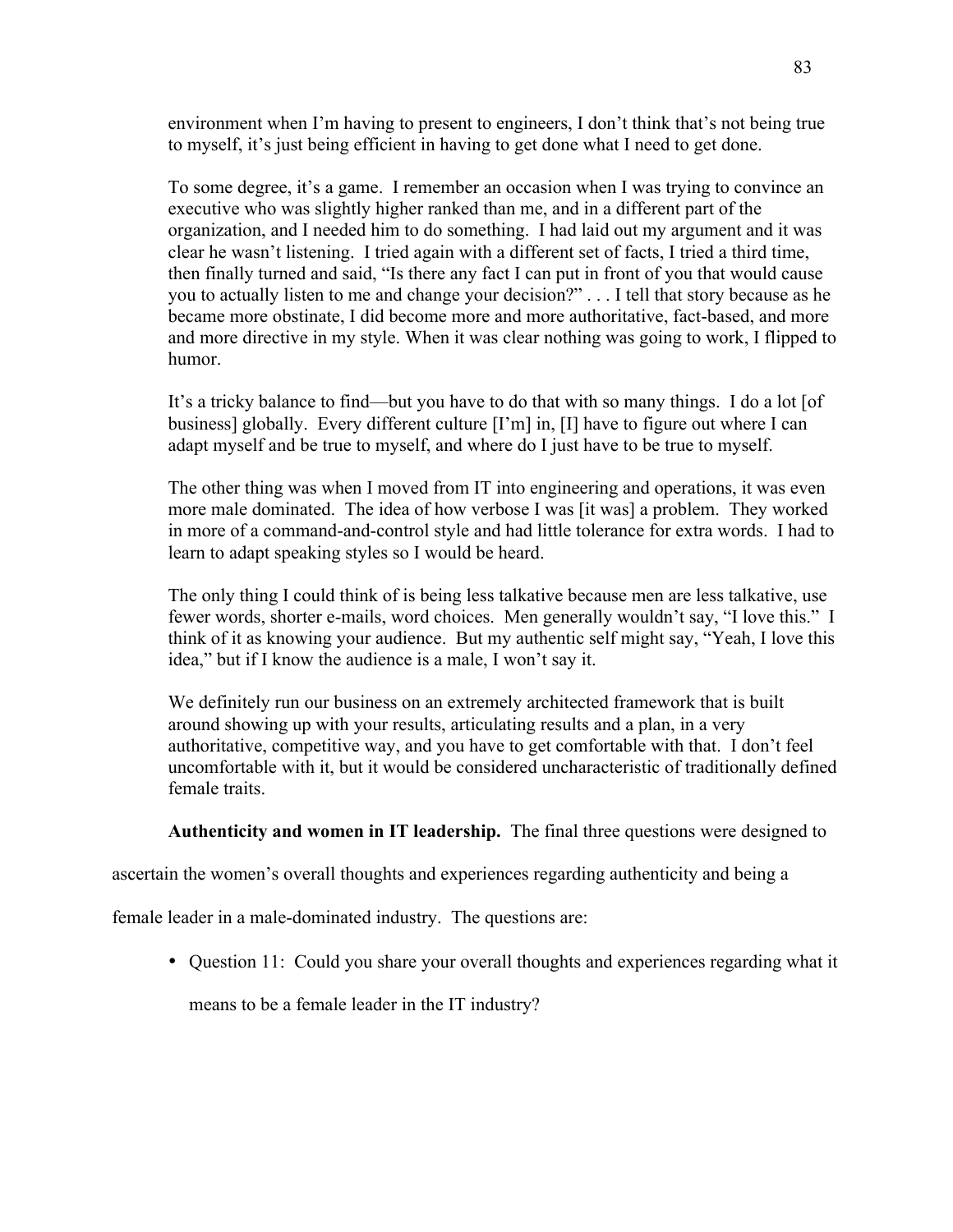environment when I'm having to present to engineers, I don't think that's not being true to myself, it's just being efficient in having to get done what I need to get done.

> To some degree, it's a game. I remember an occasion when I was trying to convince an executive who was slightly higher ranked than me, and in a different part of the organization, and I needed him to do something. I had laid out my argument and it was clear he wasn't listening. I tried again with a different set of facts, I tried a third time, then finally turned and said, "Is there any fact I can put in front of you that would cause you to actually listen to me and change your decision?" . . . I tell that story because as he became more obstinate, I did become more and more authoritative, fact-based, and more and more directive in my style. When it was clear nothing was going to work, I flipped to humor.

> It's a tricky balance to find—but you have to do that with so many things. I do a lot [of business] globally. Every different culture [I'm] in, [I] have to figure out where I can adapt myself and be true to myself, and where do I just have to be true to myself.

> The other thing was when I moved from IT into engineering and operations, it was even more male dominated. The idea of how verbose I was [it was] a problem. They worked in more of a command-and-control style and had little tolerance for extra words. I had to learn to adapt speaking styles so I would be heard.

> The only thing I could think of is being less talkative because men are less talkative, use fewer words, shorter e-mails, word choices. Men generally wouldn't say, "I love this." I think of it as knowing your audience. But my authentic self might say, "Yeah, I love this idea," but if I know the audience is a male, I won't say it.

> We definitely run our business on an extremely architected framework that is built around showing up with your results, articulating results and a plan, in a very authoritative, competitive way, and you have to get comfortable with that. I don't feel uncomfortable with it, but it would be considered uncharacteristic of traditionally defined female traits.

**Authenticity and women in IT leadership.** The final three questions were designed to ascertain the women's overall thoughts and experiences regarding authenticity and being a female leader in a male-dominated industry. The questions are:

- Question 11: Could you share your overall thoughts and experiences regarding what it means to be a female leader in the IT industry?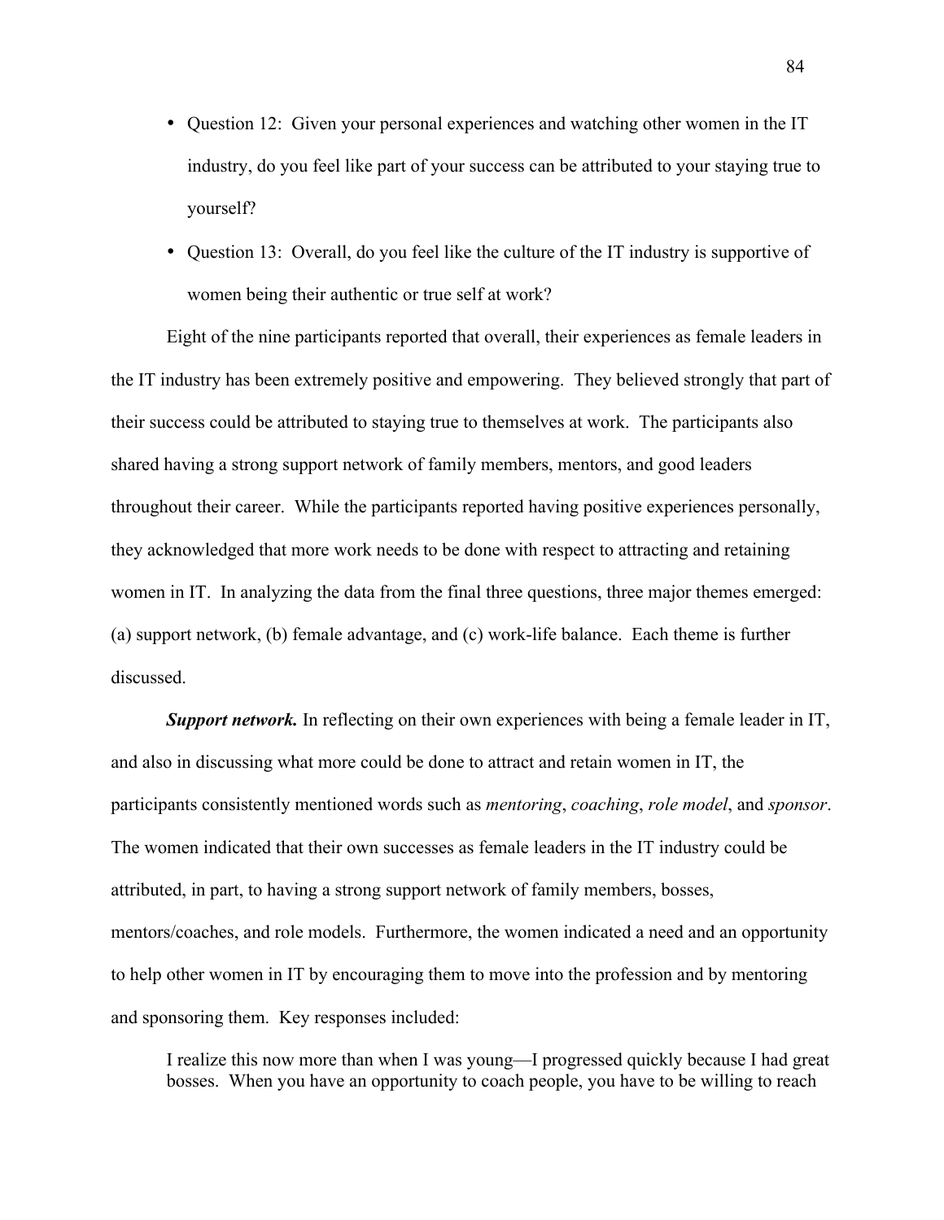- Question 12: Given your personal experiences and watching other women in the IT industry, do you feel like part of your success can be attributed to your staying true to yourself?
- Question 13: Overall, do you feel like the culture of the IT industry is supportive of women being their authentic or true self at work?

Eight of the nine participants reported that overall, their experiences as female leaders in the IT industry has been extremely positive and empowering. They believed strongly that part of their success could be attributed to staying true to themselves at work. The participants also shared having a strong support network of family members, mentors, and good leaders throughout their career. While the participants reported having positive experiences personally, they acknowledged that more work needs to be done with respect to attracting and retaining women in IT. In analyzing the data from the final three questions, three major themes emerged: (a) support network, (b) female advantage, and (c) work-life balance. Each theme is further discussed.

***Support network.*** In reflecting on their own experiences with being a female leader in IT, and also in discussing what more could be done to attract and retain women in IT, the participants consistently mentioned words such as *mentoring*, *coaching*, *role model*, and *sponsor*. The women indicated that their own successes as female leaders in the IT industry could be attributed, in part, to having a strong support network of family members, bosses, mentors/coaches, and role models. Furthermore, the women indicated a need and an opportunity to help other women in IT by encouraging them to move into the profession and by mentoring and sponsoring them. Key responses included:

> I realize this now more than when I was young—I progressed quickly because I had great bosses. When you have an opportunity to coach people, you have to be willing to reach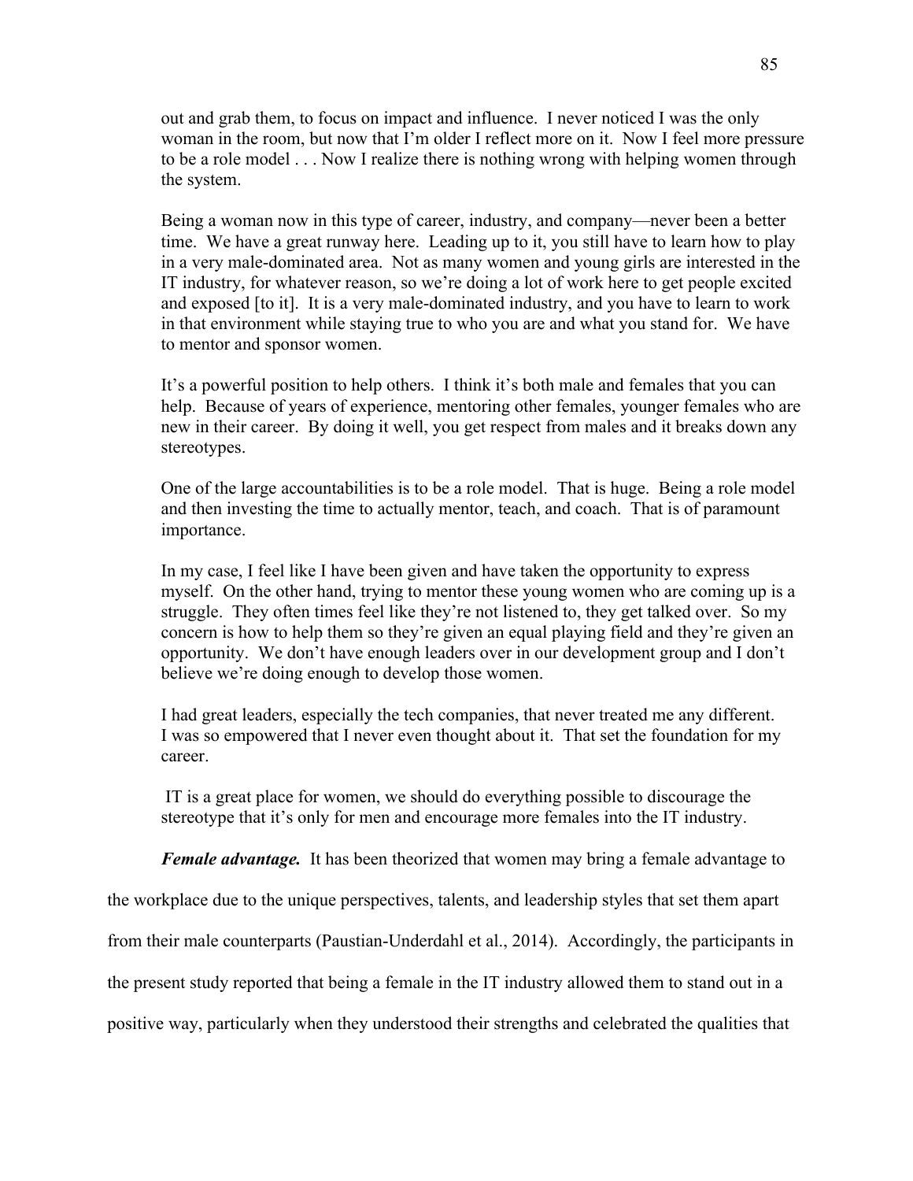out and grab them, to focus on impact and influence. I never noticed I was the only woman in the room, but now that I'm older I reflect more on it. Now I feel more pressure to be a role model . . . Now I realize there is nothing wrong with helping women through the system.

> Being a woman now in this type of career, industry, and company—never been a better time. We have a great runway here. Leading up to it, you still have to learn how to play in a very male-dominated area. Not as many women and young girls are interested in the IT industry, for whatever reason, so we're doing a lot of work here to get people excited and exposed [to it]. It is a very male-dominated industry, and you have to learn to work in that environment while staying true to who you are and what you stand for. We have to mentor and sponsor women.

> It's a powerful position to help others. I think it's both male and females that you can help. Because of years of experience, mentoring other females, younger females who are new in their career. By doing it well, you get respect from males and it breaks down any stereotypes.

> One of the large accountabilities is to be a role model. That is huge. Being a role model and then investing the time to actually mentor, teach, and coach. That is of paramount importance.

> In my case, I feel like I have been given and have taken the opportunity to express myself. On the other hand, trying to mentor these young women who are coming up is a struggle. They often times feel like they're not listened to, they get talked over. So my concern is how to help them so they're given an equal playing field and they're given an opportunity. We don't have enough leaders over in our development group and I don't believe we're doing enough to develop those women.

> I had great leaders, especially the tech companies, that never treated me any different. I was so empowered that I never even thought about it. That set the foundation for my career.

> IT is a great place for women, we should do everything possible to discourage the stereotype that it's only for men and encourage more females into the IT industry.

***Female advantage.*** It has been theorized that women may bring a female advantage to the workplace due to the unique perspectives, talents, and leadership styles that set them apart from their male counterparts (Paustian-Underdahl et al., 2014). Accordingly, the participants in the present study reported that being a female in the IT industry allowed them to stand out in a positive way, particularly when they understood their strengths and celebrated the qualities that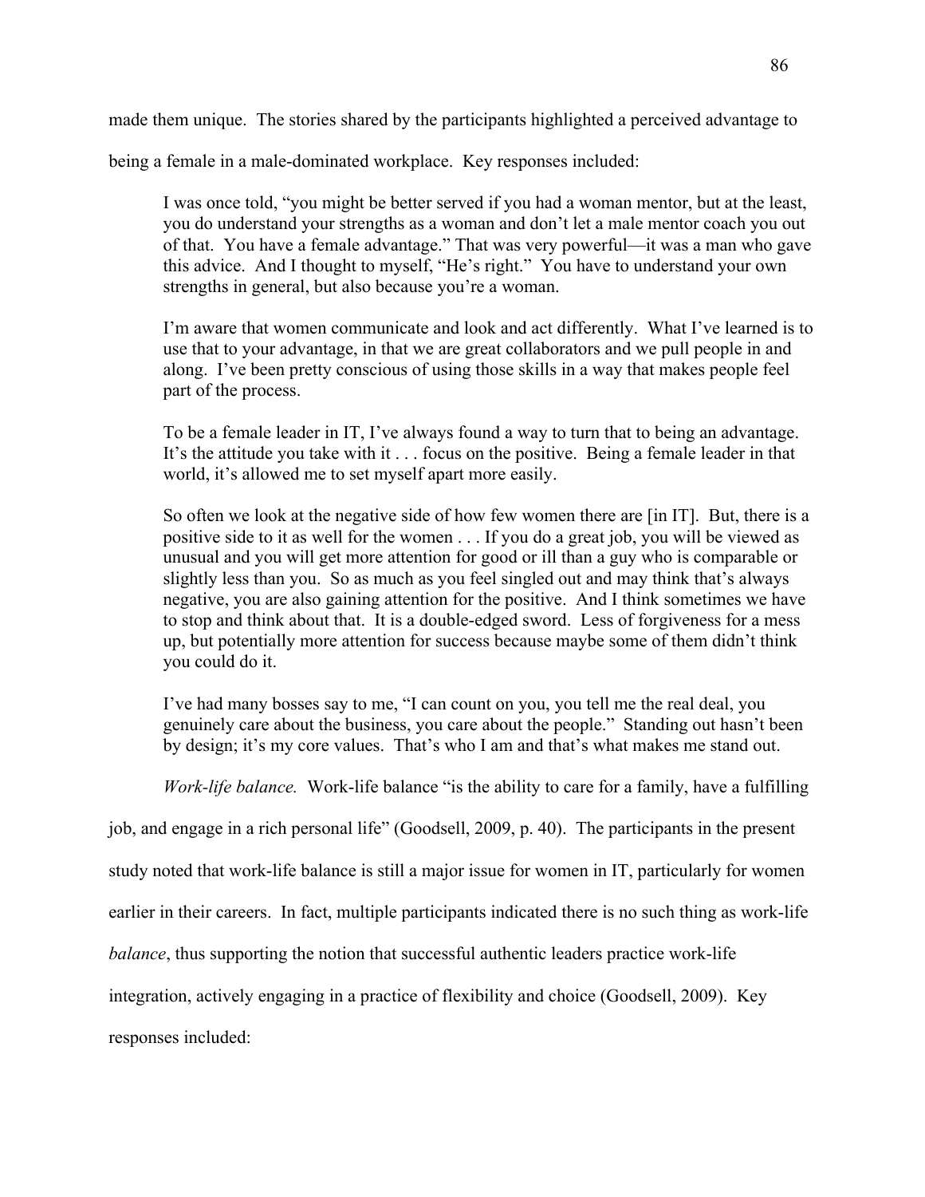made them unique. The stories shared by the participants highlighted a perceived advantage to being a female in a male-dominated workplace. Key responses included:

> I was once told, "you might be better served if you had a woman mentor, but at the least, you do understand your strengths as a woman and don't let a male mentor coach you out of that. You have a female advantage." That was very powerful—it was a man who gave this advice. And I thought to myself, "He's right." You have to understand your own strengths in general, but also because you're a woman.
>
> I'm aware that women communicate and look and act differently. What I've learned is to use that to your advantage, in that we are great collaborators and we pull people in and along. I've been pretty conscious of using those skills in a way that makes people feel part of the process.
>
> To be a female leader in IT, I've always found a way to turn that to being an advantage. It's the attitude you take with it . . . focus on the positive. Being a female leader in that world, it's allowed me to set myself apart more easily.
>
> So often we look at the negative side of how few women there are [in IT]. But, there is a positive side to it as well for the women . . . If you do a great job, you will be viewed as unusual and you will get more attention for good or ill than a guy who is comparable or slightly less than you. So as much as you feel singled out and may think that's always negative, you are also gaining attention for the positive. And I think sometimes we have to stop and think about that. It is a double-edged sword. Less of forgiveness for a mess up, but potentially more attention for success because maybe some of them didn't think you could do it.
>
> I've had many bosses say to me, "I can count on you, you tell me the real deal, you genuinely care about the business, you care about the people." Standing out hasn't been by design; it's my core values. That's who I am and that's what makes me stand out.

*Work-life balance.* Work-life balance "is the ability to care for a family, have a fulfilling job, and engage in a rich personal life" (Goodsell, 2009, p. 40). The participants in the present study noted that work-life balance is still a major issue for women in IT, particularly for women earlier in their careers. In fact, multiple participants indicated there is no such thing as work-life *balance*, thus supporting the notion that successful authentic leaders practice work-life integration, actively engaging in a practice of flexibility and choice (Goodsell, 2009). Key responses included: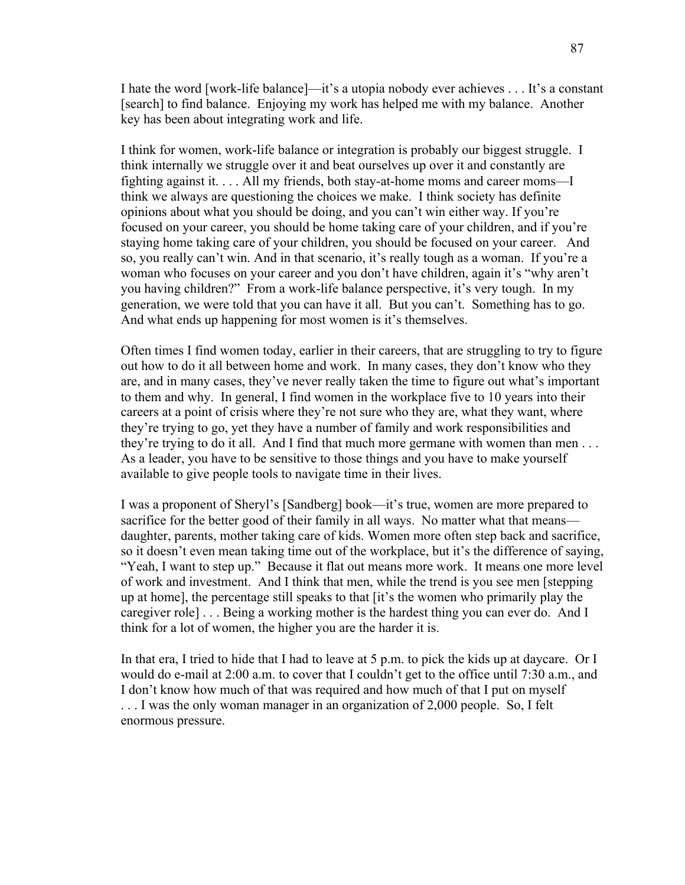I hate the word [work-life balance]—it's a utopia nobody ever achieves . . . It's a constant [search] to find balance. Enjoying my work has helped me with my balance. Another key has been about integrating work and life.

I think for women, work-life balance or integration is probably our biggest struggle. I think internally we struggle over it and beat ourselves up over it and constantly are fighting against it. . . . All my friends, both stay-at-home moms and career moms—I think we always are questioning the choices we make. I think society has definite opinions about what you should be doing, and you can't win either way. If you're focused on your career, you should be home taking care of your children, and if you're staying home taking care of your children, you should be focused on your career. And so, you really can't win. And in that scenario, it's really tough as a woman. If you're a woman who focuses on your career and you don't have children, again it's "why aren't you having children?" From a work-life balance perspective, it's very tough. In my generation, we were told that you can have it all. But you can't. Something has to go. And what ends up happening for most women is it's themselves.

Often times I find women today, earlier in their careers, that are struggling to try to figure out how to do it all between home and work. In many cases, they don't know who they are, and in many cases, they've never really taken the time to figure out what's important to them and why. In general, I find women in the workplace five to 10 years into their careers at a point of crisis where they're not sure who they are, what they want, where they're trying to go, yet they have a number of family and work responsibilities and they're trying to do it all. And I find that much more germane with women than men . . . As a leader, you have to be sensitive to those things and you have to make yourself available to give people tools to navigate time in their lives.

I was a proponent of Sheryl's [Sandberg] book—it's true, women are more prepared to sacrifice for the better good of their family in all ways. No matter what that means—daughter, parents, mother taking care of kids. Women more often step back and sacrifice, so it doesn't even mean taking time out of the workplace, but it's the difference of saying, "Yeah, I want to step up." Because it flat out means more work. It means one more level of work and investment. And I think that men, while the trend is you see men [stepping up at home], the percentage still speaks to that [it's the women who primarily play the caregiver role] . . . Being a working mother is the hardest thing you can ever do. And I think for a lot of women, the higher you are the harder it is.

In that era, I tried to hide that I had to leave at 5 p.m. to pick the kids up at daycare. Or I would do e-mail at 2:00 a.m. to cover that I couldn't get to the office until 7:30 a.m., and I don't know how much of that was required and how much of that I put on myself . . . I was the only woman manager in an organization of 2,000 people. So, I felt enormous pressure.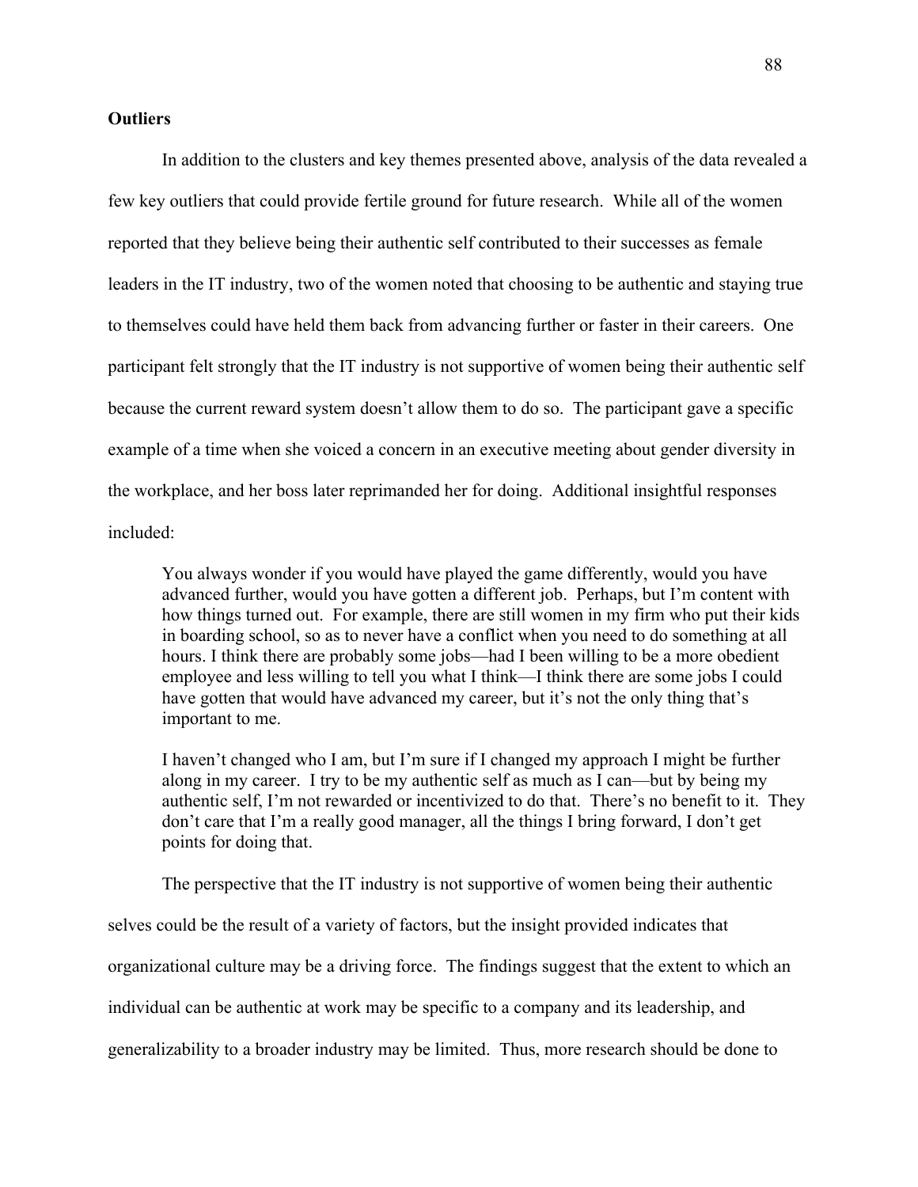**Outliers**

In addition to the clusters and key themes presented above, analysis of the data revealed a few key outliers that could provide fertile ground for future research. While all of the women reported that they believe being their authentic self contributed to their successes as female leaders in the IT industry, two of the women noted that choosing to be authentic and staying true to themselves could have held them back from advancing further or faster in their careers. One participant felt strongly that the IT industry is not supportive of women being their authentic self because the current reward system doesn't allow them to do so. The participant gave a specific example of a time when she voiced a concern in an executive meeting about gender diversity in the workplace, and her boss later reprimanded her for doing. Additional insightful responses included:

> You always wonder if you would have played the game differently, would you have advanced further, would you have gotten a different job. Perhaps, but I'm content with how things turned out. For example, there are still women in my firm who put their kids in boarding school, so as to never have a conflict when you need to do something at all hours. I think there are probably some jobs—had I been willing to be a more obedient employee and less willing to tell you what I think—I think there are some jobs I could have gotten that would have advanced my career, but it's not the only thing that's important to me.
>
> I haven't changed who I am, but I'm sure if I changed my approach I might be further along in my career. I try to be my authentic self as much as I can—but by being my authentic self, I'm not rewarded or incentivized to do that. There's no benefit to it. They don't care that I'm a really good manager, all the things I bring forward, I don't get points for doing that.

The perspective that the IT industry is not supportive of women being their authentic selves could be the result of a variety of factors, but the insight provided indicates that organizational culture may be a driving force. The findings suggest that the extent to which an individual can be authentic at work may be specific to a company and its leadership, and generalizability to a broader industry may be limited. Thus, more research should be done to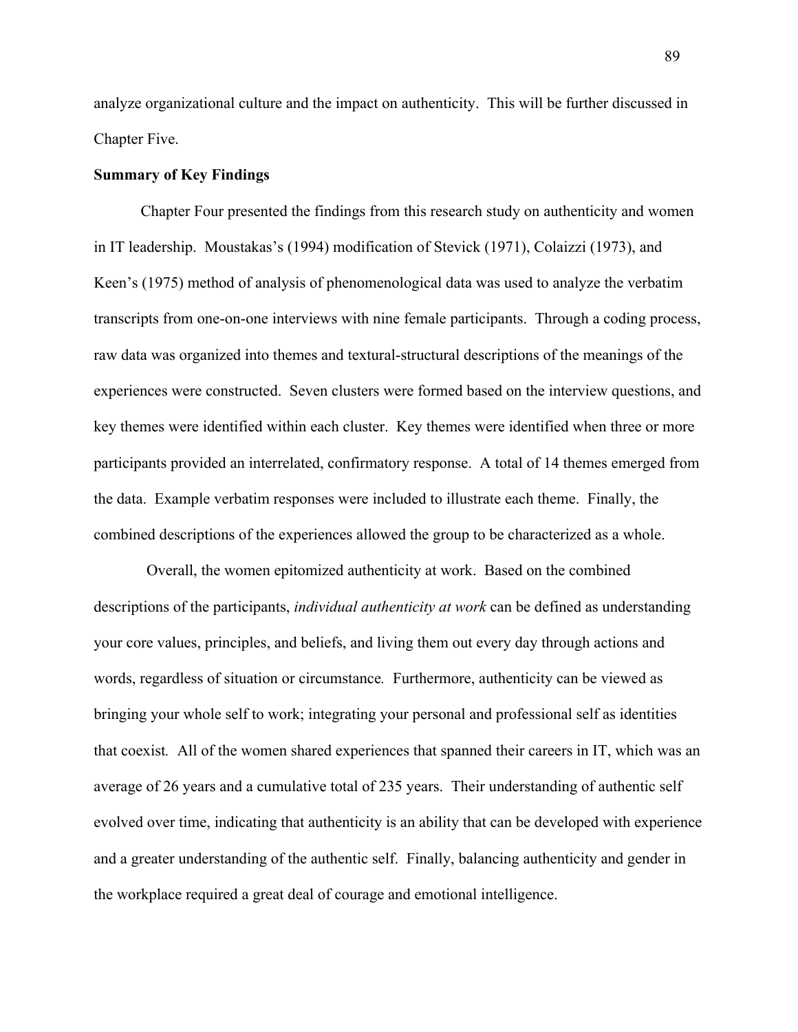analyze organizational culture and the impact on authenticity. This will be further discussed in Chapter Five.

**Summary of Key Findings**

Chapter Four presented the findings from this research study on authenticity and women in IT leadership. Moustakas's (1994) modification of Stevick (1971), Colaizzi (1973), and Keen's (1975) method of analysis of phenomenological data was used to analyze the verbatim transcripts from one-on-one interviews with nine female participants. Through a coding process, raw data was organized into themes and textural-structural descriptions of the meanings of the experiences were constructed. Seven clusters were formed based on the interview questions, and key themes were identified within each cluster. Key themes were identified when three or more participants provided an interrelated, confirmatory response. A total of 14 themes emerged from the data. Example verbatim responses were included to illustrate each theme. Finally, the combined descriptions of the experiences allowed the group to be characterized as a whole.

Overall, the women epitomized authenticity at work. Based on the combined descriptions of the participants, *individual authenticity at work* can be defined as understanding your core values, principles, and beliefs, and living them out every day through actions and words, regardless of situation or circumstance. Furthermore, authenticity can be viewed as bringing your whole self to work; integrating your personal and professional self as identities that coexist. All of the women shared experiences that spanned their careers in IT, which was an average of 26 years and a cumulative total of 235 years. Their understanding of authentic self evolved over time, indicating that authenticity is an ability that can be developed with experience and a greater understanding of the authentic self. Finally, balancing authenticity and gender in the workplace required a great deal of courage and emotional intelligence.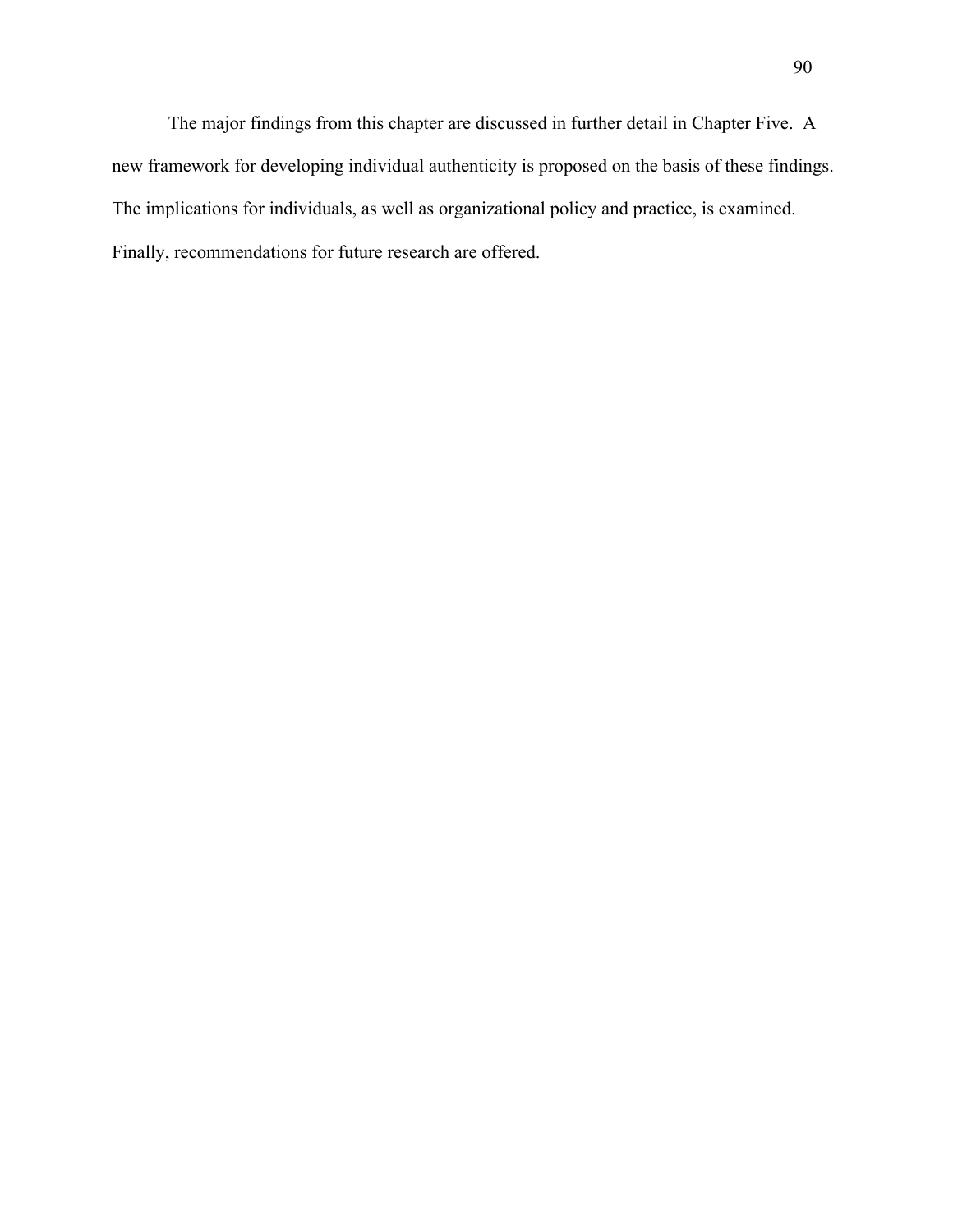The major findings from this chapter are discussed in further detail in Chapter Five. A new framework for developing individual authenticity is proposed on the basis of these findings. The implications for individuals, as well as organizational policy and practice, is examined. Finally, recommendations for future research are offered.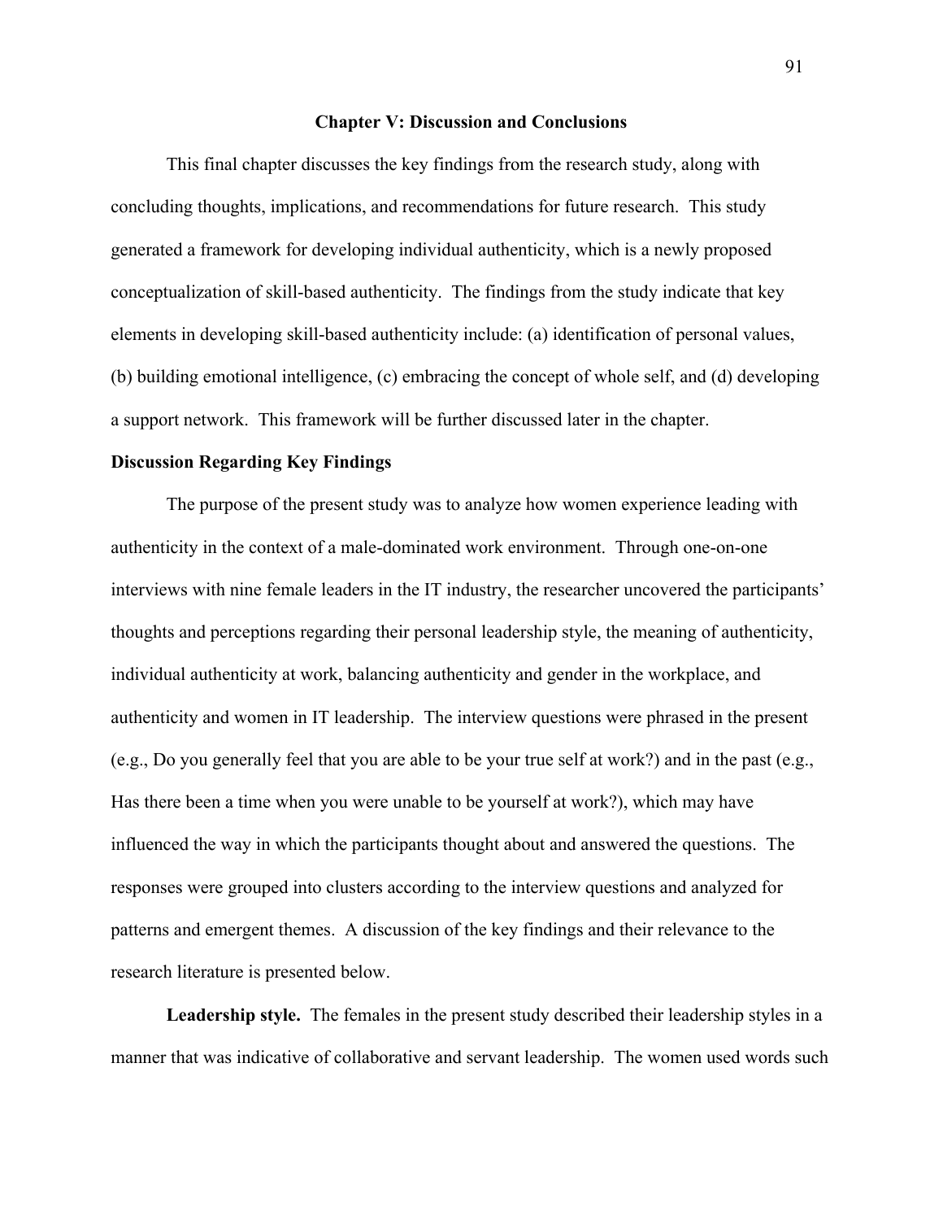## Chapter V: Discussion and Conclusions

This final chapter discusses the key findings from the research study, along with concluding thoughts, implications, and recommendations for future research. This study generated a framework for developing individual authenticity, which is a newly proposed conceptualization of skill-based authenticity. The findings from the study indicate that key elements in developing skill-based authenticity include: (a) identification of personal values, (b) building emotional intelligence, (c) embracing the concept of whole self, and (d) developing a support network. This framework will be further discussed later in the chapter.

### Discussion Regarding Key Findings

The purpose of the present study was to analyze how women experience leading with authenticity in the context of a male-dominated work environment. Through one-on-one interviews with nine female leaders in the IT industry, the researcher uncovered the participants' thoughts and perceptions regarding their personal leadership style, the meaning of authenticity, individual authenticity at work, balancing authenticity and gender in the workplace, and authenticity and women in IT leadership. The interview questions were phrased in the present (e.g., Do you generally feel that you are able to be your true self at work?) and in the past (e.g., Has there been a time when you were unable to be yourself at work?), which may have influenced the way in which the participants thought about and answered the questions. The responses were grouped into clusters according to the interview questions and analyzed for patterns and emergent themes. A discussion of the key findings and their relevance to the research literature is presented below.

**Leadership style.** The females in the present study described their leadership styles in a manner that was indicative of collaborative and servant leadership. The women used words such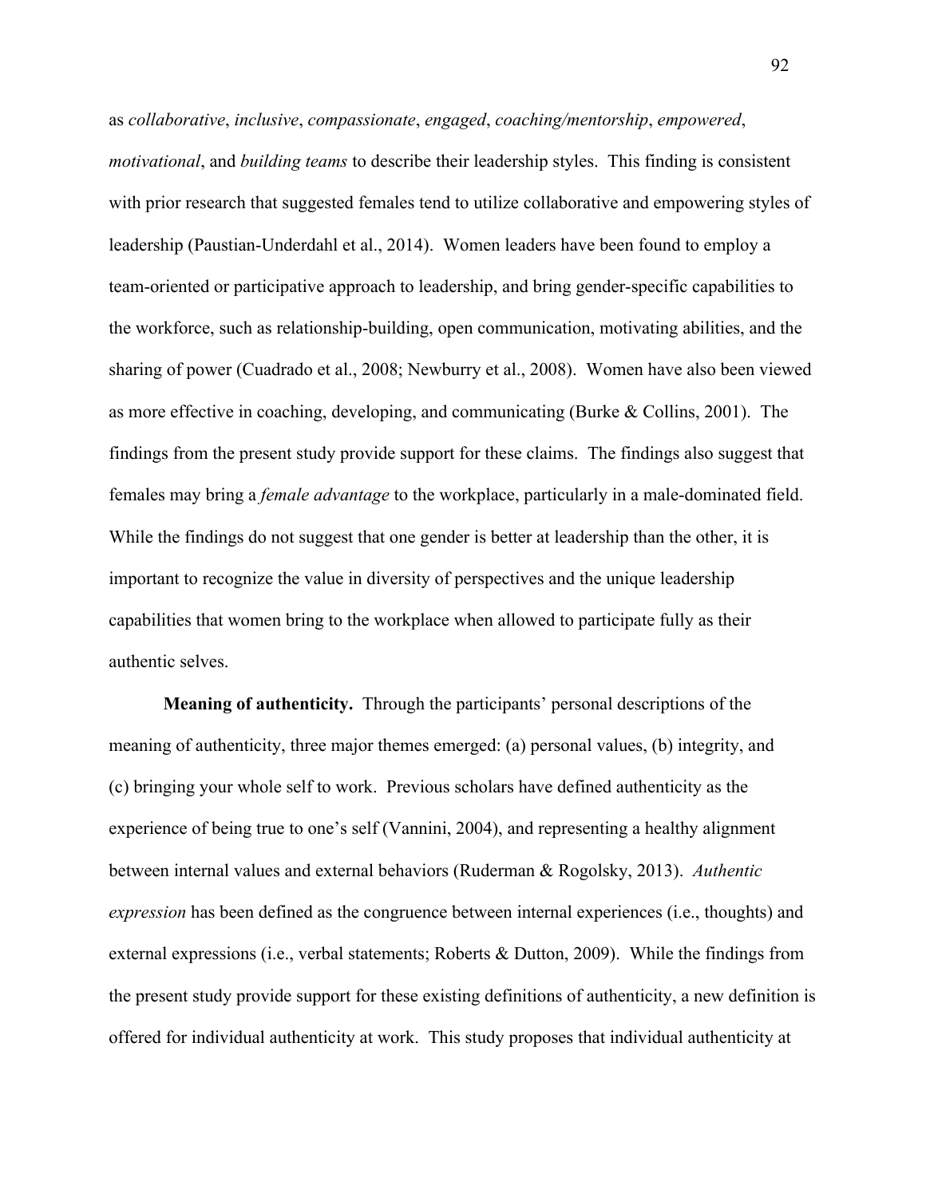as *collaborative*, *inclusive*, *compassionate*, *engaged*, *coaching/mentorship*, *empowered*, *motivational*, and *building teams* to describe their leadership styles. This finding is consistent with prior research that suggested females tend to utilize collaborative and empowering styles of leadership (Paustian-Underdahl et al., 2014). Women leaders have been found to employ a team-oriented or participative approach to leadership, and bring gender-specific capabilities to the workforce, such as relationship-building, open communication, motivating abilities, and the sharing of power (Cuadrado et al., 2008; Newburry et al., 2008). Women have also been viewed as more effective in coaching, developing, and communicating (Burke & Collins, 2001). The findings from the present study provide support for these claims. The findings also suggest that females may bring a *female advantage* to the workplace, particularly in a male-dominated field. While the findings do not suggest that one gender is better at leadership than the other, it is important to recognize the value in diversity of perspectives and the unique leadership capabilities that women bring to the workplace when allowed to participate fully as their authentic selves.

**Meaning of authenticity.** Through the participants' personal descriptions of the meaning of authenticity, three major themes emerged: (a) personal values, (b) integrity, and (c) bringing your whole self to work. Previous scholars have defined authenticity as the experience of being true to one's self (Vannini, 2004), and representing a healthy alignment between internal values and external behaviors (Ruderman & Rogolsky, 2013). *Authentic expression* has been defined as the congruence between internal experiences (i.e., thoughts) and external expressions (i.e., verbal statements; Roberts & Dutton, 2009). While the findings from the present study provide support for these existing definitions of authenticity, a new definition is offered for individual authenticity at work. This study proposes that individual authenticity at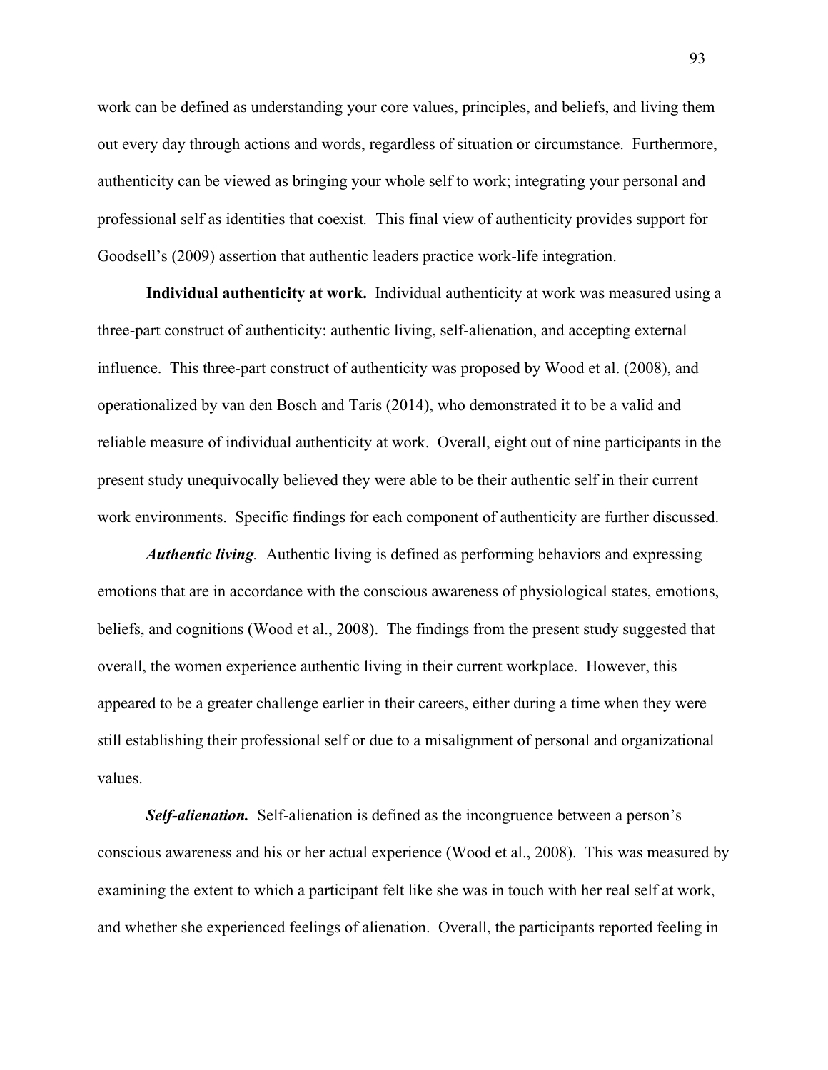work can be defined as understanding your core values, principles, and beliefs, and living them out every day through actions and words, regardless of situation or circumstance. Furthermore, authenticity can be viewed as bringing your whole self to work; integrating your personal and professional self as identities that coexist. This final view of authenticity provides support for Goodsell's (2009) assertion that authentic leaders practice work-life integration.

**Individual authenticity at work.** Individual authenticity at work was measured using a three-part construct of authenticity: authentic living, self-alienation, and accepting external influence. This three-part construct of authenticity was proposed by Wood et al. (2008), and operationalized by van den Bosch and Taris (2014), who demonstrated it to be a valid and reliable measure of individual authenticity at work. Overall, eight out of nine participants in the present study unequivocally believed they were able to be their authentic self in their current work environments. Specific findings for each component of authenticity are further discussed.

***Authentic living.*** Authentic living is defined as performing behaviors and expressing emotions that are in accordance with the conscious awareness of physiological states, emotions, beliefs, and cognitions (Wood et al., 2008). The findings from the present study suggested that overall, the women experience authentic living in their current workplace. However, this appeared to be a greater challenge earlier in their careers, either during a time when they were still establishing their professional self or due to a misalignment of personal and organizational values.

***Self-alienation.*** Self-alienation is defined as the incongruence between a person's conscious awareness and his or her actual experience (Wood et al., 2008). This was measured by examining the extent to which a participant felt like she was in touch with her real self at work, and whether she experienced feelings of alienation. Overall, the participants reported feeling in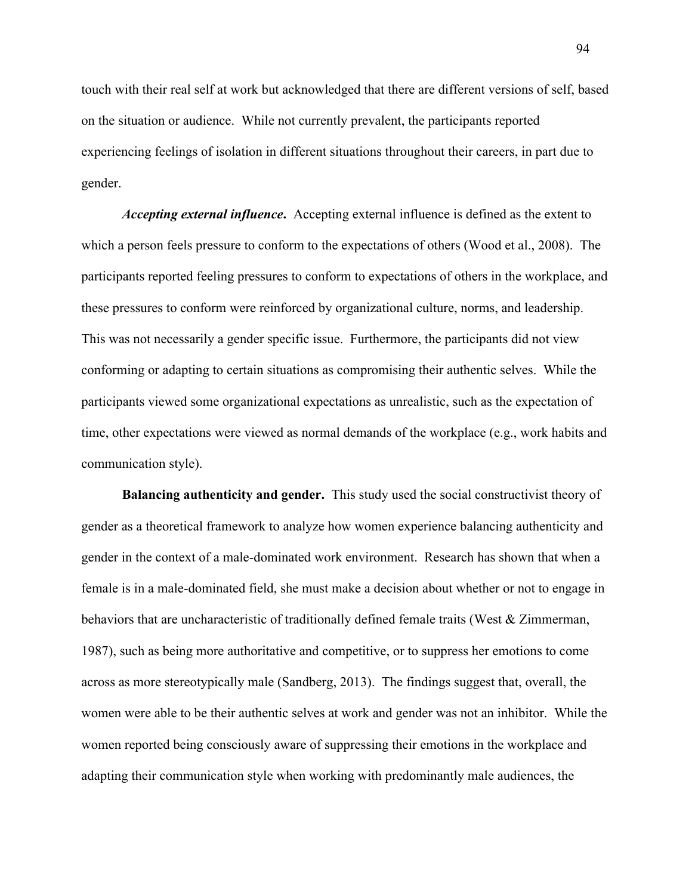touch with their real self at work but acknowledged that there are different versions of self, based on the situation or audience. While not currently prevalent, the participants reported experiencing feelings of isolation in different situations throughout their careers, in part due to gender.

***Accepting external influence*.** Accepting external influence is defined as the extent to which a person feels pressure to conform to the expectations of others (Wood et al., 2008). The participants reported feeling pressures to conform to expectations of others in the workplace, and these pressures to conform were reinforced by organizational culture, norms, and leadership. This was not necessarily a gender specific issue. Furthermore, the participants did not view conforming or adapting to certain situations as compromising their authentic selves. While the participants viewed some organizational expectations as unrealistic, such as the expectation of time, other expectations were viewed as normal demands of the workplace (e.g., work habits and communication style).

**Balancing authenticity and gender.** This study used the social constructivist theory of gender as a theoretical framework to analyze how women experience balancing authenticity and gender in the context of a male-dominated work environment. Research has shown that when a female is in a male-dominated field, she must make a decision about whether or not to engage in behaviors that are uncharacteristic of traditionally defined female traits (West & Zimmerman, 1987), such as being more authoritative and competitive, or to suppress her emotions to come across as more stereotypically male (Sandberg, 2013). The findings suggest that, overall, the women were able to be their authentic selves at work and gender was not an inhibitor. While the women reported being consciously aware of suppressing their emotions in the workplace and adapting their communication style when working with predominantly male audiences, the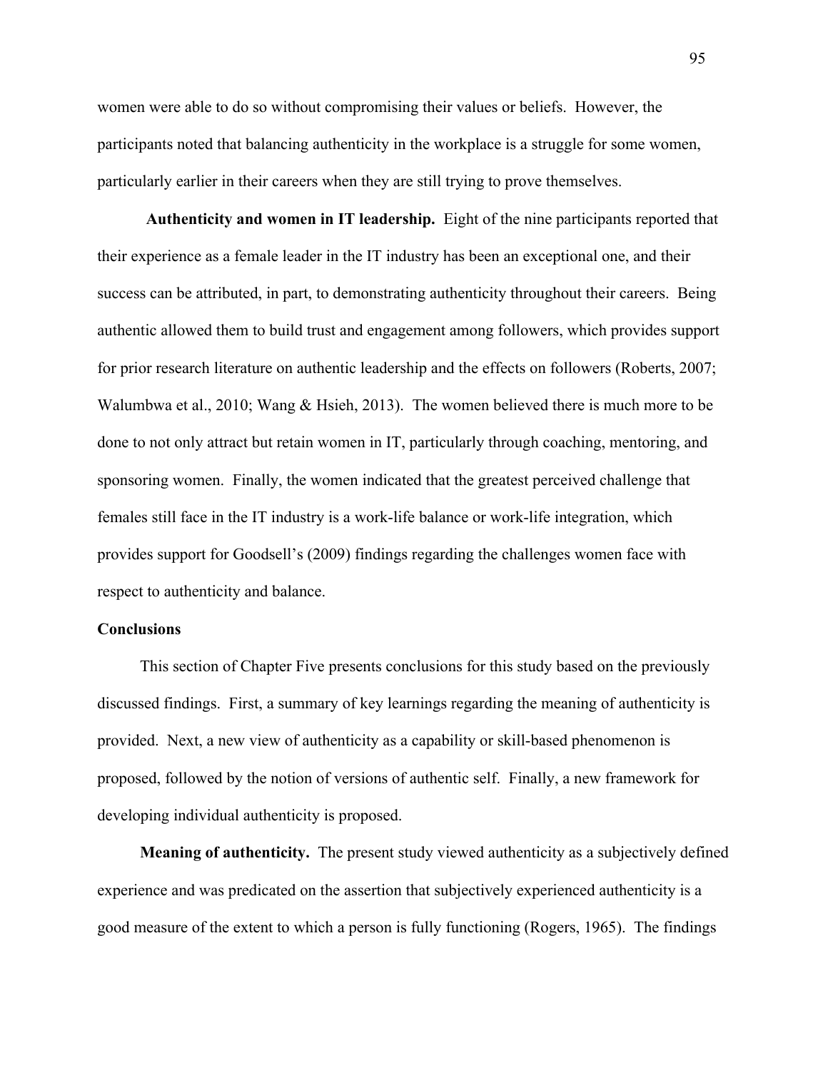women were able to do so without compromising their values or beliefs. However, the participants noted that balancing authenticity in the workplace is a struggle for some women, particularly earlier in their careers when they are still trying to prove themselves.

**Authenticity and women in IT leadership.** Eight of the nine participants reported that their experience as a female leader in the IT industry has been an exceptional one, and their success can be attributed, in part, to demonstrating authenticity throughout their careers. Being authentic allowed them to build trust and engagement among followers, which provides support for prior research literature on authentic leadership and the effects on followers (Roberts, 2007; Walumbwa et al., 2010; Wang & Hsieh, 2013). The women believed there is much more to be done to not only attract but retain women in IT, particularly through coaching, mentoring, and sponsoring women. Finally, the women indicated that the greatest perceived challenge that females still face in the IT industry is a work-life balance or work-life integration, which provides support for Goodsell's (2009) findings regarding the challenges women face with respect to authenticity and balance.

## Conclusions

This section of Chapter Five presents conclusions for this study based on the previously discussed findings. First, a summary of key learnings regarding the meaning of authenticity is provided. Next, a new view of authenticity as a capability or skill-based phenomenon is proposed, followed by the notion of versions of authentic self. Finally, a new framework for developing individual authenticity is proposed.

**Meaning of authenticity.** The present study viewed authenticity as a subjectively defined experience and was predicated on the assertion that subjectively experienced authenticity is a good measure of the extent to which a person is fully functioning (Rogers, 1965). The findings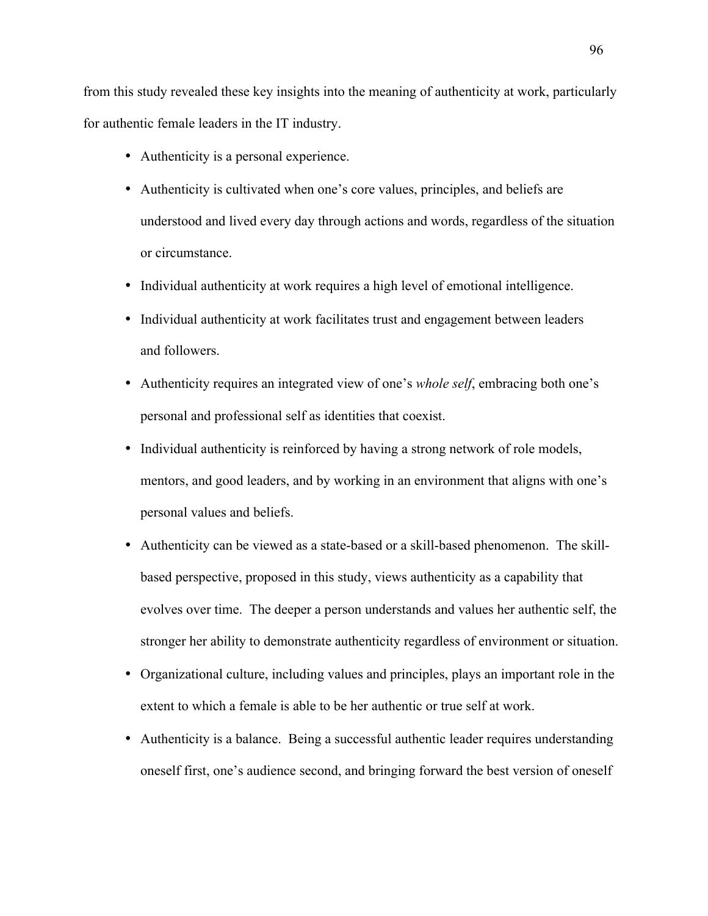from this study revealed these key insights into the meaning of authenticity at work, particularly for authentic female leaders in the IT industry.

- Authenticity is a personal experience.
- Authenticity is cultivated when one's core values, principles, and beliefs are understood and lived every day through actions and words, regardless of the situation or circumstance.
- Individual authenticity at work requires a high level of emotional intelligence.
- Individual authenticity at work facilitates trust and engagement between leaders and followers.
- Authenticity requires an integrated view of one's *whole self*, embracing both one's personal and professional self as identities that coexist.
- Individual authenticity is reinforced by having a strong network of role models, mentors, and good leaders, and by working in an environment that aligns with one's personal values and beliefs.
- Authenticity can be viewed as a state-based or a skill-based phenomenon. The skill-based perspective, proposed in this study, views authenticity as a capability that evolves over time. The deeper a person understands and values her authentic self, the stronger her ability to demonstrate authenticity regardless of environment or situation.
- Organizational culture, including values and principles, plays an important role in the extent to which a female is able to be her authentic or true self at work.
- Authenticity is a balance. Being a successful authentic leader requires understanding oneself first, one's audience second, and bringing forward the best version of oneself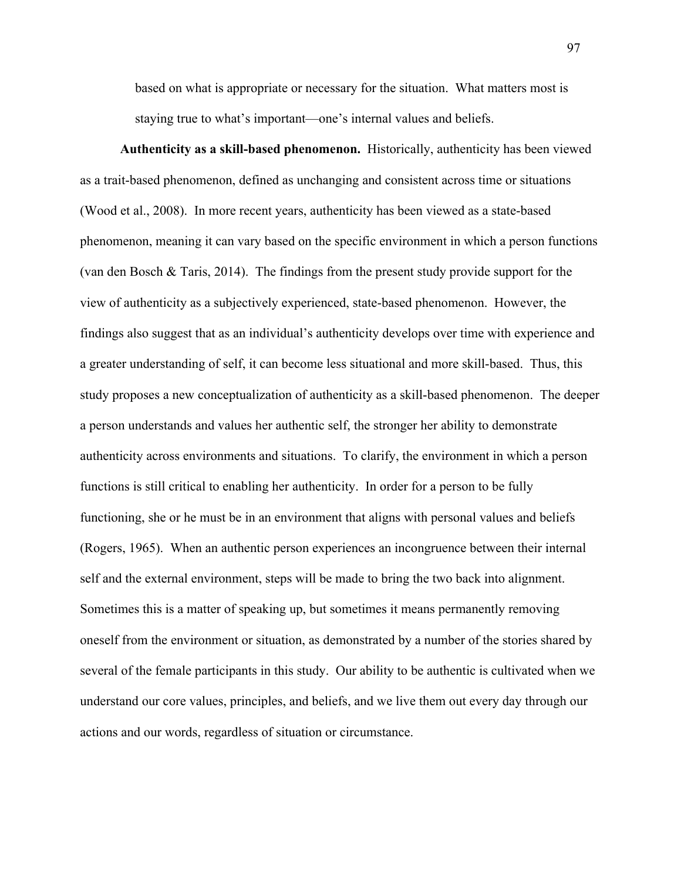> based on what is appropriate or necessary for the situation. What matters most is staying true to what's important—one's internal values and beliefs.

**Authenticity as a skill-based phenomenon.** Historically, authenticity has been viewed as a trait-based phenomenon, defined as unchanging and consistent across time or situations (Wood et al., 2008). In more recent years, authenticity has been viewed as a state-based phenomenon, meaning it can vary based on the specific environment in which a person functions (van den Bosch & Taris, 2014). The findings from the present study provide support for the view of authenticity as a subjectively experienced, state-based phenomenon. However, the findings also suggest that as an individual's authenticity develops over time with experience and a greater understanding of self, it can become less situational and more skill-based. Thus, this study proposes a new conceptualization of authenticity as a skill-based phenomenon. The deeper a person understands and values her authentic self, the stronger her ability to demonstrate authenticity across environments and situations. To clarify, the environment in which a person functions is still critical to enabling her authenticity. In order for a person to be fully functioning, she or he must be in an environment that aligns with personal values and beliefs (Rogers, 1965). When an authentic person experiences an incongruence between their internal self and the external environment, steps will be made to bring the two back into alignment. Sometimes this is a matter of speaking up, but sometimes it means permanently removing oneself from the environment or situation, as demonstrated by a number of the stories shared by several of the female participants in this study. Our ability to be authentic is cultivated when we understand our core values, principles, and beliefs, and we live them out every day through our actions and our words, regardless of situation or circumstance.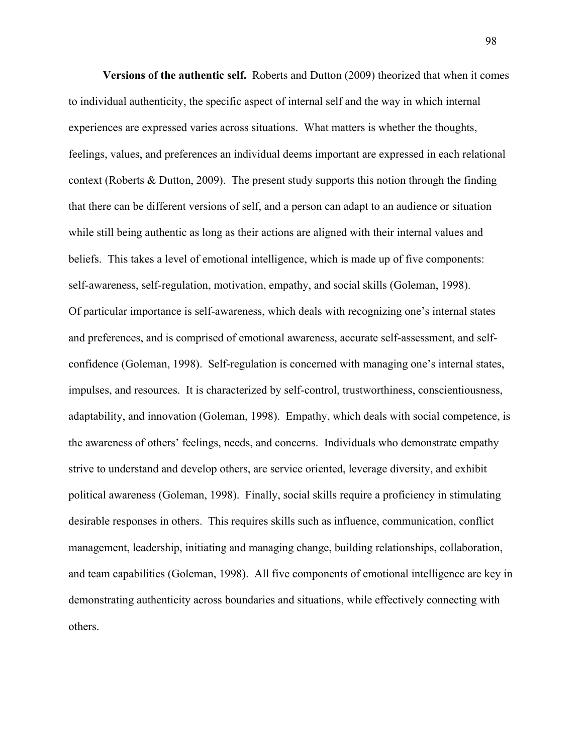**Versions of the authentic self.** Roberts and Dutton (2009) theorized that when it comes to individual authenticity, the specific aspect of internal self and the way in which internal experiences are expressed varies across situations. What matters is whether the thoughts, feelings, values, and preferences an individual deems important are expressed in each relational context (Roberts & Dutton, 2009). The present study supports this notion through the finding that there can be different versions of self, and a person can adapt to an audience or situation while still being authentic as long as their actions are aligned with their internal values and beliefs. This takes a level of emotional intelligence, which is made up of five components: self-awareness, self-regulation, motivation, empathy, and social skills (Goleman, 1998). Of particular importance is self-awareness, which deals with recognizing one's internal states and preferences, and is comprised of emotional awareness, accurate self-assessment, and self-confidence (Goleman, 1998). Self-regulation is concerned with managing one's internal states, impulses, and resources. It is characterized by self-control, trustworthiness, conscientiousness, adaptability, and innovation (Goleman, 1998). Empathy, which deals with social competence, is the awareness of others' feelings, needs, and concerns. Individuals who demonstrate empathy strive to understand and develop others, are service oriented, leverage diversity, and exhibit political awareness (Goleman, 1998). Finally, social skills require a proficiency in stimulating desirable responses in others. This requires skills such as influence, communication, conflict management, leadership, initiating and managing change, building relationships, collaboration, and team capabilities (Goleman, 1998). All five components of emotional intelligence are key in demonstrating authenticity across boundaries and situations, while effectively connecting with others.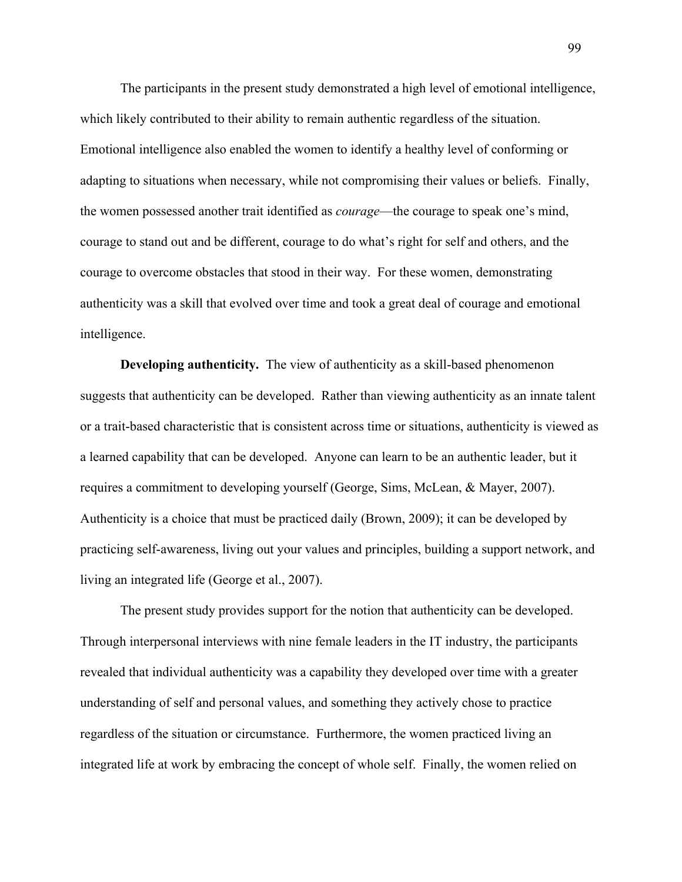The participants in the present study demonstrated a high level of emotional intelligence, which likely contributed to their ability to remain authentic regardless of the situation. Emotional intelligence also enabled the women to identify a healthy level of conforming or adapting to situations when necessary, while not compromising their values or beliefs. Finally, the women possessed another trait identified as *courage*—the courage to speak one's mind, courage to stand out and be different, courage to do what's right for self and others, and the courage to overcome obstacles that stood in their way. For these women, demonstrating authenticity was a skill that evolved over time and took a great deal of courage and emotional intelligence.

**Developing authenticity.** The view of authenticity as a skill-based phenomenon suggests that authenticity can be developed. Rather than viewing authenticity as an innate talent or a trait-based characteristic that is consistent across time or situations, authenticity is viewed as a learned capability that can be developed. Anyone can learn to be an authentic leader, but it requires a commitment to developing yourself (George, Sims, McLean, & Mayer, 2007). Authenticity is a choice that must be practiced daily (Brown, 2009); it can be developed by practicing self-awareness, living out your values and principles, building a support network, and living an integrated life (George et al., 2007).

The present study provides support for the notion that authenticity can be developed. Through interpersonal interviews with nine female leaders in the IT industry, the participants revealed that individual authenticity was a capability they developed over time with a greater understanding of self and personal values, and something they actively chose to practice regardless of the situation or circumstance. Furthermore, the women practiced living an integrated life at work by embracing the concept of whole self. Finally, the women relied on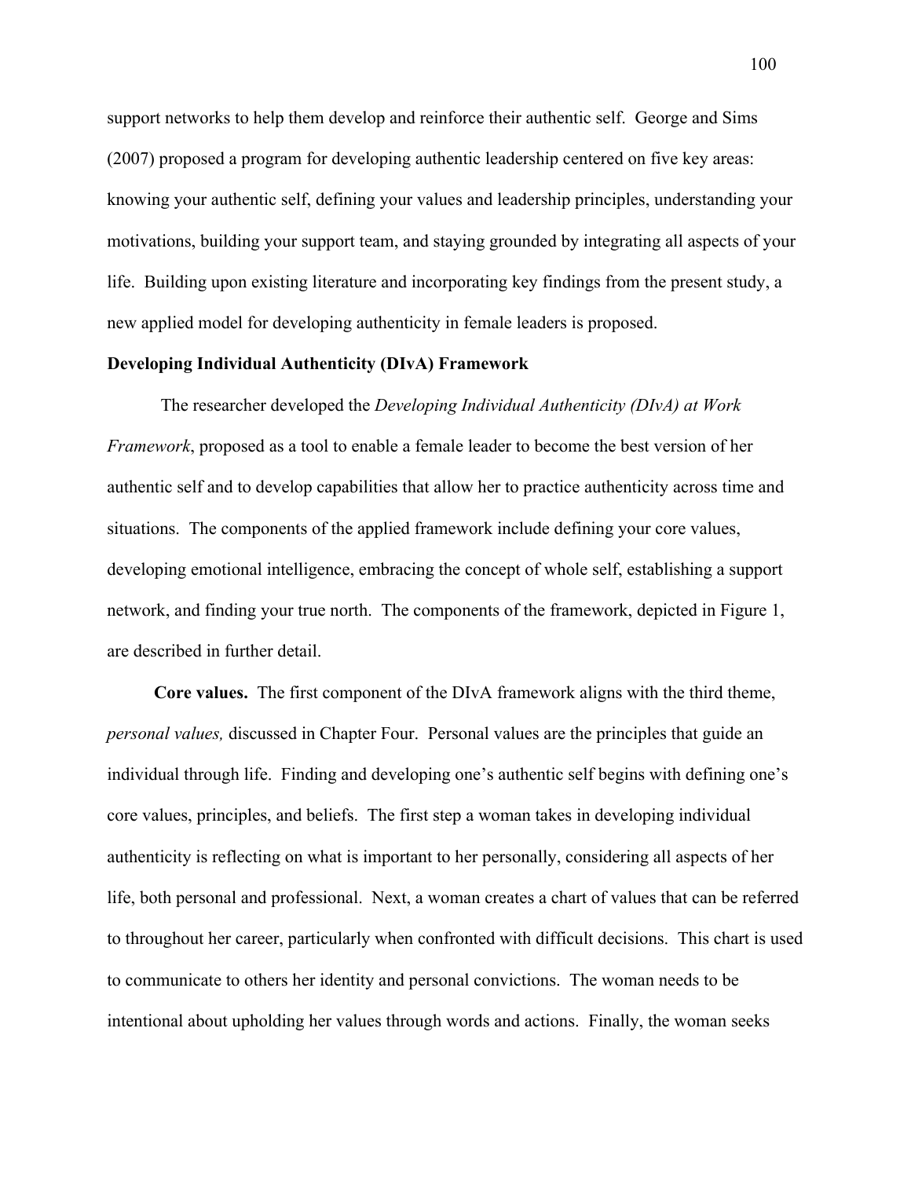support networks to help them develop and reinforce their authentic self. George and Sims (2007) proposed a program for developing authentic leadership centered on five key areas: knowing your authentic self, defining your values and leadership principles, understanding your motivations, building your support team, and staying grounded by integrating all aspects of your life. Building upon existing literature and incorporating key findings from the present study, a new applied model for developing authenticity in female leaders is proposed.

## Developing Individual Authenticity (DIvA) Framework

The researcher developed the *Developing Individual Authenticity (DIvA) at Work Framework*, proposed as a tool to enable a female leader to become the best version of her authentic self and to develop capabilities that allow her to practice authenticity across time and situations. The components of the applied framework include defining your core values, developing emotional intelligence, embracing the concept of whole self, establishing a support network, and finding your true north. The components of the framework, depicted in Figure 1, are described in further detail.

**Core values.** The first component of the DIvA framework aligns with the third theme, *personal values,* discussed in Chapter Four. Personal values are the principles that guide an individual through life. Finding and developing one's authentic self begins with defining one's core values, principles, and beliefs. The first step a woman takes in developing individual authenticity is reflecting on what is important to her personally, considering all aspects of her life, both personal and professional. Next, a woman creates a chart of values that can be referred to throughout her career, particularly when confronted with difficult decisions. This chart is used to communicate to others her identity and personal convictions. The woman needs to be intentional about upholding her values through words and actions. Finally, the woman seeks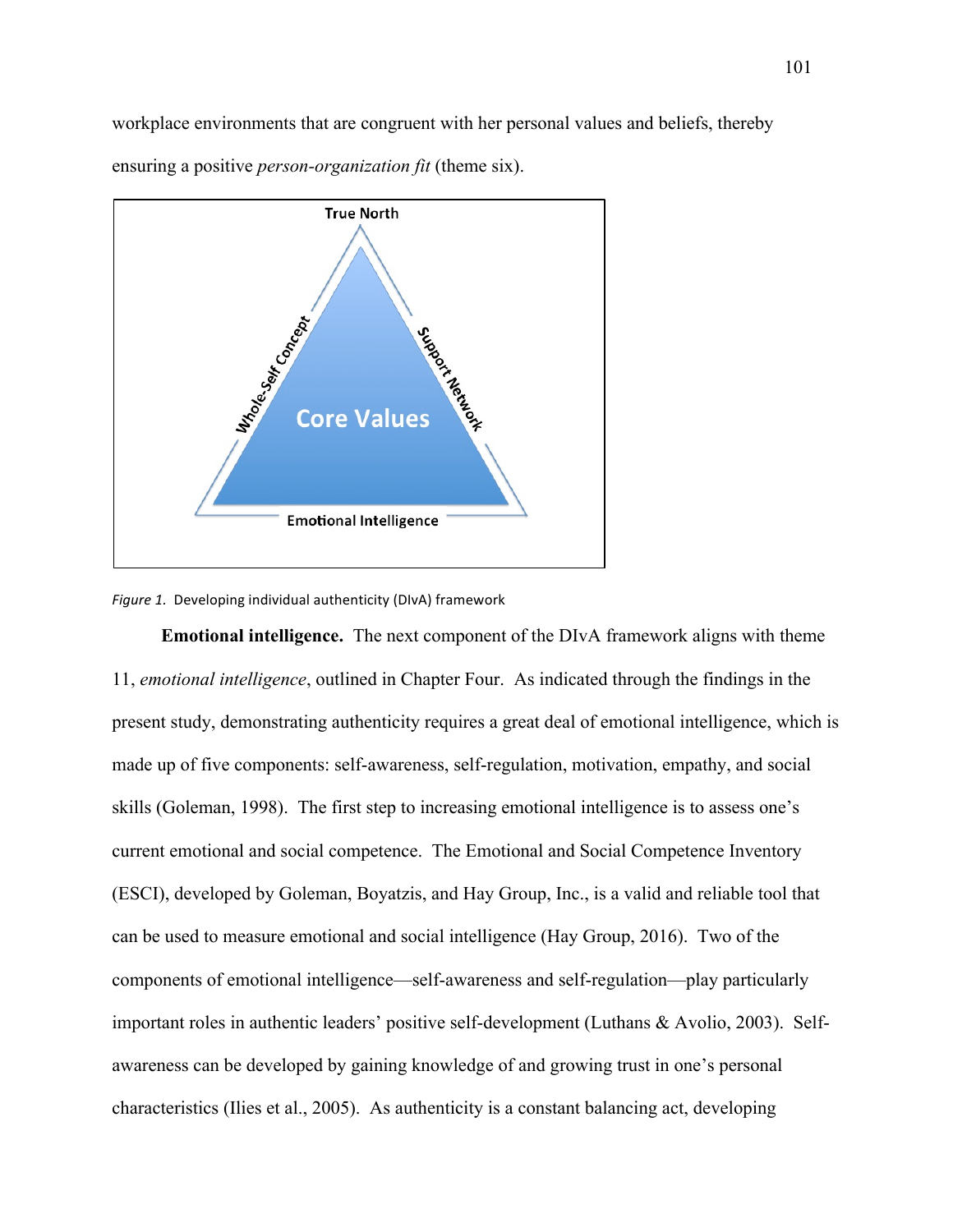workplace environments that are congruent with her personal values and beliefs, thereby ensuring a positive *person-organization fit* (theme six).

True North

Whole-Self Concept

Support Network

Core Values

Emotional Intelligence

*Figure 1.* Developing individual authenticity (DIvA) framework

**Emotional intelligence.** The next component of the DIvA framework aligns with theme 11, *emotional intelligence*, outlined in Chapter Four. As indicated through the findings in the present study, demonstrating authenticity requires a great deal of emotional intelligence, which is made up of five components: self-awareness, self-regulation, motivation, empathy, and social skills (Goleman, 1998). The first step to increasing emotional intelligence is to assess one's current emotional and social competence. The Emotional and Social Competence Inventory (ESCI), developed by Goleman, Boyatzis, and Hay Group, Inc., is a valid and reliable tool that can be used to measure emotional and social intelligence (Hay Group, 2016). Two of the components of emotional intelligence—self-awareness and self-regulation—play particularly important roles in authentic leaders' positive self-development (Luthans & Avolio, 2003). Self-awareness can be developed by gaining knowledge of and growing trust in one's personal characteristics (Ilies et al., 2005). As authenticity is a constant balancing act, developing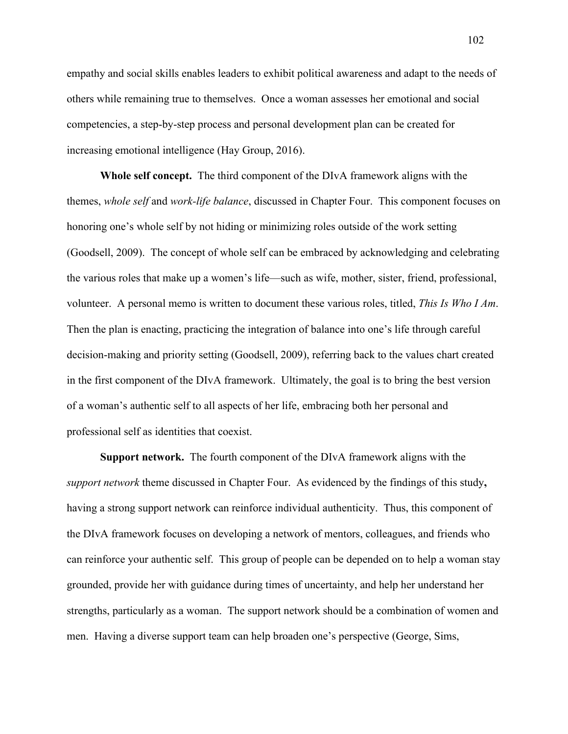empathy and social skills enables leaders to exhibit political awareness and adapt to the needs of others while remaining true to themselves. Once a woman assesses her emotional and social competencies, a step-by-step process and personal development plan can be created for increasing emotional intelligence (Hay Group, 2016).

**Whole self concept.** The third component of the DIvA framework aligns with the themes, *whole self* and *work-life balance*, discussed in Chapter Four. This component focuses on honoring one's whole self by not hiding or minimizing roles outside of the work setting (Goodsell, 2009). The concept of whole self can be embraced by acknowledging and celebrating the various roles that make up a women's life—such as wife, mother, sister, friend, professional, volunteer. A personal memo is written to document these various roles, titled, *This Is Who I Am*. Then the plan is enacting, practicing the integration of balance into one's life through careful decision-making and priority setting (Goodsell, 2009), referring back to the values chart created in the first component of the DIvA framework. Ultimately, the goal is to bring the best version of a woman's authentic self to all aspects of her life, embracing both her personal and professional self as identities that coexist.

**Support network.** The fourth component of the DIvA framework aligns with the *support network* theme discussed in Chapter Four. As evidenced by the findings of this study**,** having a strong support network can reinforce individual authenticity. Thus, this component of the DIvA framework focuses on developing a network of mentors, colleagues, and friends who can reinforce your authentic self. This group of people can be depended on to help a woman stay grounded, provide her with guidance during times of uncertainty, and help her understand her strengths, particularly as a woman. The support network should be a combination of women and men. Having a diverse support team can help broaden one's perspective (George, Sims,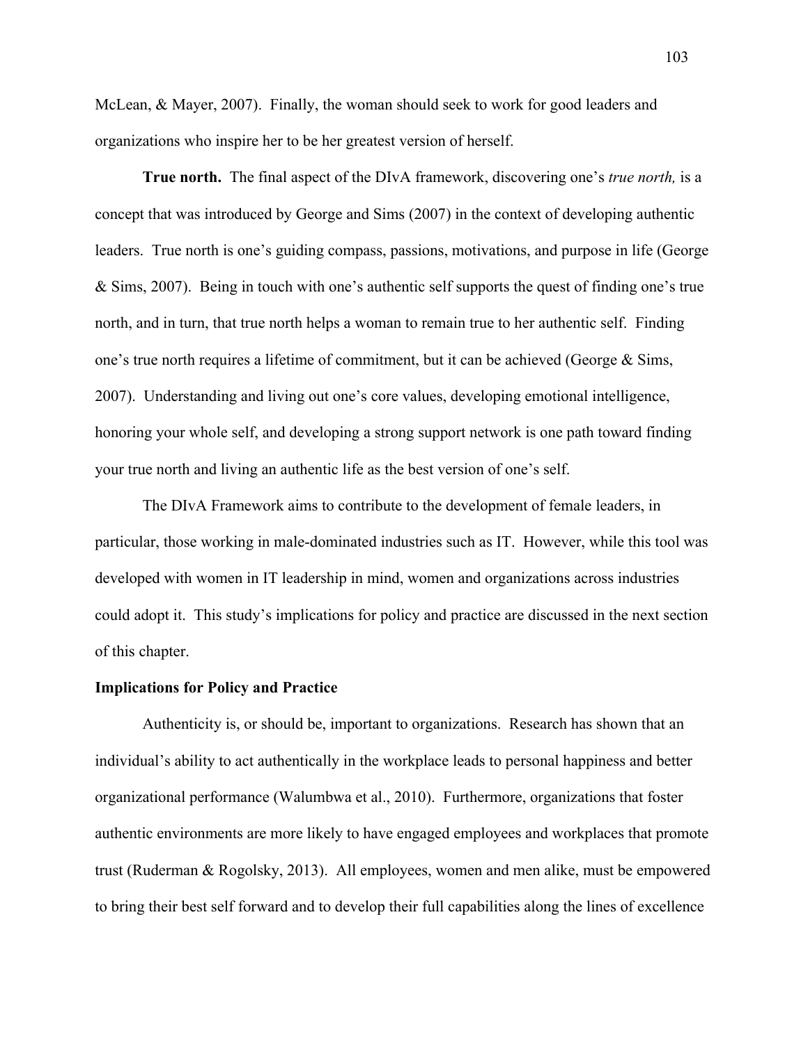McLean, & Mayer, 2007). Finally, the woman should seek to work for good leaders and organizations who inspire her to be her greatest version of herself.

**True north.** The final aspect of the DIvA framework, discovering one's *true north,* is a concept that was introduced by George and Sims (2007) in the context of developing authentic leaders. True north is one's guiding compass, passions, motivations, and purpose in life (George & Sims, 2007). Being in touch with one's authentic self supports the quest of finding one's true north, and in turn, that true north helps a woman to remain true to her authentic self. Finding one's true north requires a lifetime of commitment, but it can be achieved (George & Sims, 2007). Understanding and living out one's core values, developing emotional intelligence, honoring your whole self, and developing a strong support network is one path toward finding your true north and living an authentic life as the best version of one's self.

The DIvA Framework aims to contribute to the development of female leaders, in particular, those working in male-dominated industries such as IT. However, while this tool was developed with women in IT leadership in mind, women and organizations across industries could adopt it. This study's implications for policy and practice are discussed in the next section of this chapter.

## Implications for Policy and Practice

Authenticity is, or should be, important to organizations. Research has shown that an individual's ability to act authentically in the workplace leads to personal happiness and better organizational performance (Walumbwa et al., 2010). Furthermore, organizations that foster authentic environments are more likely to have engaged employees and workplaces that promote trust (Ruderman & Rogolsky, 2013). All employees, women and men alike, must be empowered to bring their best self forward and to develop their full capabilities along the lines of excellence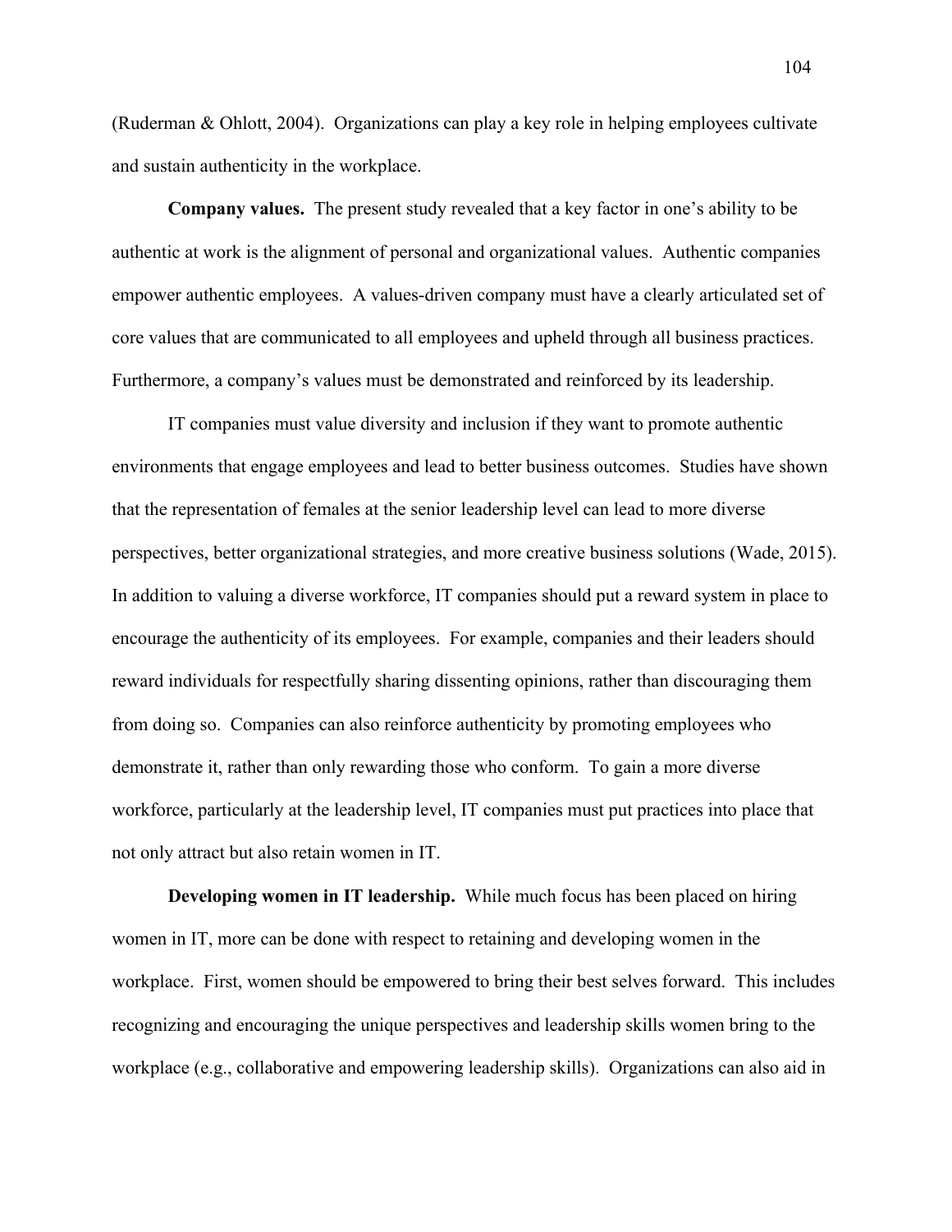(Ruderman & Ohlott, 2004). Organizations can play a key role in helping employees cultivate and sustain authenticity in the workplace.

**Company values.** The present study revealed that a key factor in one's ability to be authentic at work is the alignment of personal and organizational values. Authentic companies empower authentic employees. A values-driven company must have a clearly articulated set of core values that are communicated to all employees and upheld through all business practices. Furthermore, a company's values must be demonstrated and reinforced by its leadership.

IT companies must value diversity and inclusion if they want to promote authentic environments that engage employees and lead to better business outcomes. Studies have shown that the representation of females at the senior leadership level can lead to more diverse perspectives, better organizational strategies, and more creative business solutions (Wade, 2015). In addition to valuing a diverse workforce, IT companies should put a reward system in place to encourage the authenticity of its employees. For example, companies and their leaders should reward individuals for respectfully sharing dissenting opinions, rather than discouraging them from doing so. Companies can also reinforce authenticity by promoting employees who demonstrate it, rather than only rewarding those who conform. To gain a more diverse workforce, particularly at the leadership level, IT companies must put practices into place that not only attract but also retain women in IT.

**Developing women in IT leadership.** While much focus has been placed on hiring women in IT, more can be done with respect to retaining and developing women in the workplace. First, women should be empowered to bring their best selves forward. This includes recognizing and encouraging the unique perspectives and leadership skills women bring to the workplace (e.g., collaborative and empowering leadership skills). Organizations can also aid in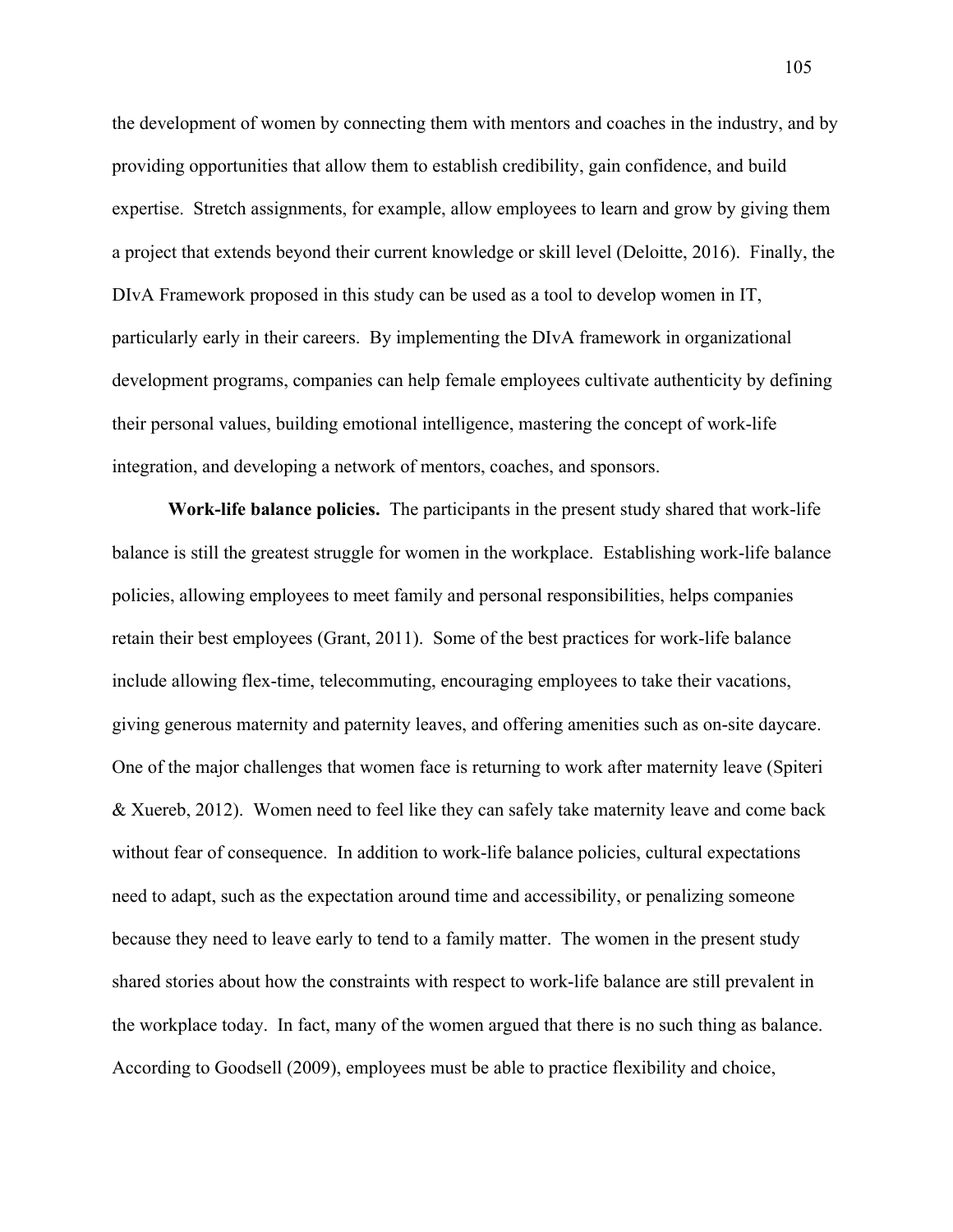the development of women by connecting them with mentors and coaches in the industry, and by providing opportunities that allow them to establish credibility, gain confidence, and build expertise. Stretch assignments, for example, allow employees to learn and grow by giving them a project that extends beyond their current knowledge or skill level (Deloitte, 2016). Finally, the DIvA Framework proposed in this study can be used as a tool to develop women in IT, particularly early in their careers. By implementing the DIvA framework in organizational development programs, companies can help female employees cultivate authenticity by defining their personal values, building emotional intelligence, mastering the concept of work-life integration, and developing a network of mentors, coaches, and sponsors.

**Work-life balance policies.** The participants in the present study shared that work-life balance is still the greatest struggle for women in the workplace. Establishing work-life balance policies, allowing employees to meet family and personal responsibilities, helps companies retain their best employees (Grant, 2011). Some of the best practices for work-life balance include allowing flex-time, telecommuting, encouraging employees to take their vacations, giving generous maternity and paternity leaves, and offering amenities such as on-site daycare. One of the major challenges that women face is returning to work after maternity leave (Spiteri & Xuereb, 2012). Women need to feel like they can safely take maternity leave and come back without fear of consequence. In addition to work-life balance policies, cultural expectations need to adapt, such as the expectation around time and accessibility, or penalizing someone because they need to leave early to tend to a family matter. The women in the present study shared stories about how the constraints with respect to work-life balance are still prevalent in the workplace today. In fact, many of the women argued that there is no such thing as balance. According to Goodsell (2009), employees must be able to practice flexibility and choice,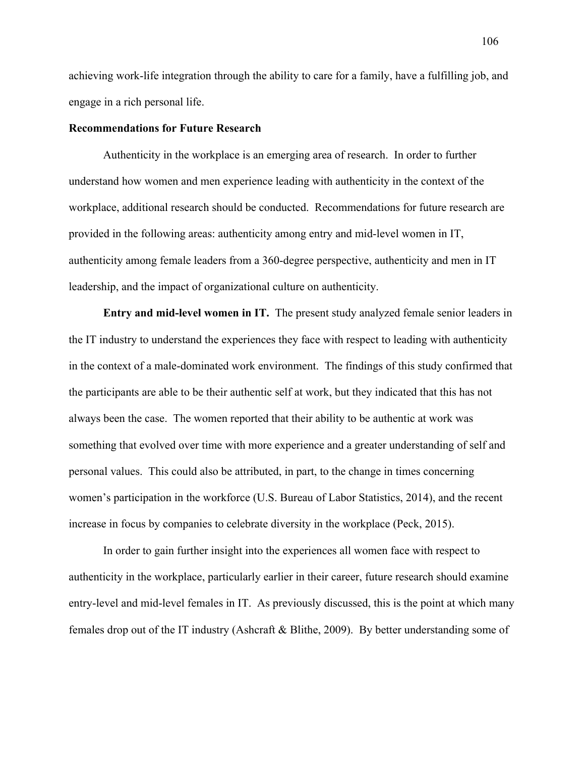achieving work-life integration through the ability to care for a family, have a fulfilling job, and engage in a rich personal life.

### Recommendations for Future Research

Authenticity in the workplace is an emerging area of research. In order to further understand how women and men experience leading with authenticity in the context of the workplace, additional research should be conducted. Recommendations for future research are provided in the following areas: authenticity among entry and mid-level women in IT, authenticity among female leaders from a 360-degree perspective, authenticity and men in IT leadership, and the impact of organizational culture on authenticity.

**Entry and mid-level women in IT.** The present study analyzed female senior leaders in the IT industry to understand the experiences they face with respect to leading with authenticity in the context of a male-dominated work environment. The findings of this study confirmed that the participants are able to be their authentic self at work, but they indicated that this has not always been the case. The women reported that their ability to be authentic at work was something that evolved over time with more experience and a greater understanding of self and personal values. This could also be attributed, in part, to the change in times concerning women's participation in the workforce (U.S. Bureau of Labor Statistics, 2014), and the recent increase in focus by companies to celebrate diversity in the workplace (Peck, 2015).

In order to gain further insight into the experiences all women face with respect to authenticity in the workplace, particularly earlier in their career, future research should examine entry-level and mid-level females in IT. As previously discussed, this is the point at which many females drop out of the IT industry (Ashcraft & Blithe, 2009). By better understanding some of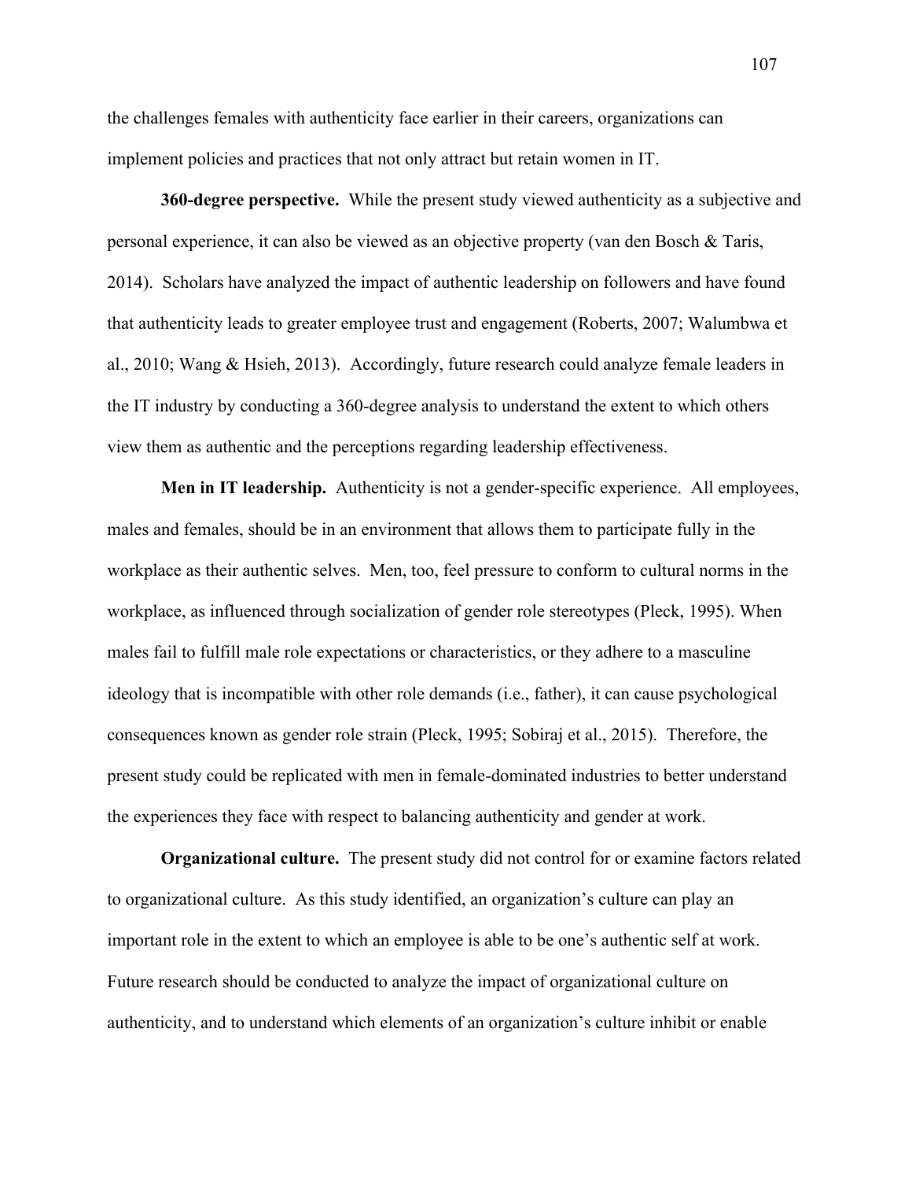the challenges females with authenticity face earlier in their careers, organizations can implement policies and practices that not only attract but retain women in IT.

**360-degree perspective.** While the present study viewed authenticity as a subjective and personal experience, it can also be viewed as an objective property (van den Bosch & Taris, 2014). Scholars have analyzed the impact of authentic leadership on followers and have found that authenticity leads to greater employee trust and engagement (Roberts, 2007; Walumbwa et al., 2010; Wang & Hsieh, 2013). Accordingly, future research could analyze female leaders in the IT industry by conducting a 360-degree analysis to understand the extent to which others view them as authentic and the perceptions regarding leadership effectiveness.

**Men in IT leadership.** Authenticity is not a gender-specific experience. All employees, males and females, should be in an environment that allows them to participate fully in the workplace as their authentic selves. Men, too, feel pressure to conform to cultural norms in the workplace, as influenced through socialization of gender role stereotypes (Pleck, 1995). When males fail to fulfill male role expectations or characteristics, or they adhere to a masculine ideology that is incompatible with other role demands (i.e., father), it can cause psychological consequences known as gender role strain (Pleck, 1995; Sobiraj et al., 2015). Therefore, the present study could be replicated with men in female-dominated industries to better understand the experiences they face with respect to balancing authenticity and gender at work.

**Organizational culture.** The present study did not control for or examine factors related to organizational culture. As this study identified, an organization's culture can play an important role in the extent to which an employee is able to be one's authentic self at work. Future research should be conducted to analyze the impact of organizational culture on authenticity, and to understand which elements of an organization's culture inhibit or enable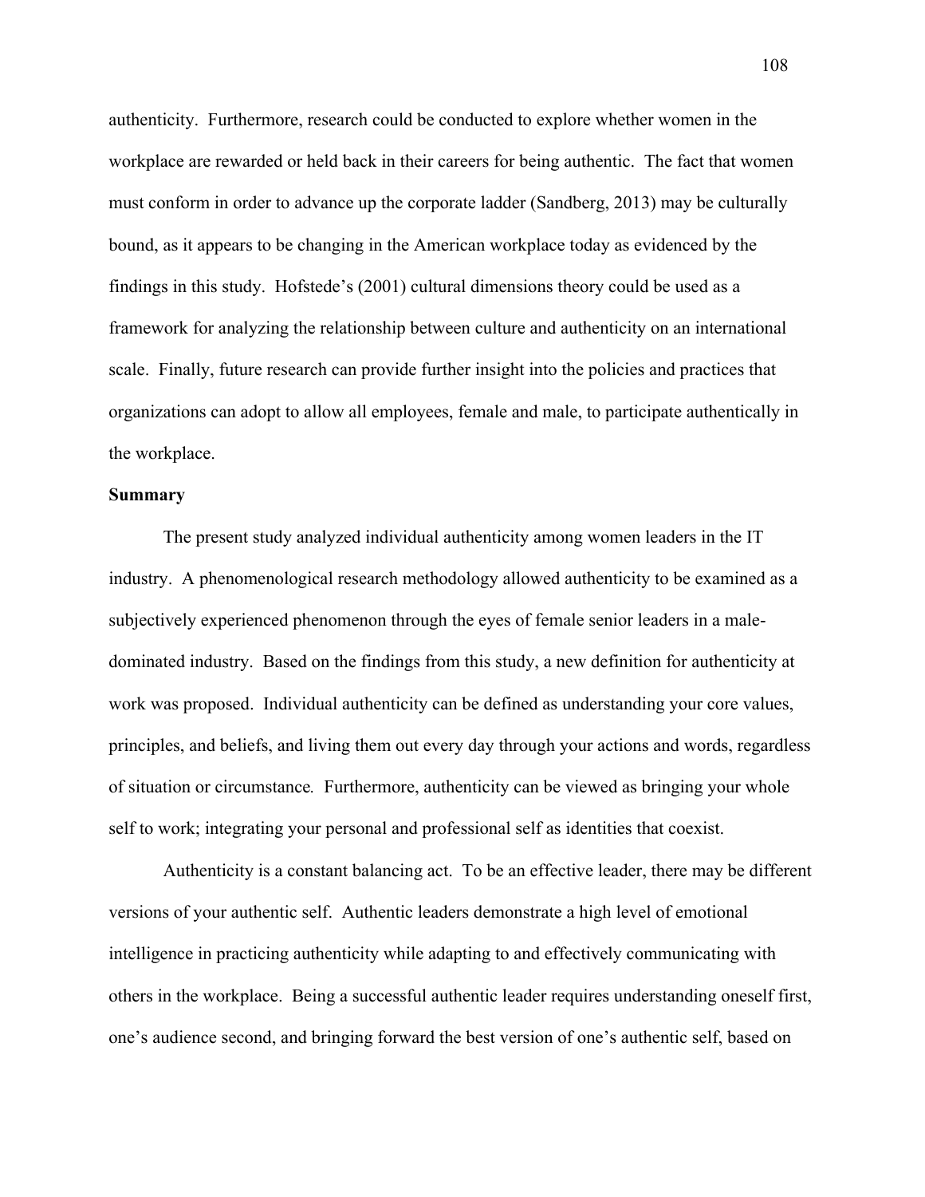authenticity. Furthermore, research could be conducted to explore whether women in the workplace are rewarded or held back in their careers for being authentic. The fact that women must conform in order to advance up the corporate ladder (Sandberg, 2013) may be culturally bound, as it appears to be changing in the American workplace today as evidenced by the findings in this study. Hofstede's (2001) cultural dimensions theory could be used as a framework for analyzing the relationship between culture and authenticity on an international scale. Finally, future research can provide further insight into the policies and practices that organizations can adopt to allow all employees, female and male, to participate authentically in the workplace.

**Summary**

The present study analyzed individual authenticity among women leaders in the IT industry. A phenomenological research methodology allowed authenticity to be examined as a subjectively experienced phenomenon through the eyes of female senior leaders in a male-dominated industry. Based on the findings from this study, a new definition for authenticity at work was proposed. Individual authenticity can be defined as understanding your core values, principles, and beliefs, and living them out every day through your actions and words, regardless of situation or circumstance*.* Furthermore, authenticity can be viewed as bringing your whole self to work; integrating your personal and professional self as identities that coexist.

Authenticity is a constant balancing act. To be an effective leader, there may be different versions of your authentic self. Authentic leaders demonstrate a high level of emotional intelligence in practicing authenticity while adapting to and effectively communicating with others in the workplace. Being a successful authentic leader requires understanding oneself first, one's audience second, and bringing forward the best version of one's authentic self, based on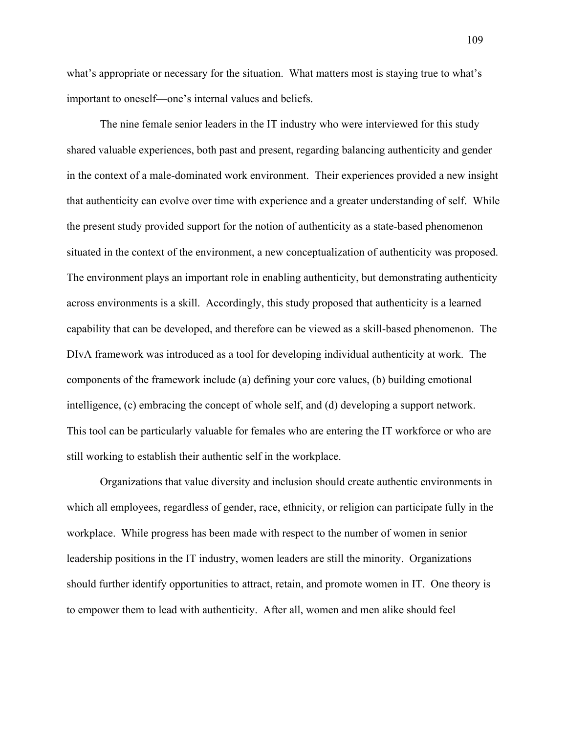what's appropriate or necessary for the situation. What matters most is staying true to what's important to oneself—one's internal values and beliefs.

The nine female senior leaders in the IT industry who were interviewed for this study shared valuable experiences, both past and present, regarding balancing authenticity and gender in the context of a male-dominated work environment. Their experiences provided a new insight that authenticity can evolve over time with experience and a greater understanding of self. While the present study provided support for the notion of authenticity as a state-based phenomenon situated in the context of the environment, a new conceptualization of authenticity was proposed. The environment plays an important role in enabling authenticity, but demonstrating authenticity across environments is a skill. Accordingly, this study proposed that authenticity is a learned capability that can be developed, and therefore can be viewed as a skill-based phenomenon. The DIvA framework was introduced as a tool for developing individual authenticity at work. The components of the framework include (a) defining your core values, (b) building emotional intelligence, (c) embracing the concept of whole self, and (d) developing a support network. This tool can be particularly valuable for females who are entering the IT workforce or who are still working to establish their authentic self in the workplace.

Organizations that value diversity and inclusion should create authentic environments in which all employees, regardless of gender, race, ethnicity, or religion can participate fully in the workplace. While progress has been made with respect to the number of women in senior leadership positions in the IT industry, women leaders are still the minority. Organizations should further identify opportunities to attract, retain, and promote women in IT. One theory is to empower them to lead with authenticity. After all, women and men alike should feel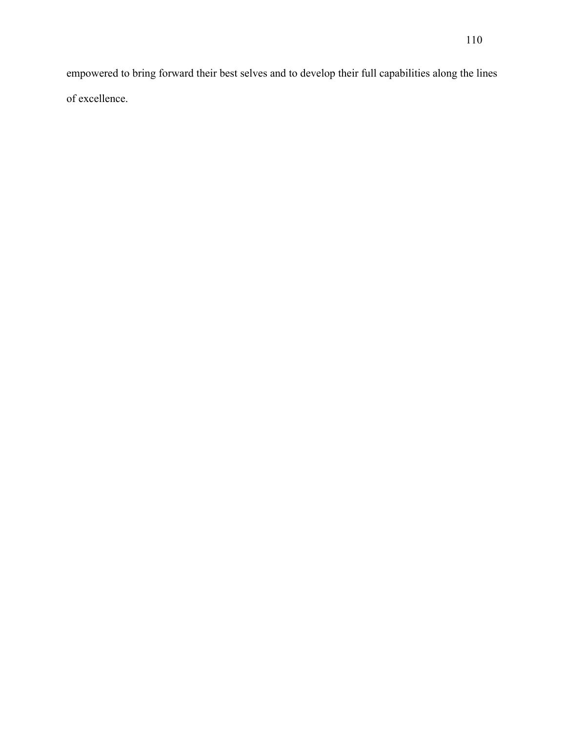empowered to bring forward their best selves and to develop their full capabilities along the lines of excellence.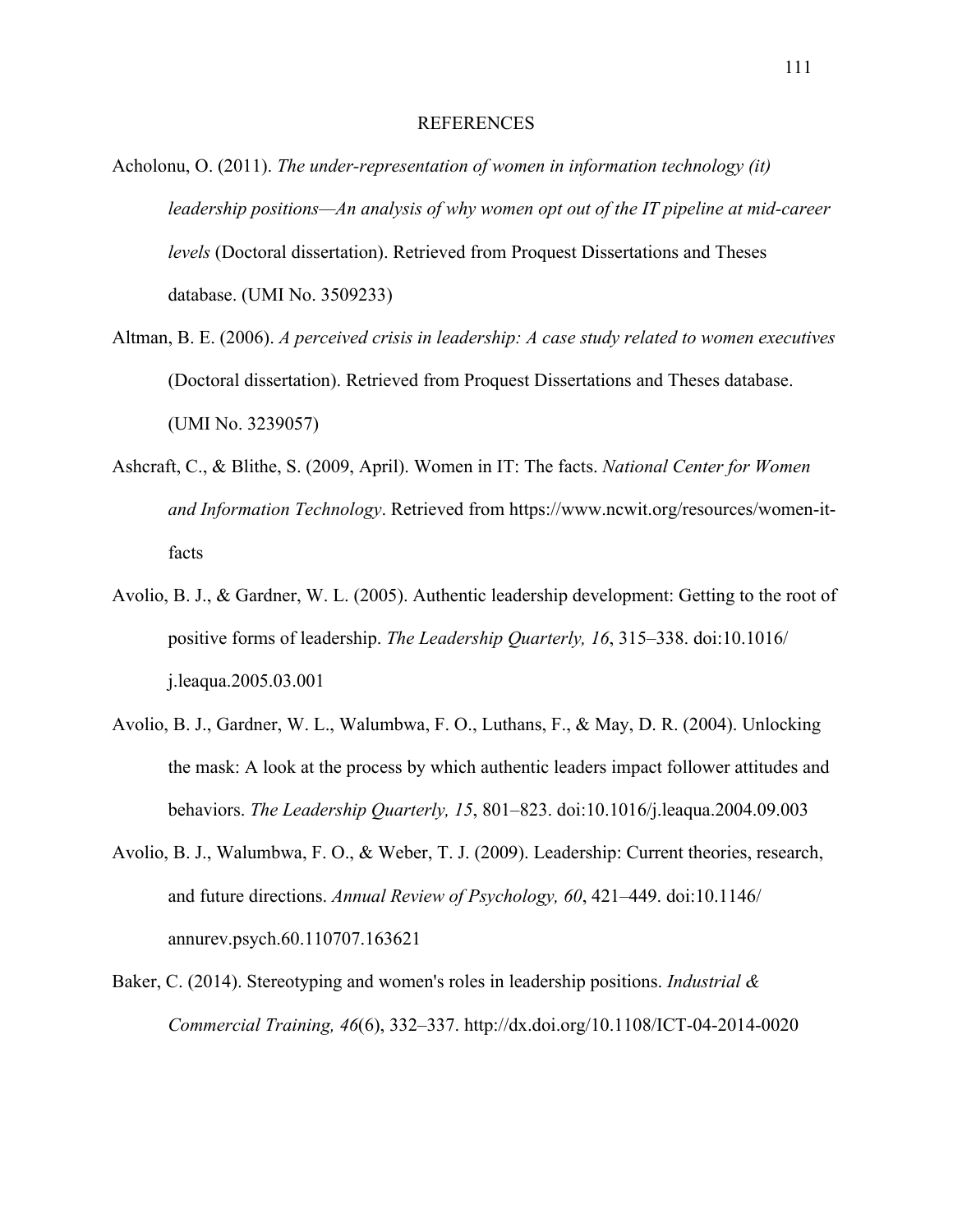# REFERENCES

Acholonu, O. (2011). *The under-representation of women in information technology (it) leadership positions—An analysis of why women opt out of the IT pipeline at mid-career levels* (Doctoral dissertation). Retrieved from Proquest Dissertations and Theses database. (UMI No. 3509233)

Altman, B. E. (2006). *A perceived crisis in leadership: A case study related to women executives* (Doctoral dissertation). Retrieved from Proquest Dissertations and Theses database. (UMI No. 3239057)

Ashcraft, C., & Blithe, S. (2009, April). Women in IT: The facts. *National Center for Women and Information Technology*. Retrieved from https://www.ncwit.org/resources/women-it-facts

Avolio, B. J., & Gardner, W. L. (2005). Authentic leadership development: Getting to the root of positive forms of leadership. *The Leadership Quarterly, 16*, 315–338. doi:10.1016/j.leaqua.2005.03.001

Avolio, B. J., Gardner, W. L., Walumbwa, F. O., Luthans, F., & May, D. R. (2004). Unlocking the mask: A look at the process by which authentic leaders impact follower attitudes and behaviors. *The Leadership Quarterly, 15*, 801–823. doi:10.1016/j.leaqua.2004.09.003

Avolio, B. J., Walumbwa, F. O., & Weber, T. J. (2009). Leadership: Current theories, research, and future directions. *Annual Review of Psychology, 60*, 421–449. doi:10.1146/annurev.psych.60.110707.163621

Baker, C. (2014). Stereotyping and women's roles in leadership positions. *Industrial & Commercial Training, 46*(6), 332–337. http://dx.doi.org/10.1108/ICT-04-2014-0020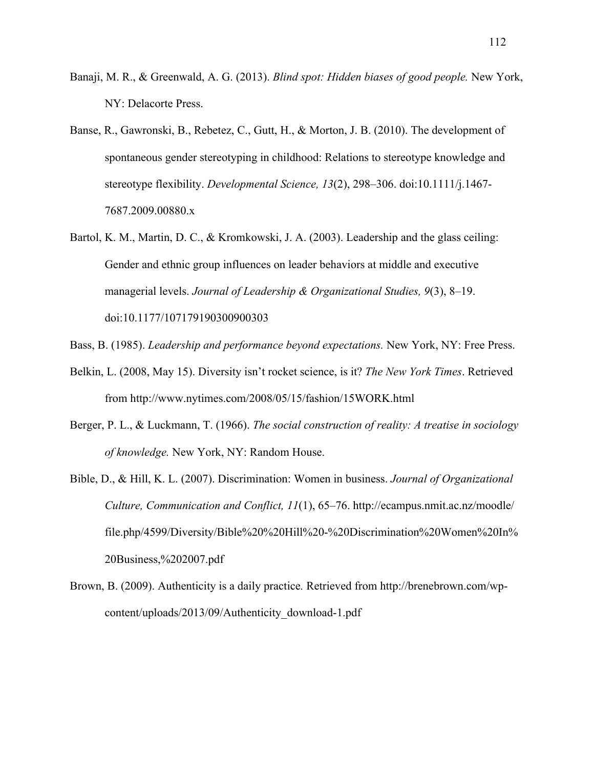Banaji, M. R., & Greenwald, A. G. (2013). *Blind spot: Hidden biases of good people.* New York, NY: Delacorte Press.

Banse, R., Gawronski, B., Rebetez, C., Gutt, H., & Morton, J. B. (2010). The development of spontaneous gender stereotyping in childhood: Relations to stereotype knowledge and stereotype flexibility. *Developmental Science, 13*(2), 298–306. doi:10.1111/j.1467-7687.2009.00880.x

Bartol, K. M., Martin, D. C., & Kromkowski, J. A. (2003). Leadership and the glass ceiling: Gender and ethnic group influences on leader behaviors at middle and executive managerial levels. *Journal of Leadership & Organizational Studies, 9*(3), 8–19. doi:10.1177/107179190300900303

Bass, B. (1985). *Leadership and performance beyond expectations.* New York, NY: Free Press.

Belkin, L. (2008, May 15). Diversity isn't rocket science, is it? *The New York Times*. Retrieved from http://www.nytimes.com/2008/05/15/fashion/15WORK.html

Berger, P. L., & Luckmann, T. (1966). *The social construction of reality: A treatise in sociology of knowledge.* New York, NY: Random House.

Bible, D., & Hill, K. L. (2007). Discrimination: Women in business. *Journal of Organizational Culture, Communication and Conflict, 11*(1), 65–76. http://ecampus.nmit.ac.nz/moodle/file.php/4599/Diversity/Bible%20%20Hill%20-%20Discrimination%20Women%20In%20Business,%202007.pdf

Brown, B. (2009). Authenticity is a daily practice*.* Retrieved from http://brenebrown.com/wp-content/uploads/2013/09/Authenticity_download-1.pdf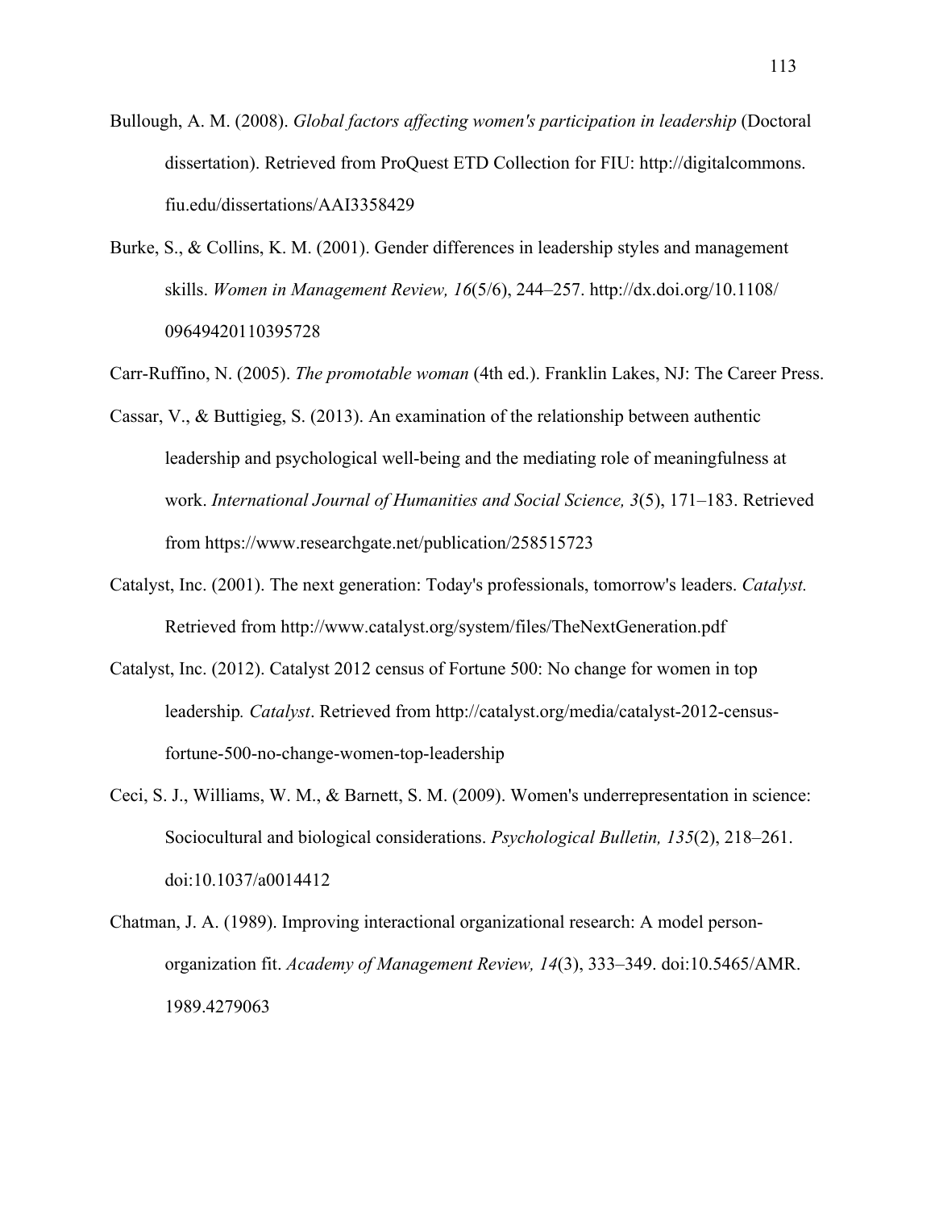Bullough, A. M. (2008). *Global factors affecting women's participation in leadership* (Doctoral dissertation). Retrieved from ProQuest ETD Collection for FIU: http://digitalcommons.fiu.edu/dissertations/AAI3358429

Burke, S., & Collins, K. M. (2001). Gender differences in leadership styles and management skills. *Women in Management Review, 16*(5/6), 244–257. http://dx.doi.org/10.1108/09649420110395728

Carr-Ruffino, N. (2005). *The promotable woman* (4th ed.). Franklin Lakes, NJ: The Career Press.

Cassar, V., & Buttigieg, S. (2013). An examination of the relationship between authentic leadership and psychological well-being and the mediating role of meaningfulness at work. *International Journal of Humanities and Social Science, 3*(5), 171–183. Retrieved from https://www.researchgate.net/publication/258515723

Catalyst, Inc. (2001). The next generation: Today's professionals, tomorrow's leaders. *Catalyst.* Retrieved from http://www.catalyst.org/system/files/TheNextGeneration.pdf

Catalyst, Inc. (2012). Catalyst 2012 census of Fortune 500: No change for women in top leadership*. Catalyst*. Retrieved from http://catalyst.org/media/catalyst-2012-census-fortune-500-no-change-women-top-leadership

Ceci, S. J., Williams, W. M., & Barnett, S. M. (2009). Women's underrepresentation in science: Sociocultural and biological considerations. *Psychological Bulletin, 135*(2), 218–261. doi:10.1037/a0014412

Chatman, J. A. (1989). Improving interactional organizational research: A model person-organization fit. *Academy of Management Review, 14*(3), 333–349. doi:10.5465/AMR.1989.4279063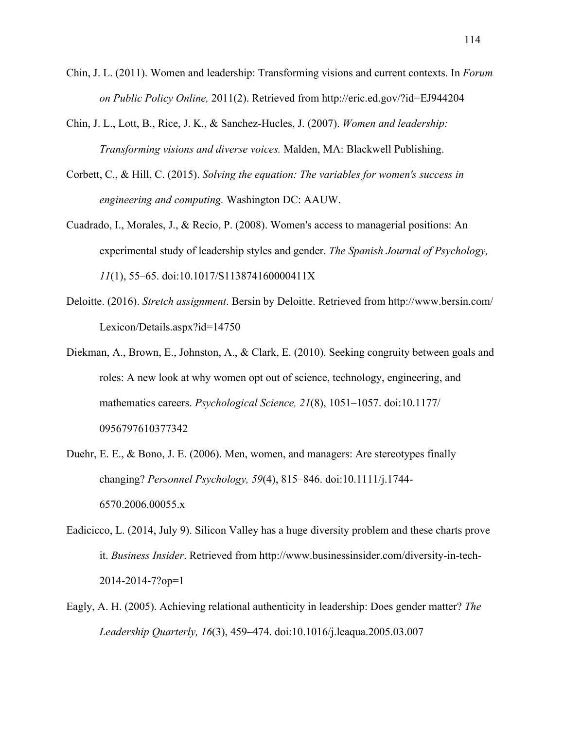Chin, J. L. (2011). Women and leadership: Transforming visions and current contexts. In *Forum on Public Policy Online,* 2011(2). Retrieved from http://eric.ed.gov/?id=EJ944204

Chin, J. L., Lott, B., Rice, J. K., & Sanchez-Hucles, J. (2007). *Women and leadership: Transforming visions and diverse voices.* Malden, MA: Blackwell Publishing.

Corbett, C., & Hill, C. (2015). *Solving the equation: The variables for women's success in engineering and computing.* Washington DC: AAUW.

Cuadrado, I., Morales, J., & Recio, P. (2008). Women's access to managerial positions: An experimental study of leadership styles and gender. *The Spanish Journal of Psychology, 11*(1), 55–65. doi:10.1017/S113874160000411X

Deloitte. (2016). *Stretch assignment*. Bersin by Deloitte. Retrieved from http://www.bersin.com/Lexicon/Details.aspx?id=14750

Diekman, A., Brown, E., Johnston, A., & Clark, E. (2010). Seeking congruity between goals and roles: A new look at why women opt out of science, technology, engineering, and mathematics careers. *Psychological Science, 21*(8), 1051–1057. doi:10.1177/0956797610377342

Duehr, E. E., & Bono, J. E. (2006). Men, women, and managers: Are stereotypes finally changing? *Personnel Psychology, 59*(4), 815–846. doi:10.1111/j.1744-6570.2006.00055.x

Eadicicco, L. (2014, July 9). Silicon Valley has a huge diversity problem and these charts prove it. *Business Insider*. Retrieved from http://www.businessinsider.com/diversity-in-tech-2014-2014-7?op=1

Eagly, A. H. (2005). Achieving relational authenticity in leadership: Does gender matter? *The Leadership Quarterly, 16*(3), 459–474. doi:10.1016/j.leaqua.2005.03.007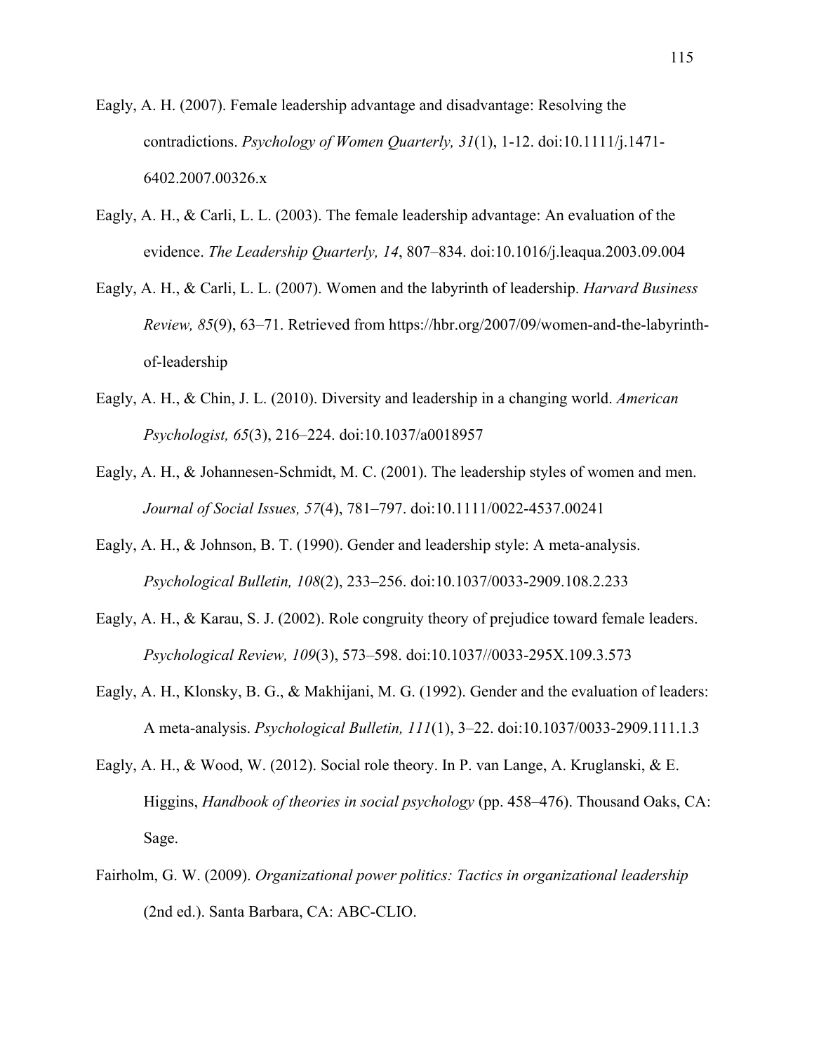Eagly, A. H. (2007). Female leadership advantage and disadvantage: Resolving the contradictions. *Psychology of Women Quarterly, 31*(1), 1-12. doi:10.1111/j.1471-6402.2007.00326.x

Eagly, A. H., & Carli, L. L. (2003). The female leadership advantage: An evaluation of the evidence. *The Leadership Quarterly, 14*, 807–834. doi:10.1016/j.leaqua.2003.09.004

Eagly, A. H., & Carli, L. L. (2007). Women and the labyrinth of leadership. *Harvard Business Review, 85*(9), 63–71. Retrieved from https://hbr.org/2007/09/women-and-the-labyrinth-of-leadership

Eagly, A. H., & Chin, J. L. (2010). Diversity and leadership in a changing world. *American Psychologist, 65*(3), 216–224. doi:10.1037/a0018957

Eagly, A. H., & Johannesen-Schmidt, M. C. (2001). The leadership styles of women and men. *Journal of Social Issues, 57*(4), 781–797. doi:10.1111/0022-4537.00241

Eagly, A. H., & Johnson, B. T. (1990). Gender and leadership style: A meta-analysis. *Psychological Bulletin, 108*(2), 233–256. doi:10.1037/0033-2909.108.2.233

Eagly, A. H., & Karau, S. J. (2002). Role congruity theory of prejudice toward female leaders. *Psychological Review, 109*(3), 573–598. doi:10.1037//0033-295X.109.3.573

Eagly, A. H., Klonsky, B. G., & Makhijani, M. G. (1992). Gender and the evaluation of leaders: A meta-analysis. *Psychological Bulletin, 111*(1), 3–22. doi:10.1037/0033-2909.111.1.3

Eagly, A. H., & Wood, W. (2012). Social role theory. In P. van Lange, A. Kruglanski, & E. Higgins, *Handbook of theories in social psychology* (pp. 458–476). Thousand Oaks, CA: Sage.

Fairholm, G. W. (2009). *Organizational power politics: Tactics in organizational leadership* (2nd ed.). Santa Barbara, CA: ABC-CLIO.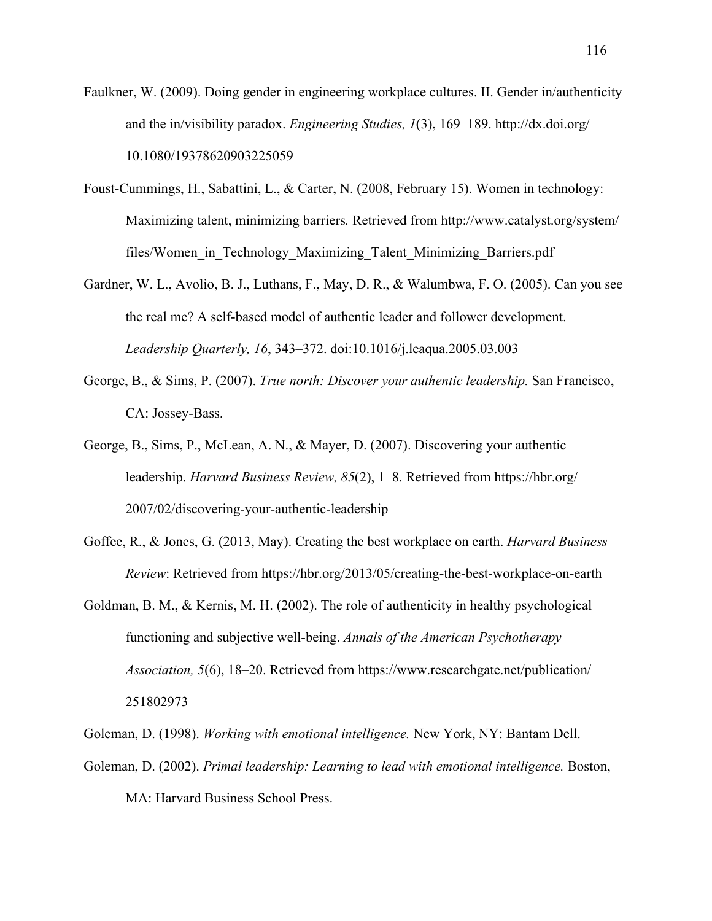Faulkner, W. (2009). Doing gender in engineering workplace cultures. II. Gender in/authenticity and the in/visibility paradox. *Engineering Studies, 1*(3), 169–189. http://dx.doi.org/10.1080/19378620903225059

Foust-Cummings, H., Sabattini, L., & Carter, N. (2008, February 15). Women in technology: Maximizing talent, minimizing barriers*.* Retrieved from http://www.catalyst.org/system/files/Women_in_Technology_Maximizing_Talent_Minimizing_Barriers.pdf

Gardner, W. L., Avolio, B. J., Luthans, F., May, D. R., & Walumbwa, F. O. (2005). Can you see the real me? A self-based model of authentic leader and follower development. *Leadership Quarterly, 16*, 343–372. doi:10.1016/j.leaqua.2005.03.003

George, B., & Sims, P. (2007). *True north: Discover your authentic leadership.* San Francisco, CA: Jossey-Bass.

George, B., Sims, P., McLean, A. N., & Mayer, D. (2007). Discovering your authentic leadership. *Harvard Business Review, 85*(2), 1–8. Retrieved from https://hbr.org/2007/02/discovering-your-authentic-leadership

Goffee, R., & Jones, G. (2013, May). Creating the best workplace on earth. *Harvard Business Review*: Retrieved from https://hbr.org/2013/05/creating-the-best-workplace-on-earth

Goldman, B. M., & Kernis, M. H. (2002). The role of authenticity in healthy psychological functioning and subjective well-being. *Annals of the American Psychotherapy Association, 5*(6), 18–20. Retrieved from https://www.researchgate.net/publication/251802973

Goleman, D. (1998). *Working with emotional intelligence.* New York, NY: Bantam Dell.

Goleman, D. (2002). *Primal leadership: Learning to lead with emotional intelligence.* Boston, MA: Harvard Business School Press.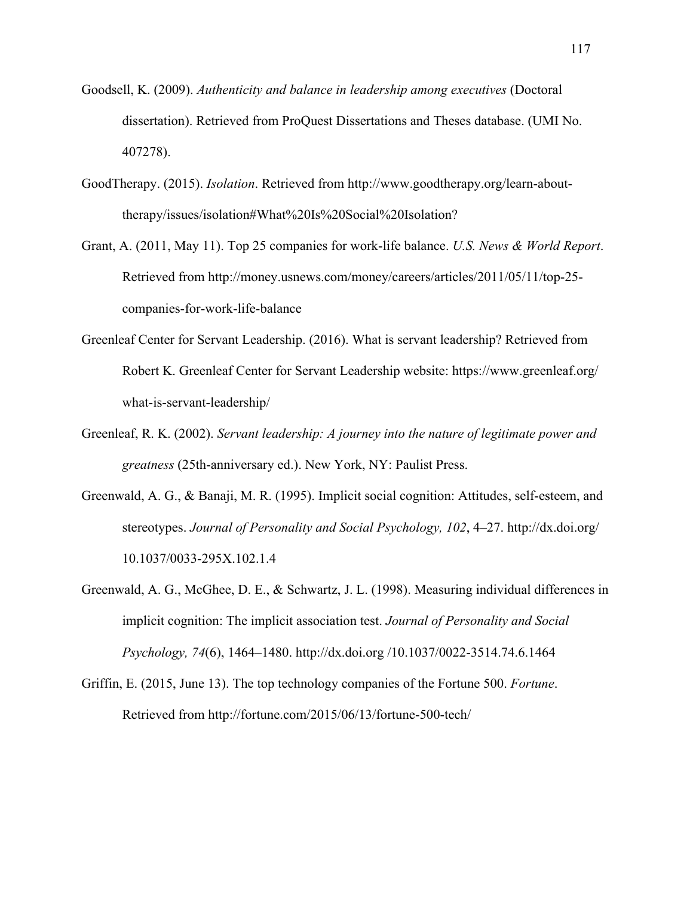Goodsell, K. (2009). *Authenticity and balance in leadership among executives* (Doctoral dissertation). Retrieved from ProQuest Dissertations and Theses database. (UMI No. 407278).

GoodTherapy. (2015). *Isolation*. Retrieved from http://www.goodtherapy.org/learn-about-therapy/issues/isolation#What%20Is%20Social%20Isolation?

Grant, A. (2011, May 11). Top 25 companies for work-life balance. *U.S. News & World Report*. Retrieved from http://money.usnews.com/money/careers/articles/2011/05/11/top-25-companies-for-work-life-balance

Greenleaf Center for Servant Leadership. (2016). What is servant leadership? Retrieved from Robert K. Greenleaf Center for Servant Leadership website: https://www.greenleaf.org/what-is-servant-leadership/

Greenleaf, R. K. (2002). *Servant leadership: A journey into the nature of legitimate power and greatness* (25th-anniversary ed.). New York, NY: Paulist Press.

Greenwald, A. G., & Banaji, M. R. (1995). Implicit social cognition: Attitudes, self-esteem, and stereotypes. *Journal of Personality and Social Psychology, 102*, 4–27. http://dx.doi.org/10.1037/0033-295X.102.1.4

Greenwald, A. G., McGhee, D. E., & Schwartz, J. L. (1998). Measuring individual differences in implicit cognition: The implicit association test. *Journal of Personality and Social Psychology, 74*(6), 1464–1480. http://dx.doi.org /10.1037/0022-3514.74.6.1464

Griffin, E. (2015, June 13). The top technology companies of the Fortune 500. *Fortune*. Retrieved from http://fortune.com/2015/06/13/fortune-500-tech/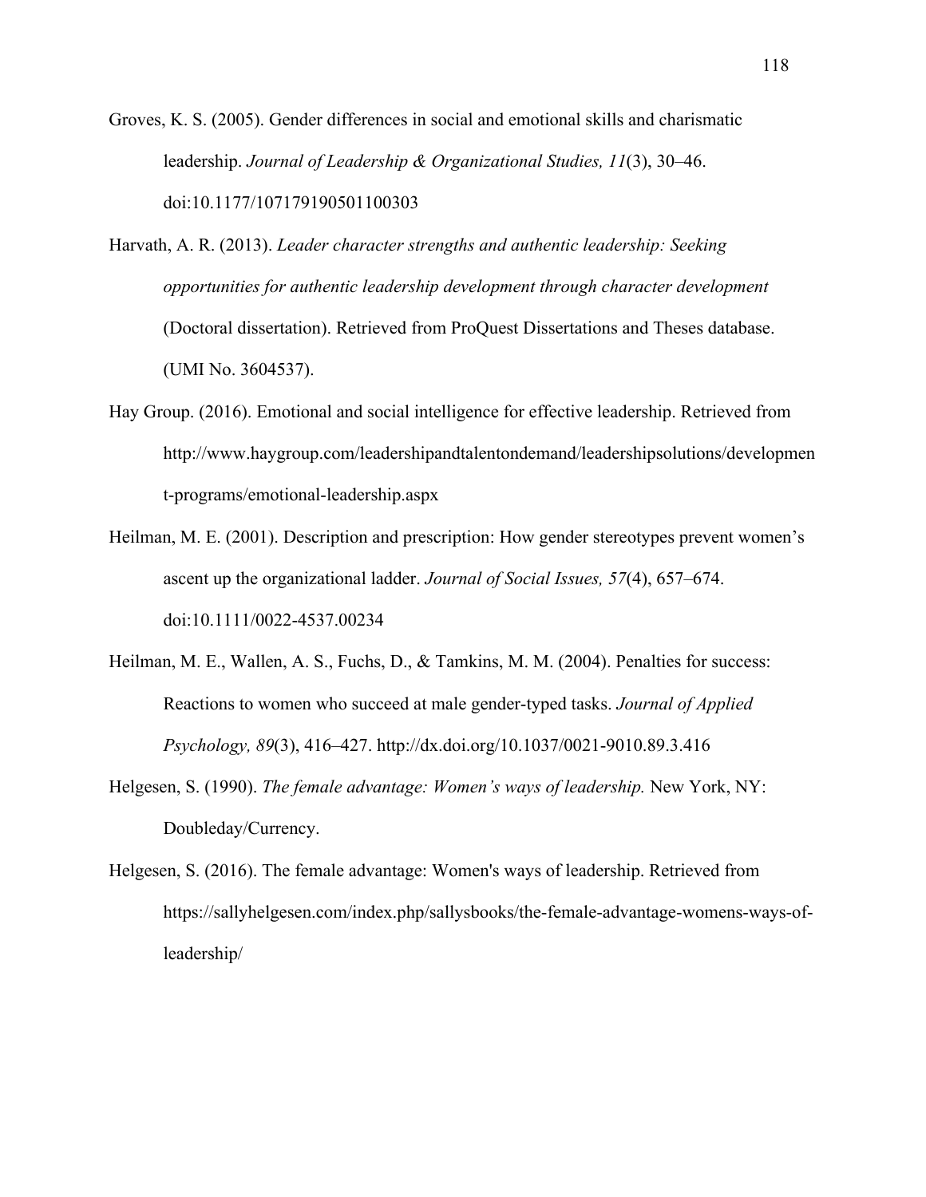Groves, K. S. (2005). Gender differences in social and emotional skills and charismatic leadership. *Journal of Leadership & Organizational Studies, 11*(3), 30–46. doi:10.1177/107179190501100303

Harvath, A. R. (2013). *Leader character strengths and authentic leadership: Seeking opportunities for authentic leadership development through character development* (Doctoral dissertation). Retrieved from ProQuest Dissertations and Theses database. (UMI No. 3604537).

Hay Group. (2016). Emotional and social intelligence for effective leadership. Retrieved from http://www.haygroup.com/leadershipandtalentondemand/leadershipsolutions/development-programs/emotional-leadership.aspx

Heilman, M. E. (2001). Description and prescription: How gender stereotypes prevent women's ascent up the organizational ladder. *Journal of Social Issues, 57*(4), 657–674. doi:10.1111/0022-4537.00234

Heilman, M. E., Wallen, A. S., Fuchs, D., & Tamkins, M. M. (2004). Penalties for success: Reactions to women who succeed at male gender-typed tasks. *Journal of Applied Psychology, 89*(3), 416–427. http://dx.doi.org/10.1037/0021-9010.89.3.416

Helgesen, S. (1990). *The female advantage: Women's ways of leadership.* New York, NY: Doubleday/Currency.

Helgesen, S. (2016). The female advantage: Women's ways of leadership. Retrieved from https://sallyhelgesen.com/index.php/sallysbooks/the-female-advantage-womens-ways-of-leadership/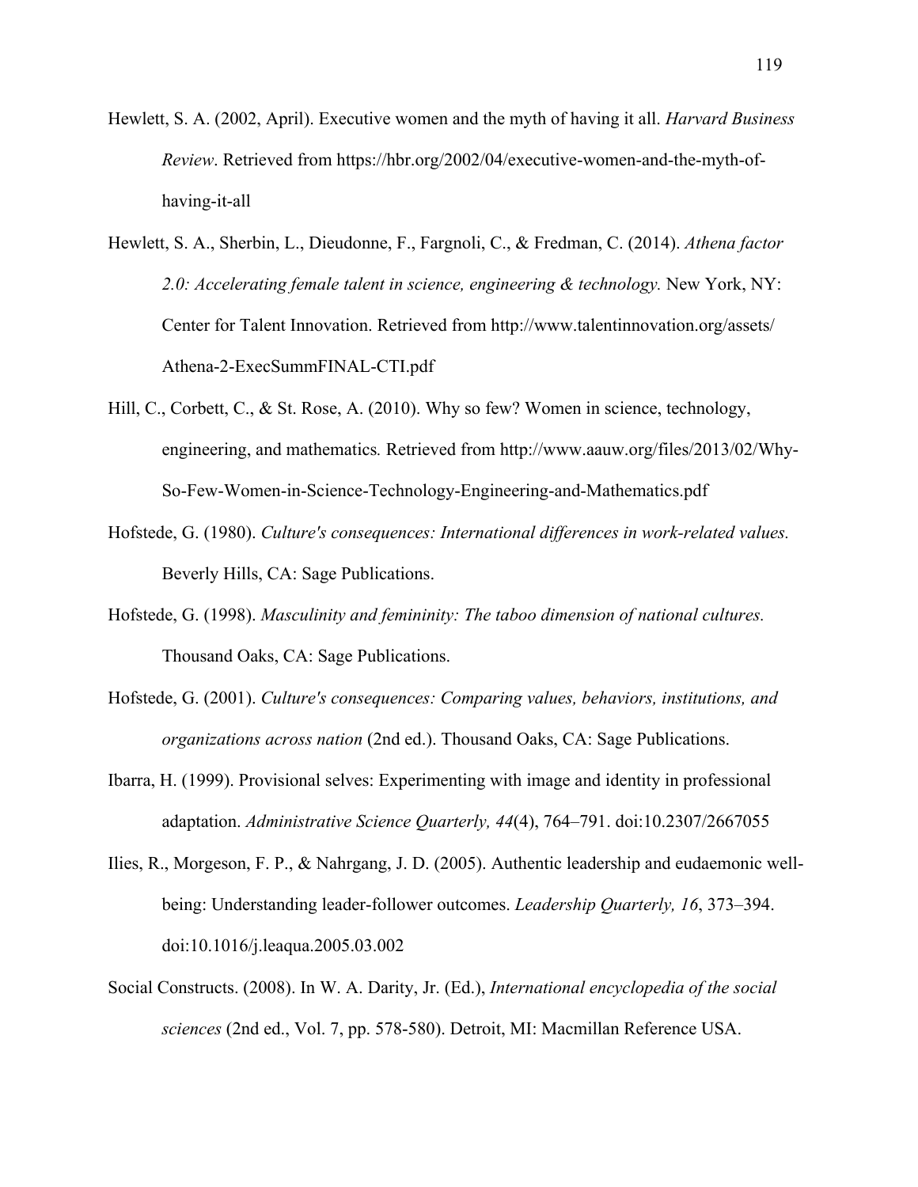Hewlett, S. A. (2002, April). Executive women and the myth of having it all. *Harvard Business Review*. Retrieved from https://hbr.org/2002/04/executive-women-and-the-myth-of-having-it-all

Hewlett, S. A., Sherbin, L., Dieudonne, F., Fargnoli, C., & Fredman, C. (2014). *Athena factor 2.0: Accelerating female talent in science, engineering & technology.* New York, NY: Center for Talent Innovation. Retrieved from http://www.talentinnovation.org/assets/Athena-2-ExecSummFINAL-CTI.pdf

Hill, C., Corbett, C., & St. Rose, A. (2010). Why so few? Women in science, technology, engineering, and mathematics*.* Retrieved from http://www.aauw.org/files/2013/02/Why-So-Few-Women-in-Science-Technology-Engineering-and-Mathematics.pdf

Hofstede, G. (1980). *Culture's consequences: International differences in work-related values.* Beverly Hills, CA: Sage Publications.

Hofstede, G. (1998). *Masculinity and femininity: The taboo dimension of national cultures.* Thousand Oaks, CA: Sage Publications.

Hofstede, G. (2001). *Culture's consequences: Comparing values, behaviors, institutions, and organizations across nation* (2nd ed.). Thousand Oaks, CA: Sage Publications.

Ibarra, H. (1999). Provisional selves: Experimenting with image and identity in professional adaptation. *Administrative Science Quarterly, 44*(4), 764–791. doi:10.2307/2667055

Ilies, R., Morgeson, F. P., & Nahrgang, J. D. (2005). Authentic leadership and eudaemonic well-being: Understanding leader-follower outcomes. *Leadership Quarterly, 16*, 373–394. doi:10.1016/j.leaqua.2005.03.002

Social Constructs. (2008). In W. A. Darity, Jr. (Ed.), *International encyclopedia of the social sciences* (2nd ed., Vol. 7, pp. 578-580). Detroit, MI: Macmillan Reference USA.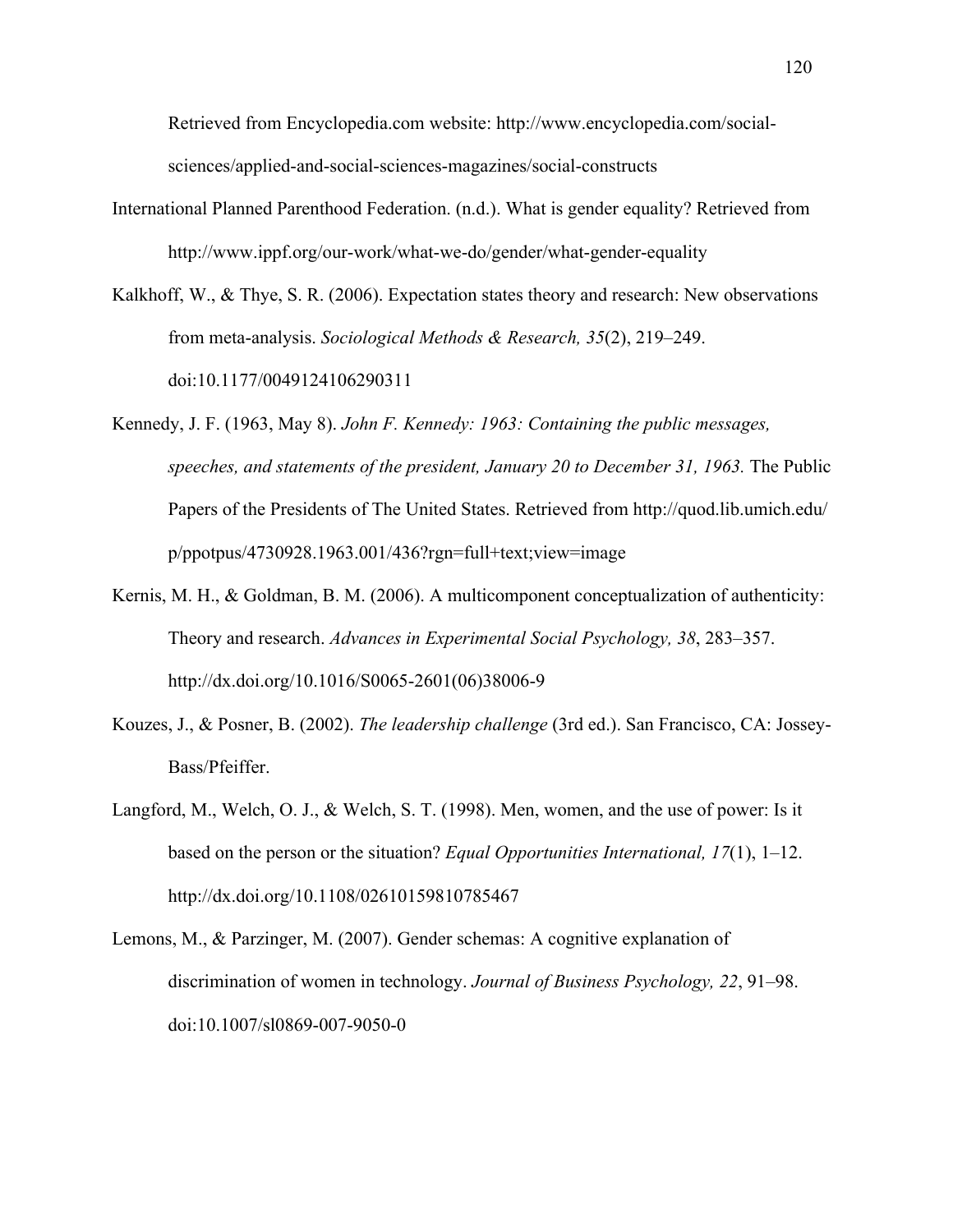Retrieved from Encyclopedia.com website: http://www.encyclopedia.com/social-sciences/applied-and-social-sciences-magazines/social-constructs

International Planned Parenthood Federation. (n.d.). What is gender equality? Retrieved from http://www.ippf.org/our-work/what-we-do/gender/what-gender-equality

Kalkhoff, W., & Thye, S. R. (2006). Expectation states theory and research: New observations from meta-analysis. *Sociological Methods & Research, 35*(2), 219–249. doi:10.1177/0049124106290311

Kennedy, J. F. (1963, May 8). *John F. Kennedy: 1963: Containing the public messages, speeches, and statements of the president, January 20 to December 31, 1963.* The Public Papers of the Presidents of The United States. Retrieved from http://quod.lib.umich.edu/p/ppotpus/4730928.1963.001/436?rgn=full+text;view=image

Kernis, M. H., & Goldman, B. M. (2006). A multicomponent conceptualization of authenticity: Theory and research. *Advances in Experimental Social Psychology, 38*, 283–357. http://dx.doi.org/10.1016/S0065-2601(06)38006-9

Kouzes, J., & Posner, B. (2002). *The leadership challenge* (3rd ed.). San Francisco, CA: Jossey-Bass/Pfeiffer.

Langford, M., Welch, O. J., & Welch, S. T. (1998). Men, women, and the use of power: Is it based on the person or the situation? *Equal Opportunities International, 17*(1), 1–12. http://dx.doi.org/10.1108/02610159810785467

Lemons, M., & Parzinger, M. (2007). Gender schemas: A cognitive explanation of discrimination of women in technology. *Journal of Business Psychology, 22*, 91–98. doi:10.1007/sl0869-007-9050-0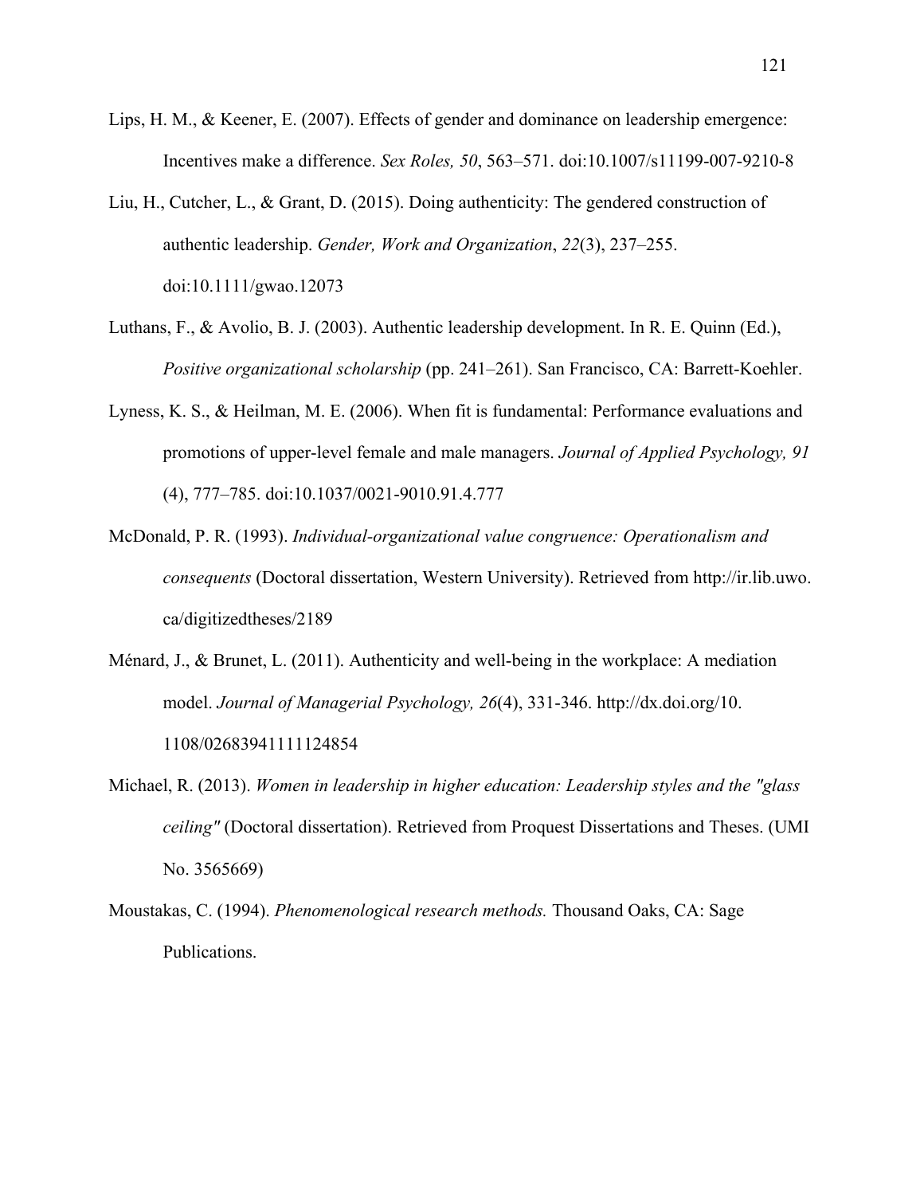Lips, H. M., & Keener, E. (2007). Effects of gender and dominance on leadership emergence: Incentives make a difference. *Sex Roles, 50*, 563–571. doi:10.1007/s11199-007-9210-8

Liu, H., Cutcher, L., & Grant, D. (2015). Doing authenticity: The gendered construction of authentic leadership. *Gender, Work and Organization*, *22*(3), 237–255. doi:10.1111/gwao.12073

Luthans, F., & Avolio, B. J. (2003). Authentic leadership development. In R. E. Quinn (Ed.), *Positive organizational scholarship* (pp. 241–261). San Francisco, CA: Barrett-Koehler.

Lyness, K. S., & Heilman, M. E. (2006). When fit is fundamental: Performance evaluations and promotions of upper-level female and male managers. *Journal of Applied Psychology, 91* (4), 777–785. doi:10.1037/0021-9010.91.4.777

McDonald, P. R. (1993). *Individual-organizational value congruence: Operationalism and consequents* (Doctoral dissertation, Western University). Retrieved from http://ir.lib.uwo.ca/digitizedtheses/2189

Ménard, J., & Brunet, L. (2011). Authenticity and well-being in the workplace: A mediation model. *Journal of Managerial Psychology, 26*(4), 331-346. http://dx.doi.org/10.1108/02683941111124854

Michael, R. (2013). *Women in leadership in higher education: Leadership styles and the "glass ceiling"* (Doctoral dissertation). Retrieved from Proquest Dissertations and Theses. (UMI No. 3565669)

Moustakas, C. (1994). *Phenomenological research methods.* Thousand Oaks, CA: Sage Publications.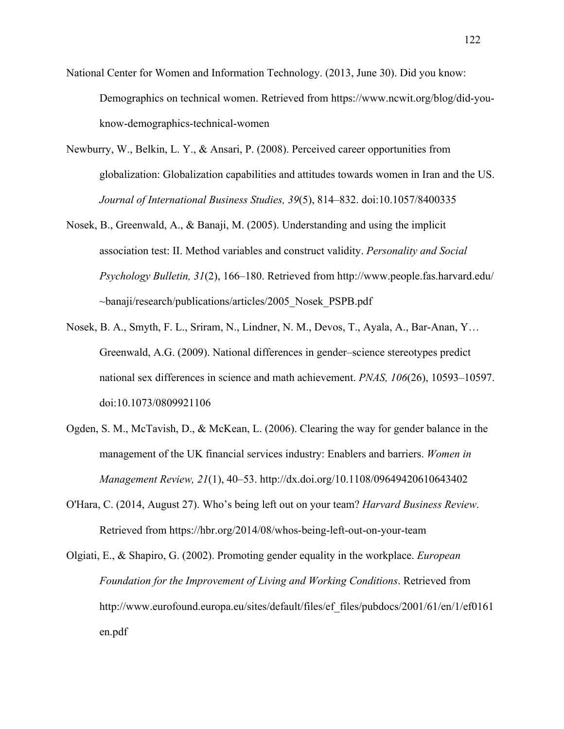National Center for Women and Information Technology. (2013, June 30). Did you know: Demographics on technical women. Retrieved from https://www.ncwit.org/blog/did-you-know-demographics-technical-women

Newburry, W., Belkin, L. Y., & Ansari, P. (2008). Perceived career opportunities from globalization: Globalization capabilities and attitudes towards women in Iran and the US. *Journal of International Business Studies, 39*(5), 814–832. doi:10.1057/8400335

Nosek, B., Greenwald, A., & Banaji, M. (2005). Understanding and using the implicit association test: II. Method variables and construct validity. *Personality and Social Psychology Bulletin, 31*(2), 166–180. Retrieved from http://www.people.fas.harvard.edu/~banaji/research/publications/articles/2005_Nosek_PSPB.pdf

Nosek, B. A., Smyth, F. L., Sriram, N., Lindner, N. M., Devos, T., Ayala, A., Bar-Anan, Y… Greenwald, A.G. (2009). National differences in gender–science stereotypes predict national sex differences in science and math achievement. *PNAS, 106*(26), 10593–10597. doi:10.1073/0809921106

Ogden, S. M., McTavish, D., & McKean, L. (2006). Clearing the way for gender balance in the management of the UK financial services industry: Enablers and barriers. *Women in Management Review, 21*(1), 40–53. http://dx.doi.org/10.1108/09649420610643402

O'Hara, C. (2014, August 27). Who's being left out on your team? *Harvard Business Review*. Retrieved from https://hbr.org/2014/08/whos-being-left-out-on-your-team

Olgiati, E., & Shapiro, G. (2002). Promoting gender equality in the workplace. *European Foundation for the Improvement of Living and Working Conditions*. Retrieved from http://www.eurofound.europa.eu/sites/default/files/ef_files/pubdocs/2001/61/en/1/ef0161en.pdf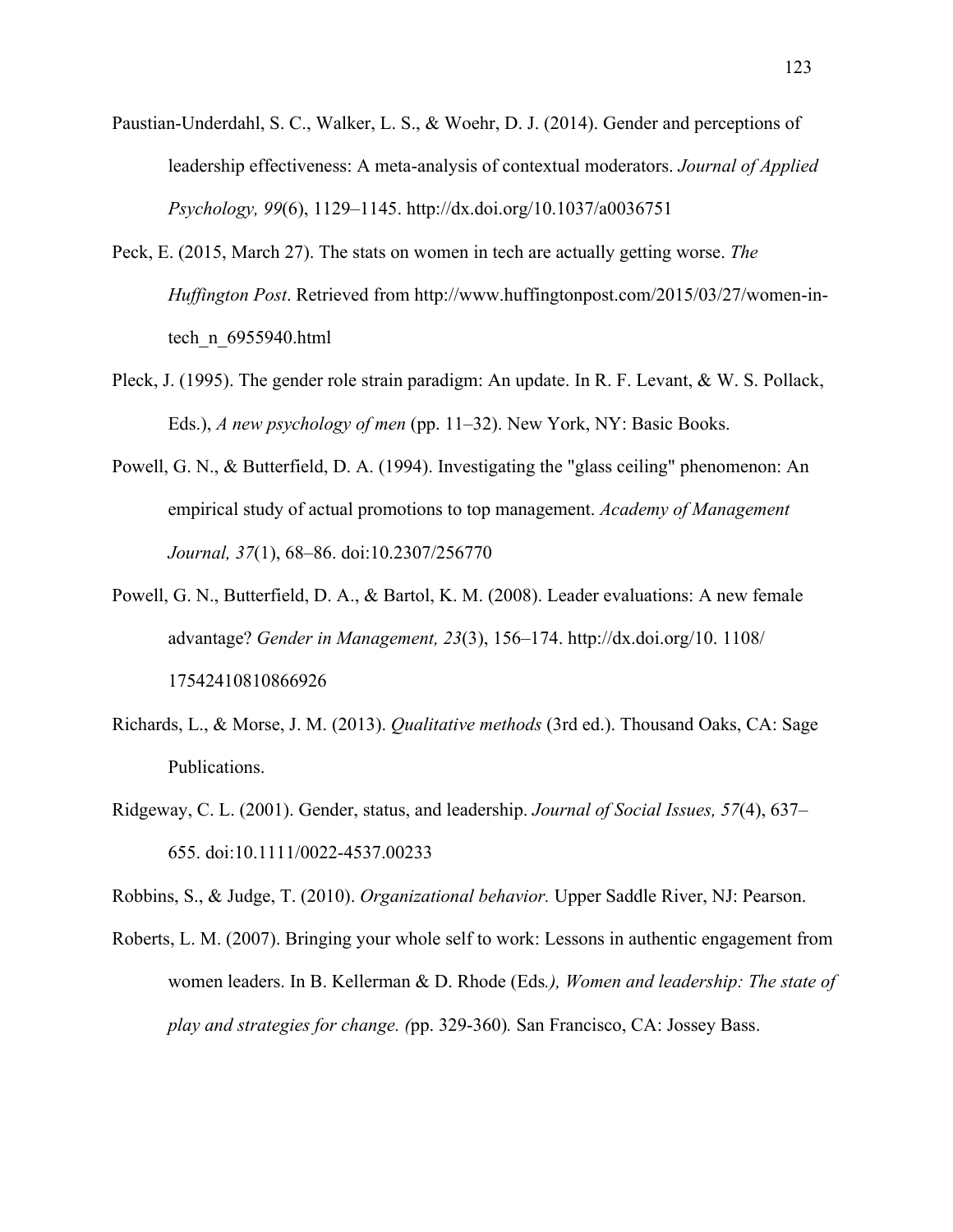Paustian-Underdahl, S. C., Walker, L. S., & Woehr, D. J. (2014). Gender and perceptions of leadership effectiveness: A meta-analysis of contextual moderators. *Journal of Applied Psychology, 99*(6), 1129–1145. http://dx.doi.org/10.1037/a0036751

Peck, E. (2015, March 27). The stats on women in tech are actually getting worse. *The Huffington Post*. Retrieved from http://www.huffingtonpost.com/2015/03/27/women-in-tech_n_6955940.html

Pleck, J. (1995). The gender role strain paradigm: An update. In R. F. Levant, & W. S. Pollack, Eds.), *A new psychology of men* (pp. 11–32). New York, NY: Basic Books.

Powell, G. N., & Butterfield, D. A. (1994). Investigating the "glass ceiling" phenomenon: An empirical study of actual promotions to top management. *Academy of Management Journal, 37*(1), 68–86. doi:10.2307/256770

Powell, G. N., Butterfield, D. A., & Bartol, K. M. (2008). Leader evaluations: A new female advantage? *Gender in Management, 23*(3), 156–174. http://dx.doi.org/10. 1108/ 17542410810866926

Richards, L., & Morse, J. M. (2013). *Qualitative methods* (3rd ed.). Thousand Oaks, CA: Sage Publications.

Ridgeway, C. L. (2001). Gender, status, and leadership. *Journal of Social Issues, 57*(4), 637–655. doi:10.1111/0022-4537.00233

Robbins, S., & Judge, T. (2010). *Organizational behavior.* Upper Saddle River, NJ: Pearson.

Roberts, L. M. (2007). Bringing your whole self to work: Lessons in authentic engagement from women leaders. In B. Kellerman & D. Rhode (Eds*.), Women and leadership: The state of play and strategies for change. (*pp. 329-360)*.* San Francisco, CA: Jossey Bass.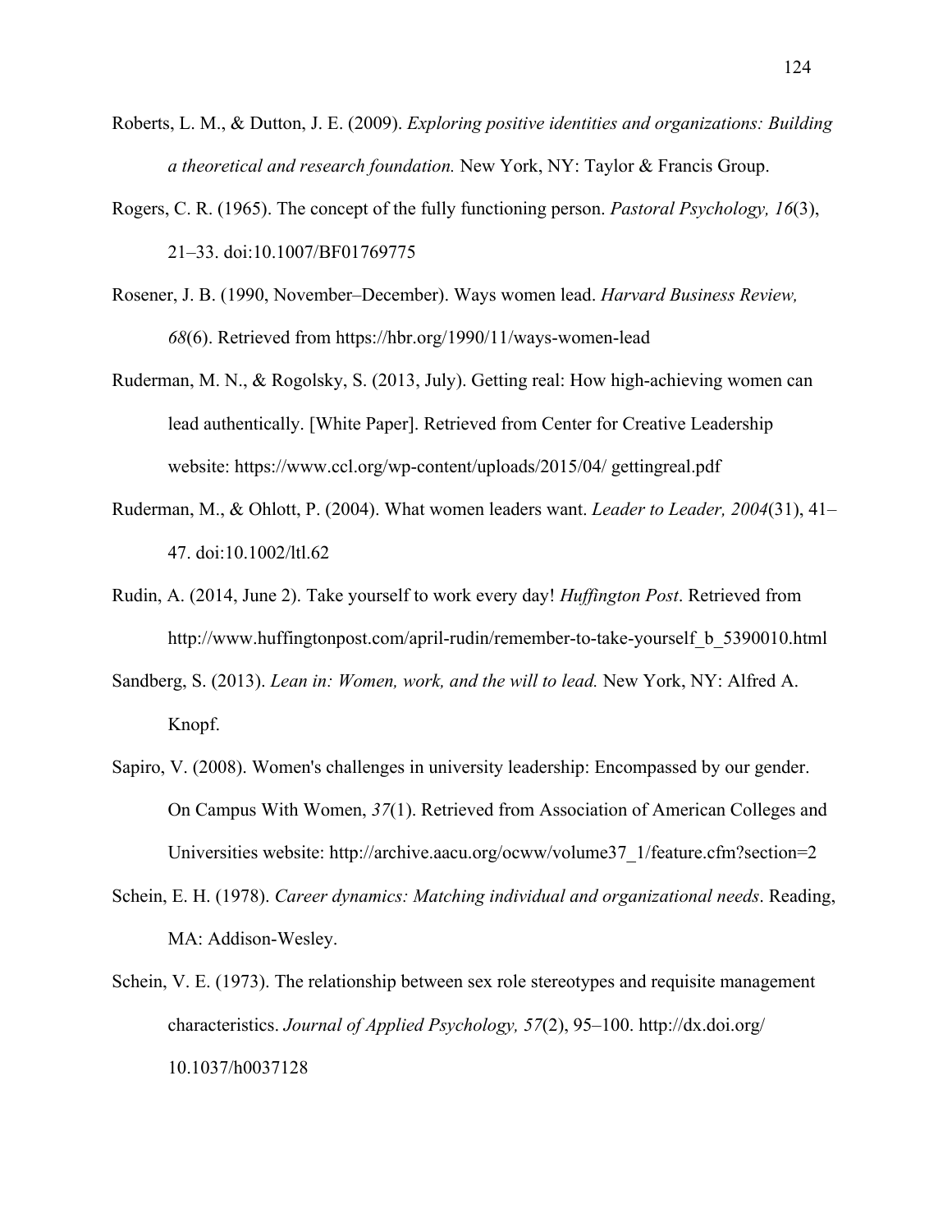Roberts, L. M., & Dutton, J. E. (2009). *Exploring positive identities and organizations: Building a theoretical and research foundation.* New York, NY: Taylor & Francis Group.

Rogers, C. R. (1965). The concept of the fully functioning person. *Pastoral Psychology, 16*(3), 21–33. doi:10.1007/BF01769775

Rosener, J. B. (1990, November–December). Ways women lead. *Harvard Business Review, 68*(6). Retrieved from https://hbr.org/1990/11/ways-women-lead

Ruderman, M. N., & Rogolsky, S. (2013, July). Getting real: How high-achieving women can lead authentically. [White Paper]. Retrieved from Center for Creative Leadership website: https://www.ccl.org/wp-content/uploads/2015/04/ gettingreal.pdf

Ruderman, M., & Ohlott, P. (2004). What women leaders want. *Leader to Leader, 2004*(31), 41–47. doi:10.1002/ltl.62

Rudin, A. (2014, June 2). Take yourself to work every day! *Huffington Post*. Retrieved from http://www.huffingtonpost.com/april-rudin/remember-to-take-yourself_b_5390010.html

Sandberg, S. (2013). *Lean in: Women, work, and the will to lead.* New York, NY: Alfred A. Knopf.

Sapiro, V. (2008). Women's challenges in university leadership: Encompassed by our gender. On Campus With Women, *37*(1). Retrieved from Association of American Colleges and Universities website: http://archive.aacu.org/ocww/volume37_1/feature.cfm?section=2

Schein, E. H. (1978). *Career dynamics: Matching individual and organizational needs*. Reading, MA: Addison-Wesley.

Schein, V. E. (1973). The relationship between sex role stereotypes and requisite management characteristics. *Journal of Applied Psychology, 57*(2), 95–100. http://dx.doi.org/ 10.1037/h0037128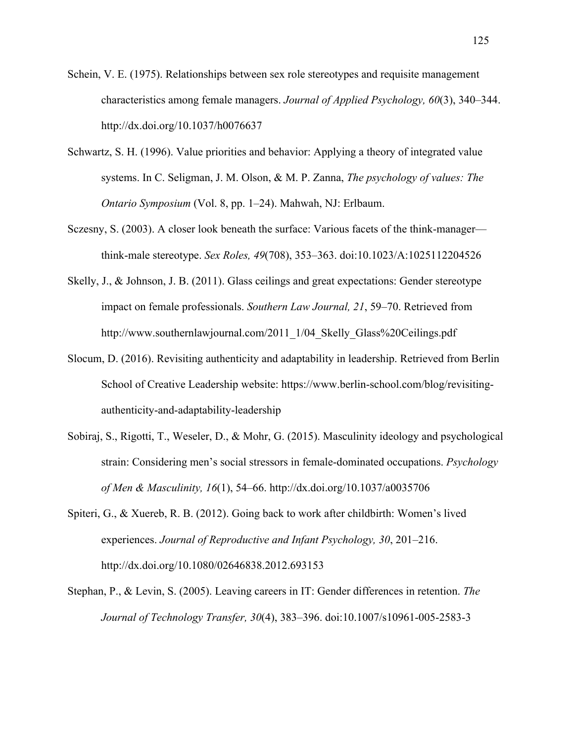Schein, V. E. (1975). Relationships between sex role stereotypes and requisite management characteristics among female managers. *Journal of Applied Psychology, 60*(3), 340–344. http://dx.doi.org/10.1037/h0076637

Schwartz, S. H. (1996). Value priorities and behavior: Applying a theory of integrated value systems. In C. Seligman, J. M. Olson, & M. P. Zanna, *The psychology of values: The Ontario Symposium* (Vol. 8, pp. 1–24). Mahwah, NJ: Erlbaum.

Sczesny, S. (2003). A closer look beneath the surface: Various facets of the think-manager—think-male stereotype. *Sex Roles, 49*(708), 353–363. doi:10.1023/A:1025112204526

Skelly, J., & Johnson, J. B. (2011). Glass ceilings and great expectations: Gender stereotype impact on female professionals. *Southern Law Journal, 21*, 59–70. Retrieved from http://www.southernlawjournal.com/2011_1/04_Skelly_Glass%20Ceilings.pdf

Slocum, D. (2016). Revisiting authenticity and adaptability in leadership. Retrieved from Berlin School of Creative Leadership website: https://www.berlin-school.com/blog/revisiting-authenticity-and-adaptability-leadership

Sobiraj, S., Rigotti, T., Weseler, D., & Mohr, G. (2015). Masculinity ideology and psychological strain: Considering men's social stressors in female-dominated occupations. *Psychology of Men & Masculinity, 16*(1), 54–66. http://dx.doi.org/10.1037/a0035706

Spiteri, G., & Xuereb, R. B. (2012). Going back to work after childbirth: Women's lived experiences. *Journal of Reproductive and Infant Psychology, 30*, 201–216. http://dx.doi.org/10.1080/02646838.2012.693153

Stephan, P., & Levin, S. (2005). Leaving careers in IT: Gender differences in retention. *The Journal of Technology Transfer, 30*(4), 383–396. doi:10.1007/s10961-005-2583-3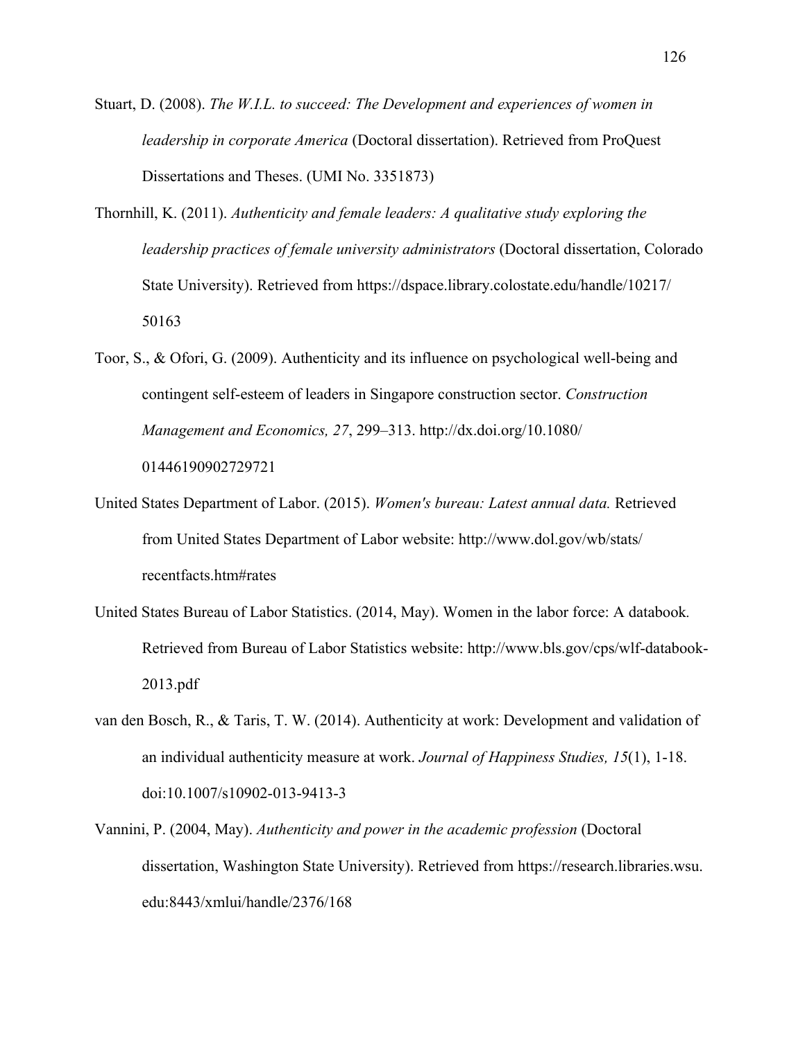Stuart, D. (2008). *The W.I.L. to succeed: The Development and experiences of women in leadership in corporate America* (Doctoral dissertation). Retrieved from ProQuest Dissertations and Theses. (UMI No. 3351873)

Thornhill, K. (2011). *Authenticity and female leaders: A qualitative study exploring the leadership practices of female university administrators* (Doctoral dissertation, Colorado State University). Retrieved from https://dspace.library.colostate.edu/handle/10217/50163

Toor, S., & Ofori, G. (2009). Authenticity and its influence on psychological well-being and contingent self-esteem of leaders in Singapore construction sector. *Construction Management and Economics, 27*, 299–313. http://dx.doi.org/10.1080/01446190902729721

United States Department of Labor. (2015). *Women's bureau: Latest annual data.* Retrieved from United States Department of Labor website: http://www.dol.gov/wb/stats/recentfacts.htm#rates

United States Bureau of Labor Statistics. (2014, May). Women in the labor force: A databook. Retrieved from Bureau of Labor Statistics website: http://www.bls.gov/cps/wlf-databook-2013.pdf

van den Bosch, R., & Taris, T. W. (2014). Authenticity at work: Development and validation of an individual authenticity measure at work. *Journal of Happiness Studies, 15*(1), 1-18. doi:10.1007/s10902-013-9413-3

Vannini, P. (2004, May). *Authenticity and power in the academic profession* (Doctoral dissertation, Washington State University). Retrieved from https://research.libraries.wsu.edu:8443/xmlui/handle/2376/168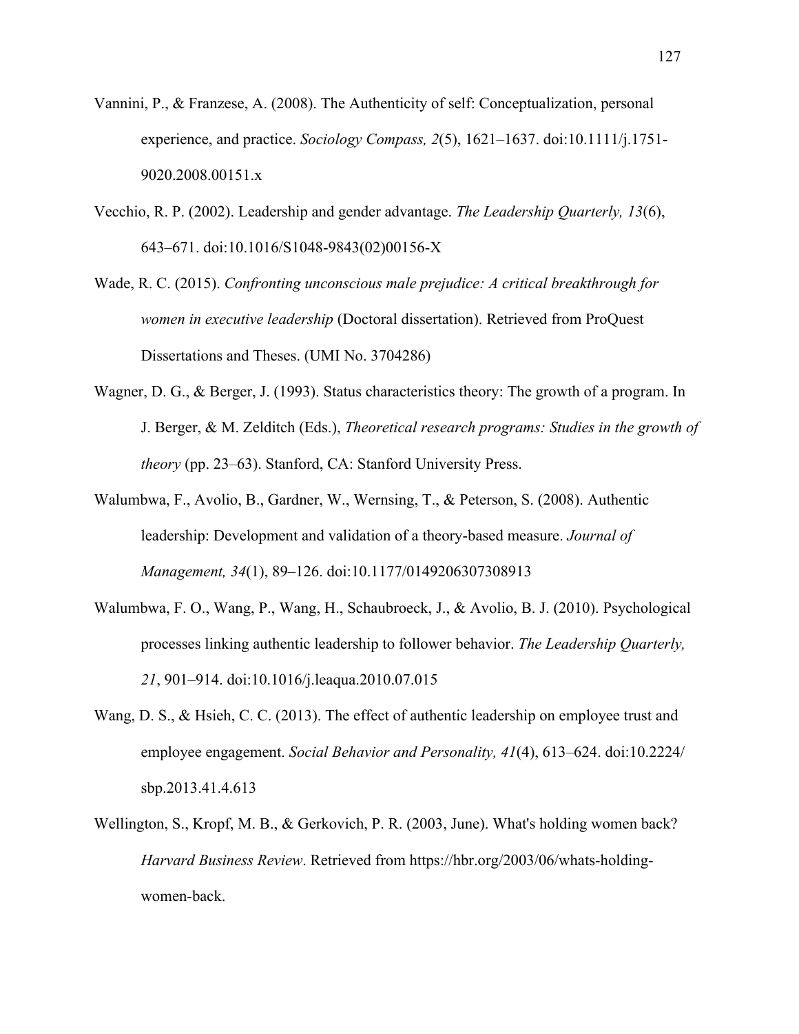Vannini, P., & Franzese, A. (2008). The Authenticity of self: Conceptualization, personal experience, and practice. *Sociology Compass, 2*(5), 1621–1637. doi:10.1111/j.1751-9020.2008.00151.x

Vecchio, R. P. (2002). Leadership and gender advantage. *The Leadership Quarterly, 13*(6), 643–671. doi:10.1016/S1048-9843(02)00156-X

Wade, R. C. (2015). *Confronting unconscious male prejudice: A critical breakthrough for women in executive leadership* (Doctoral dissertation). Retrieved from ProQuest Dissertations and Theses. (UMI No. 3704286)

Wagner, D. G., & Berger, J. (1993). Status characteristics theory: The growth of a program. In J. Berger, & M. Zelditch (Eds.), *Theoretical research programs: Studies in the growth of theory* (pp. 23–63). Stanford, CA: Stanford University Press.

Walumbwa, F., Avolio, B., Gardner, W., Wernsing, T., & Peterson, S. (2008). Authentic leadership: Development and validation of a theory-based measure. *Journal of Management, 34*(1), 89–126. doi:10.1177/0149206307308913

Walumbwa, F. O., Wang, P., Wang, H., Schaubroeck, J., & Avolio, B. J. (2010). Psychological processes linking authentic leadership to follower behavior. *The Leadership Quarterly, 21*, 901–914. doi:10.1016/j.leaqua.2010.07.015

Wang, D. S., & Hsieh, C. C. (2013). The effect of authentic leadership on employee trust and employee engagement. *Social Behavior and Personality, 41*(4), 613–624. doi:10.2224/sbp.2013.41.4.613

Wellington, S., Kropf, M. B., & Gerkovich, P. R. (2003, June). What's holding women back? *Harvard Business Review*. Retrieved from https://hbr.org/2003/06/whats-holding-women-back.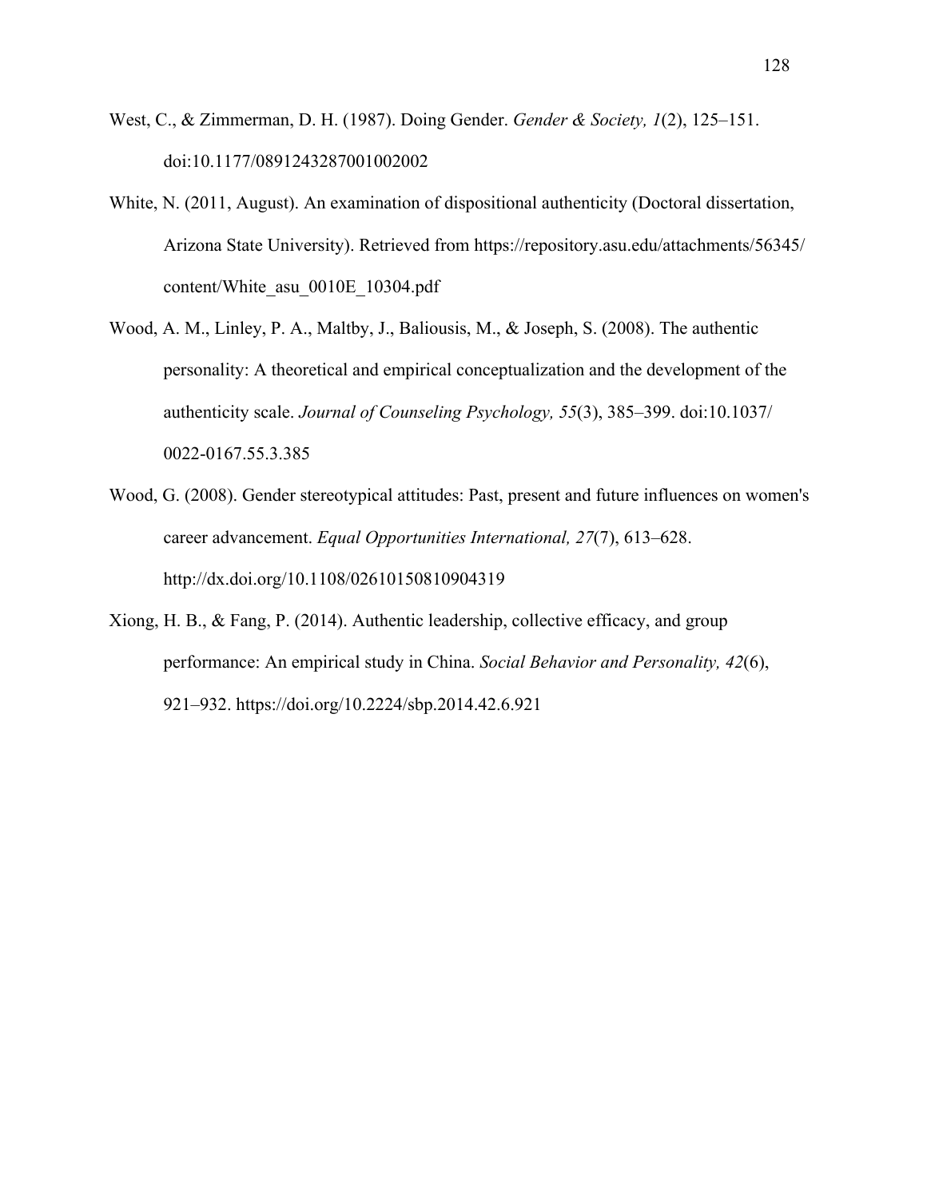West, C., & Zimmerman, D. H. (1987). Doing Gender. *Gender & Society, 1*(2), 125–151. doi:10.1177/0891243287001002002

White, N. (2011, August). An examination of dispositional authenticity (Doctoral dissertation, Arizona State University). Retrieved from https://repository.asu.edu/attachments/56345/content/White_asu_0010E_10304.pdf

Wood, A. M., Linley, P. A., Maltby, J., Baliousis, M., & Joseph, S. (2008). The authentic personality: A theoretical and empirical conceptualization and the development of the authenticity scale. *Journal of Counseling Psychology, 55*(3), 385–399. doi:10.1037/0022-0167.55.3.385

Wood, G. (2008). Gender stereotypical attitudes: Past, present and future influences on women's career advancement. *Equal Opportunities International, 27*(7), 613–628. http://dx.doi.org/10.1108/02610150810904319

Xiong, H. B., & Fang, P. (2014). Authentic leadership, collective efficacy, and group performance: An empirical study in China. *Social Behavior and Personality, 42*(6), 921–932. https://doi.org/10.2224/sbp.2014.42.6.921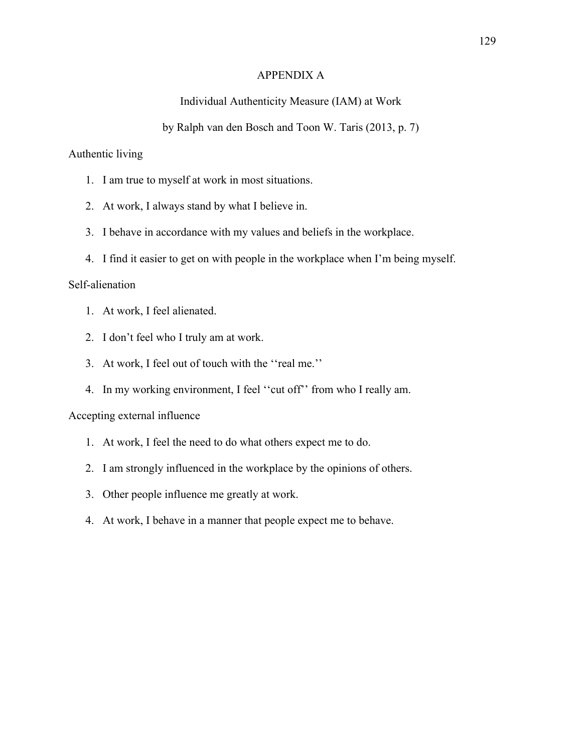# APPENDIX A

## Individual Authenticity Measure (IAM) at Work

by Ralph van den Bosch and Toon W. Taris (2013, p. 7)

Authentic living

1. I am true to myself at work in most situations.
2. At work, I always stand by what I believe in.
3. I behave in accordance with my values and beliefs in the workplace.
4. I find it easier to get on with people in the workplace when I'm being myself.

Self-alienation

1. At work, I feel alienated.
2. I don't feel who I truly am at work.
3. At work, I feel out of touch with the ''real me.''
4. In my working environment, I feel ''cut off'' from who I really am.

Accepting external influence

1. At work, I feel the need to do what others expect me to do.
2. I am strongly influenced in the workplace by the opinions of others.
3. Other people influence me greatly at work.
4. At work, I behave in a manner that people expect me to behave.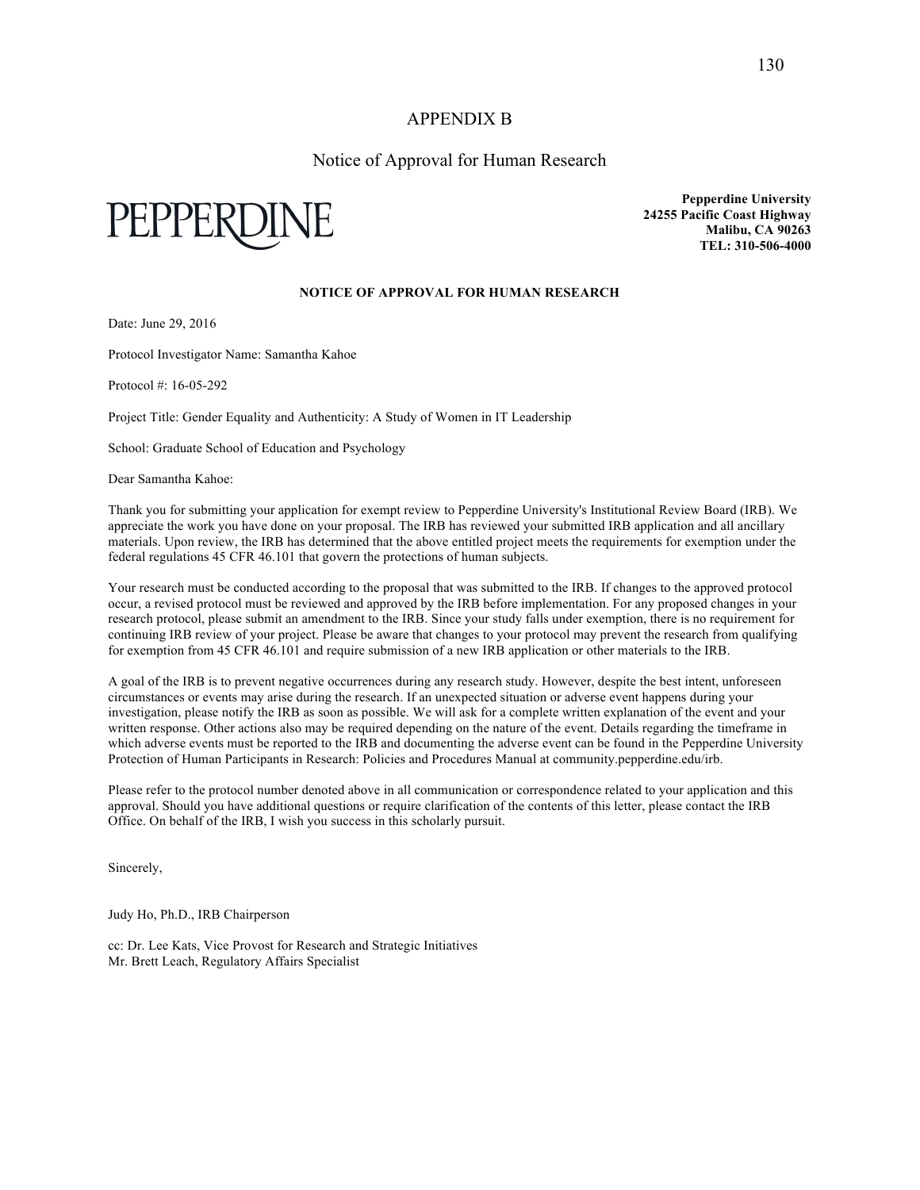# APPENDIX B

## Notice of Approval for Human Research

PEPPERDINE

**Pepperdine University**
**24255 Pacific Coast Highway**
**Malibu, CA 90263**
**TEL: 310-506-4000**

**NOTICE OF APPROVAL FOR HUMAN RESEARCH**

Date: June 29, 2016

Protocol Investigator Name: Samantha Kahoe

Protocol #: 16-05-292

Project Title: Gender Equality and Authenticity: A Study of Women in IT Leadership

School: Graduate School of Education and Psychology

Dear Samantha Kahoe:

Thank you for submitting your application for exempt review to Pepperdine University's Institutional Review Board (IRB). We appreciate the work you have done on your proposal. The IRB has reviewed your submitted IRB application and all ancillary materials. Upon review, the IRB has determined that the above entitled project meets the requirements for exemption under the federal regulations 45 CFR 46.101 that govern the protections of human subjects.

Your research must be conducted according to the proposal that was submitted to the IRB. If changes to the approved protocol occur, a revised protocol must be reviewed and approved by the IRB before implementation. For any proposed changes in your research protocol, please submit an amendment to the IRB. Since your study falls under exemption, there is no requirement for continuing IRB review of your project. Please be aware that changes to your protocol may prevent the research from qualifying for exemption from 45 CFR 46.101 and require submission of a new IRB application or other materials to the IRB.

A goal of the IRB is to prevent negative occurrences during any research study. However, despite the best intent, unforeseen circumstances or events may arise during the research. If an unexpected situation or adverse event happens during your investigation, please notify the IRB as soon as possible. We will ask for a complete written explanation of the event and your written response. Other actions also may be required depending on the nature of the event. Details regarding the timeframe in which adverse events must be reported to the IRB and documenting the adverse event can be found in the Pepperdine University Protection of Human Participants in Research: Policies and Procedures Manual at community.pepperdine.edu/irb.

Please refer to the protocol number denoted above in all communication or correspondence related to your application and this approval. Should you have additional questions or require clarification of the contents of this letter, please contact the IRB Office. On behalf of the IRB, I wish you success in this scholarly pursuit.

Sincerely,

Judy Ho, Ph.D., IRB Chairperson

cc: Dr. Lee Kats, Vice Provost for Research and Strategic Initiatives
Mr. Brett Leach, Regulatory Affairs Specialist